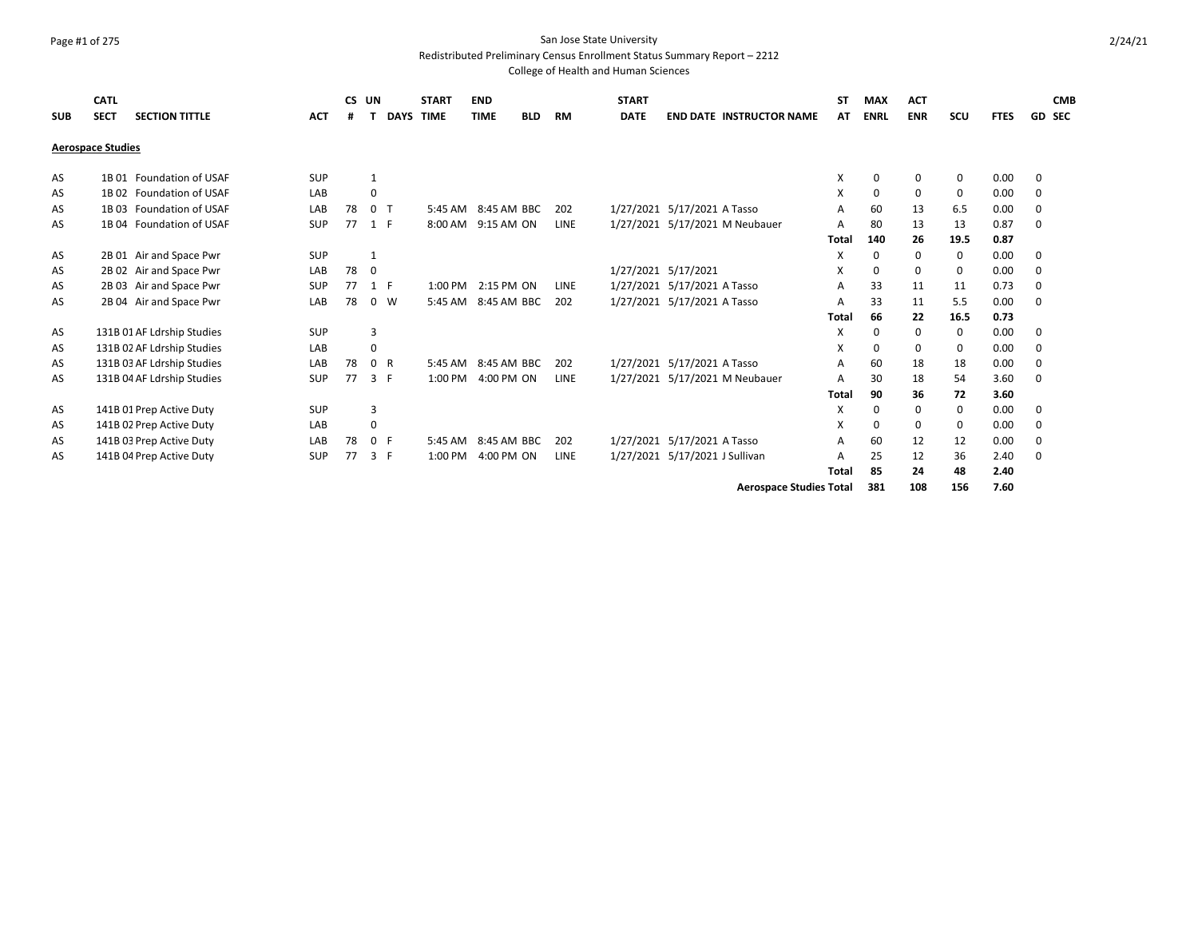San Jose State University
Redistributed Preliminary Census Enrollment Status Summary Report – 2212
College of Health and Human Sciences

| SUB | CATL SECT | SECTION TITTLE | ACT | CS # | UN T | DAYS | START TIME | END TIME | BLD | RM | START DATE | END DATE | INSTRUCTOR NAME | ST AT | MAX ENRL | ACT ENR | SCU | FTES | GD | CMB SEC |
|---|---|---|---|---|---|---|---|---|---|---|---|---|---|---|---|---|---|---|---|---|
| **Aerospace Studies** | | | | | | | | | | | | | | | | | | | | |
| AS | 1B 01 | Foundation of USAF | SUP | | 1 | | | | | | | | | X | 0 | 0 | 0 | 0.00 | 0 | |
| AS | 1B 02 | Foundation of USAF | LAB | | 0 | | | | | | | | | X | 0 | 0 | 0 | 0.00 | 0 | |
| AS | 1B 03 | Foundation of USAF | LAB | 78 | 0 | T | 5:45 AM | 8:45 AM | BBC | 202 | 1/27/2021 | 5/17/2021 | A Tasso | A | 60 | 13 | 6.5 | 0.00 | 0 | |
| AS | 1B 04 | Foundation of USAF | SUP | 77 | 1 | F | 8:00 AM | 9:15 AM | ON | LINE | 1/27/2021 | 5/17/2021 | M Neubauer | A | 80 | 13 | 13 | 0.87 | 0 | |
| | | | | | | | | | | | | | | **Total** | **140** | **26** | **19.5** | **0.87** | | |
| AS | 2B 01 | Air and Space Pwr | SUP | | 1 | | | | | | | | | X | 0 | 0 | 0 | 0.00 | 0 | |
| AS | 2B 02 | Air and Space Pwr | LAB | 78 | 0 | | | | | | 1/27/2021 | 5/17/2021 | | X | 0 | 0 | 0 | 0.00 | 0 | |
| AS | 2B 03 | Air and Space Pwr | SUP | 77 | 1 | F | 1:00 PM | 2:15 PM | ON | LINE | 1/27/2021 | 5/17/2021 | A Tasso | A | 33 | 11 | 11 | 0.73 | 0 | |
| AS | 2B 04 | Air and Space Pwr | LAB | 78 | 0 | W | 5:45 AM | 8:45 AM | BBC | 202 | 1/27/2021 | 5/17/2021 | A Tasso | A | 33 | 11 | 5.5 | 0.00 | 0 | |
| | | | | | | | | | | | | | | **Total** | **66** | **22** | **16.5** | **0.73** | | |
| AS | 131B 01 | AF Ldrship Studies | SUP | | 3 | | | | | | | | | X | 0 | 0 | 0 | 0.00 | 0 | |
| AS | 131B 02 | AF Ldrship Studies | LAB | | 0 | | | | | | | | | X | 0 | 0 | 0 | 0.00 | 0 | |
| AS | 131B 03 | AF Ldrship Studies | LAB | 78 | 0 | R | 5:45 AM | 8:45 AM | BBC | 202 | 1/27/2021 | 5/17/2021 | A Tasso | A | 60 | 18 | 18 | 0.00 | 0 | |
| AS | 131B 04 | AF Ldrship Studies | SUP | 77 | 3 | F | 1:00 PM | 4:00 PM | ON | LINE | 1/27/2021 | 5/17/2021 | M Neubauer | A | 30 | 18 | 54 | 3.60 | 0 | |
| | | | | | | | | | | | | | | **Total** | **90** | **36** | **72** | **3.60** | | |
| AS | 141B 01 | Prep Active Duty | SUP | | 3 | | | | | | | | | X | 0 | 0 | 0 | 0.00 | 0 | |
| AS | 141B 02 | Prep Active Duty | LAB | | 0 | | | | | | | | | X | 0 | 0 | 0 | 0.00 | 0 | |
| AS | 141B 03 | Prep Active Duty | LAB | 78 | 0 | F | 5:45 AM | 8:45 AM | BBC | 202 | 1/27/2021 | 5/17/2021 | A Tasso | A | 60 | 12 | 12 | 0.00 | 0 | |
| AS | 141B 04 | Prep Active Duty | SUP | 77 | 3 | F | 1:00 PM | 4:00 PM | ON | LINE | 1/27/2021 | 5/17/2021 | J Sullivan | A | 25 | 12 | 36 | 2.40 | 0 | |
| | | | | | | | | | | | | | | **Total** | **85** | **24** | **48** | **2.40** | | |
| | | | | | | | | | | | | | **Aerospace Studies Total** | | **381** | **108** | **156** | **7.60** | | |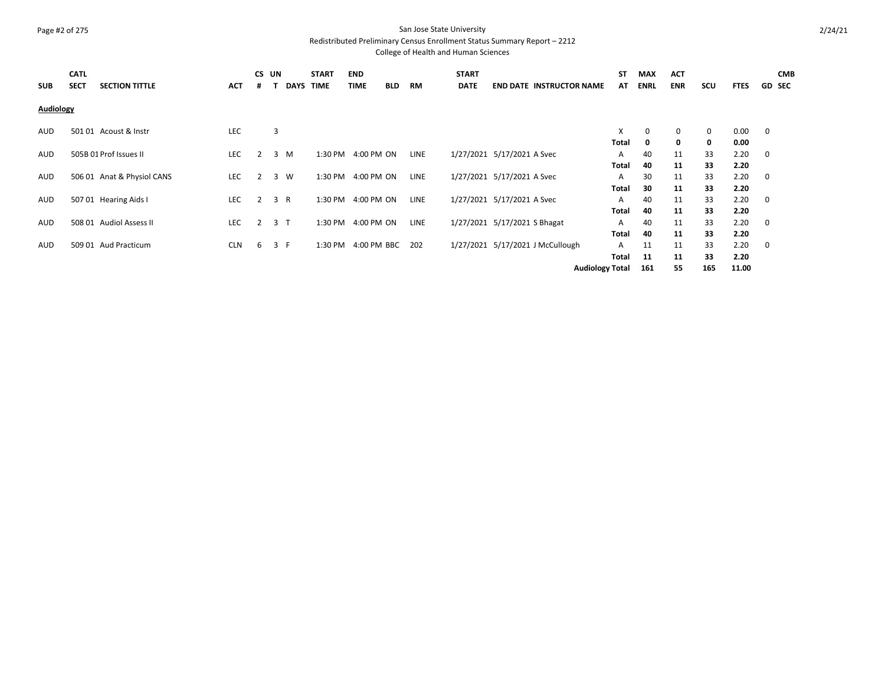San Jose State University

Redistributed Preliminary Census Enrollment Status Summary Report – 2212

College of Health and Human Sciences

| SUB | CATL SECT | SECTION TITTLE | ACT | CS # | UN T | DAYS | START TIME | END TIME | BLD | RM | START DATE | END DATE | INSTRUCTOR NAME | ST AT | MAX ENRL | ACT ENR | SCU | FTES | GD | CMB SEC |
|---|---|---|---|---|---|---|---|---|---|---|---|---|---|---|---|---|---|---|---|---|
| **Audiology** | | | | | | | | | | | | | | | | | | | | |
| AUD | 501 01 | Acoust & Instr | LEC | | 3 | | | | | | | | | X | 0 | 0 | 0 | 0.00 | 0 | |
| | | | | | | | | | | | | | | **Total** | **0** | **0** | **0** | **0.00** | | |
| AUD | 505B 01 | Prof Issues II | LEC | 2 | 3 | M | 1:30 PM | 4:00 PM | ON | LINE | 1/27/2021 | 5/17/2021 | A Svec | A | 40 | 11 | 33 | 2.20 | 0 | |
| | | | | | | | | | | | | | | **Total** | **40** | **11** | **33** | **2.20** | | |
| AUD | 506 01 | Anat & Physiol CANS | LEC | 2 | 3 | W | 1:30 PM | 4:00 PM | ON | LINE | 1/27/2021 | 5/17/2021 | A Svec | A | 30 | 11 | 33 | 2.20 | 0 | |
| | | | | | | | | | | | | | | **Total** | **30** | **11** | **33** | **2.20** | | |
| AUD | 507 01 | Hearing Aids I | LEC | 2 | 3 | R | 1:30 PM | 4:00 PM | ON | LINE | 1/27/2021 | 5/17/2021 | A Svec | A | 40 | 11 | 33 | 2.20 | 0 | |
| | | | | | | | | | | | | | | **Total** | **40** | **11** | **33** | **2.20** | | |
| AUD | 508 01 | Audiol Assess II | LEC | 2 | 3 | T | 1:30 PM | 4:00 PM | ON | LINE | 1/27/2021 | 5/17/2021 | S Bhagat | A | 40 | 11 | 33 | 2.20 | 0 | |
| | | | | | | | | | | | | | | **Total** | **40** | **11** | **33** | **2.20** | | |
| AUD | 509 01 | Aud Practicum | CLN | 6 | 3 | F | 1:30 PM | 4:00 PM | BBC | 202 | 1/27/2021 | 5/17/2021 | J McCullough | A | 11 | 11 | 33 | 2.20 | 0 | |
| | | | | | | | | | | | | | | **Total** | **11** | **11** | **33** | **2.20** | | |
| | | | | | | | | | | | | | **Audiology Total** | | **161** | **55** | **165** | **11.00** | | |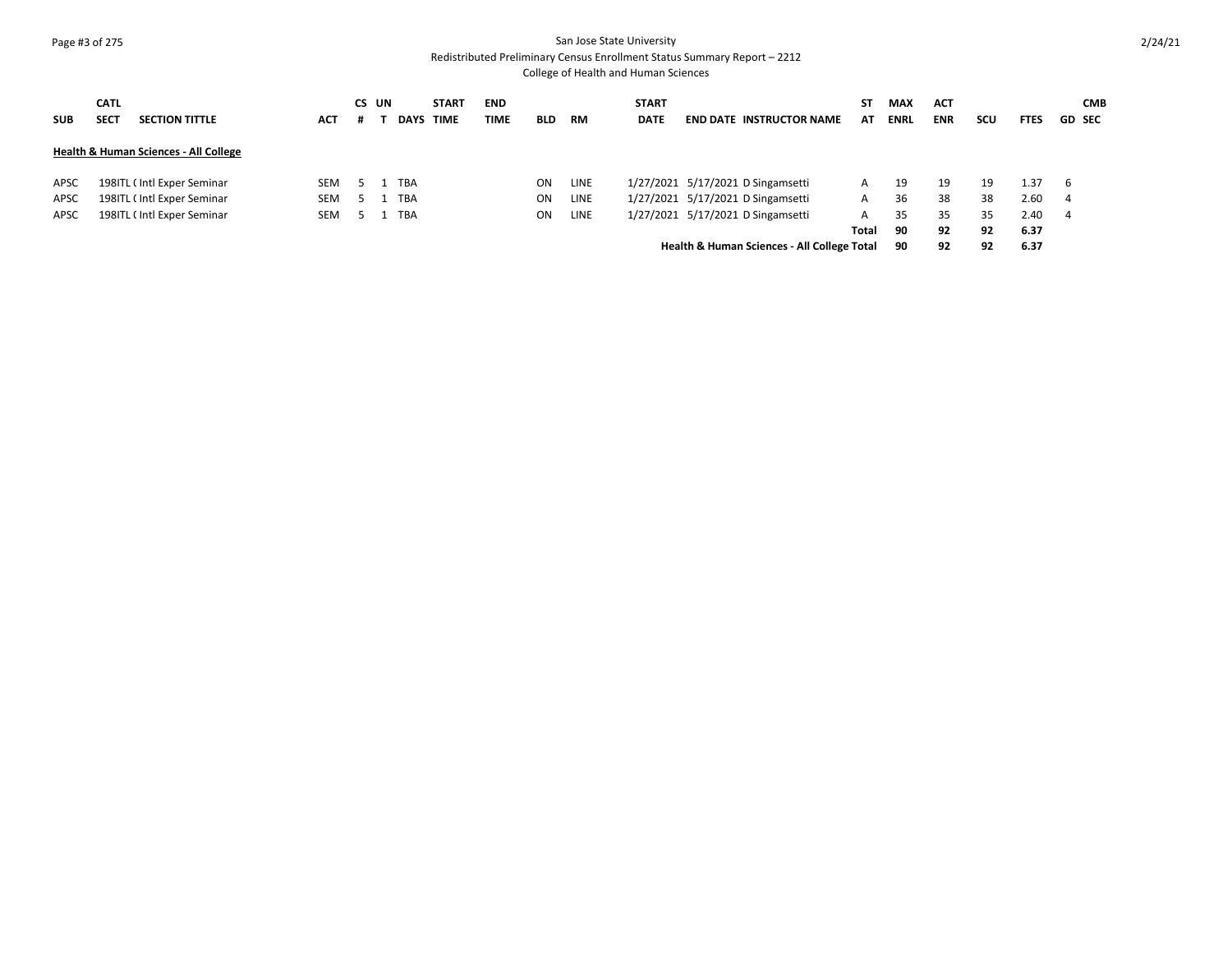San Jose State University

Redistributed Preliminary Census Enrollment Status Summary Report – 2212

College of Health and Human Sciences

| SUB | CATL SECT | SECTION TITTLE | ACT | CS # | UN T | DAYS | START TIME | END TIME | BLD | RM | START DATE | END DATE | INSTRUCTOR NAME | ST AT | MAX ENRL | ACT ENR | SCU | FTES | GD | CMB SEC |
|---|---|---|---|---|---|---|---|---|---|---|---|---|---|---|---|---|---|---|---|---|
| **Health & Human Sciences - All College** | | | | | | | | | | | | | | | | | | | | |
| APSC | 198ITL ( | Intl Exper Seminar | SEM | 5 | 1 | TBA | | | ON | LINE | 1/27/2021 | 5/17/2021 | D Singamsetti | A | 19 | 19 | 19 | 1.37 | 6 | |
| APSC | 198ITL ( | Intl Exper Seminar | SEM | 5 | 1 | TBA | | | ON | LINE | 1/27/2021 | 5/17/2021 | D Singamsetti | A | 36 | 38 | 38 | 2.60 | 4 | |
| APSC | 198ITL ( | Intl Exper Seminar | SEM | 5 | 1 | TBA | | | ON | LINE | 1/27/2021 | 5/17/2021 | D Singamsetti | A | 35 | 35 | 35 | 2.40 | 4 | |
| | | | | | | | | | | | | | | **Total** | **90** | **92** | **92** | **6.37** | | |
| | | | | | | | | | | | | | **Health & Human Sciences - All College Total** | | **90** | **92** | **92** | **6.37** | | |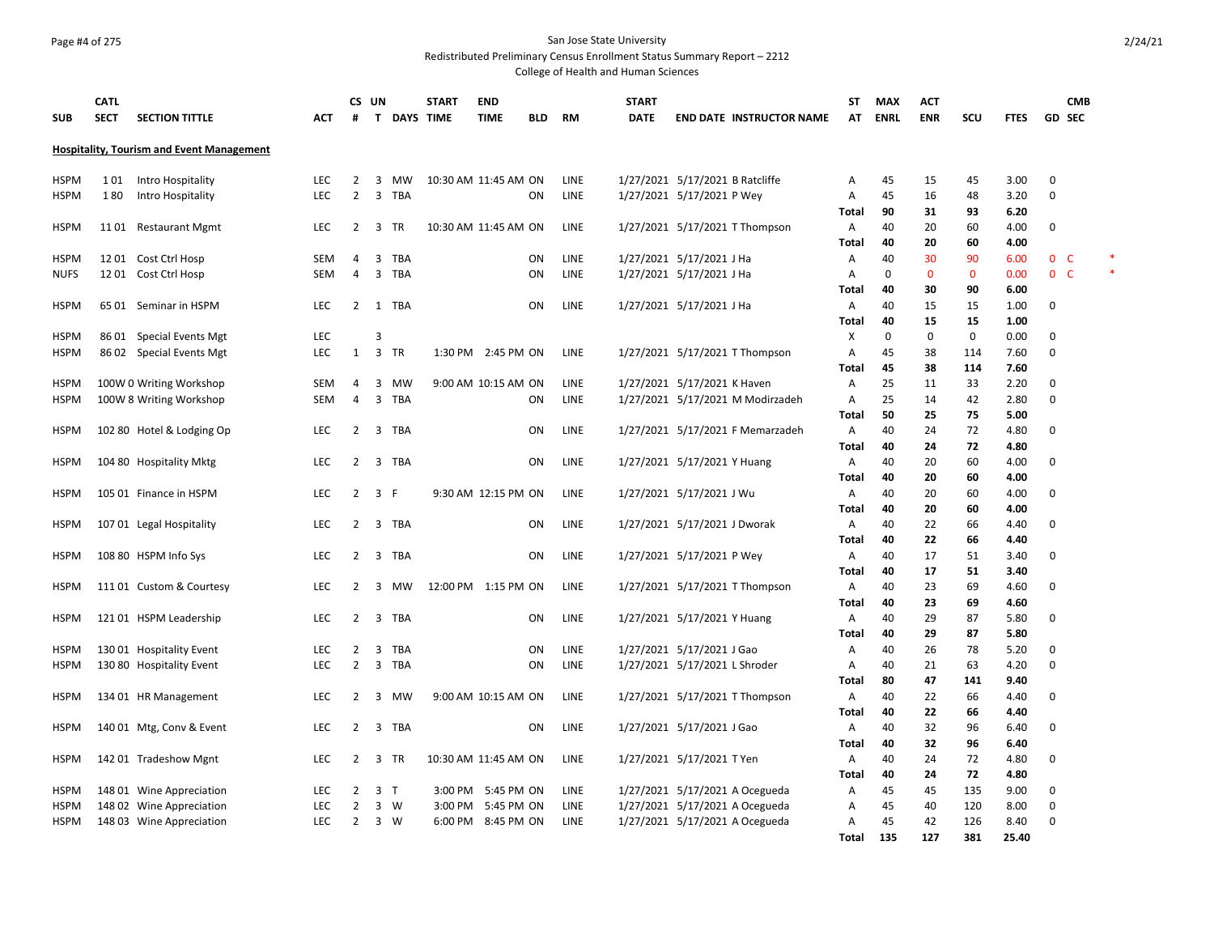San Jose State University

Redistributed Preliminary Census Enrollment Status Summary Report – 2212

College of Health and Human Sciences

2/24/21

| SUB | CATL SECT | SECTION TITTLE | ACT | CS # | UN T | DAYS | START TIME | END TIME | BLD | RM | START DATE | END DATE | INSTRUCTOR NAME | ST AT | MAX ENRL | ACT ENR | SCU | FTES | GD | CMB SEC | |
|---|---|---|---|---|---|---|---|---|---|---|---|---|---|---|---|---|---|---|---|---|---|
| **Hospitality, Tourism and Event Management** | | | | | | | | | | | | | | | | | | | | | |
| HSPM | 1 01 | Intro Hospitality | LEC | 2 | 3 | MW | 10:30 AM | 11:45 AM | ON | LINE | 1/27/2021 | 5/17/2021 | B Ratcliffe | A | 45 | 15 | 45 | 3.00 | 0 | | |
| HSPM | 1 80 | Intro Hospitality | LEC | 2 | 3 | TBA | | | ON | LINE | 1/27/2021 | 5/17/2021 | P Wey | A | 45 | 16 | 48 | 3.20 | 0 | | |
| | | | | | | | | | | | | | | **Total** | **90** | **31** | **93** | **6.20** | | | |
| HSPM | 11 01 | Restaurant Mgmt | LEC | 2 | 3 | TR | 10:30 AM | 11:45 AM | ON | LINE | 1/27/2021 | 5/17/2021 | T Thompson | A | 40 | 20 | 60 | 4.00 | 0 | | |
| | | | | | | | | | | | | | | **Total** | **40** | **20** | **60** | **4.00** | | | |
| HSPM | 12 01 | Cost Ctrl Hosp | SEM | 4 | 3 | TBA | | | ON | LINE | 1/27/2021 | 5/17/2021 | J Ha | A | 40 | 30 | 90 | 6.00 | 0 | C | * |
| NUFS | 12 01 | Cost Ctrl Hosp | SEM | 4 | 3 | TBA | | | ON | LINE | 1/27/2021 | 5/17/2021 | J Ha | A | 0 | 0 | 0 | 0.00 | 0 | C | * |
| | | | | | | | | | | | | | | **Total** | **40** | **30** | **90** | **6.00** | | | |
| HSPM | 65 01 | Seminar in HSPM | LEC | 2 | 1 | TBA | | | ON | LINE | 1/27/2021 | 5/17/2021 | J Ha | A | 40 | 15 | 15 | 1.00 | 0 | | |
| | | | | | | | | | | | | | | **Total** | **40** | **15** | **15** | **1.00** | | | |
| HSPM | 86 01 | Special Events Mgt | LEC | | 3 | | | | | | | | | X | 0 | 0 | 0 | 0.00 | 0 | | |
| HSPM | 86 02 | Special Events Mgt | LEC | 1 | 3 | TR | 1:30 PM | 2:45 PM | ON | LINE | 1/27/2021 | 5/17/2021 | T Thompson | A | 45 | 38 | 114 | 7.60 | 0 | | |
| | | | | | | | | | | | | | | **Total** | **45** | **38** | **114** | **7.60** | | | |
| HSPM | 100W 0 | Writing Workshop | SEM | 4 | 3 | MW | 9:00 AM | 10:15 AM | ON | LINE | 1/27/2021 | 5/17/2021 | K Haven | A | 25 | 11 | 33 | 2.20 | 0 | | |
| HSPM | 100W 8 | Writing Workshop | SEM | 4 | 3 | TBA | | | ON | LINE | 1/27/2021 | 5/17/2021 | M Modirzadeh | A | 25 | 14 | 42 | 2.80 | 0 | | |
| | | | | | | | | | | | | | | **Total** | **50** | **25** | **75** | **5.00** | | | |
| HSPM | 102 80 | Hotel & Lodging Op | LEC | 2 | 3 | TBA | | | ON | LINE | 1/27/2021 | 5/17/2021 | F Memarzadeh | A | 40 | 24 | 72 | 4.80 | 0 | | |
| | | | | | | | | | | | | | | **Total** | **40** | **24** | **72** | **4.80** | | | |
| HSPM | 104 80 | Hospitality Mktg | LEC | 2 | 3 | TBA | | | ON | LINE | 1/27/2021 | 5/17/2021 | Y Huang | A | 40 | 20 | 60 | 4.00 | 0 | | |
| | | | | | | | | | | | | | | **Total** | **40** | **20** | **60** | **4.00** | | | |
| HSPM | 105 01 | Finance in HSPM | LEC | 2 | 3 | F | 9:30 AM | 12:15 PM | ON | LINE | 1/27/2021 | 5/17/2021 | J Wu | A | 40 | 20 | 60 | 4.00 | 0 | | |
| | | | | | | | | | | | | | | **Total** | **40** | **20** | **60** | **4.00** | | | |
| HSPM | 107 01 | Legal Hospitality | LEC | 2 | 3 | TBA | | | ON | LINE | 1/27/2021 | 5/17/2021 | J Dworak | A | 40 | 22 | 66 | 4.40 | 0 | | |
| | | | | | | | | | | | | | | **Total** | **40** | **22** | **66** | **4.40** | | | |
| HSPM | 108 80 | HSPM Info Sys | LEC | 2 | 3 | TBA | | | ON | LINE | 1/27/2021 | 5/17/2021 | P Wey | A | 40 | 17 | 51 | 3.40 | 0 | | |
| | | | | | | | | | | | | | | **Total** | **40** | **17** | **51** | **3.40** | | | |
| HSPM | 111 01 | Custom & Courtesy | LEC | 2 | 3 | MW | 12:00 PM | 1:15 PM | ON | LINE | 1/27/2021 | 5/17/2021 | T Thompson | A | 40 | 23 | 69 | 4.60 | 0 | | |
| | | | | | | | | | | | | | | **Total** | **40** | **23** | **69** | **4.60** | | | |
| HSPM | 121 01 | HSPM Leadership | LEC | 2 | 3 | TBA | | | ON | LINE | 1/27/2021 | 5/17/2021 | Y Huang | A | 40 | 29 | 87 | 5.80 | 0 | | |
| | | | | | | | | | | | | | | **Total** | **40** | **29** | **87** | **5.80** | | | |
| HSPM | 130 01 | Hospitality Event | LEC | 2 | 3 | TBA | | | ON | LINE | 1/27/2021 | 5/17/2021 | J Gao | A | 40 | 26 | 78 | 5.20 | 0 | | |
| HSPM | 130 80 | Hospitality Event | LEC | 2 | 3 | TBA | | | ON | LINE | 1/27/2021 | 5/17/2021 | L Shroder | A | 40 | 21 | 63 | 4.20 | 0 | | |
| | | | | | | | | | | | | | | **Total** | **80** | **47** | **141** | **9.40** | | | |
| HSPM | 134 01 | HR Management | LEC | 2 | 3 | MW | 9:00 AM | 10:15 AM | ON | LINE | 1/27/2021 | 5/17/2021 | T Thompson | A | 40 | 22 | 66 | 4.40 | 0 | | |
| | | | | | | | | | | | | | | **Total** | **40** | **22** | **66** | **4.40** | | | |
| HSPM | 140 01 | Mtg, Conv & Event | LEC | 2 | 3 | TBA | | | ON | LINE | 1/27/2021 | 5/17/2021 | J Gao | A | 40 | 32 | 96 | 6.40 | 0 | | |
| | | | | | | | | | | | | | | **Total** | **40** | **32** | **96** | **6.40** | | | |
| HSPM | 142 01 | Tradeshow Mgnt | LEC | 2 | 3 | TR | 10:30 AM | 11:45 AM | ON | LINE | 1/27/2021 | 5/17/2021 | T Yen | A | 40 | 24 | 72 | 4.80 | 0 | | |
| | | | | | | | | | | | | | | **Total** | **40** | **24** | **72** | **4.80** | | | |
| HSPM | 148 01 | Wine Appreciation | LEC | 2 | 3 | T | 3:00 PM | 5:45 PM | ON | LINE | 1/27/2021 | 5/17/2021 | A Ocegueda | A | 45 | 45 | 135 | 9.00 | 0 | | |
| HSPM | 148 02 | Wine Appreciation | LEC | 2 | 3 | W | 3:00 PM | 5:45 PM | ON | LINE | 1/27/2021 | 5/17/2021 | A Ocegueda | A | 45 | 40 | 120 | 8.00 | 0 | | |
| HSPM | 148 03 | Wine Appreciation | LEC | 2 | 3 | W | 6:00 PM | 8:45 PM | ON | LINE | 1/27/2021 | 5/17/2021 | A Ocegueda | A | 45 | 42 | 126 | 8.40 | 0 | | |
| | | | | | | | | | | | | | | **Total** | **135** | **127** | **381** | **25.40** | | | |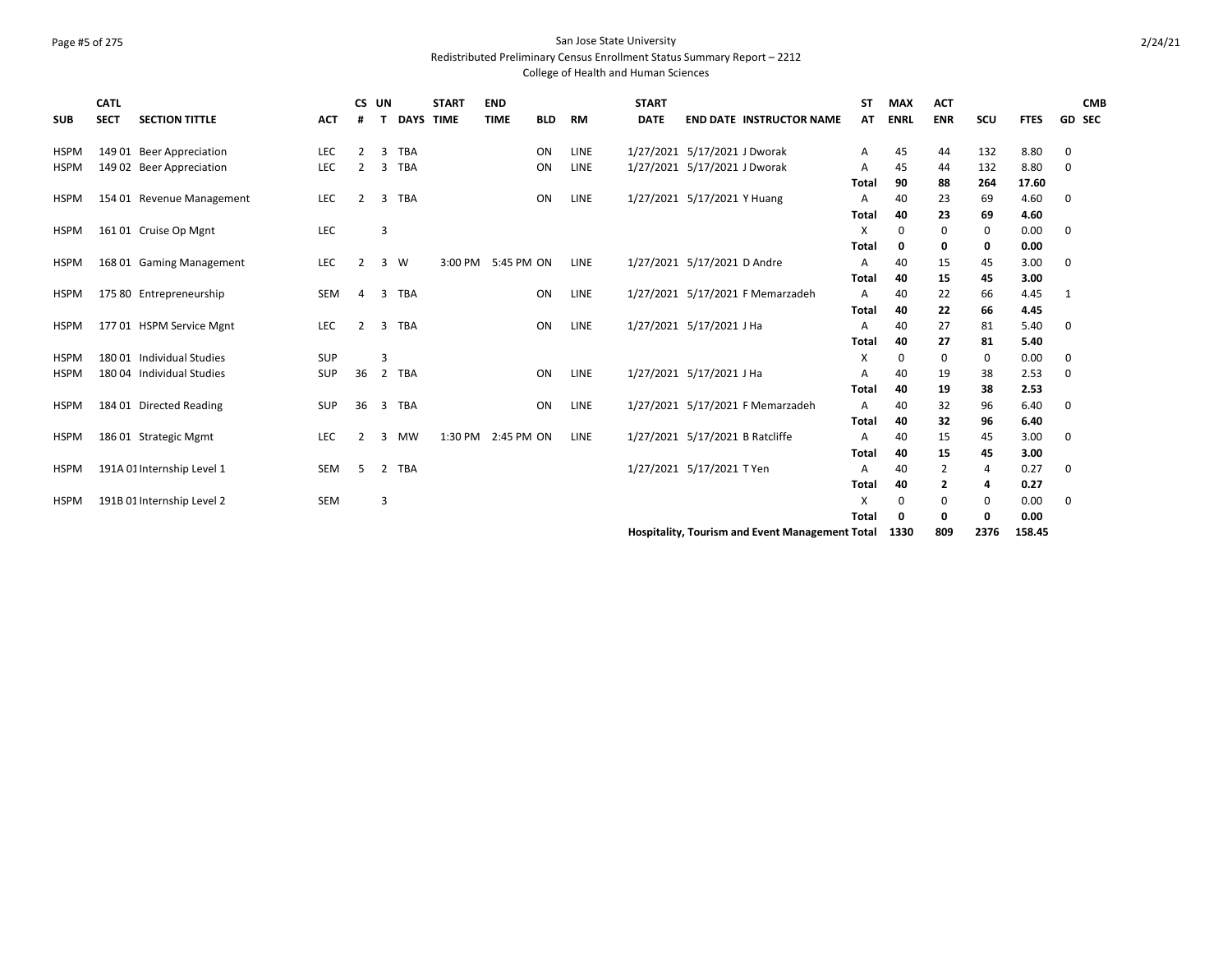San Jose State University
Redistributed Preliminary Census Enrollment Status Summary Report – 2212
College of Health and Human Sciences

| SUB | CATL SECT | SECTION TITTLE | ACT | CS # | UN T | DAYS | START TIME | END TIME | BLD | RM | START DATE | END DATE | INSTRUCTOR NAME | ST AT | MAX ENRL | ACT ENR | SCU | FTES | GD | CMB SEC |
|---|---|---|---|---|---|---|---|---|---|---|---|---|---|---|---|---|---|---|---|---|
| HSPM | 149 01 | Beer Appreciation | LEC | 2 | 3 | TBA | | | ON | LINE | 1/27/2021 | 5/17/2021 | J Dworak | A | 45 | 44 | 132 | 8.80 | 0 | |
| HSPM | 149 02 | Beer Appreciation | LEC | 2 | 3 | TBA | | | ON | LINE | 1/27/2021 | 5/17/2021 | J Dworak | A | 45 | 44 | 132 | 8.80 | 0 | |
| | | | | | | | | | | | | | | **Total** | **90** | **88** | **264** | **17.60** | | |
| HSPM | 154 01 | Revenue Management | LEC | 2 | 3 | TBA | | | ON | LINE | 1/27/2021 | 5/17/2021 | Y Huang | A | 40 | 23 | 69 | 4.60 | 0 | |
| | | | | | | | | | | | | | | **Total** | **40** | **23** | **69** | **4.60** | | |
| HSPM | 161 01 | Cruise Op Mgnt | LEC | | 3 | | | | | | | | | X | 0 | 0 | 0 | 0.00 | 0 | |
| | | | | | | | | | | | | | | **Total** | **0** | **0** | **0** | **0.00** | | |
| HSPM | 168 01 | Gaming Management | LEC | 2 | 3 | W | 3:00 PM | 5:45 PM | ON | LINE | 1/27/2021 | 5/17/2021 | D Andre | A | 40 | 15 | 45 | 3.00 | 0 | |
| | | | | | | | | | | | | | | **Total** | **40** | **15** | **45** | **3.00** | | |
| HSPM | 175 80 | Entrepreneurship | SEM | 4 | 3 | TBA | | | ON | LINE | 1/27/2021 | 5/17/2021 | F Memarzadeh | A | 40 | 22 | 66 | 4.45 | 1 | |
| | | | | | | | | | | | | | | **Total** | **40** | **22** | **66** | **4.45** | | |
| HSPM | 177 01 | HSPM Service Mgnt | LEC | 2 | 3 | TBA | | | ON | LINE | 1/27/2021 | 5/17/2021 | J Ha | A | 40 | 27 | 81 | 5.40 | 0 | |
| | | | | | | | | | | | | | | **Total** | **40** | **27** | **81** | **5.40** | | |
| HSPM | 180 01 | Individual Studies | SUP | | 3 | | | | | | | | | X | 0 | 0 | 0 | 0.00 | 0 | |
| HSPM | 180 04 | Individual Studies | SUP | 36 | 2 | TBA | | | ON | LINE | 1/27/2021 | 5/17/2021 | J Ha | A | 40 | 19 | 38 | 2.53 | 0 | |
| | | | | | | | | | | | | | | **Total** | **40** | **19** | **38** | **2.53** | | |
| HSPM | 184 01 | Directed Reading | SUP | 36 | 3 | TBA | | | ON | LINE | 1/27/2021 | 5/17/2021 | F Memarzadeh | A | 40 | 32 | 96 | 6.40 | 0 | |
| | | | | | | | | | | | | | | **Total** | **40** | **32** | **96** | **6.40** | | |
| HSPM | 186 01 | Strategic Mgmt | LEC | 2 | 3 | MW | 1:30 PM | 2:45 PM | ON | LINE | 1/27/2021 | 5/17/2021 | B Ratcliffe | A | 40 | 15 | 45 | 3.00 | 0 | |
| | | | | | | | | | | | | | | **Total** | **40** | **15** | **45** | **3.00** | | |
| HSPM | 191A 01 | Internship Level 1 | SEM | 5 | 2 | TBA | | | | | 1/27/2021 | 5/17/2021 | T Yen | A | 40 | 2 | 4 | 0.27 | 0 | |
| | | | | | | | | | | | | | | **Total** | **40** | **2** | **4** | **0.27** | | |
| HSPM | 191B 01 | Internship Level 2 | SEM | | 3 | | | | | | | | | X | 0 | 0 | 0 | 0.00 | 0 | |
| | | | | | | | | | | | | | | **Total** | **0** | **0** | **0** | **0.00** | | |
| | | | | | | | | | | | | | **Hospitality, Tourism and Event Management Total** | | **1330** | **809** | **2376** | **158.45** | | |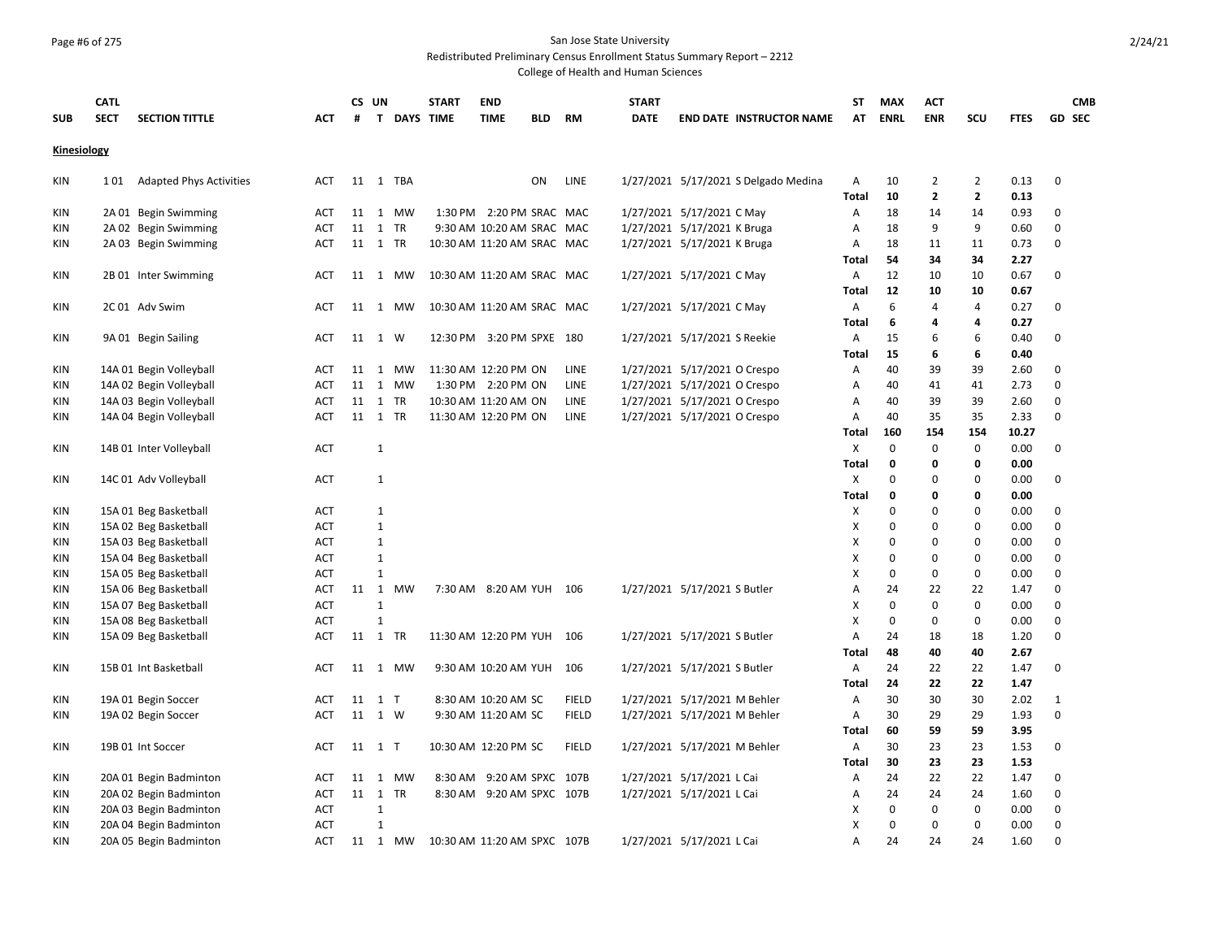San Jose State University

Redistributed Preliminary Census Enrollment Status Summary Report – 2212

College of Health and Human Sciences

| SUB | CATL SECT | SECTION TITTLE | ACT | CS # | UN T | DAYS | START TIME | END TIME | BLD | RM | START DATE | END DATE | INSTRUCTOR NAME | ST AT | MAX ENRL | ACT ENR | SCU | FTES | GD | CMB SEC |
|---|---|---|---|---|---|---|---|---|---|---|---|---|---|---|---|---|---|---|---|---|
| **Kinesiology** | | | | | | | | | | | | | | | | | | | | |
| KIN | 1 01 | Adapted Phys Activities | ACT | 11 | 1 | TBA | | | ON | LINE | 1/27/2021 | 5/17/2021 | S Delgado Medina | A | 10 | 2 | 2 | 0.13 | 0 | |
| | | | | | | | | | | | | | | **Total** | **10** | **2** | **2** | **0.13** | | |
| KIN | 2A 01 | Begin Swimming | ACT | 11 | 1 | MW | 1:30 PM | 2:20 PM | SRAC | MAC | 1/27/2021 | 5/17/2021 | C May | A | 18 | 14 | 14 | 0.93 | 0 | |
| KIN | 2A 02 | Begin Swimming | ACT | 11 | 1 | TR | 9:30 AM | 10:20 AM | SRAC | MAC | 1/27/2021 | 5/17/2021 | K Bruga | A | 18 | 9 | 9 | 0.60 | 0 | |
| KIN | 2A 03 | Begin Swimming | ACT | 11 | 1 | TR | 10:30 AM | 11:20 AM | SRAC | MAC | 1/27/2021 | 5/17/2021 | K Bruga | A | 18 | 11 | 11 | 0.73 | 0 | |
| | | | | | | | | | | | | | | **Total** | **54** | **34** | **34** | **2.27** | | |
| KIN | 2B 01 | Inter Swimming | ACT | 11 | 1 | MW | 10:30 AM | 11:20 AM | SRAC | MAC | 1/27/2021 | 5/17/2021 | C May | A | 12 | 10 | 10 | 0.67 | 0 | |
| | | | | | | | | | | | | | | **Total** | **12** | **10** | **10** | **0.67** | | |
| KIN | 2C 01 | Adv Swim | ACT | 11 | 1 | MW | 10:30 AM | 11:20 AM | SRAC | MAC | 1/27/2021 | 5/17/2021 | C May | A | 6 | 4 | 4 | 0.27 | 0 | |
| | | | | | | | | | | | | | | **Total** | **6** | **4** | **4** | **0.27** | | |
| KIN | 9A 01 | Begin Sailing | ACT | 11 | 1 | W | 12:30 PM | 3:20 PM | SPXE | 180 | 1/27/2021 | 5/17/2021 | S Reekie | A | 15 | 6 | 6 | 0.40 | 0 | |
| | | | | | | | | | | | | | | **Total** | **15** | **6** | **6** | **0.40** | | |
| KIN | 14A 01 | Begin Volleyball | ACT | 11 | 1 | MW | 11:30 AM | 12:20 PM | ON | LINE | 1/27/2021 | 5/17/2021 | O Crespo | A | 40 | 39 | 39 | 2.60 | 0 | |
| KIN | 14A 02 | Begin Volleyball | ACT | 11 | 1 | MW | 1:30 PM | 2:20 PM | ON | LINE | 1/27/2021 | 5/17/2021 | O Crespo | A | 40 | 41 | 41 | 2.73 | 0 | |
| KIN | 14A 03 | Begin Volleyball | ACT | 11 | 1 | TR | 10:30 AM | 11:20 AM | ON | LINE | 1/27/2021 | 5/17/2021 | O Crespo | A | 40 | 39 | 39 | 2.60 | 0 | |
| KIN | 14A 04 | Begin Volleyball | ACT | 11 | 1 | TR | 11:30 AM | 12:20 PM | ON | LINE | 1/27/2021 | 5/17/2021 | O Crespo | A | 40 | 35 | 35 | 2.33 | 0 | |
| | | | | | | | | | | | | | | **Total** | **160** | **154** | **154** | **10.27** | | |
| KIN | 14B 01 | Inter Volleyball | ACT | | 1 | | | | | | | | | X | 0 | 0 | 0 | 0.00 | 0 | |
| | | | | | | | | | | | | | | **Total** | **0** | **0** | **0** | **0.00** | | |
| KIN | 14C 01 | Adv Volleyball | ACT | | 1 | | | | | | | | | X | 0 | 0 | 0 | 0.00 | 0 | |
| | | | | | | | | | | | | | | **Total** | **0** | **0** | **0** | **0.00** | | |
| KIN | 15A 01 | Beg Basketball | ACT | | 1 | | | | | | | | | X | 0 | 0 | 0 | 0.00 | 0 | |
| KIN | 15A 02 | Beg Basketball | ACT | | 1 | | | | | | | | | X | 0 | 0 | 0 | 0.00 | 0 | |
| KIN | 15A 03 | Beg Basketball | ACT | | 1 | | | | | | | | | X | 0 | 0 | 0 | 0.00 | 0 | |
| KIN | 15A 04 | Beg Basketball | ACT | | 1 | | | | | | | | | X | 0 | 0 | 0 | 0.00 | 0 | |
| KIN | 15A 05 | Beg Basketball | ACT | | 1 | | | | | | | | | X | 0 | 0 | 0 | 0.00 | 0 | |
| KIN | 15A 06 | Beg Basketball | ACT | 11 | 1 | MW | 7:30 AM | 8:20 AM | YUH | 106 | 1/27/2021 | 5/17/2021 | S Butler | A | 24 | 22 | 22 | 1.47 | 0 | |
| KIN | 15A 07 | Beg Basketball | ACT | | 1 | | | | | | | | | X | 0 | 0 | 0 | 0.00 | 0 | |
| KIN | 15A 08 | Beg Basketball | ACT | | 1 | | | | | | | | | X | 0 | 0 | 0 | 0.00 | 0 | |
| KIN | 15A 09 | Beg Basketball | ACT | 11 | 1 | TR | 11:30 AM | 12:20 PM | YUH | 106 | 1/27/2021 | 5/17/2021 | S Butler | A | 24 | 18 | 18 | 1.20 | 0 | |
| | | | | | | | | | | | | | | **Total** | **48** | **40** | **40** | **2.67** | | |
| KIN | 15B 01 | Int Basketball | ACT | 11 | 1 | MW | 9:30 AM | 10:20 AM | YUH | 106 | 1/27/2021 | 5/17/2021 | S Butler | A | 24 | 22 | 22 | 1.47 | 0 | |
| | | | | | | | | | | | | | | **Total** | **24** | **22** | **22** | **1.47** | | |
| KIN | 19A 01 | Begin Soccer | ACT | 11 | 1 | T | 8:30 AM | 10:20 AM | SC | FIELD | 1/27/2021 | 5/17/2021 | M Behler | A | 30 | 30 | 30 | 2.02 | 1 | |
| KIN | 19A 02 | Begin Soccer | ACT | 11 | 1 | W | 9:30 AM | 11:20 AM | SC | FIELD | 1/27/2021 | 5/17/2021 | M Behler | A | 30 | 29 | 29 | 1.93 | 0 | |
| | | | | | | | | | | | | | | **Total** | **60** | **59** | **59** | **3.95** | | |
| KIN | 19B 01 | Int Soccer | ACT | 11 | 1 | T | 10:30 AM | 12:20 PM | SC | FIELD | 1/27/2021 | 5/17/2021 | M Behler | A | 30 | 23 | 23 | 1.53 | 0 | |
| | | | | | | | | | | | | | | **Total** | **30** | **23** | **23** | **1.53** | | |
| KIN | 20A 01 | Begin Badminton | ACT | 11 | 1 | MW | 8:30 AM | 9:20 AM | SPXC | 107B | 1/27/2021 | 5/17/2021 | L Cai | A | 24 | 22 | 22 | 1.47 | 0 | |
| KIN | 20A 02 | Begin Badminton | ACT | 11 | 1 | TR | 8:30 AM | 9:20 AM | SPXC | 107B | 1/27/2021 | 5/17/2021 | L Cai | A | 24 | 24 | 24 | 1.60 | 0 | |
| KIN | 20A 03 | Begin Badminton | ACT | | 1 | | | | | | | | | X | 0 | 0 | 0 | 0.00 | 0 | |
| KIN | 20A 04 | Begin Badminton | ACT | | 1 | | | | | | | | | X | 0 | 0 | 0 | 0.00 | 0 | |
| KIN | 20A 05 | Begin Badminton | ACT | 11 | 1 | MW | 10:30 AM | 11:20 AM | SPXC | 107B | 1/27/2021 | 5/17/2021 | L Cai | A | 24 | 24 | 24 | 1.60 | 0 | |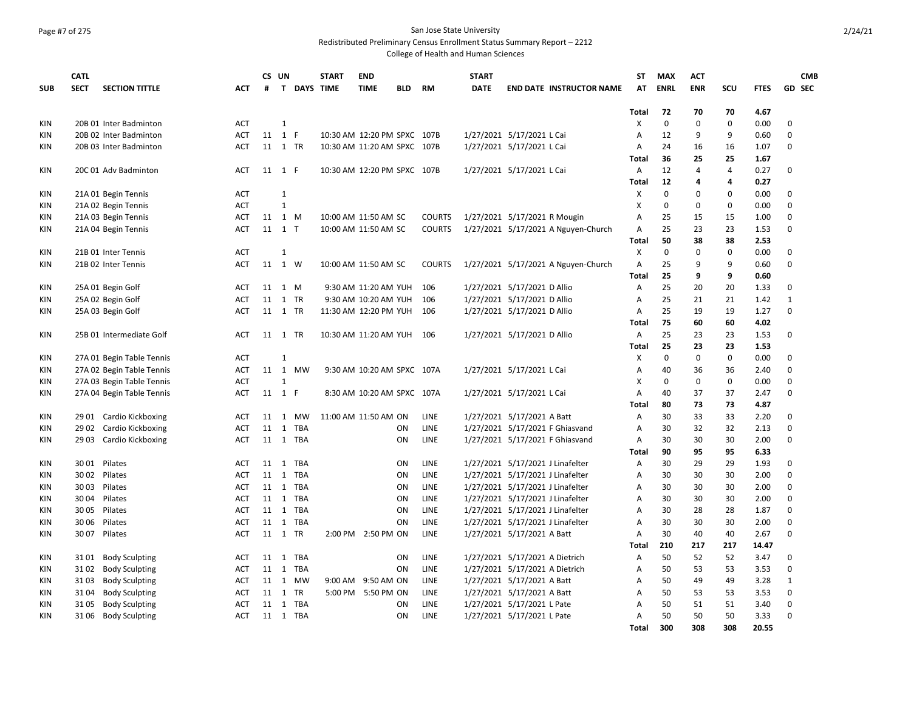San Jose State University

Redistributed Preliminary Census Enrollment Status Summary Report – 2212

College of Health and Human Sciences

| SUB | CATL SECT | SECTION TITTLE | ACT | CS # | UN T | DAYS | START TIME | END TIME | BLD | RM | START DATE | END DATE | INSTRUCTOR NAME | ST AT | MAX ENRL | ACT ENR | SCU | FTES | GD | CMB SEC |
|---|---|---|---|---|---|---|---|---|---|---|---|---|---|---|---|---|---|---|---|---|
| | | | | | | | | | | | | | | Total | 72 | 70 | 70 | 4.67 | | |
| KIN | 20B 01 | Inter Badminton | ACT | | 1 | | | | | | | | | X | 0 | 0 | 0 | 0.00 | 0 | |
| KIN | 20B 02 | Inter Badminton | ACT | 11 | 1 | F | 10:30 AM | 12:20 PM | SPXC | 107B | 1/27/2021 | 5/17/2021 | L Cai | A | 12 | 9 | 9 | 0.60 | 0 | |
| KIN | 20B 03 | Inter Badminton | ACT | 11 | 1 | TR | 10:30 AM | 11:20 AM | SPXC | 107B | 1/27/2021 | 5/17/2021 | L Cai | A | 24 | 16 | 16 | 1.07 | 0 | |
| | | | | | | | | | | | | | | Total | 36 | 25 | 25 | 1.67 | | |
| KIN | 20C 01 | Adv Badminton | ACT | 11 | 1 | F | 10:30 AM | 12:20 PM | SPXC | 107B | 1/27/2021 | 5/17/2021 | L Cai | A | 12 | 4 | 4 | 0.27 | 0 | |
| | | | | | | | | | | | | | | Total | 12 | 4 | 4 | 0.27 | | |
| KIN | 21A 01 | Begin Tennis | ACT | | 1 | | | | | | | | | X | 0 | 0 | 0 | 0.00 | 0 | |
| KIN | 21A 02 | Begin Tennis | ACT | | 1 | | | | | | | | | X | 0 | 0 | 0 | 0.00 | 0 | |
| KIN | 21A 03 | Begin Tennis | ACT | 11 | 1 | M | 10:00 AM | 11:50 AM | SC | COURTS | 1/27/2021 | 5/17/2021 | R Mougin | A | 25 | 15 | 15 | 1.00 | 0 | |
| KIN | 21A 04 | Begin Tennis | ACT | 11 | 1 | T | 10:00 AM | 11:50 AM | SC | COURTS | 1/27/2021 | 5/17/2021 | A Nguyen-Church | A | 25 | 23 | 23 | 1.53 | 0 | |
| | | | | | | | | | | | | | | Total | 50 | 38 | 38 | 2.53 | | |
| KIN | 21B 01 | Inter Tennis | ACT | | 1 | | | | | | | | | X | 0 | 0 | 0 | 0.00 | 0 | |
| KIN | 21B 02 | Inter Tennis | ACT | 11 | 1 | W | 10:00 AM | 11:50 AM | SC | COURTS | 1/27/2021 | 5/17/2021 | A Nguyen-Church | A | 25 | 9 | 9 | 0.60 | 0 | |
| | | | | | | | | | | | | | | Total | 25 | 9 | 9 | 0.60 | | |
| KIN | 25A 01 | Begin Golf | ACT | 11 | 1 | M | 9:30 AM | 11:20 AM | YUH | 106 | 1/27/2021 | 5/17/2021 | D Allio | A | 25 | 20 | 20 | 1.33 | 0 | |
| KIN | 25A 02 | Begin Golf | ACT | 11 | 1 | TR | 9:30 AM | 10:20 AM | YUH | 106 | 1/27/2021 | 5/17/2021 | D Allio | A | 25 | 21 | 21 | 1.42 | 1 | |
| KIN | 25A 03 | Begin Golf | ACT | 11 | 1 | TR | 11:30 AM | 12:20 PM | YUH | 106 | 1/27/2021 | 5/17/2021 | D Allio | A | 25 | 19 | 19 | 1.27 | 0 | |
| | | | | | | | | | | | | | | Total | 75 | 60 | 60 | 4.02 | | |
| KIN | 25B 01 | Intermediate Golf | ACT | 11 | 1 | TR | 10:30 AM | 11:20 AM | YUH | 106 | 1/27/2021 | 5/17/2021 | D Allio | A | 25 | 23 | 23 | 1.53 | 0 | |
| | | | | | | | | | | | | | | Total | 25 | 23 | 23 | 1.53 | | |
| KIN | 27A 01 | Begin Table Tennis | ACT | | 1 | | | | | | | | | X | 0 | 0 | 0 | 0.00 | 0 | |
| KIN | 27A 02 | Begin Table Tennis | ACT | 11 | 1 | MW | 9:30 AM | 10:20 AM | SPXC | 107A | 1/27/2021 | 5/17/2021 | L Cai | A | 40 | 36 | 36 | 2.40 | 0 | |
| KIN | 27A 03 | Begin Table Tennis | ACT | | 1 | | | | | | | | | X | 0 | 0 | 0 | 0.00 | 0 | |
| KIN | 27A 04 | Begin Table Tennis | ACT | 11 | 1 | F | 8:30 AM | 10:20 AM | SPXC | 107A | 1/27/2021 | 5/17/2021 | L Cai | A | 40 | 37 | 37 | 2.47 | 0 | |
| | | | | | | | | | | | | | | Total | 80 | 73 | 73 | 4.87 | | |
| KIN | 29 01 | Cardio Kickboxing | ACT | 11 | 1 | MW | 11:00 AM | 11:50 AM | ON | LINE | 1/27/2021 | 5/17/2021 | A Batt | A | 30 | 33 | 33 | 2.20 | 0 | |
| KIN | 29 02 | Cardio Kickboxing | ACT | 11 | 1 | TBA | | | ON | LINE | 1/27/2021 | 5/17/2021 | F Ghiasvand | A | 30 | 32 | 32 | 2.13 | 0 | |
| KIN | 29 03 | Cardio Kickboxing | ACT | 11 | 1 | TBA | | | ON | LINE | 1/27/2021 | 5/17/2021 | F Ghiasvand | A | 30 | 30 | 30 | 2.00 | 0 | |
| | | | | | | | | | | | | | | Total | 90 | 95 | 95 | 6.33 | | |
| KIN | 30 01 | Pilates | ACT | 11 | 1 | TBA | | | ON | LINE | 1/27/2021 | 5/17/2021 | J Linafelter | A | 30 | 29 | 29 | 1.93 | 0 | |
| KIN | 30 02 | Pilates | ACT | 11 | 1 | TBA | | | ON | LINE | 1/27/2021 | 5/17/2021 | J Linafelter | A | 30 | 30 | 30 | 2.00 | 0 | |
| KIN | 30 03 | Pilates | ACT | 11 | 1 | TBA | | | ON | LINE | 1/27/2021 | 5/17/2021 | J Linafelter | A | 30 | 30 | 30 | 2.00 | 0 | |
| KIN | 30 04 | Pilates | ACT | 11 | 1 | TBA | | | ON | LINE | 1/27/2021 | 5/17/2021 | J Linafelter | A | 30 | 30 | 30 | 2.00 | 0 | |
| KIN | 30 05 | Pilates | ACT | 11 | 1 | TBA | | | ON | LINE | 1/27/2021 | 5/17/2021 | J Linafelter | A | 30 | 28 | 28 | 1.87 | 0 | |
| KIN | 30 06 | Pilates | ACT | 11 | 1 | TBA | | | ON | LINE | 1/27/2021 | 5/17/2021 | J Linafelter | A | 30 | 30 | 30 | 2.00 | 0 | |
| KIN | 30 07 | Pilates | ACT | 11 | 1 | TR | 2:00 PM | 2:50 PM | ON | LINE | 1/27/2021 | 5/17/2021 | A Batt | A | 30 | 40 | 40 | 2.67 | 0 | |
| | | | | | | | | | | | | | | Total | 210 | 217 | 217 | 14.47 | | |
| KIN | 31 01 | Body Sculpting | ACT | 11 | 1 | TBA | | | ON | LINE | 1/27/2021 | 5/17/2021 | A Dietrich | A | 50 | 52 | 52 | 3.47 | 0 | |
| KIN | 31 02 | Body Sculpting | ACT | 11 | 1 | TBA | | | ON | LINE | 1/27/2021 | 5/17/2021 | A Dietrich | A | 50 | 53 | 53 | 3.53 | 0 | |
| KIN | 31 03 | Body Sculpting | ACT | 11 | 1 | MW | 9:00 AM | 9:50 AM | ON | LINE | 1/27/2021 | 5/17/2021 | A Batt | A | 50 | 49 | 49 | 3.28 | 1 | |
| KIN | 31 04 | Body Sculpting | ACT | 11 | 1 | TR | 5:00 PM | 5:50 PM | ON | LINE | 1/27/2021 | 5/17/2021 | A Batt | A | 50 | 53 | 53 | 3.53 | 0 | |
| KIN | 31 05 | Body Sculpting | ACT | 11 | 1 | TBA | | | ON | LINE | 1/27/2021 | 5/17/2021 | L Pate | A | 50 | 51 | 51 | 3.40 | 0 | |
| KIN | 31 06 | Body Sculpting | ACT | 11 | 1 | TBA | | | ON | LINE | 1/27/2021 | 5/17/2021 | L Pate | A | 50 | 50 | 50 | 3.33 | 0 | |
| | | | | | | | | | | | | | | Total | 300 | 308 | 308 | 20.55 | | |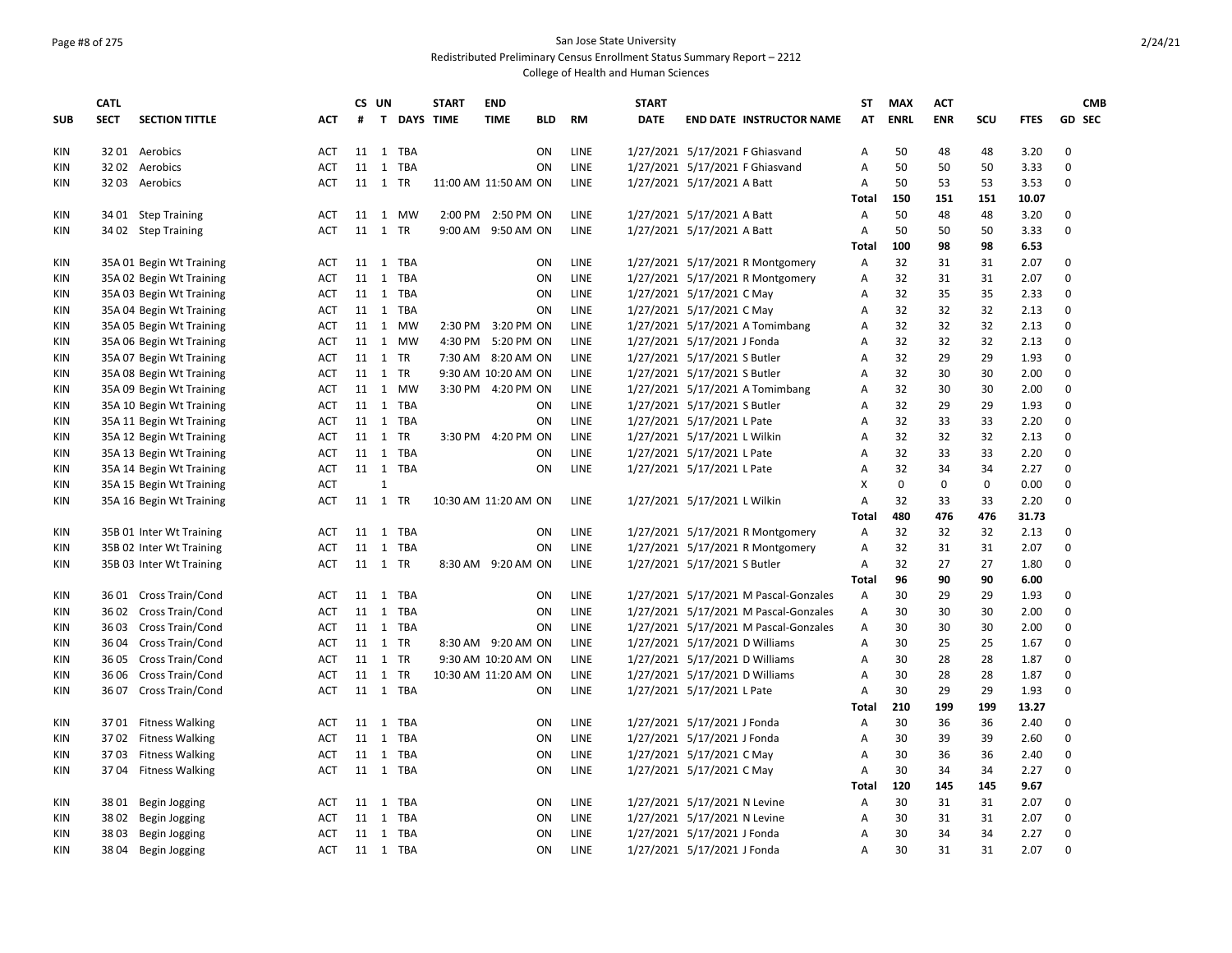San Jose State University

Redistributed Preliminary Census Enrollment Status Summary Report – 2212

College of Health and Human Sciences

| SUB | CATL SECT | SECTION TITTLE | ACT | CS # | UN T | DAYS | START TIME | END TIME | BLD | RM | START DATE | END DATE | INSTRUCTOR NAME | ST AT | MAX ENRL | ACT ENR | SCU | FTES | GD | CMB SEC |
|---|---|---|---|---|---|---|---|---|---|---|---|---|---|---|---|---|---|---|---|---|
| KIN | 32 01 | Aerobics | ACT | 11 | 1 | TBA | | | ON | LINE | 1/27/2021 | 5/17/2021 | F Ghiasvand | A | 50 | 48 | 48 | 3.20 | 0 | |
| KIN | 32 02 | Aerobics | ACT | 11 | 1 | TBA | | | ON | LINE | 1/27/2021 | 5/17/2021 | F Ghiasvand | A | 50 | 50 | 50 | 3.33 | 0 | |
| KIN | 32 03 | Aerobics | ACT | 11 | 1 | TR | 11:00 AM | 11:50 AM | ON | LINE | 1/27/2021 | 5/17/2021 | A Batt | A | 50 | 53 | 53 | 3.53 | 0 | |
| | | | | | | | | | | | | | | Total | 150 | 151 | 151 | 10.07 | | |
| KIN | 34 01 | Step Training | ACT | 11 | 1 | MW | 2:00 PM | 2:50 PM | ON | LINE | 1/27/2021 | 5/17/2021 | A Batt | A | 50 | 48 | 48 | 3.20 | 0 | |
| KIN | 34 02 | Step Training | ACT | 11 | 1 | TR | 9:00 AM | 9:50 AM | ON | LINE | 1/27/2021 | 5/17/2021 | A Batt | A | 50 | 50 | 50 | 3.33 | 0 | |
| | | | | | | | | | | | | | | Total | 100 | 98 | 98 | 6.53 | | |
| KIN | 35A 01 | Begin Wt Training | ACT | 11 | 1 | TBA | | | ON | LINE | 1/27/2021 | 5/17/2021 | R Montgomery | A | 32 | 31 | 31 | 2.07 | 0 | |
| KIN | 35A 02 | Begin Wt Training | ACT | 11 | 1 | TBA | | | ON | LINE | 1/27/2021 | 5/17/2021 | R Montgomery | A | 32 | 31 | 31 | 2.07 | 0 | |
| KIN | 35A 03 | Begin Wt Training | ACT | 11 | 1 | TBA | | | ON | LINE | 1/27/2021 | 5/17/2021 | C May | A | 32 | 35 | 35 | 2.33 | 0 | |
| KIN | 35A 04 | Begin Wt Training | ACT | 11 | 1 | TBA | | | ON | LINE | 1/27/2021 | 5/17/2021 | C May | A | 32 | 32 | 32 | 2.13 | 0 | |
| KIN | 35A 05 | Begin Wt Training | ACT | 11 | 1 | MW | 2:30 PM | 3:20 PM | ON | LINE | 1/27/2021 | 5/17/2021 | A Tomimbang | A | 32 | 32 | 32 | 2.13 | 0 | |
| KIN | 35A 06 | Begin Wt Training | ACT | 11 | 1 | MW | 4:30 PM | 5:20 PM | ON | LINE | 1/27/2021 | 5/17/2021 | J Fonda | A | 32 | 32 | 32 | 2.13 | 0 | |
| KIN | 35A 07 | Begin Wt Training | ACT | 11 | 1 | TR | 7:30 AM | 8:20 AM | ON | LINE | 1/27/2021 | 5/17/2021 | S Butler | A | 32 | 29 | 29 | 1.93 | 0 | |
| KIN | 35A 08 | Begin Wt Training | ACT | 11 | 1 | TR | 9:30 AM | 10:20 AM | ON | LINE | 1/27/2021 | 5/17/2021 | S Butler | A | 32 | 30 | 30 | 2.00 | 0 | |
| KIN | 35A 09 | Begin Wt Training | ACT | 11 | 1 | MW | 3:30 PM | 4:20 PM | ON | LINE | 1/27/2021 | 5/17/2021 | A Tomimbang | A | 32 | 30 | 30 | 2.00 | 0 | |
| KIN | 35A 10 | Begin Wt Training | ACT | 11 | 1 | TBA | | | ON | LINE | 1/27/2021 | 5/17/2021 | S Butler | A | 32 | 29 | 29 | 1.93 | 0 | |
| KIN | 35A 11 | Begin Wt Training | ACT | 11 | 1 | TBA | | | ON | LINE | 1/27/2021 | 5/17/2021 | L Pate | A | 32 | 33 | 33 | 2.20 | 0 | |
| KIN | 35A 12 | Begin Wt Training | ACT | 11 | 1 | TR | 3:30 PM | 4:20 PM | ON | LINE | 1/27/2021 | 5/17/2021 | L Wilkin | A | 32 | 32 | 32 | 2.13 | 0 | |
| KIN | 35A 13 | Begin Wt Training | ACT | 11 | 1 | TBA | | | ON | LINE | 1/27/2021 | 5/17/2021 | L Pate | A | 32 | 33 | 33 | 2.20 | 0 | |
| KIN | 35A 14 | Begin Wt Training | ACT | 11 | 1 | TBA | | | ON | LINE | 1/27/2021 | 5/17/2021 | L Pate | A | 32 | 34 | 34 | 2.27 | 0 | |
| KIN | 35A 15 | Begin Wt Training | ACT | | 1 | | | | | | | | | X | 0 | 0 | 0 | 0.00 | 0 | |
| KIN | 35A 16 | Begin Wt Training | ACT | 11 | 1 | TR | 10:30 AM | 11:20 AM | ON | LINE | 1/27/2021 | 5/17/2021 | L Wilkin | A | 32 | 33 | 33 | 2.20 | 0 | |
| | | | | | | | | | | | | | | Total | 480 | 476 | 476 | 31.73 | | |
| KIN | 35B 01 | Inter Wt Training | ACT | 11 | 1 | TBA | | | ON | LINE | 1/27/2021 | 5/17/2021 | R Montgomery | A | 32 | 32 | 32 | 2.13 | 0 | |
| KIN | 35B 02 | Inter Wt Training | ACT | 11 | 1 | TBA | | | ON | LINE | 1/27/2021 | 5/17/2021 | R Montgomery | A | 32 | 31 | 31 | 2.07 | 0 | |
| KIN | 35B 03 | Inter Wt Training | ACT | 11 | 1 | TR | 8:30 AM | 9:20 AM | ON | LINE | 1/27/2021 | 5/17/2021 | S Butler | A | 32 | 27 | 27 | 1.80 | 0 | |
| | | | | | | | | | | | | | | Total | 96 | 90 | 90 | 6.00 | | |
| KIN | 36 01 | Cross Train/Cond | ACT | 11 | 1 | TBA | | | ON | LINE | 1/27/2021 | 5/17/2021 | M Pascal-Gonzales | A | 30 | 29 | 29 | 1.93 | 0 | |
| KIN | 36 02 | Cross Train/Cond | ACT | 11 | 1 | TBA | | | ON | LINE | 1/27/2021 | 5/17/2021 | M Pascal-Gonzales | A | 30 | 30 | 30 | 2.00 | 0 | |
| KIN | 36 03 | Cross Train/Cond | ACT | 11 | 1 | TBA | | | ON | LINE | 1/27/2021 | 5/17/2021 | M Pascal-Gonzales | A | 30 | 30 | 30 | 2.00 | 0 | |
| KIN | 36 04 | Cross Train/Cond | ACT | 11 | 1 | TR | 8:30 AM | 9:20 AM | ON | LINE | 1/27/2021 | 5/17/2021 | D Williams | A | 30 | 25 | 25 | 1.67 | 0 | |
| KIN | 36 05 | Cross Train/Cond | ACT | 11 | 1 | TR | 9:30 AM | 10:20 AM | ON | LINE | 1/27/2021 | 5/17/2021 | D Williams | A | 30 | 28 | 28 | 1.87 | 0 | |
| KIN | 36 06 | Cross Train/Cond | ACT | 11 | 1 | TR | 10:30 AM | 11:20 AM | ON | LINE | 1/27/2021 | 5/17/2021 | D Williams | A | 30 | 28 | 28 | 1.87 | 0 | |
| KIN | 36 07 | Cross Train/Cond | ACT | 11 | 1 | TBA | | | ON | LINE | 1/27/2021 | 5/17/2021 | L Pate | A | 30 | 29 | 29 | 1.93 | 0 | |
| | | | | | | | | | | | | | | Total | 210 | 199 | 199 | 13.27 | | |
| KIN | 37 01 | Fitness Walking | ACT | 11 | 1 | TBA | | | ON | LINE | 1/27/2021 | 5/17/2021 | J Fonda | A | 30 | 36 | 36 | 2.40 | 0 | |
| KIN | 37 02 | Fitness Walking | ACT | 11 | 1 | TBA | | | ON | LINE | 1/27/2021 | 5/17/2021 | J Fonda | A | 30 | 39 | 39 | 2.60 | 0 | |
| KIN | 37 03 | Fitness Walking | ACT | 11 | 1 | TBA | | | ON | LINE | 1/27/2021 | 5/17/2021 | C May | A | 30 | 36 | 36 | 2.40 | 0 | |
| KIN | 37 04 | Fitness Walking | ACT | 11 | 1 | TBA | | | ON | LINE | 1/27/2021 | 5/17/2021 | C May | A | 30 | 34 | 34 | 2.27 | 0 | |
| | | | | | | | | | | | | | | Total | 120 | 145 | 145 | 9.67 | | |
| KIN | 38 01 | Begin Jogging | ACT | 11 | 1 | TBA | | | ON | LINE | 1/27/2021 | 5/17/2021 | N Levine | A | 30 | 31 | 31 | 2.07 | 0 | |
| KIN | 38 02 | Begin Jogging | ACT | 11 | 1 | TBA | | | ON | LINE | 1/27/2021 | 5/17/2021 | N Levine | A | 30 | 31 | 31 | 2.07 | 0 | |
| KIN | 38 03 | Begin Jogging | ACT | 11 | 1 | TBA | | | ON | LINE | 1/27/2021 | 5/17/2021 | J Fonda | A | 30 | 34 | 34 | 2.27 | 0 | |
| KIN | 38 04 | Begin Jogging | ACT | 11 | 1 | TBA | | | ON | LINE | 1/27/2021 | 5/17/2021 | J Fonda | A | 30 | 31 | 31 | 2.07 | 0 | |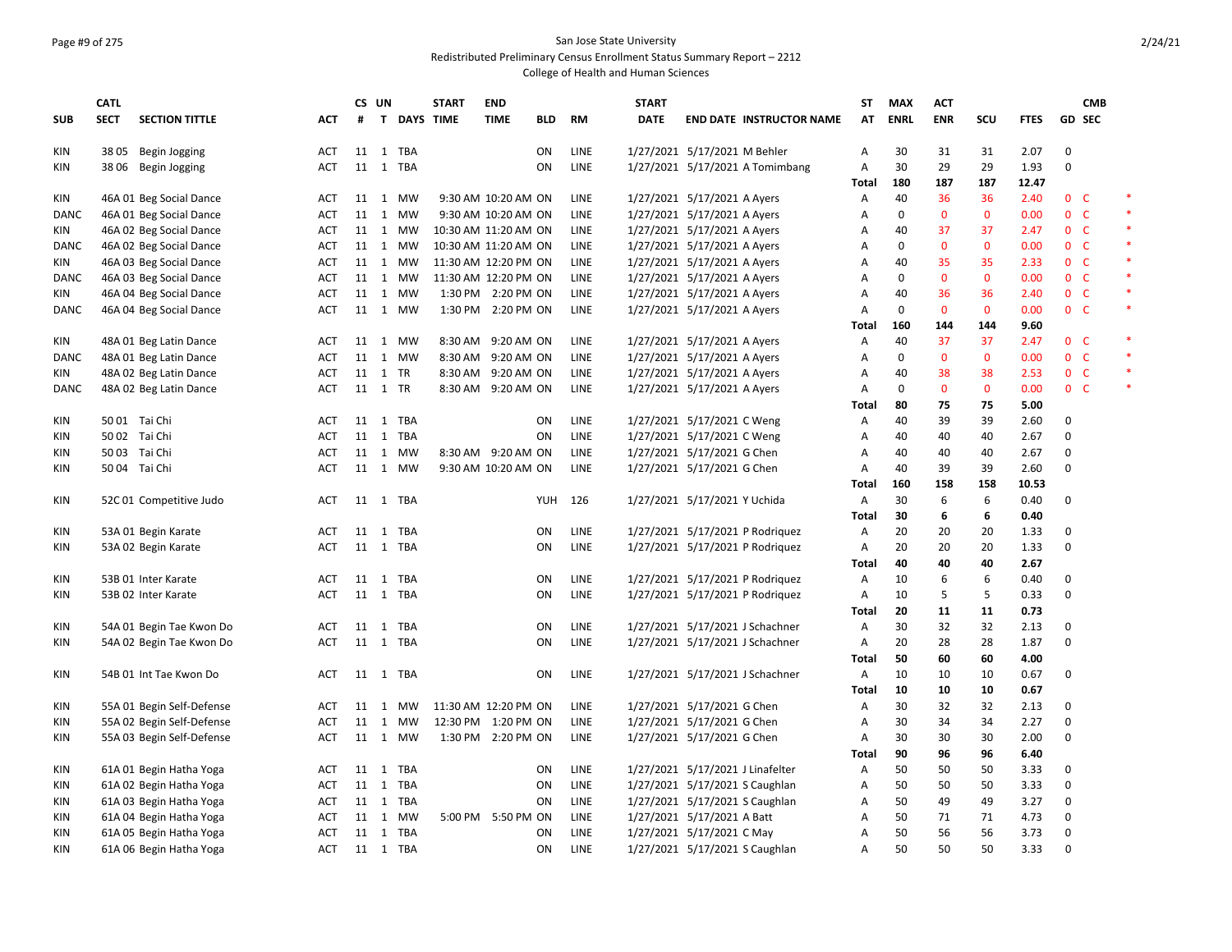San Jose State University
Redistributed Preliminary Census Enrollment Status Summary Report – 2212
College of Health and Human Sciences

| SUB | CATL SECT | SECTION TITTLE | ACT | CS # | UN T | DAYS | START TIME | END TIME | BLD | RM | START DATE | END DATE | INSTRUCTOR NAME | ST AT | MAX ENRL | ACT ENR | SCU | FTES | GD | CMB SEC | |
|---|---|---|---|---|---|---|---|---|---|---|---|---|---|---|---|---|---|---|---|---|---|
| KIN | 38 05 | Begin Jogging | ACT | 11 | 1 | TBA | | | ON | LINE | 1/27/2021 | 5/17/2021 | M Behler | A | 30 | 31 | 31 | 2.07 | 0 | | |
| KIN | 38 06 | Begin Jogging | ACT | 11 | 1 | TBA | | | ON | LINE | 1/27/2021 | 5/17/2021 | A Tomimbang | A | 30 | 29 | 29 | 1.93 | 0 | | |
| | | | | | | | | | | | | | | **Total** | **180** | **187** | **187** | **12.47** | | | |
| KIN | 46A 01 | Beg Social Dance | ACT | 11 | 1 | MW | 9:30 AM | 10:20 AM | ON | LINE | 1/27/2021 | 5/17/2021 | A Ayers | A | 40 | 36 | 36 | 2.40 | 0 | C | * |
| DANC | 46A 01 | Beg Social Dance | ACT | 11 | 1 | MW | 9:30 AM | 10:20 AM | ON | LINE | 1/27/2021 | 5/17/2021 | A Ayers | A | 0 | 0 | 0 | 0.00 | 0 | C | * |
| KIN | 46A 02 | Beg Social Dance | ACT | 11 | 1 | MW | 10:30 AM | 11:20 AM | ON | LINE | 1/27/2021 | 5/17/2021 | A Ayers | A | 40 | 37 | 37 | 2.47 | 0 | C | * |
| DANC | 46A 02 | Beg Social Dance | ACT | 11 | 1 | MW | 10:30 AM | 11:20 AM | ON | LINE | 1/27/2021 | 5/17/2021 | A Ayers | A | 0 | 0 | 0 | 0.00 | 0 | C | * |
| KIN | 46A 03 | Beg Social Dance | ACT | 11 | 1 | MW | 11:30 AM | 12:20 PM | ON | LINE | 1/27/2021 | 5/17/2021 | A Ayers | A | 40 | 35 | 35 | 2.33 | 0 | C | * |
| DANC | 46A 03 | Beg Social Dance | ACT | 11 | 1 | MW | 11:30 AM | 12:20 PM | ON | LINE | 1/27/2021 | 5/17/2021 | A Ayers | A | 0 | 0 | 0 | 0.00 | 0 | C | * |
| KIN | 46A 04 | Beg Social Dance | ACT | 11 | 1 | MW | 1:30 PM | 2:20 PM | ON | LINE | 1/27/2021 | 5/17/2021 | A Ayers | A | 40 | 36 | 36 | 2.40 | 0 | C | * |
| DANC | 46A 04 | Beg Social Dance | ACT | 11 | 1 | MW | 1:30 PM | 2:20 PM | ON | LINE | 1/27/2021 | 5/17/2021 | A Ayers | A | 0 | 0 | 0 | 0.00 | 0 | C | * |
| | | | | | | | | | | | | | | **Total** | **160** | **144** | **144** | **9.60** | | | |
| KIN | 48A 01 | Beg Latin Dance | ACT | 11 | 1 | MW | 8:30 AM | 9:20 AM | ON | LINE | 1/27/2021 | 5/17/2021 | A Ayers | A | 40 | 37 | 37 | 2.47 | 0 | C | * |
| DANC | 48A 01 | Beg Latin Dance | ACT | 11 | 1 | MW | 8:30 AM | 9:20 AM | ON | LINE | 1/27/2021 | 5/17/2021 | A Ayers | A | 0 | 0 | 0 | 0.00 | 0 | C | * |
| KIN | 48A 02 | Beg Latin Dance | ACT | 11 | 1 | TR | 8:30 AM | 9:20 AM | ON | LINE | 1/27/2021 | 5/17/2021 | A Ayers | A | 40 | 38 | 38 | 2.53 | 0 | C | * |
| DANC | 48A 02 | Beg Latin Dance | ACT | 11 | 1 | TR | 8:30 AM | 9:20 AM | ON | LINE | 1/27/2021 | 5/17/2021 | A Ayers | A | 0 | 0 | 0 | 0.00 | 0 | C | * |
| | | | | | | | | | | | | | | **Total** | **80** | **75** | **75** | **5.00** | | | |
| KIN | 50 01 | Tai Chi | ACT | 11 | 1 | TBA | | | ON | LINE | 1/27/2021 | 5/17/2021 | C Weng | A | 40 | 39 | 39 | 2.60 | 0 | | |
| KIN | 50 02 | Tai Chi | ACT | 11 | 1 | TBA | | | ON | LINE | 1/27/2021 | 5/17/2021 | C Weng | A | 40 | 40 | 40 | 2.67 | 0 | | |
| KIN | 50 03 | Tai Chi | ACT | 11 | 1 | MW | 8:30 AM | 9:20 AM | ON | LINE | 1/27/2021 | 5/17/2021 | G Chen | A | 40 | 40 | 40 | 2.67 | 0 | | |
| KIN | 50 04 | Tai Chi | ACT | 11 | 1 | MW | 9:30 AM | 10:20 AM | ON | LINE | 1/27/2021 | 5/17/2021 | G Chen | A | 40 | 39 | 39 | 2.60 | 0 | | |
| | | | | | | | | | | | | | | **Total** | **160** | **158** | **158** | **10.53** | | | |
| KIN | 52C 01 | Competitive Judo | ACT | 11 | 1 | TBA | | | YUH | 126 | 1/27/2021 | 5/17/2021 | Y Uchida | A | 30 | 6 | 6 | 0.40 | 0 | | |
| | | | | | | | | | | | | | | **Total** | **30** | **6** | **6** | **0.40** | | | |
| KIN | 53A 01 | Begin Karate | ACT | 11 | 1 | TBA | | | ON | LINE | 1/27/2021 | 5/17/2021 | P Rodriquez | A | 20 | 20 | 20 | 1.33 | 0 | | |
| KIN | 53A 02 | Begin Karate | ACT | 11 | 1 | TBA | | | ON | LINE | 1/27/2021 | 5/17/2021 | P Rodriquez | A | 20 | 20 | 20 | 1.33 | 0 | | |
| | | | | | | | | | | | | | | **Total** | **40** | **40** | **40** | **2.67** | | | |
| KIN | 53B 01 | Inter Karate | ACT | 11 | 1 | TBA | | | ON | LINE | 1/27/2021 | 5/17/2021 | P Rodriquez | A | 10 | 6 | 6 | 0.40 | 0 | | |
| KIN | 53B 02 | Inter Karate | ACT | 11 | 1 | TBA | | | ON | LINE | 1/27/2021 | 5/17/2021 | P Rodriquez | A | 10 | 5 | 5 | 0.33 | 0 | | |
| | | | | | | | | | | | | | | **Total** | **20** | **11** | **11** | **0.73** | | | |
| KIN | 54A 01 | Begin Tae Kwon Do | ACT | 11 | 1 | TBA | | | ON | LINE | 1/27/2021 | 5/17/2021 | J Schachner | A | 30 | 32 | 32 | 2.13 | 0 | | |
| KIN | 54A 02 | Begin Tae Kwon Do | ACT | 11 | 1 | TBA | | | ON | LINE | 1/27/2021 | 5/17/2021 | J Schachner | A | 20 | 28 | 28 | 1.87 | 0 | | |
| | | | | | | | | | | | | | | **Total** | **50** | **60** | **60** | **4.00** | | | |
| KIN | 54B 01 | Int Tae Kwon Do | ACT | 11 | 1 | TBA | | | ON | LINE | 1/27/2021 | 5/17/2021 | J Schachner | A | 10 | 10 | 10 | 0.67 | 0 | | |
| | | | | | | | | | | | | | | **Total** | **10** | **10** | **10** | **0.67** | | | |
| KIN | 55A 01 | Begin Self-Defense | ACT | 11 | 1 | MW | 11:30 AM | 12:20 PM | ON | LINE | 1/27/2021 | 5/17/2021 | G Chen | A | 30 | 32 | 32 | 2.13 | 0 | | |
| KIN | 55A 02 | Begin Self-Defense | ACT | 11 | 1 | MW | 12:30 PM | 1:20 PM | ON | LINE | 1/27/2021 | 5/17/2021 | G Chen | A | 30 | 34 | 34 | 2.27 | 0 | | |
| KIN | 55A 03 | Begin Self-Defense | ACT | 11 | 1 | MW | 1:30 PM | 2:20 PM | ON | LINE | 1/27/2021 | 5/17/2021 | G Chen | A | 30 | 30 | 30 | 2.00 | 0 | | |
| | | | | | | | | | | | | | | **Total** | **90** | **96** | **96** | **6.40** | | | |
| KIN | 61A 01 | Begin Hatha Yoga | ACT | 11 | 1 | TBA | | | ON | LINE | 1/27/2021 | 5/17/2021 | J Linafelter | A | 50 | 50 | 50 | 3.33 | 0 | | |
| KIN | 61A 02 | Begin Hatha Yoga | ACT | 11 | 1 | TBA | | | ON | LINE | 1/27/2021 | 5/17/2021 | S Caughlan | A | 50 | 50 | 50 | 3.33 | 0 | | |
| KIN | 61A 03 | Begin Hatha Yoga | ACT | 11 | 1 | TBA | | | ON | LINE | 1/27/2021 | 5/17/2021 | S Caughlan | A | 50 | 49 | 49 | 3.27 | 0 | | |
| KIN | 61A 04 | Begin Hatha Yoga | ACT | 11 | 1 | MW | 5:00 PM | 5:50 PM | ON | LINE | 1/27/2021 | 5/17/2021 | A Batt | A | 50 | 71 | 71 | 4.73 | 0 | | |
| KIN | 61A 05 | Begin Hatha Yoga | ACT | 11 | 1 | TBA | | | ON | LINE | 1/27/2021 | 5/17/2021 | C May | A | 50 | 56 | 56 | 3.73 | 0 | | |
| KIN | 61A 06 | Begin Hatha Yoga | ACT | 11 | 1 | TBA | | | ON | LINE | 1/27/2021 | 5/17/2021 | S Caughlan | A | 50 | 50 | 50 | 3.33 | 0 | | |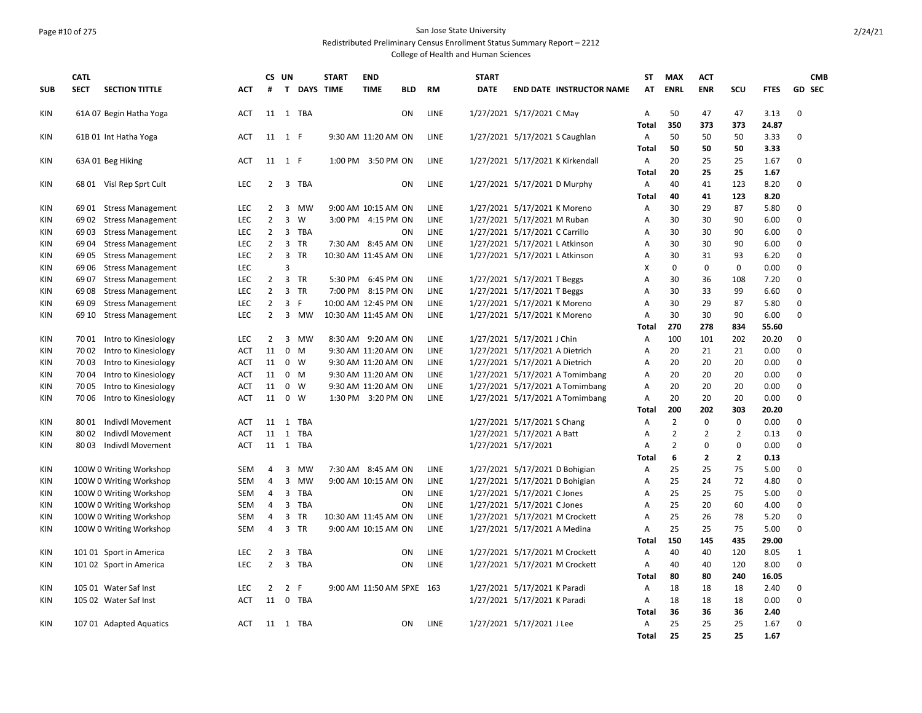San Jose State University

Redistributed Preliminary Census Enrollment Status Summary Report – 2212

College of Health and Human Sciences

| SUB | CATL SECT | SECTION TITTLE | ACT | CS # | UN T | DAYS | START TIME | END TIME | BLD | RM | START DATE | END DATE | INSTRUCTOR NAME | ST AT | MAX ENRL | ACT ENR | SCU | FTES | GD | CMB SEC |
|---|---|---|---|---|---|---|---|---|---|---|---|---|---|---|---|---|---|---|---|---|
| KIN | 61A 07 | Begin Hatha Yoga | ACT | 11 | 1 | TBA | | | ON | LINE | 1/27/2021 | 5/17/2021 | C May | A | 50 | 47 | 47 | 3.13 | 0 | |
| | | | | | | | | | | | | | | Total | 350 | 373 | 373 | 24.87 | | |
| KIN | 61B 01 | Int Hatha Yoga | ACT | 11 | 1 | F | 9:30 AM | 11:20 AM | ON | LINE | 1/27/2021 | 5/17/2021 | S Caughlan | A | 50 | 50 | 50 | 3.33 | 0 | |
| | | | | | | | | | | | | | | Total | 50 | 50 | 50 | 3.33 | | |
| KIN | 63A 01 | Beg Hiking | ACT | 11 | 1 | F | 1:00 PM | 3:50 PM | ON | LINE | 1/27/2021 | 5/17/2021 | K Kirkendall | A | 20 | 25 | 25 | 1.67 | 0 | |
| | | | | | | | | | | | | | | Total | 20 | 25 | 25 | 1.67 | | |
| KIN | 68 01 | Visl Rep Sprt Cult | LEC | 2 | 3 | TBA | | | ON | LINE | 1/27/2021 | 5/17/2021 | D Murphy | A | 40 | 41 | 123 | 8.20 | 0 | |
| | | | | | | | | | | | | | | Total | 40 | 41 | 123 | 8.20 | | |
| KIN | 69 01 | Stress Management | LEC | 2 | 3 | MW | 9:00 AM | 10:15 AM | ON | LINE | 1/27/2021 | 5/17/2021 | K Moreno | A | 30 | 29 | 87 | 5.80 | 0 | |
| KIN | 69 02 | Stress Management | LEC | 2 | 3 | W | 3:00 PM | 4:15 PM | ON | LINE | 1/27/2021 | 5/17/2021 | M Ruban | A | 30 | 30 | 90 | 6.00 | 0 | |
| KIN | 69 03 | Stress Management | LEC | 2 | 3 | TBA | | | ON | LINE | 1/27/2021 | 5/17/2021 | C Carrillo | A | 30 | 30 | 90 | 6.00 | 0 | |
| KIN | 69 04 | Stress Management | LEC | 2 | 3 | TR | 7:30 AM | 8:45 AM | ON | LINE | 1/27/2021 | 5/17/2021 | L Atkinson | A | 30 | 30 | 90 | 6.00 | 0 | |
| KIN | 69 05 | Stress Management | LEC | 2 | 3 | TR | 10:30 AM | 11:45 AM | ON | LINE | 1/27/2021 | 5/17/2021 | L Atkinson | A | 30 | 31 | 93 | 6.20 | 0 | |
| KIN | 69 06 | Stress Management | LEC | | 3 | | | | | | | | | X | 0 | 0 | 0 | 0.00 | 0 | |
| KIN | 69 07 | Stress Management | LEC | 2 | 3 | TR | 5:30 PM | 6:45 PM | ON | LINE | 1/27/2021 | 5/17/2021 | T Beggs | A | 30 | 36 | 108 | 7.20 | 0 | |
| KIN | 69 08 | Stress Management | LEC | 2 | 3 | TR | 7:00 PM | 8:15 PM | ON | LINE | 1/27/2021 | 5/17/2021 | T Beggs | A | 30 | 33 | 99 | 6.60 | 0 | |
| KIN | 69 09 | Stress Management | LEC | 2 | 3 | F | 10:00 AM | 12:45 PM | ON | LINE | 1/27/2021 | 5/17/2021 | K Moreno | A | 30 | 29 | 87 | 5.80 | 0 | |
| KIN | 69 10 | Stress Management | LEC | 2 | 3 | MW | 10:30 AM | 11:45 AM | ON | LINE | 1/27/2021 | 5/17/2021 | K Moreno | A | 30 | 30 | 90 | 6.00 | 0 | |
| | | | | | | | | | | | | | | Total | 270 | 278 | 834 | 55.60 | | |
| KIN | 70 01 | Intro to Kinesiology | LEC | 2 | 3 | MW | 8:30 AM | 9:20 AM | ON | LINE | 1/27/2021 | 5/17/2021 | J Chin | A | 100 | 101 | 202 | 20.20 | 0 | |
| KIN | 70 02 | Intro to Kinesiology | ACT | 11 | 0 | M | 9:30 AM | 11:20 AM | ON | LINE | 1/27/2021 | 5/17/2021 | A Dietrich | A | 20 | 21 | 21 | 0.00 | 0 | |
| KIN | 70 03 | Intro to Kinesiology | ACT | 11 | 0 | W | 9:30 AM | 11:20 AM | ON | LINE | 1/27/2021 | 5/17/2021 | A Dietrich | A | 20 | 20 | 20 | 0.00 | 0 | |
| KIN | 70 04 | Intro to Kinesiology | ACT | 11 | 0 | M | 9:30 AM | 11:20 AM | ON | LINE | 1/27/2021 | 5/17/2021 | A Tomimbang | A | 20 | 20 | 20 | 0.00 | 0 | |
| KIN | 70 05 | Intro to Kinesiology | ACT | 11 | 0 | W | 9:30 AM | 11:20 AM | ON | LINE | 1/27/2021 | 5/17/2021 | A Tomimbang | A | 20 | 20 | 20 | 0.00 | 0 | |
| KIN | 70 06 | Intro to Kinesiology | ACT | 11 | 0 | W | 1:30 PM | 3:20 PM | ON | LINE | 1/27/2021 | 5/17/2021 | A Tomimbang | A | 20 | 20 | 20 | 0.00 | 0 | |
| | | | | | | | | | | | | | | Total | 200 | 202 | 303 | 20.20 | | |
| KIN | 80 01 | Indivdl Movement | ACT | 11 | 1 | TBA | | | | | 1/27/2021 | 5/17/2021 | S Chang | A | 2 | 0 | 0 | 0.00 | 0 | |
| KIN | 80 02 | Indivdl Movement | ACT | 11 | 1 | TBA | | | | | 1/27/2021 | 5/17/2021 | A Batt | A | 2 | 2 | 2 | 0.13 | 0 | |
| KIN | 80 03 | Indivdl Movement | ACT | 11 | 1 | TBA | | | | | 1/27/2021 | 5/17/2021 | | A | 2 | 0 | 0 | 0.00 | 0 | |
| | | | | | | | | | | | | | | Total | 6 | 2 | 2 | 0.13 | | |
| KIN | 100W 0 | Writing Workshop | SEM | 4 | 3 | MW | 7:30 AM | 8:45 AM | ON | LINE | 1/27/2021 | 5/17/2021 | D Bohigian | A | 25 | 25 | 75 | 5.00 | 0 | |
| KIN | 100W 0 | Writing Workshop | SEM | 4 | 3 | MW | 9:00 AM | 10:15 AM | ON | LINE | 1/27/2021 | 5/17/2021 | D Bohigian | A | 25 | 24 | 72 | 4.80 | 0 | |
| KIN | 100W 0 | Writing Workshop | SEM | 4 | 3 | TBA | | | ON | LINE | 1/27/2021 | 5/17/2021 | C Jones | A | 25 | 25 | 75 | 5.00 | 0 | |
| KIN | 100W 0 | Writing Workshop | SEM | 4 | 3 | TBA | | | ON | LINE | 1/27/2021 | 5/17/2021 | C Jones | A | 25 | 20 | 60 | 4.00 | 0 | |
| KIN | 100W 0 | Writing Workshop | SEM | 4 | 3 | TR | 10:30 AM | 11:45 AM | ON | LINE | 1/27/2021 | 5/17/2021 | M Crockett | A | 25 | 26 | 78 | 5.20 | 0 | |
| KIN | 100W 0 | Writing Workshop | SEM | 4 | 3 | TR | 9:00 AM | 10:15 AM | ON | LINE | 1/27/2021 | 5/17/2021 | A Medina | A | 25 | 25 | 75 | 5.00 | 0 | |
| | | | | | | | | | | | | | | Total | 150 | 145 | 435 | 29.00 | | |
| KIN | 101 01 | Sport in America | LEC | 2 | 3 | TBA | | | ON | LINE | 1/27/2021 | 5/17/2021 | M Crockett | A | 40 | 40 | 120 | 8.05 | 1 | |
| KIN | 101 02 | Sport in America | LEC | 2 | 3 | TBA | | | ON | LINE | 1/27/2021 | 5/17/2021 | M Crockett | A | 40 | 40 | 120 | 8.00 | 0 | |
| | | | | | | | | | | | | | | Total | 80 | 80 | 240 | 16.05 | | |
| KIN | 105 01 | Water Saf Inst | LEC | 2 | 2 | F | 9:00 AM | 11:50 AM | SPXE | 163 | 1/27/2021 | 5/17/2021 | K Paradi | A | 18 | 18 | 18 | 2.40 | 0 | |
| KIN | 105 02 | Water Saf Inst | ACT | 11 | 0 | TBA | | | | | 1/27/2021 | 5/17/2021 | K Paradi | A | 18 | 18 | 18 | 0.00 | 0 | |
| | | | | | | | | | | | | | | Total | 36 | 36 | 36 | 2.40 | | |
| KIN | 107 01 | Adapted Aquatics | ACT | 11 | 1 | TBA | | | ON | LINE | 1/27/2021 | 5/17/2021 | J Lee | A | 25 | 25 | 25 | 1.67 | 0 | |
| | | | | | | | | | | | | | | Total | 25 | 25 | 25 | 1.67 | | |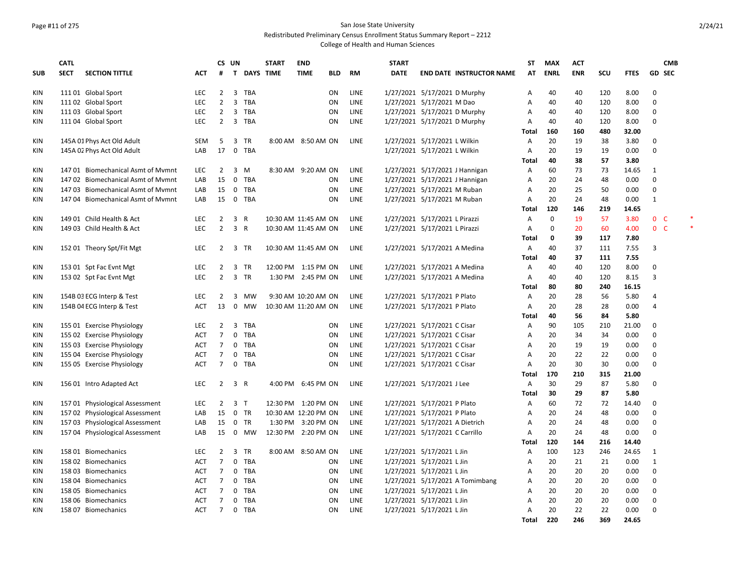San Jose State University

Redistributed Preliminary Census Enrollment Status Summary Report – 2212

College of Health and Human Sciences

| SUB | CATL SECT | SECTION TITTLE | ACT | CS # | UN T | DAYS | START TIME | END TIME | BLD | RM | START DATE | END DATE | INSTRUCTOR NAME | ST AT | MAX ENRL | ACT ENR | SCU | FTES | GD | CMB SEC | |
|---|---|---|---|---|---|---|---|---|---|---|---|---|---|---|---|---|---|---|---|---|---|
| KIN | 111 01 | Global Sport | LEC | 2 | 3 | TBA | | | ON | LINE | 1/27/2021 | 5/17/2021 | D Murphy | A | 40 | 40 | 120 | 8.00 | 0 | | |
| KIN | 111 02 | Global Sport | LEC | 2 | 3 | TBA | | | ON | LINE | 1/27/2021 | 5/17/2021 | M Dao | A | 40 | 40 | 120 | 8.00 | 0 | | |
| KIN | 111 03 | Global Sport | LEC | 2 | 3 | TBA | | | ON | LINE | 1/27/2021 | 5/17/2021 | D Murphy | A | 40 | 40 | 120 | 8.00 | 0 | | |
| KIN | 111 04 | Global Sport | LEC | 2 | 3 | TBA | | | ON | LINE | 1/27/2021 | 5/17/2021 | D Murphy | A | 40 | 40 | 120 | 8.00 | 0 | | |
| | | | | | | | | | | | | | | Total | 160 | 160 | 480 | 32.00 | | | |
| KIN | 145A 01 | Phys Act Old Adult | SEM | 5 | 3 | TR | 8:00 AM | 8:50 AM | ON | LINE | 1/27/2021 | 5/17/2021 | L Wilkin | A | 20 | 19 | 38 | 3.80 | 0 | | |
| KIN | 145A 02 | Phys Act Old Adult | LAB | 17 | 0 | TBA | | | | | 1/27/2021 | 5/17/2021 | L Wilkin | A | 20 | 19 | 19 | 0.00 | 0 | | |
| | | | | | | | | | | | | | | Total | 40 | 38 | 57 | 3.80 | | | |
| KIN | 147 01 | Biomechanical Asmt of Mvmnt | LEC | 2 | 3 | M | 8:30 AM | 9:20 AM | ON | LINE | 1/27/2021 | 5/17/2021 | J Hannigan | A | 60 | 73 | 73 | 14.65 | 1 | | |
| KIN | 147 02 | Biomechanical Asmt of Mvmnt | LAB | 15 | 0 | TBA | | | ON | LINE | 1/27/2021 | 5/17/2021 | J Hannigan | A | 20 | 24 | 48 | 0.00 | 0 | | |
| KIN | 147 03 | Biomechanical Asmt of Mvmnt | LAB | 15 | 0 | TBA | | | ON | LINE | 1/27/2021 | 5/17/2021 | M Ruban | A | 20 | 25 | 50 | 0.00 | 0 | | |
| KIN | 147 04 | Biomechanical Asmt of Mvmnt | LAB | 15 | 0 | TBA | | | ON | LINE | 1/27/2021 | 5/17/2021 | M Ruban | A | 20 | 24 | 48 | 0.00 | 1 | | |
| | | | | | | | | | | | | | | Total | 120 | 146 | 219 | 14.65 | | | |
| KIN | 149 01 | Child Health & Act | LEC | 2 | 3 | R | 10:30 AM | 11:45 AM | ON | LINE | 1/27/2021 | 5/17/2021 | L Pirazzi | A | 0 | 19 | 57 | 3.80 | 0 | C | * |
| KIN | 149 03 | Child Health & Act | LEC | 2 | 3 | R | 10:30 AM | 11:45 AM | ON | LINE | 1/27/2021 | 5/17/2021 | L Pirazzi | A | 0 | 20 | 60 | 4.00 | 0 | C | * |
| | | | | | | | | | | | | | | Total | 0 | 39 | 117 | 7.80 | | | |
| KIN | 152 01 | Theory Spt/Fit Mgt | LEC | 2 | 3 | TR | 10:30 AM | 11:45 AM | ON | LINE | 1/27/2021 | 5/17/2021 | A Medina | A | 40 | 37 | 111 | 7.55 | 3 | | |
| | | | | | | | | | | | | | | Total | 40 | 37 | 111 | 7.55 | | | |
| KIN | 153 01 | Spt Fac Evnt Mgt | LEC | 2 | 3 | TR | 12:00 PM | 1:15 PM | ON | LINE | 1/27/2021 | 5/17/2021 | A Medina | A | 40 | 40 | 120 | 8.00 | 0 | | |
| KIN | 153 02 | Spt Fac Evnt Mgt | LEC | 2 | 3 | TR | 1:30 PM | 2:45 PM | ON | LINE | 1/27/2021 | 5/17/2021 | A Medina | A | 40 | 40 | 120 | 8.15 | 3 | | |
| | | | | | | | | | | | | | | Total | 80 | 80 | 240 | 16.15 | | | |
| KIN | 154B 03 | ECG Interp & Test | LEC | 2 | 3 | MW | 9:30 AM | 10:20 AM | ON | LINE | 1/27/2021 | 5/17/2021 | P Plato | A | 20 | 28 | 56 | 5.80 | 4 | | |
| KIN | 154B 04 | ECG Interp & Test | ACT | 13 | 0 | MW | 10:30 AM | 11:20 AM | ON | LINE | 1/27/2021 | 5/17/2021 | P Plato | A | 20 | 28 | 28 | 0.00 | 4 | | |
| | | | | | | | | | | | | | | Total | 40 | 56 | 84 | 5.80 | | | |
| KIN | 155 01 | Exercise Physiology | LEC | 2 | 3 | TBA | | | ON | LINE | 1/27/2021 | 5/17/2021 | C Cisar | A | 90 | 105 | 210 | 21.00 | 0 | | |
| KIN | 155 02 | Exercise Physiology | ACT | 7 | 0 | TBA | | | ON | LINE | 1/27/2021 | 5/17/2021 | C Cisar | A | 20 | 34 | 34 | 0.00 | 0 | | |
| KIN | 155 03 | Exercise Physiology | ACT | 7 | 0 | TBA | | | ON | LINE | 1/27/2021 | 5/17/2021 | C Cisar | A | 20 | 19 | 19 | 0.00 | 0 | | |
| KIN | 155 04 | Exercise Physiology | ACT | 7 | 0 | TBA | | | ON | LINE | 1/27/2021 | 5/17/2021 | C Cisar | A | 20 | 22 | 22 | 0.00 | 0 | | |
| KIN | 155 05 | Exercise Physiology | ACT | 7 | 0 | TBA | | | ON | LINE | 1/27/2021 | 5/17/2021 | C Cisar | A | 20 | 30 | 30 | 0.00 | 0 | | |
| | | | | | | | | | | | | | | Total | 170 | 210 | 315 | 21.00 | | | |
| KIN | 156 01 | Intro Adapted Act | LEC | 2 | 3 | R | 4:00 PM | 6:45 PM | ON | LINE | 1/27/2021 | 5/17/2021 | J Lee | A | 30 | 29 | 87 | 5.80 | 0 | | |
| | | | | | | | | | | | | | | Total | 30 | 29 | 87 | 5.80 | | | |
| KIN | 157 01 | Physiological Assessment | LEC | 2 | 3 | T | 12:30 PM | 1:20 PM | ON | LINE | 1/27/2021 | 5/17/2021 | P Plato | A | 60 | 72 | 72 | 14.40 | 0 | | |
| KIN | 157 02 | Physiological Assessment | LAB | 15 | 0 | TR | 10:30 AM | 12:20 PM | ON | LINE | 1/27/2021 | 5/17/2021 | P Plato | A | 20 | 24 | 48 | 0.00 | 0 | | |
| KIN | 157 03 | Physiological Assessment | LAB | 15 | 0 | TR | 1:30 PM | 3:20 PM | ON | LINE | 1/27/2021 | 5/17/2021 | A Dietrich | A | 20 | 24 | 48 | 0.00 | 0 | | |
| KIN | 157 04 | Physiological Assessment | LAB | 15 | 0 | MW | 12:30 PM | 2:20 PM | ON | LINE | 1/27/2021 | 5/17/2021 | C Carrillo | A | 20 | 24 | 48 | 0.00 | 0 | | |
| | | | | | | | | | | | | | | Total | 120 | 144 | 216 | 14.40 | | | |
| KIN | 158 01 | Biomechanics | LEC | 2 | 3 | TR | 8:00 AM | 8:50 AM | ON | LINE | 1/27/2021 | 5/17/2021 | L Jin | A | 100 | 123 | 246 | 24.65 | 1 | | |
| KIN | 158 02 | Biomechanics | ACT | 7 | 0 | TBA | | | ON | LINE | 1/27/2021 | 5/17/2021 | L Jin | A | 20 | 21 | 21 | 0.00 | 1 | | |
| KIN | 158 03 | Biomechanics | ACT | 7 | 0 | TBA | | | ON | LINE | 1/27/2021 | 5/17/2021 | L Jin | A | 20 | 20 | 20 | 0.00 | 0 | | |
| KIN | 158 04 | Biomechanics | ACT | 7 | 0 | TBA | | | ON | LINE | 1/27/2021 | 5/17/2021 | A Tomimbang | A | 20 | 20 | 20 | 0.00 | 0 | | |
| KIN | 158 05 | Biomechanics | ACT | 7 | 0 | TBA | | | ON | LINE | 1/27/2021 | 5/17/2021 | L Jin | A | 20 | 20 | 20 | 0.00 | 0 | | |
| KIN | 158 06 | Biomechanics | ACT | 7 | 0 | TBA | | | ON | LINE | 1/27/2021 | 5/17/2021 | L Jin | A | 20 | 20 | 20 | 0.00 | 0 | | |
| KIN | 158 07 | Biomechanics | ACT | 7 | 0 | TBA | | | ON | LINE | 1/27/2021 | 5/17/2021 | L Jin | A | 20 | 22 | 22 | 0.00 | 0 | | |
| | | | | | | | | | | | | | | Total | 220 | 246 | 369 | 24.65 | | | |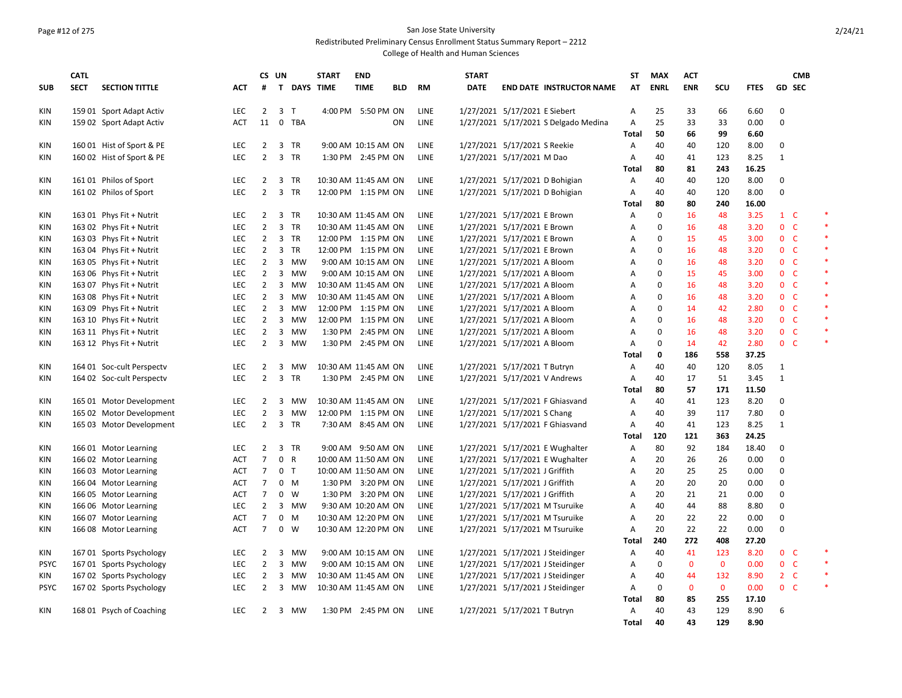San Jose State University
Redistributed Preliminary Census Enrollment Status Summary Report – 2212
College of Health and Human Sciences

| SUB | CATL SECT | SECTION TITTLE | ACT | CS # | UN T | DAYS | START TIME | END TIME | BLD | RM | START DATE | END DATE | INSTRUCTOR NAME | ST AT | MAX ENRL | ACT ENR | SCU | FTES | GD | CMB SEC | |
|---|---|---|---|---|---|---|---|---|---|---|---|---|---|---|---|---|---|---|---|---|---|
| KIN | 159 01 | Sport Adapt Activ | LEC | 2 | 3 | T | 4:00 PM | 5:50 PM | ON | LINE | 1/27/2021 | 5/17/2021 | E Siebert | A | 25 | 33 | 66 | 6.60 | 0 | | |
| KIN | 159 02 | Sport Adapt Activ | ACT | 11 | 0 | TBA | | | ON | LINE | 1/27/2021 | 5/17/2021 | S Delgado Medina | A | 25 | 33 | 33 | 0.00 | 0 | | |
| | | | | | | | | | | | | | | Total | 50 | 66 | 99 | 6.60 | | | |
| KIN | 160 01 | Hist of Sport & PE | LEC | 2 | 3 | TR | 9:00 AM | 10:15 AM | ON | LINE | 1/27/2021 | 5/17/2021 | S Reekie | A | 40 | 40 | 120 | 8.00 | 0 | | |
| KIN | 160 02 | Hist of Sport & PE | LEC | 2 | 3 | TR | 1:30 PM | 2:45 PM | ON | LINE | 1/27/2021 | 5/17/2021 | M Dao | A | 40 | 41 | 123 | 8.25 | 1 | | |
| | | | | | | | | | | | | | | Total | 80 | 81 | 243 | 16.25 | | | |
| KIN | 161 01 | Philos of Sport | LEC | 2 | 3 | TR | 10:30 AM | 11:45 AM | ON | LINE | 1/27/2021 | 5/17/2021 | D Bohigian | A | 40 | 40 | 120 | 8.00 | 0 | | |
| KIN | 161 02 | Philos of Sport | LEC | 2 | 3 | TR | 12:00 PM | 1:15 PM | ON | LINE | 1/27/2021 | 5/17/2021 | D Bohigian | A | 40 | 40 | 120 | 8.00 | 0 | | |
| | | | | | | | | | | | | | | Total | 80 | 80 | 240 | 16.00 | | | |
| KIN | 163 01 | Phys Fit + Nutrit | LEC | 2 | 3 | TR | 10:30 AM | 11:45 AM | ON | LINE | 1/27/2021 | 5/17/2021 | E Brown | A | 0 | 16 | 48 | 3.25 | 1 | C | * |
| KIN | 163 02 | Phys Fit + Nutrit | LEC | 2 | 3 | TR | 10:30 AM | 11:45 AM | ON | LINE | 1/27/2021 | 5/17/2021 | E Brown | A | 0 | 16 | 48 | 3.20 | 0 | C | * |
| KIN | 163 03 | Phys Fit + Nutrit | LEC | 2 | 3 | TR | 12:00 PM | 1:15 PM | ON | LINE | 1/27/2021 | 5/17/2021 | E Brown | A | 0 | 15 | 45 | 3.00 | 0 | C | * |
| KIN | 163 04 | Phys Fit + Nutrit | LEC | 2 | 3 | TR | 12:00 PM | 1:15 PM | ON | LINE | 1/27/2021 | 5/17/2021 | E Brown | A | 0 | 16 | 48 | 3.20 | 0 | C | * |
| KIN | 163 05 | Phys Fit + Nutrit | LEC | 2 | 3 | MW | 9:00 AM | 10:15 AM | ON | LINE | 1/27/2021 | 5/17/2021 | A Bloom | A | 0 | 16 | 48 | 3.20 | 0 | C | * |
| KIN | 163 06 | Phys Fit + Nutrit | LEC | 2 | 3 | MW | 9:00 AM | 10:15 AM | ON | LINE | 1/27/2021 | 5/17/2021 | A Bloom | A | 0 | 15 | 45 | 3.00 | 0 | C | * |
| KIN | 163 07 | Phys Fit + Nutrit | LEC | 2 | 3 | MW | 10:30 AM | 11:45 AM | ON | LINE | 1/27/2021 | 5/17/2021 | A Bloom | A | 0 | 16 | 48 | 3.20 | 0 | C | * |
| KIN | 163 08 | Phys Fit + Nutrit | LEC | 2 | 3 | MW | 10:30 AM | 11:45 AM | ON | LINE | 1/27/2021 | 5/17/2021 | A Bloom | A | 0 | 16 | 48 | 3.20 | 0 | C | * |
| KIN | 163 09 | Phys Fit + Nutrit | LEC | 2 | 3 | MW | 12:00 PM | 1:15 PM | ON | LINE | 1/27/2021 | 5/17/2021 | A Bloom | A | 0 | 14 | 42 | 2.80 | 0 | C | * |
| KIN | 163 10 | Phys Fit + Nutrit | LEC | 2 | 3 | MW | 12:00 PM | 1:15 PM | ON | LINE | 1/27/2021 | 5/17/2021 | A Bloom | A | 0 | 16 | 48 | 3.20 | 0 | C | * |
| KIN | 163 11 | Phys Fit + Nutrit | LEC | 2 | 3 | MW | 1:30 PM | 2:45 PM | ON | LINE | 1/27/2021 | 5/17/2021 | A Bloom | A | 0 | 16 | 48 | 3.20 | 0 | C | * |
| KIN | 163 12 | Phys Fit + Nutrit | LEC | 2 | 3 | MW | 1:30 PM | 2:45 PM | ON | LINE | 1/27/2021 | 5/17/2021 | A Bloom | A | 0 | 14 | 42 | 2.80 | 0 | C | * |
| | | | | | | | | | | | | | | Total | 0 | 186 | 558 | 37.25 | | | |
| KIN | 164 01 | Soc-cult Perspectv | LEC | 2 | 3 | MW | 10:30 AM | 11:45 AM | ON | LINE | 1/27/2021 | 5/17/2021 | T Butryn | A | 40 | 40 | 120 | 8.05 | 1 | | |
| KIN | 164 02 | Soc-cult Perspectv | LEC | 2 | 3 | TR | 1:30 PM | 2:45 PM | ON | LINE | 1/27/2021 | 5/17/2021 | V Andrews | A | 40 | 17 | 51 | 3.45 | 1 | | |
| | | | | | | | | | | | | | | Total | 80 | 57 | 171 | 11.50 | | | |
| KIN | 165 01 | Motor Development | LEC | 2 | 3 | MW | 10:30 AM | 11:45 AM | ON | LINE | 1/27/2021 | 5/17/2021 | F Ghiasvand | A | 40 | 41 | 123 | 8.20 | 0 | | |
| KIN | 165 02 | Motor Development | LEC | 2 | 3 | MW | 12:00 PM | 1:15 PM | ON | LINE | 1/27/2021 | 5/17/2021 | S Chang | A | 40 | 39 | 117 | 7.80 | 0 | | |
| KIN | 165 03 | Motor Development | LEC | 2 | 3 | TR | 7:30 AM | 8:45 AM | ON | LINE | 1/27/2021 | 5/17/2021 | F Ghiasvand | A | 40 | 41 | 123 | 8.25 | 1 | | |
| | | | | | | | | | | | | | | Total | 120 | 121 | 363 | 24.25 | | | |
| KIN | 166 01 | Motor Learning | LEC | 2 | 3 | TR | 9:00 AM | 9:50 AM | ON | LINE | 1/27/2021 | 5/17/2021 | E Wughalter | A | 80 | 92 | 184 | 18.40 | 0 | | |
| KIN | 166 02 | Motor Learning | ACT | 7 | 0 | R | 10:00 AM | 11:50 AM | ON | LINE | 1/27/2021 | 5/17/2021 | E Wughalter | A | 20 | 26 | 26 | 0.00 | 0 | | |
| KIN | 166 03 | Motor Learning | ACT | 7 | 0 | T | 10:00 AM | 11:50 AM | ON | LINE | 1/27/2021 | 5/17/2021 | J Griffith | A | 20 | 25 | 25 | 0.00 | 0 | | |
| KIN | 166 04 | Motor Learning | ACT | 7 | 0 | M | 1:30 PM | 3:20 PM | ON | LINE | 1/27/2021 | 5/17/2021 | J Griffith | A | 20 | 20 | 20 | 0.00 | 0 | | |
| KIN | 166 05 | Motor Learning | ACT | 7 | 0 | W | 1:30 PM | 3:20 PM | ON | LINE | 1/27/2021 | 5/17/2021 | J Griffith | A | 20 | 21 | 21 | 0.00 | 0 | | |
| KIN | 166 06 | Motor Learning | LEC | 2 | 3 | MW | 9:30 AM | 10:20 AM | ON | LINE | 1/27/2021 | 5/17/2021 | M Tsuruike | A | 40 | 44 | 88 | 8.80 | 0 | | |
| KIN | 166 07 | Motor Learning | ACT | 7 | 0 | M | 10:30 AM | 12:20 PM | ON | LINE | 1/27/2021 | 5/17/2021 | M Tsuruike | A | 20 | 22 | 22 | 0.00 | 0 | | |
| KIN | 166 08 | Motor Learning | ACT | 7 | 0 | W | 10:30 AM | 12:20 PM | ON | LINE | 1/27/2021 | 5/17/2021 | M Tsuruike | A | 20 | 22 | 22 | 0.00 | 0 | | |
| | | | | | | | | | | | | | | Total | 240 | 272 | 408 | 27.20 | | | |
| KIN | 167 01 | Sports Psychology | LEC | 2 | 3 | MW | 9:00 AM | 10:15 AM | ON | LINE | 1/27/2021 | 5/17/2021 | J Steidinger | A | 40 | 41 | 123 | 8.20 | 0 | C | * |
| PSYC | 167 01 | Sports Psychology | LEC | 2 | 3 | MW | 9:00 AM | 10:15 AM | ON | LINE | 1/27/2021 | 5/17/2021 | J Steidinger | A | 0 | 0 | 0 | 0.00 | 0 | C | * |
| KIN | 167 02 | Sports Psychology | LEC | 2 | 3 | MW | 10:30 AM | 11:45 AM | ON | LINE | 1/27/2021 | 5/17/2021 | J Steidinger | A | 40 | 44 | 132 | 8.90 | 2 | C | * |
| PSYC | 167 02 | Sports Psychology | LEC | 2 | 3 | MW | 10:30 AM | 11:45 AM | ON | LINE | 1/27/2021 | 5/17/2021 | J Steidinger | A | 0 | 0 | 0 | 0.00 | 0 | C | * |
| | | | | | | | | | | | | | | Total | 80 | 85 | 255 | 17.10 | | | |
| KIN | 168 01 | Psych of Coaching | LEC | 2 | 3 | MW | 1:30 PM | 2:45 PM | ON | LINE | 1/27/2021 | 5/17/2021 | T Butryn | A | 40 | 43 | 129 | 8.90 | 6 | | |
| | | | | | | | | | | | | | | Total | 40 | 43 | 129 | 8.90 | | | |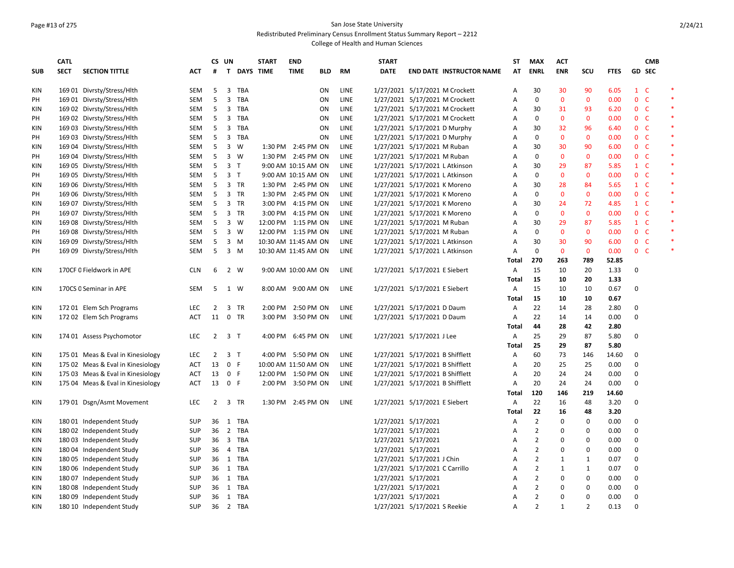San Jose State University

Redistributed Preliminary Census Enrollment Status Summary Report – 2212

College of Health and Human Sciences

| SUB | CATL SECT | SECTION TITTLE | ACT | CS # | UN T | DAYS | START TIME | END TIME | BLD | RM | START DATE | END DATE | INSTRUCTOR NAME | ST AT | MAX ENRL | ACT ENR | SCU | FTES | GD | CMB SEC | |
|---|---|---|---|---|---|---|---|---|---|---|---|---|---|---|---|---|---|---|---|---|---|
| KIN | 169 01 | Divrsty/Stress/Hlth | SEM | 5 | 3 | TBA | | | ON | LINE | 1/27/2021 | 5/17/2021 | M Crockett | A | 30 | 30 | 90 | 6.05 | 1 | C | * |
| PH | 169 01 | Divrsty/Stress/Hlth | SEM | 5 | 3 | TBA | | | ON | LINE | 1/27/2021 | 5/17/2021 | M Crockett | A | 0 | 0 | 0 | 0.00 | 0 | C | * |
| KIN | 169 02 | Divrsty/Stress/Hlth | SEM | 5 | 3 | TBA | | | ON | LINE | 1/27/2021 | 5/17/2021 | M Crockett | A | 30 | 31 | 93 | 6.20 | 0 | C | * |
| PH | 169 02 | Divrsty/Stress/Hlth | SEM | 5 | 3 | TBA | | | ON | LINE | 1/27/2021 | 5/17/2021 | M Crockett | A | 0 | 0 | 0 | 0.00 | 0 | C | * |
| KIN | 169 03 | Divrsty/Stress/Hlth | SEM | 5 | 3 | TBA | | | ON | LINE | 1/27/2021 | 5/17/2021 | D Murphy | A | 30 | 32 | 96 | 6.40 | 0 | C | * |
| PH | 169 03 | Divrsty/Stress/Hlth | SEM | 5 | 3 | TBA | | | ON | LINE | 1/27/2021 | 5/17/2021 | D Murphy | A | 0 | 0 | 0 | 0.00 | 0 | C | * |
| KIN | 169 04 | Divrsty/Stress/Hlth | SEM | 5 | 3 | W | 1:30 PM | 2:45 PM | ON | LINE | 1/27/2021 | 5/17/2021 | M Ruban | A | 30 | 30 | 90 | 6.00 | 0 | C | * |
| PH | 169 04 | Divrsty/Stress/Hlth | SEM | 5 | 3 | W | 1:30 PM | 2:45 PM | ON | LINE | 1/27/2021 | 5/17/2021 | M Ruban | A | 0 | 0 | 0 | 0.00 | 0 | C | * |
| KIN | 169 05 | Divrsty/Stress/Hlth | SEM | 5 | 3 | T | 9:00 AM | 10:15 AM | ON | LINE | 1/27/2021 | 5/17/2021 | L Atkinson | A | 30 | 29 | 87 | 5.85 | 1 | C | * |
| PH | 169 05 | Divrsty/Stress/Hlth | SEM | 5 | 3 | T | 9:00 AM | 10:15 AM | ON | LINE | 1/27/2021 | 5/17/2021 | L Atkinson | A | 0 | 0 | 0 | 0.00 | 0 | C | * |
| KIN | 169 06 | Divrsty/Stress/Hlth | SEM | 5 | 3 | TR | 1:30 PM | 2:45 PM | ON | LINE | 1/27/2021 | 5/17/2021 | K Moreno | A | 30 | 28 | 84 | 5.65 | 1 | C | * |
| PH | 169 06 | Divrsty/Stress/Hlth | SEM | 5 | 3 | TR | 1:30 PM | 2:45 PM | ON | LINE | 1/27/2021 | 5/17/2021 | K Moreno | A | 0 | 0 | 0 | 0.00 | 0 | C | * |
| KIN | 169 07 | Divrsty/Stress/Hlth | SEM | 5 | 3 | TR | 3:00 PM | 4:15 PM | ON | LINE | 1/27/2021 | 5/17/2021 | K Moreno | A | 30 | 24 | 72 | 4.85 | 1 | C | * |
| PH | 169 07 | Divrsty/Stress/Hlth | SEM | 5 | 3 | TR | 3:00 PM | 4:15 PM | ON | LINE | 1/27/2021 | 5/17/2021 | K Moreno | A | 0 | 0 | 0 | 0.00 | 0 | C | * |
| KIN | 169 08 | Divrsty/Stress/Hlth | SEM | 5 | 3 | W | 12:00 PM | 1:15 PM | ON | LINE | 1/27/2021 | 5/17/2021 | M Ruban | A | 30 | 29 | 87 | 5.85 | 1 | C | * |
| PH | 169 08 | Divrsty/Stress/Hlth | SEM | 5 | 3 | W | 12:00 PM | 1:15 PM | ON | LINE | 1/27/2021 | 5/17/2021 | M Ruban | A | 0 | 0 | 0 | 0.00 | 0 | C | * |
| KIN | 169 09 | Divrsty/Stress/Hlth | SEM | 5 | 3 | M | 10:30 AM | 11:45 AM | ON | LINE | 1/27/2021 | 5/17/2021 | L Atkinson | A | 30 | 30 | 90 | 6.00 | 0 | C | * |
| PH | 169 09 | Divrsty/Stress/Hlth | SEM | 5 | 3 | M | 10:30 AM | 11:45 AM | ON | LINE | 1/27/2021 | 5/17/2021 | L Atkinson | A | 0 | 0 | 0 | 0.00 | 0 | C | * |
| | | | | | | | | | | | | | | **Total** | **270** | **263** | **789** | **52.85** | | | |
| KIN | 170CF 0 | Fieldwork in APE | CLN | 6 | 2 | W | 9:00 AM | 10:00 AM | ON | LINE | 1/27/2021 | 5/17/2021 | E Siebert | A | 15 | 10 | 20 | 1.33 | 0 | | |
| | | | | | | | | | | | | | | **Total** | **15** | **10** | **20** | **1.33** | | | |
| KIN | 170CS 0 | Seminar in APE | SEM | 5 | 1 | W | 8:00 AM | 9:00 AM | ON | LINE | 1/27/2021 | 5/17/2021 | E Siebert | A | 15 | 10 | 10 | 0.67 | 0 | | |
| | | | | | | | | | | | | | | **Total** | **15** | **10** | **10** | **0.67** | | | |
| KIN | 172 01 | Elem Sch Programs | LEC | 2 | 3 | TR | 2:00 PM | 2:50 PM | ON | LINE | 1/27/2021 | 5/17/2021 | D Daum | A | 22 | 14 | 28 | 2.80 | 0 | | |
| KIN | 172 02 | Elem Sch Programs | ACT | 11 | 0 | TR | 3:00 PM | 3:50 PM | ON | LINE | 1/27/2021 | 5/17/2021 | D Daum | A | 22 | 14 | 14 | 0.00 | 0 | | |
| | | | | | | | | | | | | | | **Total** | **44** | **28** | **42** | **2.80** | | | |
| KIN | 174 01 | Assess Psychomotor | LEC | 2 | 3 | T | 4:00 PM | 6:45 PM | ON | LINE | 1/27/2021 | 5/17/2021 | J Lee | A | 25 | 29 | 87 | 5.80 | 0 | | |
| | | | | | | | | | | | | | | **Total** | **25** | **29** | **87** | **5.80** | | | |
| KIN | 175 01 | Meas & Eval in Kinesiology | LEC | 2 | 3 | T | 4:00 PM | 5:50 PM | ON | LINE | 1/27/2021 | 5/17/2021 | B Shifflett | A | 60 | 73 | 146 | 14.60 | 0 | | |
| KIN | 175 02 | Meas & Eval in Kinesiology | ACT | 13 | 0 | F | 10:00 AM | 11:50 AM | ON | LINE | 1/27/2021 | 5/17/2021 | B Shifflett | A | 20 | 25 | 25 | 0.00 | 0 | | |
| KIN | 175 03 | Meas & Eval in Kinesiology | ACT | 13 | 0 | F | 12:00 PM | 1:50 PM | ON | LINE | 1/27/2021 | 5/17/2021 | B Shifflett | A | 20 | 24 | 24 | 0.00 | 0 | | |
| KIN | 175 04 | Meas & Eval in Kinesiology | ACT | 13 | 0 | F | 2:00 PM | 3:50 PM | ON | LINE | 1/27/2021 | 5/17/2021 | B Shifflett | A | 20 | 24 | 24 | 0.00 | 0 | | |
| | | | | | | | | | | | | | | **Total** | **120** | **146** | **219** | **14.60** | | | |
| KIN | 179 01 | Dsgn/Asmt Movement | LEC | 2 | 3 | TR | 1:30 PM | 2:45 PM | ON | LINE | 1/27/2021 | 5/17/2021 | E Siebert | A | 22 | 16 | 48 | 3.20 | 0 | | |
| | | | | | | | | | | | | | | **Total** | **22** | **16** | **48** | **3.20** | | | |
| KIN | 180 01 | Independent Study | SUP | 36 | 1 | TBA | | | | | 1/27/2021 | 5/17/2021 | | A | 2 | 0 | 0 | 0.00 | 0 | | |
| KIN | 180 02 | Independent Study | SUP | 36 | 2 | TBA | | | | | 1/27/2021 | 5/17/2021 | | A | 2 | 0 | 0 | 0.00 | 0 | | |
| KIN | 180 03 | Independent Study | SUP | 36 | 3 | TBA | | | | | 1/27/2021 | 5/17/2021 | | A | 2 | 0 | 0 | 0.00 | 0 | | |
| KIN | 180 04 | Independent Study | SUP | 36 | 4 | TBA | | | | | 1/27/2021 | 5/17/2021 | | A | 2 | 0 | 0 | 0.00 | 0 | | |
| KIN | 180 05 | Independent Study | SUP | 36 | 1 | TBA | | | | | 1/27/2021 | 5/17/2021 | J Chin | A | 2 | 1 | 1 | 0.07 | 0 | | |
| KIN | 180 06 | Independent Study | SUP | 36 | 1 | TBA | | | | | 1/27/2021 | 5/17/2021 | C Carrillo | A | 2 | 1 | 1 | 0.07 | 0 | | |
| KIN | 180 07 | Independent Study | SUP | 36 | 1 | TBA | | | | | 1/27/2021 | 5/17/2021 | | A | 2 | 0 | 0 | 0.00 | 0 | | |
| KIN | 180 08 | Independent Study | SUP | 36 | 1 | TBA | | | | | 1/27/2021 | 5/17/2021 | | A | 2 | 0 | 0 | 0.00 | 0 | | |
| KIN | 180 09 | Independent Study | SUP | 36 | 1 | TBA | | | | | 1/27/2021 | 5/17/2021 | | A | 2 | 0 | 0 | 0.00 | 0 | | |
| KIN | 180 10 | Independent Study | SUP | 36 | 2 | TBA | | | | | 1/27/2021 | 5/17/2021 | S Reekie | A | 2 | 1 | 2 | 0.13 | 0 | | |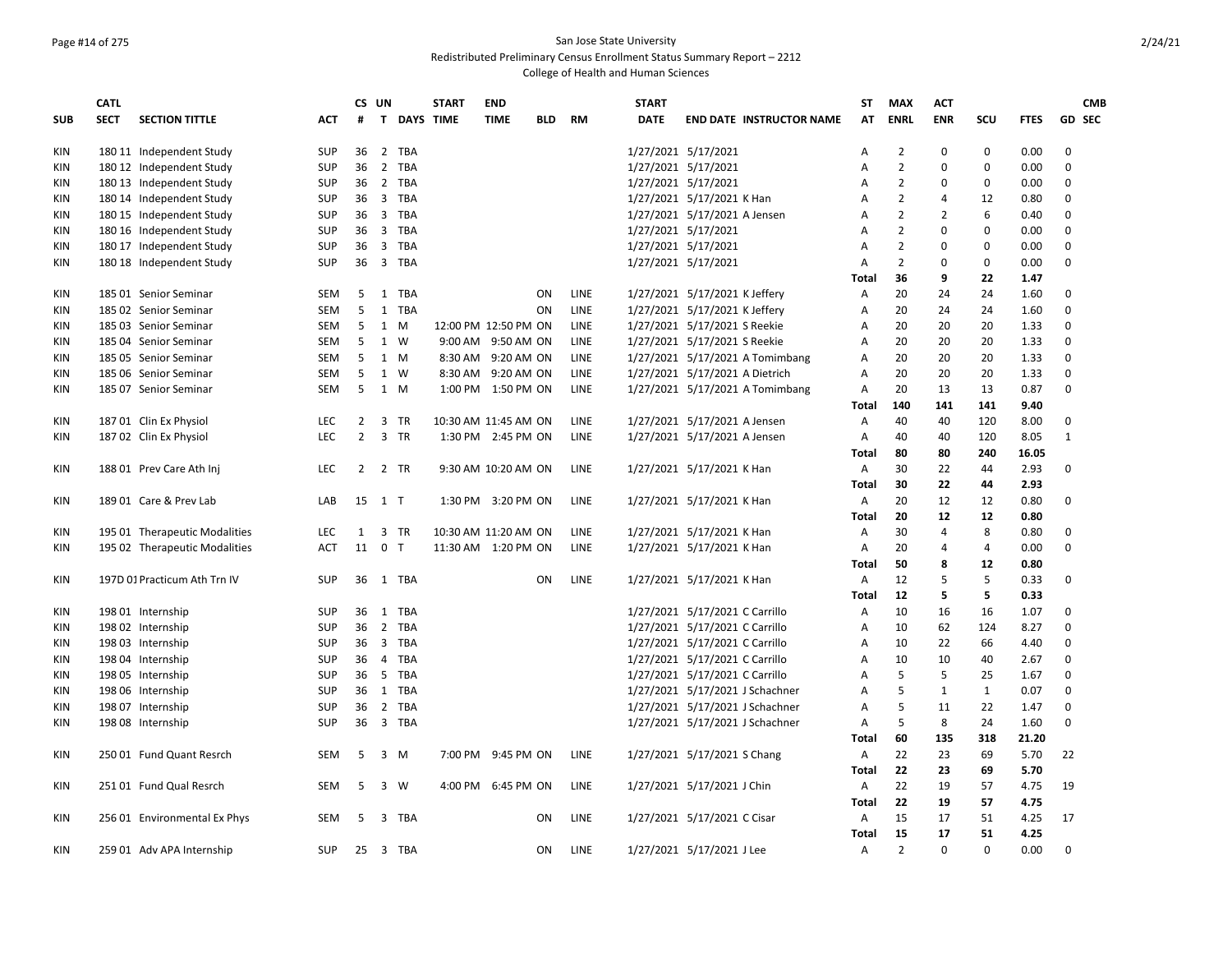# San Jose State University
## Redistributed Preliminary Census Enrollment Status Summary Report – 2212
### College of Health and Human Sciences

| SUB | CATL SECT | SECTION TITTLE | ACT | CS # | UN T | DAYS | START TIME | END TIME | BLD | RM | START DATE | END DATE | INSTRUCTOR NAME | ST AT | MAX ENRL | ACT ENR | SCU | FTES | GD | CMB SEC |
|---|---|---|---|---|---|---|---|---|---|---|---|---|---|---|---|---|---|---|---|---|
| KIN | 180 11 | Independent Study | SUP | 36 | 2 | TBA | | | | | 1/27/2021 | 5/17/2021 | | A | 2 | 0 | 0 | 0.00 | 0 | |
| KIN | 180 12 | Independent Study | SUP | 36 | 2 | TBA | | | | | 1/27/2021 | 5/17/2021 | | A | 2 | 0 | 0 | 0.00 | 0 | |
| KIN | 180 13 | Independent Study | SUP | 36 | 2 | TBA | | | | | 1/27/2021 | 5/17/2021 | | A | 2 | 0 | 0 | 0.00 | 0 | |
| KIN | 180 14 | Independent Study | SUP | 36 | 3 | TBA | | | | | 1/27/2021 | 5/17/2021 | K Han | A | 2 | 4 | 12 | 0.80 | 0 | |
| KIN | 180 15 | Independent Study | SUP | 36 | 3 | TBA | | | | | 1/27/2021 | 5/17/2021 | A Jensen | A | 2 | 2 | 6 | 0.40 | 0 | |
| KIN | 180 16 | Independent Study | SUP | 36 | 3 | TBA | | | | | 1/27/2021 | 5/17/2021 | | A | 2 | 0 | 0 | 0.00 | 0 | |
| KIN | 180 17 | Independent Study | SUP | 36 | 3 | TBA | | | | | 1/27/2021 | 5/17/2021 | | A | 2 | 0 | 0 | 0.00 | 0 | |
| KIN | 180 18 | Independent Study | SUP | 36 | 3 | TBA | | | | | 1/27/2021 | 5/17/2021 | | A | 2 | 0 | 0 | 0.00 | 0 | |
| | | | | | | | | | | | | | | **Total** | **36** | **9** | **22** | **1.47** | | |
| KIN | 185 01 | Senior Seminar | SEM | 5 | 1 | TBA | | | ON | LINE | 1/27/2021 | 5/17/2021 | K Jeffery | A | 20 | 24 | 24 | 1.60 | 0 | |
| KIN | 185 02 | Senior Seminar | SEM | 5 | 1 | TBA | | | ON | LINE | 1/27/2021 | 5/17/2021 | K Jeffery | A | 20 | 24 | 24 | 1.60 | 0 | |
| KIN | 185 03 | Senior Seminar | SEM | 5 | 1 | M | 12:00 PM | 12:50 PM | ON | LINE | 1/27/2021 | 5/17/2021 | S Reekie | A | 20 | 20 | 20 | 1.33 | 0 | |
| KIN | 185 04 | Senior Seminar | SEM | 5 | 1 | W | 9:00 AM | 9:50 AM | ON | LINE | 1/27/2021 | 5/17/2021 | S Reekie | A | 20 | 20 | 20 | 1.33 | 0 | |
| KIN | 185 05 | Senior Seminar | SEM | 5 | 1 | M | 8:30 AM | 9:20 AM | ON | LINE | 1/27/2021 | 5/17/2021 | A Tomimbang | A | 20 | 20 | 20 | 1.33 | 0 | |
| KIN | 185 06 | Senior Seminar | SEM | 5 | 1 | W | 8:30 AM | 9:20 AM | ON | LINE | 1/27/2021 | 5/17/2021 | A Dietrich | A | 20 | 20 | 20 | 1.33 | 0 | |
| KIN | 185 07 | Senior Seminar | SEM | 5 | 1 | M | 1:00 PM | 1:50 PM | ON | LINE | 1/27/2021 | 5/17/2021 | A Tomimbang | A | 20 | 13 | 13 | 0.87 | 0 | |
| | | | | | | | | | | | | | | **Total** | **140** | **141** | **141** | **9.40** | | |
| KIN | 187 01 | Clin Ex Physiol | LEC | 2 | 3 | TR | 10:30 AM | 11:45 AM | ON | LINE | 1/27/2021 | 5/17/2021 | A Jensen | A | 40 | 40 | 120 | 8.00 | 0 | |
| KIN | 187 02 | Clin Ex Physiol | LEC | 2 | 3 | TR | 1:30 PM | 2:45 PM | ON | LINE | 1/27/2021 | 5/17/2021 | A Jensen | A | 40 | 40 | 120 | 8.05 | 1 | |
| | | | | | | | | | | | | | | **Total** | **80** | **80** | **240** | **16.05** | | |
| KIN | 188 01 | Prev Care Ath Inj | LEC | 2 | 2 | TR | 9:30 AM | 10:20 AM | ON | LINE | 1/27/2021 | 5/17/2021 | K Han | A | 30 | 22 | 44 | 2.93 | 0 | |
| | | | | | | | | | | | | | | **Total** | **30** | **22** | **44** | **2.93** | | |
| KIN | 189 01 | Care & Prev Lab | LAB | 15 | 1 | T | 1:30 PM | 3:20 PM | ON | LINE | 1/27/2021 | 5/17/2021 | K Han | A | 20 | 12 | 12 | 0.80 | 0 | |
| | | | | | | | | | | | | | | **Total** | **20** | **12** | **12** | **0.80** | | |
| KIN | 195 01 | Therapeutic Modalities | LEC | 1 | 3 | TR | 10:30 AM | 11:20 AM | ON | LINE | 1/27/2021 | 5/17/2021 | K Han | A | 30 | 4 | 8 | 0.80 | 0 | |
| KIN | 195 02 | Therapeutic Modalities | ACT | 11 | 0 | T | 11:30 AM | 1:20 PM | ON | LINE | 1/27/2021 | 5/17/2021 | K Han | A | 20 | 4 | 4 | 0.00 | 0 | |
| | | | | | | | | | | | | | | **Total** | **50** | **8** | **12** | **0.80** | | |
| KIN | 197D 01 | Practicum Ath Trn IV | SUP | 36 | 1 | TBA | | | ON | LINE | 1/27/2021 | 5/17/2021 | K Han | A | 12 | 5 | 5 | 0.33 | 0 | |
| | | | | | | | | | | | | | | **Total** | **12** | **5** | **5** | **0.33** | | |
| KIN | 198 01 | Internship | SUP | 36 | 1 | TBA | | | | | 1/27/2021 | 5/17/2021 | C Carrillo | A | 10 | 16 | 16 | 1.07 | 0 | |
| KIN | 198 02 | Internship | SUP | 36 | 2 | TBA | | | | | 1/27/2021 | 5/17/2021 | C Carrillo | A | 10 | 62 | 124 | 8.27 | 0 | |
| KIN | 198 03 | Internship | SUP | 36 | 3 | TBA | | | | | 1/27/2021 | 5/17/2021 | C Carrillo | A | 10 | 22 | 66 | 4.40 | 0 | |
| KIN | 198 04 | Internship | SUP | 36 | 4 | TBA | | | | | 1/27/2021 | 5/17/2021 | C Carrillo | A | 10 | 10 | 40 | 2.67 | 0 | |
| KIN | 198 05 | Internship | SUP | 36 | 5 | TBA | | | | | 1/27/2021 | 5/17/2021 | C Carrillo | A | 5 | 5 | 25 | 1.67 | 0 | |
| KIN | 198 06 | Internship | SUP | 36 | 1 | TBA | | | | | 1/27/2021 | 5/17/2021 | J Schachner | A | 5 | 1 | 1 | 0.07 | 0 | |
| KIN | 198 07 | Internship | SUP | 36 | 2 | TBA | | | | | 1/27/2021 | 5/17/2021 | J Schachner | A | 5 | 11 | 22 | 1.47 | 0 | |
| KIN | 198 08 | Internship | SUP | 36 | 3 | TBA | | | | | 1/27/2021 | 5/17/2021 | J Schachner | A | 5 | 8 | 24 | 1.60 | 0 | |
| | | | | | | | | | | | | | | **Total** | **60** | **135** | **318** | **21.20** | | |
| KIN | 250 01 | Fund Quant Resrch | SEM | 5 | 3 | M | 7:00 PM | 9:45 PM | ON | LINE | 1/27/2021 | 5/17/2021 | S Chang | A | 22 | 23 | 69 | 5.70 | 22 | |
| | | | | | | | | | | | | | | **Total** | **22** | **23** | **69** | **5.70** | | |
| KIN | 251 01 | Fund Qual Resrch | SEM | 5 | 3 | W | 4:00 PM | 6:45 PM | ON | LINE | 1/27/2021 | 5/17/2021 | J Chin | A | 22 | 19 | 57 | 4.75 | 19 | |
| | | | | | | | | | | | | | | **Total** | **22** | **19** | **57** | **4.75** | | |
| KIN | 256 01 | Environmental Ex Phys | SEM | 5 | 3 | TBA | | | ON | LINE | 1/27/2021 | 5/17/2021 | C Cisar | A | 15 | 17 | 51 | 4.25 | 17 | |
| | | | | | | | | | | | | | | **Total** | **15** | **17** | **51** | **4.25** | | |
| KIN | 259 01 | Adv APA Internship | SUP | 25 | 3 | TBA | | | ON | LINE | 1/27/2021 | 5/17/2021 | J Lee | A | 2 | 0 | 0 | 0.00 | 0 | |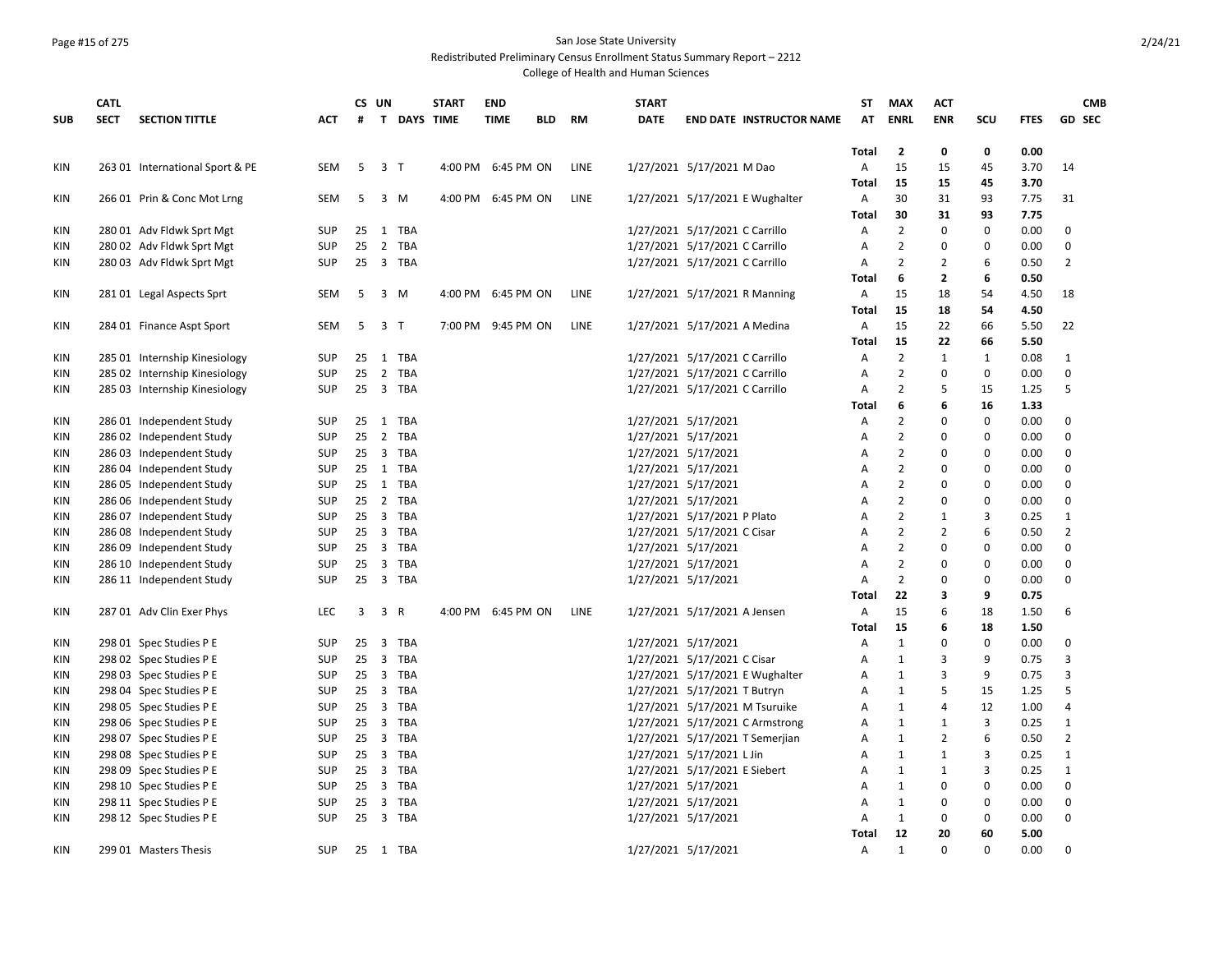San Jose State University

Redistributed Preliminary Census Enrollment Status Summary Report – 2212

College of Health and Human Sciences

| SUB | CATL SECT | SECTION TITTLE | ACT | CS # | UN T | DAYS | START TIME | END TIME | BLD | RM | START DATE | END DATE | INSTRUCTOR NAME | ST AT | MAX ENRL | ACT ENR | SCU | FTES | GD | CMB SEC |
|---|---|---|---|---|---|---|---|---|---|---|---|---|---|---|---|---|---|---|---|---|
| | | | | | | | | | | | | | | Total | 2 | 0 | 0 | 0.00 | | |
| KIN | 263 01 | International Sport & PE | SEM | 5 | 3 | T | 4:00 PM | 6:45 PM | ON | LINE | 1/27/2021 | 5/17/2021 | M Dao | A | 15 | 15 | 45 | 3.70 | 14 | |
| | | | | | | | | | | | | | | Total | 15 | 15 | 45 | 3.70 | | |
| KIN | 266 01 | Prin & Conc Mot Lrng | SEM | 5 | 3 | M | 4:00 PM | 6:45 PM | ON | LINE | 1/27/2021 | 5/17/2021 | E Wughalter | A | 30 | 31 | 93 | 7.75 | 31 | |
| | | | | | | | | | | | | | | Total | 30 | 31 | 93 | 7.75 | | |
| KIN | 280 01 | Adv Fldwk Sprt Mgt | SUP | 25 | 1 | TBA | | | | | 1/27/2021 | 5/17/2021 | C Carrillo | A | 2 | 0 | 0 | 0.00 | 0 | |
| KIN | 280 02 | Adv Fldwk Sprt Mgt | SUP | 25 | 2 | TBA | | | | | 1/27/2021 | 5/17/2021 | C Carrillo | A | 2 | 0 | 0 | 0.00 | 0 | |
| KIN | 280 03 | Adv Fldwk Sprt Mgt | SUP | 25 | 3 | TBA | | | | | 1/27/2021 | 5/17/2021 | C Carrillo | A | 2 | 2 | 6 | 0.50 | 2 | |
| | | | | | | | | | | | | | | Total | 6 | 2 | 6 | 0.50 | | |
| KIN | 281 01 | Legal Aspects Sprt | SEM | 5 | 3 | M | 4:00 PM | 6:45 PM | ON | LINE | 1/27/2021 | 5/17/2021 | R Manning | A | 15 | 18 | 54 | 4.50 | 18 | |
| | | | | | | | | | | | | | | Total | 15 | 18 | 54 | 4.50 | | |
| KIN | 284 01 | Finance Aspt Sport | SEM | 5 | 3 | T | 7:00 PM | 9:45 PM | ON | LINE | 1/27/2021 | 5/17/2021 | A Medina | A | 15 | 22 | 66 | 5.50 | 22 | |
| | | | | | | | | | | | | | | Total | 15 | 22 | 66 | 5.50 | | |
| KIN | 285 01 | Internship Kinesiology | SUP | 25 | 1 | TBA | | | | | 1/27/2021 | 5/17/2021 | C Carrillo | A | 2 | 1 | 1 | 0.08 | 1 | |
| KIN | 285 02 | Internship Kinesiology | SUP | 25 | 2 | TBA | | | | | 1/27/2021 | 5/17/2021 | C Carrillo | A | 2 | 0 | 0 | 0.00 | 0 | |
| KIN | 285 03 | Internship Kinesiology | SUP | 25 | 3 | TBA | | | | | 1/27/2021 | 5/17/2021 | C Carrillo | A | 2 | 5 | 15 | 1.25 | 5 | |
| | | | | | | | | | | | | | | Total | 6 | 6 | 16 | 1.33 | | |
| KIN | 286 01 | Independent Study | SUP | 25 | 1 | TBA | | | | | 1/27/2021 | 5/17/2021 | | A | 2 | 0 | 0 | 0.00 | 0 | |
| KIN | 286 02 | Independent Study | SUP | 25 | 2 | TBA | | | | | 1/27/2021 | 5/17/2021 | | A | 2 | 0 | 0 | 0.00 | 0 | |
| KIN | 286 03 | Independent Study | SUP | 25 | 3 | TBA | | | | | 1/27/2021 | 5/17/2021 | | A | 2 | 0 | 0 | 0.00 | 0 | |
| KIN | 286 04 | Independent Study | SUP | 25 | 1 | TBA | | | | | 1/27/2021 | 5/17/2021 | | A | 2 | 0 | 0 | 0.00 | 0 | |
| KIN | 286 05 | Independent Study | SUP | 25 | 1 | TBA | | | | | 1/27/2021 | 5/17/2021 | | A | 2 | 0 | 0 | 0.00 | 0 | |
| KIN | 286 06 | Independent Study | SUP | 25 | 2 | TBA | | | | | 1/27/2021 | 5/17/2021 | | A | 2 | 0 | 0 | 0.00 | 0 | |
| KIN | 286 07 | Independent Study | SUP | 25 | 3 | TBA | | | | | 1/27/2021 | 5/17/2021 | P Plato | A | 2 | 1 | 3 | 0.25 | 1 | |
| KIN | 286 08 | Independent Study | SUP | 25 | 3 | TBA | | | | | 1/27/2021 | 5/17/2021 | C Cisar | A | 2 | 2 | 6 | 0.50 | 2 | |
| KIN | 286 09 | Independent Study | SUP | 25 | 3 | TBA | | | | | 1/27/2021 | 5/17/2021 | | A | 2 | 0 | 0 | 0.00 | 0 | |
| KIN | 286 10 | Independent Study | SUP | 25 | 3 | TBA | | | | | 1/27/2021 | 5/17/2021 | | A | 2 | 0 | 0 | 0.00 | 0 | |
| KIN | 286 11 | Independent Study | SUP | 25 | 3 | TBA | | | | | 1/27/2021 | 5/17/2021 | | A | 2 | 0 | 0 | 0.00 | 0 | |
| | | | | | | | | | | | | | | Total | 22 | 3 | 9 | 0.75 | | |
| KIN | 287 01 | Adv Clin Exer Phys | LEC | 3 | 3 | R | 4:00 PM | 6:45 PM | ON | LINE | 1/27/2021 | 5/17/2021 | A Jensen | A | 15 | 6 | 18 | 1.50 | 6 | |
| | | | | | | | | | | | | | | Total | 15 | 6 | 18 | 1.50 | | |
| KIN | 298 01 | Spec Studies P E | SUP | 25 | 3 | TBA | | | | | 1/27/2021 | 5/17/2021 | | A | 1 | 0 | 0 | 0.00 | 0 | |
| KIN | 298 02 | Spec Studies P E | SUP | 25 | 3 | TBA | | | | | 1/27/2021 | 5/17/2021 | C Cisar | A | 1 | 3 | 9 | 0.75 | 3 | |
| KIN | 298 03 | Spec Studies P E | SUP | 25 | 3 | TBA | | | | | 1/27/2021 | 5/17/2021 | E Wughalter | A | 1 | 3 | 9 | 0.75 | 3 | |
| KIN | 298 04 | Spec Studies P E | SUP | 25 | 3 | TBA | | | | | 1/27/2021 | 5/17/2021 | T Butryn | A | 1 | 5 | 15 | 1.25 | 5 | |
| KIN | 298 05 | Spec Studies P E | SUP | 25 | 3 | TBA | | | | | 1/27/2021 | 5/17/2021 | M Tsuruike | A | 1 | 4 | 12 | 1.00 | 4 | |
| KIN | 298 06 | Spec Studies P E | SUP | 25 | 3 | TBA | | | | | 1/27/2021 | 5/17/2021 | C Armstrong | A | 1 | 1 | 3 | 0.25 | 1 | |
| KIN | 298 07 | Spec Studies P E | SUP | 25 | 3 | TBA | | | | | 1/27/2021 | 5/17/2021 | T Semerjian | A | 1 | 2 | 6 | 0.50 | 2 | |
| KIN | 298 08 | Spec Studies P E | SUP | 25 | 3 | TBA | | | | | 1/27/2021 | 5/17/2021 | L Jin | A | 1 | 1 | 3 | 0.25 | 1 | |
| KIN | 298 09 | Spec Studies P E | SUP | 25 | 3 | TBA | | | | | 1/27/2021 | 5/17/2021 | E Siebert | A | 1 | 1 | 3 | 0.25 | 1 | |
| KIN | 298 10 | Spec Studies P E | SUP | 25 | 3 | TBA | | | | | 1/27/2021 | 5/17/2021 | | A | 1 | 0 | 0 | 0.00 | 0 | |
| KIN | 298 11 | Spec Studies P E | SUP | 25 | 3 | TBA | | | | | 1/27/2021 | 5/17/2021 | | A | 1 | 0 | 0 | 0.00 | 0 | |
| KIN | 298 12 | Spec Studies P E | SUP | 25 | 3 | TBA | | | | | 1/27/2021 | 5/17/2021 | | A | 1 | 0 | 0 | 0.00 | 0 | |
| | | | | | | | | | | | | | | Total | 12 | 20 | 60 | 5.00 | | |
| KIN | 299 01 | Masters Thesis | SUP | 25 | 1 | TBA | | | | | 1/27/2021 | 5/17/2021 | | A | 1 | 0 | 0 | 0.00 | 0 | |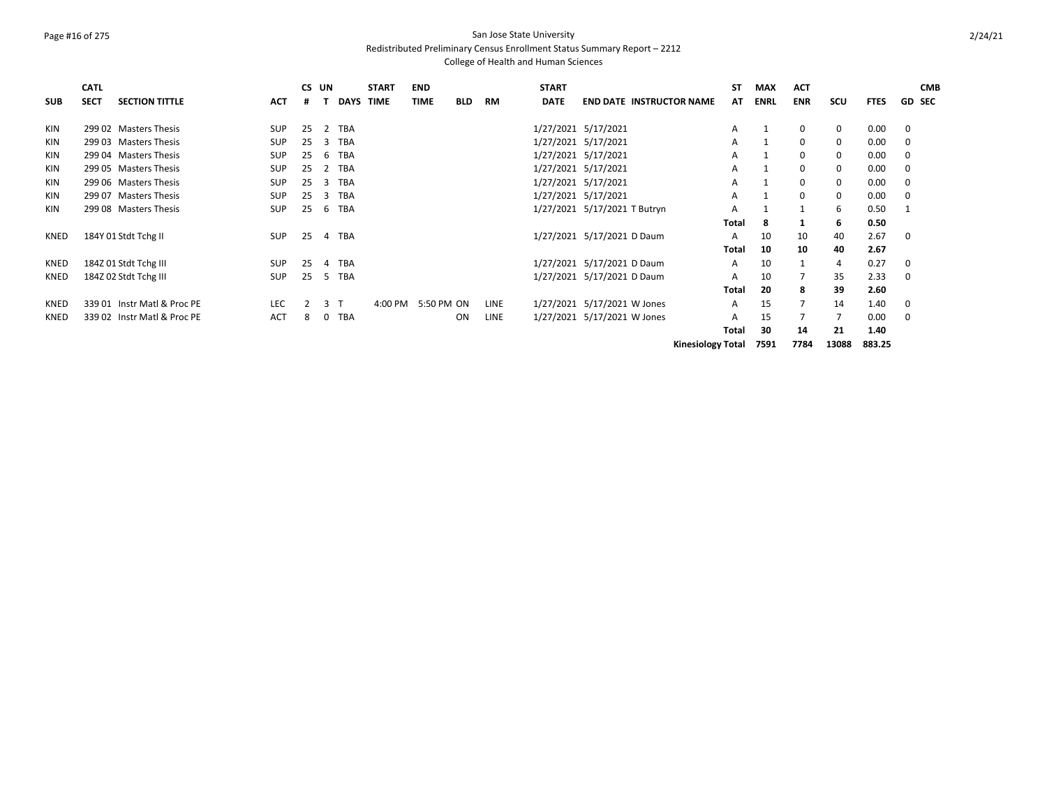San Jose State University

Redistributed Preliminary Census Enrollment Status Summary Report – 2212

College of Health and Human Sciences

| SUB | CATL SECT | SECTION TITTLE | ACT | CS # | UN T | DAYS | START TIME | END TIME | BLD | RM | START DATE | END DATE | INSTRUCTOR NAME | ST AT | MAX ENRL | ACT ENR | SCU | FTES | GD | CMB SEC |
|---|---|---|---|---|---|---|---|---|---|---|---|---|---|---|---|---|---|---|---|---|
| KIN | 299 02 | Masters Thesis | SUP | 25 | 2 | TBA | | | | | 1/27/2021 | 5/17/2021 | | A | 1 | 0 | 0 | 0.00 | 0 | |
| KIN | 299 03 | Masters Thesis | SUP | 25 | 3 | TBA | | | | | 1/27/2021 | 5/17/2021 | | A | 1 | 0 | 0 | 0.00 | 0 | |
| KIN | 299 04 | Masters Thesis | SUP | 25 | 6 | TBA | | | | | 1/27/2021 | 5/17/2021 | | A | 1 | 0 | 0 | 0.00 | 0 | |
| KIN | 299 05 | Masters Thesis | SUP | 25 | 2 | TBA | | | | | 1/27/2021 | 5/17/2021 | | A | 1 | 0 | 0 | 0.00 | 0 | |
| KIN | 299 06 | Masters Thesis | SUP | 25 | 3 | TBA | | | | | 1/27/2021 | 5/17/2021 | | A | 1 | 0 | 0 | 0.00 | 0 | |
| KIN | 299 07 | Masters Thesis | SUP | 25 | 3 | TBA | | | | | 1/27/2021 | 5/17/2021 | | A | 1 | 0 | 0 | 0.00 | 0 | |
| KIN | 299 08 | Masters Thesis | SUP | 25 | 6 | TBA | | | | | 1/27/2021 | 5/17/2021 | T Butryn | A | 1 | 1 | 6 | 0.50 | 1 | |
| | | | | | | | | | | | | | | **Total** | **8** | **1** | **6** | **0.50** | | |
| KNED | 184Y 01 | Stdt Tchg II | SUP | 25 | 4 | TBA | | | | | 1/27/2021 | 5/17/2021 | D Daum | A | 10 | 10 | 40 | 2.67 | 0 | |
| | | | | | | | | | | | | | | **Total** | **10** | **10** | **40** | **2.67** | | |
| KNED | 184Z 01 | Stdt Tchg III | SUP | 25 | 4 | TBA | | | | | 1/27/2021 | 5/17/2021 | D Daum | A | 10 | 1 | 4 | 0.27 | 0 | |
| KNED | 184Z 02 | Stdt Tchg III | SUP | 25 | 5 | TBA | | | | | 1/27/2021 | 5/17/2021 | D Daum | A | 10 | 7 | 35 | 2.33 | 0 | |
| | | | | | | | | | | | | | | **Total** | **20** | **8** | **39** | **2.60** | | |
| KNED | 339 01 | Instr Matl & Proc PE | LEC | 2 | 3 | T | 4:00 PM | 5:50 PM | ON | LINE | 1/27/2021 | 5/17/2021 | W Jones | A | 15 | 7 | 14 | 1.40 | 0 | |
| KNED | 339 02 | Instr Matl & Proc PE | ACT | 8 | 0 | TBA | | | ON | LINE | 1/27/2021 | 5/17/2021 | W Jones | A | 15 | 7 | 7 | 0.00 | 0 | |
| | | | | | | | | | | | | | | **Total** | **30** | **14** | **21** | **1.40** | | |
| | | | | | | | | | | | | | **Kinesiology Total** | | **7591** | **7784** | **13088** | **883.25** | | |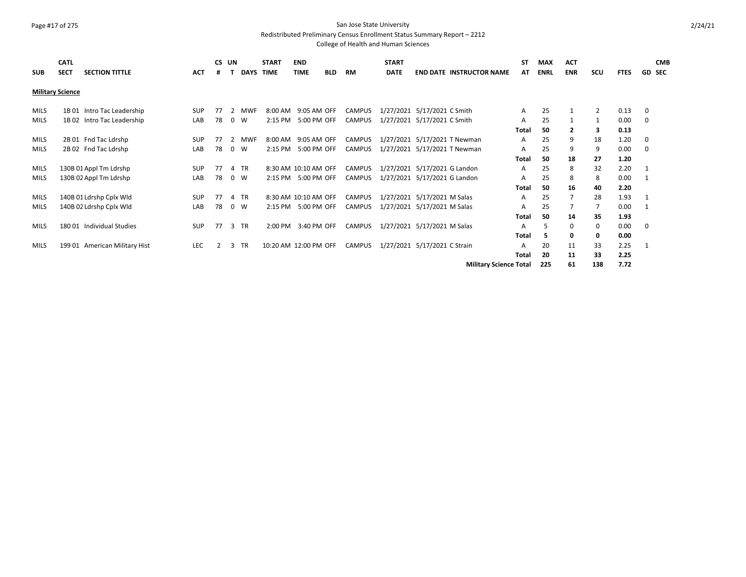San Jose State University

Redistributed Preliminary Census Enrollment Status Summary Report – 2212

College of Health and Human Sciences

| SUB | CATL SECT | SECTION TITTLE | ACT | CS # | UN T | DAYS | START TIME | END TIME | BLD | RM | START DATE | END DATE | INSTRUCTOR NAME | ST AT | MAX ENRL | ACT ENR | SCU | FTES | GD | CMB SEC |
|---|---|---|---|---|---|---|---|---|---|---|---|---|---|---|---|---|---|---|---|---|
| **Military Science** | | | | | | | | | | | | | | | | | | | | |
| MILS | 1B 01 | Intro Tac Leadership | SUP | 77 | 2 | MWF | 8:00 AM | 9:05 AM | OFF | CAMPUS | 1/27/2021 | 5/17/2021 | C Smith | A | 25 | 1 | 2 | 0.13 | 0 | |
| MILS | 1B 02 | Intro Tac Leadership | LAB | 78 | 0 | W | 2:15 PM | 5:00 PM | OFF | CAMPUS | 1/27/2021 | 5/17/2021 | C Smith | A | 25 | 1 | 1 | 0.00 | 0 | |
| | | | | | | | | | | | | | | **Total** | **50** | **2** | **3** | **0.13** | | |
| MILS | 2B 01 | Fnd Tac Ldrshp | SUP | 77 | 2 | MWF | 8:00 AM | 9:05 AM | OFF | CAMPUS | 1/27/2021 | 5/17/2021 | T Newman | A | 25 | 9 | 18 | 1.20 | 0 | |
| MILS | 2B 02 | Fnd Tac Ldrshp | LAB | 78 | 0 | W | 2:15 PM | 5:00 PM | OFF | CAMPUS | 1/27/2021 | 5/17/2021 | T Newman | A | 25 | 9 | 9 | 0.00 | 0 | |
| | | | | | | | | | | | | | | **Total** | **50** | **18** | **27** | **1.20** | | |
| MILS | 130B 01 | Appl Tm Ldrshp | SUP | 77 | 4 | TR | 8:30 AM | 10:10 AM | OFF | CAMPUS | 1/27/2021 | 5/17/2021 | G Landon | A | 25 | 8 | 32 | 2.20 | 1 | |
| MILS | 130B 02 | Appl Tm Ldrshp | LAB | 78 | 0 | W | 2:15 PM | 5:00 PM | OFF | CAMPUS | 1/27/2021 | 5/17/2021 | G Landon | A | 25 | 8 | 8 | 0.00 | 1 | |
| | | | | | | | | | | | | | | **Total** | **50** | **16** | **40** | **2.20** | | |
| MILS | 140B 01 | Ldrshp Cplx Wld | SUP | 77 | 4 | TR | 8:30 AM | 10:10 AM | OFF | CAMPUS | 1/27/2021 | 5/17/2021 | M Salas | A | 25 | 7 | 28 | 1.93 | 1 | |
| MILS | 140B 02 | Ldrshp Cplx Wld | LAB | 78 | 0 | W | 2:15 PM | 5:00 PM | OFF | CAMPUS | 1/27/2021 | 5/17/2021 | M Salas | A | 25 | 7 | 7 | 0.00 | 1 | |
| | | | | | | | | | | | | | | **Total** | **50** | **14** | **35** | **1.93** | | |
| MILS | 180 01 | Individual Studies | SUP | 77 | 3 | TR | 2:00 PM | 3:40 PM | OFF | CAMPUS | 1/27/2021 | 5/17/2021 | M Salas | A | 5 | 0 | 0 | 0.00 | 0 | |
| | | | | | | | | | | | | | | **Total** | **5** | **0** | **0** | **0.00** | | |
| MILS | 199 01 | American Military Hist | LEC | 2 | 3 | TR | 10:20 AM | 12:00 PM | OFF | CAMPUS | 1/27/2021 | 5/17/2021 | C Strain | A | 20 | 11 | 33 | 2.25 | 1 | |
| | | | | | | | | | | | | | | **Total** | **20** | **11** | **33** | **2.25** | | |
| | | | | | | | | | | | | | **Military Science Total** | | **225** | **61** | **138** | **7.72** | | |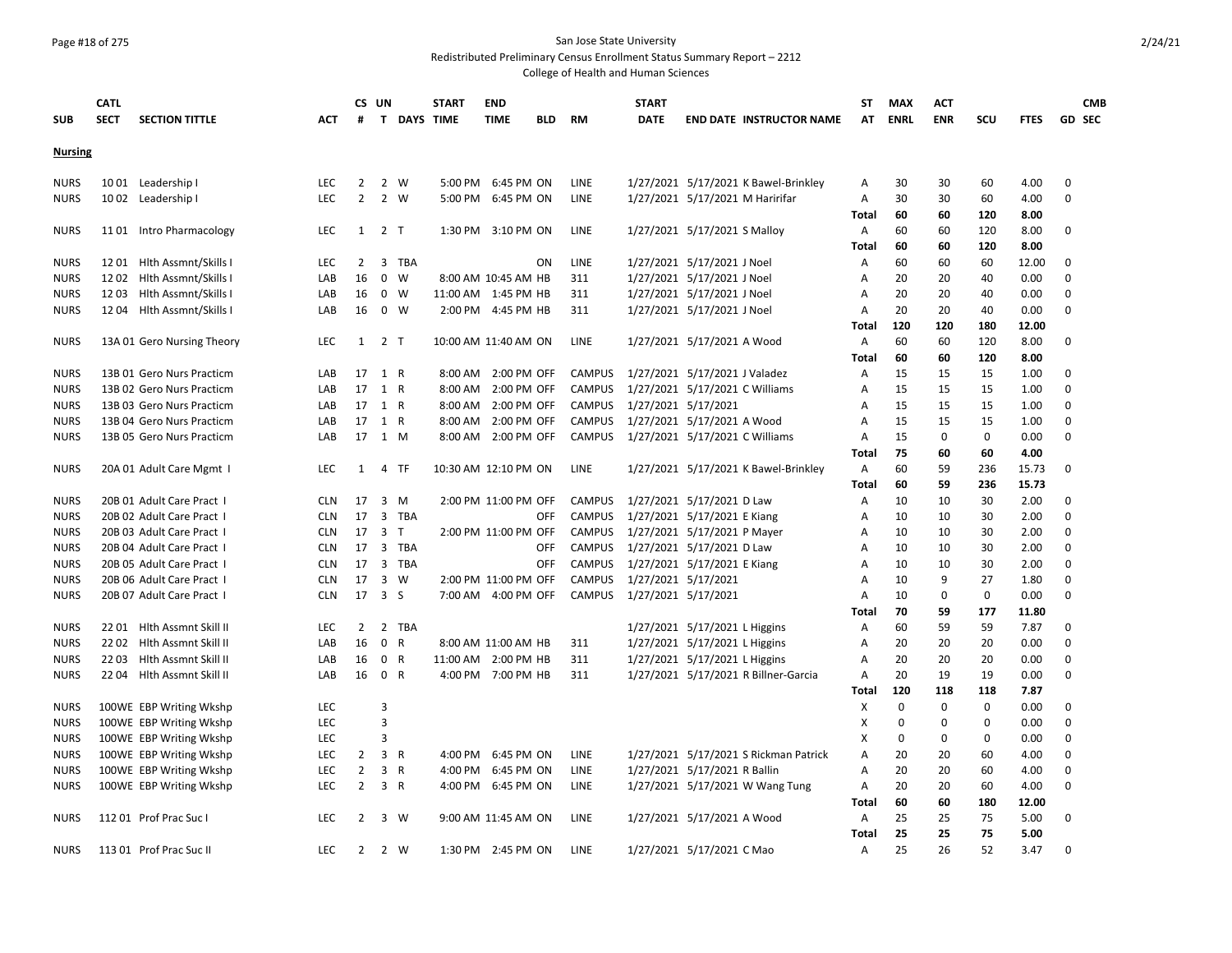San Jose State University

Redistributed Preliminary Census Enrollment Status Summary Report – 2212

College of Health and Human Sciences

## Nursing

| SUB | CATL SECT | SECTION TITTLE | ACT | CS # | UN T | DAYS | START TIME | END TIME | BLD | RM | START DATE | END DATE | INSTRUCTOR NAME | ST AT | MAX ENRL | ACT ENR | SCU | FTES | GD | CMB SEC |
|---|---|---|---|---|---|---|---|---|---|---|---|---|---|---|---|---|---|---|---|---|
| NURS | 10 01 | Leadership I | LEC | 2 | 2 | W | 5:00 PM | 6:45 PM | ON | LINE | 1/27/2021 | 5/17/2021 | K Bawel-Brinkley | A | 30 | 30 | 60 | 4.00 | 0 | |
| NURS | 10 02 | Leadership I | LEC | 2 | 2 | W | 5:00 PM | 6:45 PM | ON | LINE | 1/27/2021 | 5/17/2021 | M Haririfar | A | 30 | 30 | 60 | 4.00 | 0 | |
| | | | | | | | | | | | | | | Total | 60 | 60 | 120 | 8.00 | | |
| NURS | 11 01 | Intro Pharmacology | LEC | 1 | 2 | T | 1:30 PM | 3:10 PM | ON | LINE | 1/27/2021 | 5/17/2021 | S Malloy | A | 60 | 60 | 120 | 8.00 | 0 | |
| | | | | | | | | | | | | | | Total | 60 | 60 | 120 | 8.00 | | |
| NURS | 12 01 | Hlth Assmnt/Skills I | LEC | 2 | 3 | TBA | | | ON | LINE | 1/27/2021 | 5/17/2021 | J Noel | A | 60 | 60 | 60 | 12.00 | 0 | |
| NURS | 12 02 | Hlth Assmnt/Skills I | LAB | 16 | 0 | W | 8:00 AM | 10:45 AM | HB | 311 | 1/27/2021 | 5/17/2021 | J Noel | A | 20 | 20 | 40 | 0.00 | 0 | |
| NURS | 12 03 | Hlth Assmnt/Skills I | LAB | 16 | 0 | W | 11:00 AM | 1:45 PM | HB | 311 | 1/27/2021 | 5/17/2021 | J Noel | A | 20 | 20 | 40 | 0.00 | 0 | |
| NURS | 12 04 | Hlth Assmnt/Skills I | LAB | 16 | 0 | W | 2:00 PM | 4:45 PM | HB | 311 | 1/27/2021 | 5/17/2021 | J Noel | A | 20 | 20 | 40 | 0.00 | 0 | |
| | | | | | | | | | | | | | | Total | 120 | 120 | 180 | 12.00 | | |
| NURS | 13A 01 | Gero Nursing Theory | LEC | 1 | 2 | T | 10:00 AM | 11:40 AM | ON | LINE | 1/27/2021 | 5/17/2021 | A Wood | A | 60 | 60 | 120 | 8.00 | 0 | |
| | | | | | | | | | | | | | | Total | 60 | 60 | 120 | 8.00 | | |
| NURS | 13B 01 | Gero Nurs Practicm | LAB | 17 | 1 | R | 8:00 AM | 2:00 PM | OFF | CAMPUS | 1/27/2021 | 5/17/2021 | J Valadez | A | 15 | 15 | 15 | 1.00 | 0 | |
| NURS | 13B 02 | Gero Nurs Practicm | LAB | 17 | 1 | R | 8:00 AM | 2:00 PM | OFF | CAMPUS | 1/27/2021 | 5/17/2021 | C Williams | A | 15 | 15 | 15 | 1.00 | 0 | |
| NURS | 13B 03 | Gero Nurs Practicm | LAB | 17 | 1 | R | 8:00 AM | 2:00 PM | OFF | CAMPUS | 1/27/2021 | 5/17/2021 | | A | 15 | 15 | 15 | 1.00 | 0 | |
| NURS | 13B 04 | Gero Nurs Practicm | LAB | 17 | 1 | R | 8:00 AM | 2:00 PM | OFF | CAMPUS | 1/27/2021 | 5/17/2021 | A Wood | A | 15 | 15 | 15 | 1.00 | 0 | |
| NURS | 13B 05 | Gero Nurs Practicm | LAB | 17 | 1 | M | 8:00 AM | 2:00 PM | OFF | CAMPUS | 1/27/2021 | 5/17/2021 | C Williams | A | 15 | 0 | 0 | 0.00 | 0 | |
| | | | | | | | | | | | | | | Total | 75 | 60 | 60 | 4.00 | | |
| NURS | 20A 01 | Adult Care Mgmt I | LEC | 1 | 4 | TF | 10:30 AM | 12:10 PM | ON | LINE | 1/27/2021 | 5/17/2021 | K Bawel-Brinkley | A | 60 | 59 | 236 | 15.73 | 0 | |
| | | | | | | | | | | | | | | Total | 60 | 59 | 236 | 15.73 | | |
| NURS | 20B 01 | Adult Care Pract I | CLN | 17 | 3 | M | 2:00 PM | 11:00 PM | OFF | CAMPUS | 1/27/2021 | 5/17/2021 | D Law | A | 10 | 10 | 30 | 2.00 | 0 | |
| NURS | 20B 02 | Adult Care Pract I | CLN | 17 | 3 | TBA | | | OFF | CAMPUS | 1/27/2021 | 5/17/2021 | E Kiang | A | 10 | 10 | 30 | 2.00 | 0 | |
| NURS | 20B 03 | Adult Care Pract I | CLN | 17 | 3 | T | 2:00 PM | 11:00 PM | OFF | CAMPUS | 1/27/2021 | 5/17/2021 | P Mayer | A | 10 | 10 | 30 | 2.00 | 0 | |
| NURS | 20B 04 | Adult Care Pract I | CLN | 17 | 3 | TBA | | | OFF | CAMPUS | 1/27/2021 | 5/17/2021 | D Law | A | 10 | 10 | 30 | 2.00 | 0 | |
| NURS | 20B 05 | Adult Care Pract I | CLN | 17 | 3 | TBA | | | OFF | CAMPUS | 1/27/2021 | 5/17/2021 | E Kiang | A | 10 | 10 | 30 | 2.00 | 0 | |
| NURS | 20B 06 | Adult Care Pract I | CLN | 17 | 3 | W | 2:00 PM | 11:00 PM | OFF | CAMPUS | 1/27/2021 | 5/17/2021 | | A | 10 | 9 | 27 | 1.80 | 0 | |
| NURS | 20B 07 | Adult Care Pract I | CLN | 17 | 3 | S | 7:00 AM | 4:00 PM | OFF | CAMPUS | 1/27/2021 | 5/17/2021 | | A | 10 | 0 | 0 | 0.00 | 0 | |
| | | | | | | | | | | | | | | Total | 70 | 59 | 177 | 11.80 | | |
| NURS | 22 01 | Hlth Assmnt Skill II | LEC | 2 | 2 | TBA | | | | | 1/27/2021 | 5/17/2021 | L Higgins | A | 60 | 59 | 59 | 7.87 | 0 | |
| NURS | 22 02 | Hlth Assmnt Skill II | LAB | 16 | 0 | R | 8:00 AM | 11:00 AM | HB | 311 | 1/27/2021 | 5/17/2021 | L Higgins | A | 20 | 20 | 20 | 0.00 | 0 | |
| NURS | 22 03 | Hlth Assmnt Skill II | LAB | 16 | 0 | R | 11:00 AM | 2:00 PM | HB | 311 | 1/27/2021 | 5/17/2021 | L Higgins | A | 20 | 20 | 20 | 0.00 | 0 | |
| NURS | 22 04 | Hlth Assmnt Skill II | LAB | 16 | 0 | R | 4:00 PM | 7:00 PM | HB | 311 | 1/27/2021 | 5/17/2021 | R Billner-Garcia | A | 20 | 19 | 19 | 0.00 | 0 | |
| | | | | | | | | | | | | | | Total | 120 | 118 | 118 | 7.87 | | |
| NURS | 100WE | EBP Writing Wkshp | LEC | | 3 | | | | | | | | | X | 0 | 0 | 0 | 0.00 | 0 | |
| NURS | 100WE | EBP Writing Wkshp | LEC | | 3 | | | | | | | | | X | 0 | 0 | 0 | 0.00 | 0 | |
| NURS | 100WE | EBP Writing Wkshp | LEC | | 3 | | | | | | | | | X | 0 | 0 | 0 | 0.00 | 0 | |
| NURS | 100WE | EBP Writing Wkshp | LEC | 2 | 3 | R | 4:00 PM | 6:45 PM | ON | LINE | 1/27/2021 | 5/17/2021 | S Rickman Patrick | A | 20 | 20 | 60 | 4.00 | 0 | |
| NURS | 100WE | EBP Writing Wkshp | LEC | 2 | 3 | R | 4:00 PM | 6:45 PM | ON | LINE | 1/27/2021 | 5/17/2021 | R Ballin | A | 20 | 20 | 60 | 4.00 | 0 | |
| NURS | 100WE | EBP Writing Wkshp | LEC | 2 | 3 | R | 4:00 PM | 6:45 PM | ON | LINE | 1/27/2021 | 5/17/2021 | W Wang Tung | A | 20 | 20 | 60 | 4.00 | 0 | |
| | | | | | | | | | | | | | | Total | 60 | 60 | 180 | 12.00 | | |
| NURS | 112 01 | Prof Prac Suc I | LEC | 2 | 3 | W | 9:00 AM | 11:45 AM | ON | LINE | 1/27/2021 | 5/17/2021 | A Wood | A | 25 | 25 | 75 | 5.00 | 0 | |
| | | | | | | | | | | | | | | Total | 25 | 25 | 75 | 5.00 | | |
| NURS | 113 01 | Prof Prac Suc II | LEC | 2 | 2 | W | 1:30 PM | 2:45 PM | ON | LINE | 1/27/2021 | 5/17/2021 | C Mao | A | 25 | 26 | 52 | 3.47 | 0 | |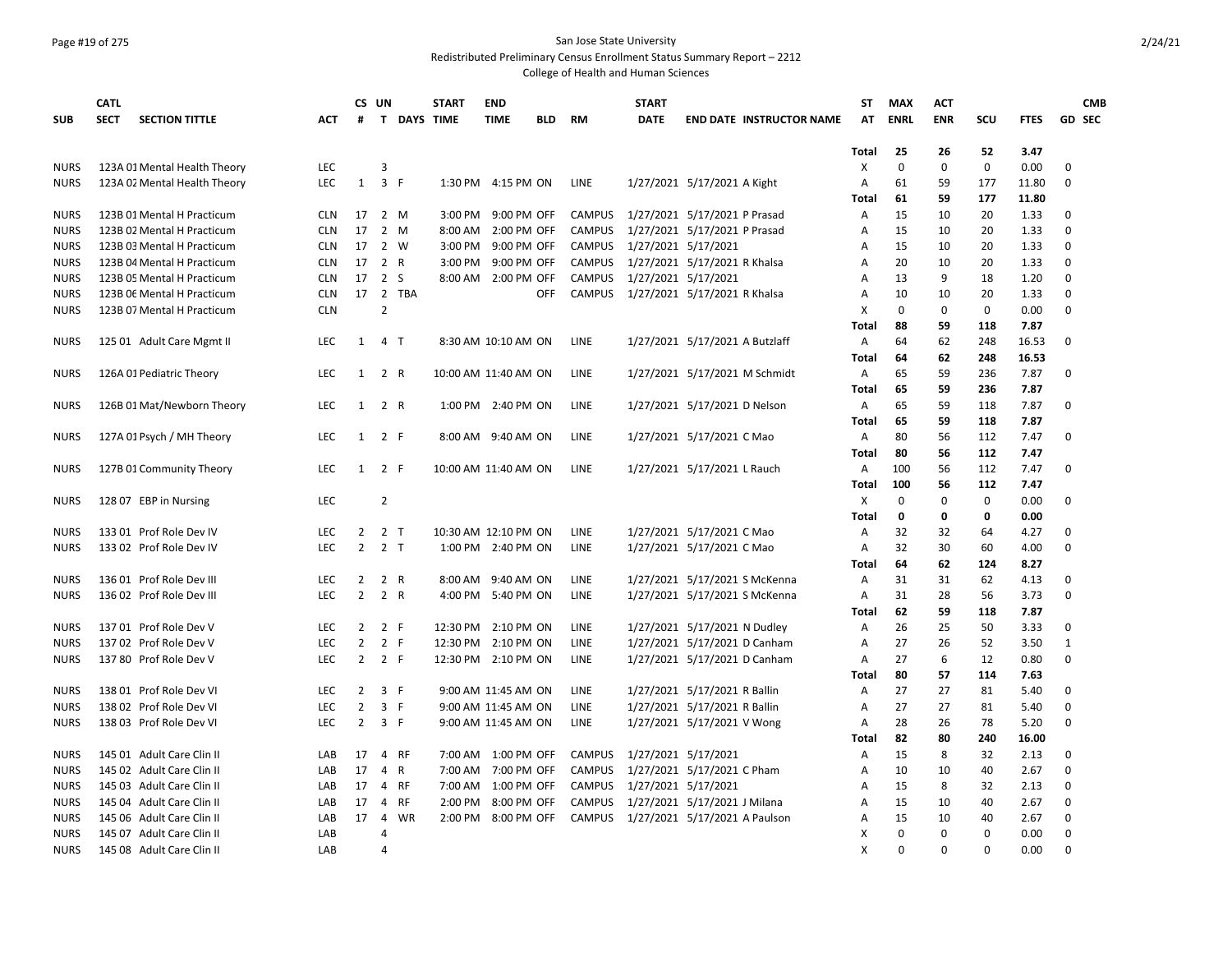# San Jose State University

## Redistributed Preliminary Census Enrollment Status Summary Report – 2212

### College of Health and Human Sciences

| SUB | CATL SECT | SECTION TITTLE | ACT | CS # | UN T | DAYS | START TIME | END TIME | BLD | RM | START DATE | END DATE | INSTRUCTOR NAME | ST AT | MAX ENRL | ACT ENR | SCU | FTES | GD | CMB SEC |
|---|---|---|---|---|---|---|---|---|---|---|---|---|---|---|---|---|---|---|---|---|
| | | | | | | | | | | | | | | Total | 25 | 26 | 52 | 3.47 | | |
| NURS | 123A 01 | Mental Health Theory | LEC | | 3 | | | | | | | | | X | 0 | 0 | 0 | 0.00 | 0 | |
| NURS | 123A 02 | Mental Health Theory | LEC | 1 | 3 | F | 1:30 PM | 4:15 PM | ON | LINE | 1/27/2021 | 5/17/2021 | A Kight | A | 61 | 59 | 177 | 11.80 | 0 | |
| | | | | | | | | | | | | | | Total | 61 | 59 | 177 | 11.80 | | |
| NURS | 123B 01 | Mental H Practicum | CLN | 17 | 2 | M | 3:00 PM | 9:00 PM | OFF | CAMPUS | 1/27/2021 | 5/17/2021 | P Prasad | A | 15 | 10 | 20 | 1.33 | 0 | |
| NURS | 123B 02 | Mental H Practicum | CLN | 17 | 2 | M | 8:00 AM | 2:00 PM | OFF | CAMPUS | 1/27/2021 | 5/17/2021 | P Prasad | A | 15 | 10 | 20 | 1.33 | 0 | |
| NURS | 123B 03 | Mental H Practicum | CLN | 17 | 2 | W | 3:00 PM | 9:00 PM | OFF | CAMPUS | 1/27/2021 | 5/17/2021 | | A | 15 | 10 | 20 | 1.33 | 0 | |
| NURS | 123B 04 | Mental H Practicum | CLN | 17 | 2 | R | 3:00 PM | 9:00 PM | OFF | CAMPUS | 1/27/2021 | 5/17/2021 | R Khalsa | A | 20 | 10 | 20 | 1.33 | 0 | |
| NURS | 123B 05 | Mental H Practicum | CLN | 17 | 2 | S | 8:00 AM | 2:00 PM | OFF | CAMPUS | 1/27/2021 | 5/17/2021 | | A | 13 | 9 | 18 | 1.20 | 0 | |
| NURS | 123B 06 | Mental H Practicum | CLN | 17 | 2 | TBA | | | OFF | CAMPUS | 1/27/2021 | 5/17/2021 | R Khalsa | A | 10 | 10 | 20 | 1.33 | 0 | |
| NURS | 123B 07 | Mental H Practicum | CLN | | 2 | | | | | | | | | X | 0 | 0 | 0 | 0.00 | 0 | |
| | | | | | | | | | | | | | | Total | 88 | 59 | 118 | 7.87 | | |
| NURS | 125 01 | Adult Care Mgmt II | LEC | 1 | 4 | T | 8:30 AM | 10:10 AM | ON | LINE | 1/27/2021 | 5/17/2021 | A Butzlaff | A | 64 | 62 | 248 | 16.53 | 0 | |
| | | | | | | | | | | | | | | Total | 64 | 62 | 248 | 16.53 | | |
| NURS | 126A 01 | Pediatric Theory | LEC | 1 | 2 | R | 10:00 AM | 11:40 AM | ON | LINE | 1/27/2021 | 5/17/2021 | M Schmidt | A | 65 | 59 | 236 | 7.87 | 0 | |
| | | | | | | | | | | | | | | Total | 65 | 59 | 236 | 7.87 | | |
| NURS | 126B 01 | Mat/Newborn Theory | LEC | 1 | 2 | R | 1:00 PM | 2:40 PM | ON | LINE | 1/27/2021 | 5/17/2021 | D Nelson | A | 65 | 59 | 118 | 7.87 | 0 | |
| | | | | | | | | | | | | | | Total | 65 | 59 | 118 | 7.87 | | |
| NURS | 127A 01 | Psych / MH Theory | LEC | 1 | 2 | F | 8:00 AM | 9:40 AM | ON | LINE | 1/27/2021 | 5/17/2021 | C Mao | A | 80 | 56 | 112 | 7.47 | 0 | |
| | | | | | | | | | | | | | | Total | 80 | 56 | 112 | 7.47 | | |
| NURS | 127B 01 | Community Theory | LEC | 1 | 2 | F | 10:00 AM | 11:40 AM | ON | LINE | 1/27/2021 | 5/17/2021 | L Rauch | A | 100 | 56 | 112 | 7.47 | 0 | |
| | | | | | | | | | | | | | | Total | 100 | 56 | 112 | 7.47 | | |
| NURS | 128 07 | EBP in Nursing | LEC | | 2 | | | | | | | | | X | 0 | 0 | 0 | 0.00 | 0 | |
| | | | | | | | | | | | | | | Total | 0 | 0 | 0 | 0.00 | | |
| NURS | 133 01 | Prof Role Dev IV | LEC | 2 | 2 | T | 10:30 AM | 12:10 PM | ON | LINE | 1/27/2021 | 5/17/2021 | C Mao | A | 32 | 32 | 64 | 4.27 | 0 | |
| NURS | 133 02 | Prof Role Dev IV | LEC | 2 | 2 | T | 1:00 PM | 2:40 PM | ON | LINE | 1/27/2021 | 5/17/2021 | C Mao | A | 32 | 30 | 60 | 4.00 | 0 | |
| | | | | | | | | | | | | | | Total | 64 | 62 | 124 | 8.27 | | |
| NURS | 136 01 | Prof Role Dev III | LEC | 2 | 2 | R | 8:00 AM | 9:40 AM | ON | LINE | 1/27/2021 | 5/17/2021 | S McKenna | A | 31 | 31 | 62 | 4.13 | 0 | |
| NURS | 136 02 | Prof Role Dev III | LEC | 2 | 2 | R | 4:00 PM | 5:40 PM | ON | LINE | 1/27/2021 | 5/17/2021 | S McKenna | A | 31 | 28 | 56 | 3.73 | 0 | |
| | | | | | | | | | | | | | | Total | 62 | 59 | 118 | 7.87 | | |
| NURS | 137 01 | Prof Role Dev V | LEC | 2 | 2 | F | 12:30 PM | 2:10 PM | ON | LINE | 1/27/2021 | 5/17/2021 | N Dudley | A | 26 | 25 | 50 | 3.33 | 0 | |
| NURS | 137 02 | Prof Role Dev V | LEC | 2 | 2 | F | 12:30 PM | 2:10 PM | ON | LINE | 1/27/2021 | 5/17/2021 | D Canham | A | 27 | 26 | 52 | 3.50 | 1 | |
| NURS | 137 80 | Prof Role Dev V | LEC | 2 | 2 | F | 12:30 PM | 2:10 PM | ON | LINE | 1/27/2021 | 5/17/2021 | D Canham | A | 27 | 6 | 12 | 0.80 | 0 | |
| | | | | | | | | | | | | | | Total | 80 | 57 | 114 | 7.63 | | |
| NURS | 138 01 | Prof Role Dev VI | LEC | 2 | 3 | F | 9:00 AM | 11:45 AM | ON | LINE | 1/27/2021 | 5/17/2021 | R Ballin | A | 27 | 27 | 81 | 5.40 | 0 | |
| NURS | 138 02 | Prof Role Dev VI | LEC | 2 | 3 | F | 9:00 AM | 11:45 AM | ON | LINE | 1/27/2021 | 5/17/2021 | R Ballin | A | 27 | 27 | 81 | 5.40 | 0 | |
| NURS | 138 03 | Prof Role Dev VI | LEC | 2 | 3 | F | 9:00 AM | 11:45 AM | ON | LINE | 1/27/2021 | 5/17/2021 | V Wong | A | 28 | 26 | 78 | 5.20 | 0 | |
| | | | | | | | | | | | | | | Total | 82 | 80 | 240 | 16.00 | | |
| NURS | 145 01 | Adult Care Clin II | LAB | 17 | 4 | RF | 7:00 AM | 1:00 PM | OFF | CAMPUS | 1/27/2021 | 5/17/2021 | | A | 15 | 8 | 32 | 2.13 | 0 | |
| NURS | 145 02 | Adult Care Clin II | LAB | 17 | 4 | R | 7:00 AM | 7:00 PM | OFF | CAMPUS | 1/27/2021 | 5/17/2021 | C Pham | A | 10 | 10 | 40 | 2.67 | 0 | |
| NURS | 145 03 | Adult Care Clin II | LAB | 17 | 4 | RF | 7:00 AM | 1:00 PM | OFF | CAMPUS | 1/27/2021 | 5/17/2021 | | A | 15 | 8 | 32 | 2.13 | 0 | |
| NURS | 145 04 | Adult Care Clin II | LAB | 17 | 4 | RF | 2:00 PM | 8:00 PM | OFF | CAMPUS | 1/27/2021 | 5/17/2021 | J Milana | A | 15 | 10 | 40 | 2.67 | 0 | |
| NURS | 145 06 | Adult Care Clin II | LAB | 17 | 4 | WR | 2:00 PM | 8:00 PM | OFF | CAMPUS | 1/27/2021 | 5/17/2021 | A Paulson | A | 15 | 10 | 40 | 2.67 | 0 | |
| NURS | 145 07 | Adult Care Clin II | LAB | | 4 | | | | | | | | | X | 0 | 0 | 0 | 0.00 | 0 | |
| NURS | 145 08 | Adult Care Clin II | LAB | | 4 | | | | | | | | | X | 0 | 0 | 0 | 0.00 | 0 | |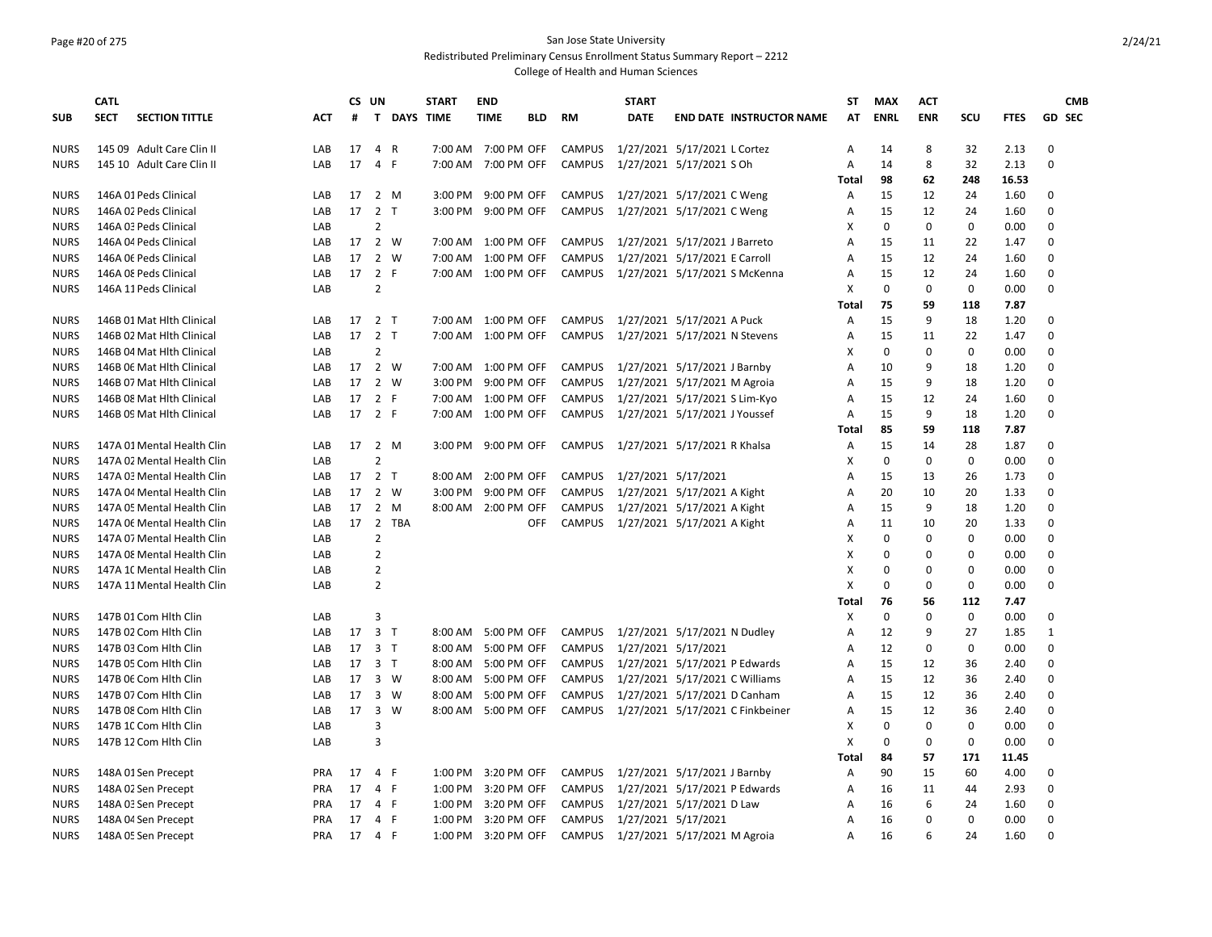# San Jose State University

## Redistributed Preliminary Census Enrollment Status Summary Report – 2212

### College of Health and Human Sciences

| SUB | CATL SECT | SECTION TITTLE | ACT | CS # | UN T | DAYS | START TIME | END TIME | BLD | RM | START DATE | END DATE | INSTRUCTOR NAME | ST AT | MAX ENRL | ACT ENR | SCU | FTES | GD | CMB SEC |
|---|---|---|---|---|---|---|---|---|---|---|---|---|---|---|---|---|---|---|---|---|
| NURS | 145 09 | Adult Care Clin II | LAB | 17 | 4 | R | 7:00 AM | 7:00 PM | OFF | CAMPUS | 1/27/2021 | 5/17/2021 | L Cortez | A | 14 | 8 | 32 | 2.13 | 0 | |
| NURS | 145 10 | Adult Care Clin II | LAB | 17 | 4 | F | 7:00 AM | 7:00 PM | OFF | CAMPUS | 1/27/2021 | 5/17/2021 | S Oh | A | 14 | 8 | 32 | 2.13 | 0 | |
| | | | | | | | | | | | | | | Total | 98 | 62 | 248 | 16.53 | | |
| NURS | 146A 01 | Peds Clinical | LAB | 17 | 2 | M | 3:00 PM | 9:00 PM | OFF | CAMPUS | 1/27/2021 | 5/17/2021 | C Weng | A | 15 | 12 | 24 | 1.60 | 0 | |
| NURS | 146A 02 | Peds Clinical | LAB | 17 | 2 | T | 3:00 PM | 9:00 PM | OFF | CAMPUS | 1/27/2021 | 5/17/2021 | C Weng | A | 15 | 12 | 24 | 1.60 | 0 | |
| NURS | 146A 03 | Peds Clinical | LAB | | 2 | | | | | | | | | X | 0 | 0 | 0 | 0.00 | 0 | |
| NURS | 146A 04 | Peds Clinical | LAB | 17 | 2 | W | 7:00 AM | 1:00 PM | OFF | CAMPUS | 1/27/2021 | 5/17/2021 | J Barreto | A | 15 | 11 | 22 | 1.47 | 0 | |
| NURS | 146A 06 | Peds Clinical | LAB | 17 | 2 | W | 7:00 AM | 1:00 PM | OFF | CAMPUS | 1/27/2021 | 5/17/2021 | E Carroll | A | 15 | 12 | 24 | 1.60 | 0 | |
| NURS | 146A 08 | Peds Clinical | LAB | 17 | 2 | F | 7:00 AM | 1:00 PM | OFF | CAMPUS | 1/27/2021 | 5/17/2021 | S McKenna | A | 15 | 12 | 24 | 1.60 | 0 | |
| NURS | 146A 11 | Peds Clinical | LAB | | 2 | | | | | | | | | X | 0 | 0 | 0 | 0.00 | 0 | |
| | | | | | | | | | | | | | | Total | 75 | 59 | 118 | 7.87 | | |
| NURS | 146B 01 | Mat Hlth Clinical | LAB | 17 | 2 | T | 7:00 AM | 1:00 PM | OFF | CAMPUS | 1/27/2021 | 5/17/2021 | A Puck | A | 15 | 9 | 18 | 1.20 | 0 | |
| NURS | 146B 02 | Mat Hlth Clinical | LAB | 17 | 2 | T | 7:00 AM | 1:00 PM | OFF | CAMPUS | 1/27/2021 | 5/17/2021 | N Stevens | A | 15 | 11 | 22 | 1.47 | 0 | |
| NURS | 146B 04 | Mat Hlth Clinical | LAB | | 2 | | | | | | | | | X | 0 | 0 | 0 | 0.00 | 0 | |
| NURS | 146B 06 | Mat Hlth Clinical | LAB | 17 | 2 | W | 7:00 AM | 1:00 PM | OFF | CAMPUS | 1/27/2021 | 5/17/2021 | J Barnby | A | 10 | 9 | 18 | 1.20 | 0 | |
| NURS | 146B 07 | Mat Hlth Clinical | LAB | 17 | 2 | W | 3:00 PM | 9:00 PM | OFF | CAMPUS | 1/27/2021 | 5/17/2021 | M Agroia | A | 15 | 9 | 18 | 1.20 | 0 | |
| NURS | 146B 08 | Mat Hlth Clinical | LAB | 17 | 2 | F | 7:00 AM | 1:00 PM | OFF | CAMPUS | 1/27/2021 | 5/17/2021 | S Lim-Kyo | A | 15 | 12 | 24 | 1.60 | 0 | |
| NURS | 146B 09 | Mat Hlth Clinical | LAB | 17 | 2 | F | 7:00 AM | 1:00 PM | OFF | CAMPUS | 1/27/2021 | 5/17/2021 | J Youssef | A | 15 | 9 | 18 | 1.20 | 0 | |
| | | | | | | | | | | | | | | Total | 85 | 59 | 118 | 7.87 | | |
| NURS | 147A 01 | Mental Health Clin | LAB | 17 | 2 | M | 3:00 PM | 9:00 PM | OFF | CAMPUS | 1/27/2021 | 5/17/2021 | R Khalsa | A | 15 | 14 | 28 | 1.87 | 0 | |
| NURS | 147A 02 | Mental Health Clin | LAB | | 2 | | | | | | | | | X | 0 | 0 | 0 | 0.00 | 0 | |
| NURS | 147A 03 | Mental Health Clin | LAB | 17 | 2 | T | 8:00 AM | 2:00 PM | OFF | CAMPUS | 1/27/2021 | 5/17/2021 | | A | 15 | 13 | 26 | 1.73 | 0 | |
| NURS | 147A 04 | Mental Health Clin | LAB | 17 | 2 | W | 3:00 PM | 9:00 PM | OFF | CAMPUS | 1/27/2021 | 5/17/2021 | A Kight | A | 20 | 10 | 20 | 1.33 | 0 | |
| NURS | 147A 05 | Mental Health Clin | LAB | 17 | 2 | M | 8:00 AM | 2:00 PM | OFF | CAMPUS | 1/27/2021 | 5/17/2021 | A Kight | A | 15 | 9 | 18 | 1.20 | 0 | |
| NURS | 147A 06 | Mental Health Clin | LAB | 17 | 2 | TBA | | | OFF | CAMPUS | 1/27/2021 | 5/17/2021 | A Kight | A | 11 | 10 | 20 | 1.33 | 0 | |
| NURS | 147A 07 | Mental Health Clin | LAB | | 2 | | | | | | | | | X | 0 | 0 | 0 | 0.00 | 0 | |
| NURS | 147A 08 | Mental Health Clin | LAB | | 2 | | | | | | | | | X | 0 | 0 | 0 | 0.00 | 0 | |
| NURS | 147A 10 | Mental Health Clin | LAB | | 2 | | | | | | | | | X | 0 | 0 | 0 | 0.00 | 0 | |
| NURS | 147A 11 | Mental Health Clin | LAB | | 2 | | | | | | | | | X | 0 | 0 | 0 | 0.00 | 0 | |
| | | | | | | | | | | | | | | Total | 76 | 56 | 112 | 7.47 | | |
| NURS | 147B 01 | Com Hlth Clin | LAB | | 3 | | | | | | | | | X | 0 | 0 | 0 | 0.00 | 0 | |
| NURS | 147B 02 | Com Hlth Clin | LAB | 17 | 3 | T | 8:00 AM | 5:00 PM | OFF | CAMPUS | 1/27/2021 | 5/17/2021 | N Dudley | A | 12 | 9 | 27 | 1.85 | 1 | |
| NURS | 147B 03 | Com Hlth Clin | LAB | 17 | 3 | T | 8:00 AM | 5:00 PM | OFF | CAMPUS | 1/27/2021 | 5/17/2021 | | A | 12 | 0 | 0 | 0.00 | 0 | |
| NURS | 147B 05 | Com Hlth Clin | LAB | 17 | 3 | T | 8:00 AM | 5:00 PM | OFF | CAMPUS | 1/27/2021 | 5/17/2021 | P Edwards | A | 15 | 12 | 36 | 2.40 | 0 | |
| NURS | 147B 06 | Com Hlth Clin | LAB | 17 | 3 | W | 8:00 AM | 5:00 PM | OFF | CAMPUS | 1/27/2021 | 5/17/2021 | C Williams | A | 15 | 12 | 36 | 2.40 | 0 | |
| NURS | 147B 07 | Com Hlth Clin | LAB | 17 | 3 | W | 8:00 AM | 5:00 PM | OFF | CAMPUS | 1/27/2021 | 5/17/2021 | D Canham | A | 15 | 12 | 36 | 2.40 | 0 | |
| NURS | 147B 08 | Com Hlth Clin | LAB | 17 | 3 | W | 8:00 AM | 5:00 PM | OFF | CAMPUS | 1/27/2021 | 5/17/2021 | C Finkbeiner | A | 15 | 12 | 36 | 2.40 | 0 | |
| NURS | 147B 10 | Com Hlth Clin | LAB | | 3 | | | | | | | | | X | 0 | 0 | 0 | 0.00 | 0 | |
| NURS | 147B 12 | Com Hlth Clin | LAB | | 3 | | | | | | | | | X | 0 | 0 | 0 | 0.00 | 0 | |
| | | | | | | | | | | | | | | Total | 84 | 57 | 171 | 11.45 | | |
| NURS | 148A 01 | Sen Precept | PRA | 17 | 4 | F | 1:00 PM | 3:20 PM | OFF | CAMPUS | 1/27/2021 | 5/17/2021 | J Barnby | A | 90 | 15 | 60 | 4.00 | 0 | |
| NURS | 148A 02 | Sen Precept | PRA | 17 | 4 | F | 1:00 PM | 3:20 PM | OFF | CAMPUS | 1/27/2021 | 5/17/2021 | P Edwards | A | 16 | 11 | 44 | 2.93 | 0 | |
| NURS | 148A 03 | Sen Precept | PRA | 17 | 4 | F | 1:00 PM | 3:20 PM | OFF | CAMPUS | 1/27/2021 | 5/17/2021 | D Law | A | 16 | 6 | 24 | 1.60 | 0 | |
| NURS | 148A 04 | Sen Precept | PRA | 17 | 4 | F | 1:00 PM | 3:20 PM | OFF | CAMPUS | 1/27/2021 | 5/17/2021 | | A | 16 | 0 | 0 | 0.00 | 0 | |
| NURS | 148A 05 | Sen Precept | PRA | 17 | 4 | F | 1:00 PM | 3:20 PM | OFF | CAMPUS | 1/27/2021 | 5/17/2021 | M Agroia | A | 16 | 6 | 24 | 1.60 | 0 | |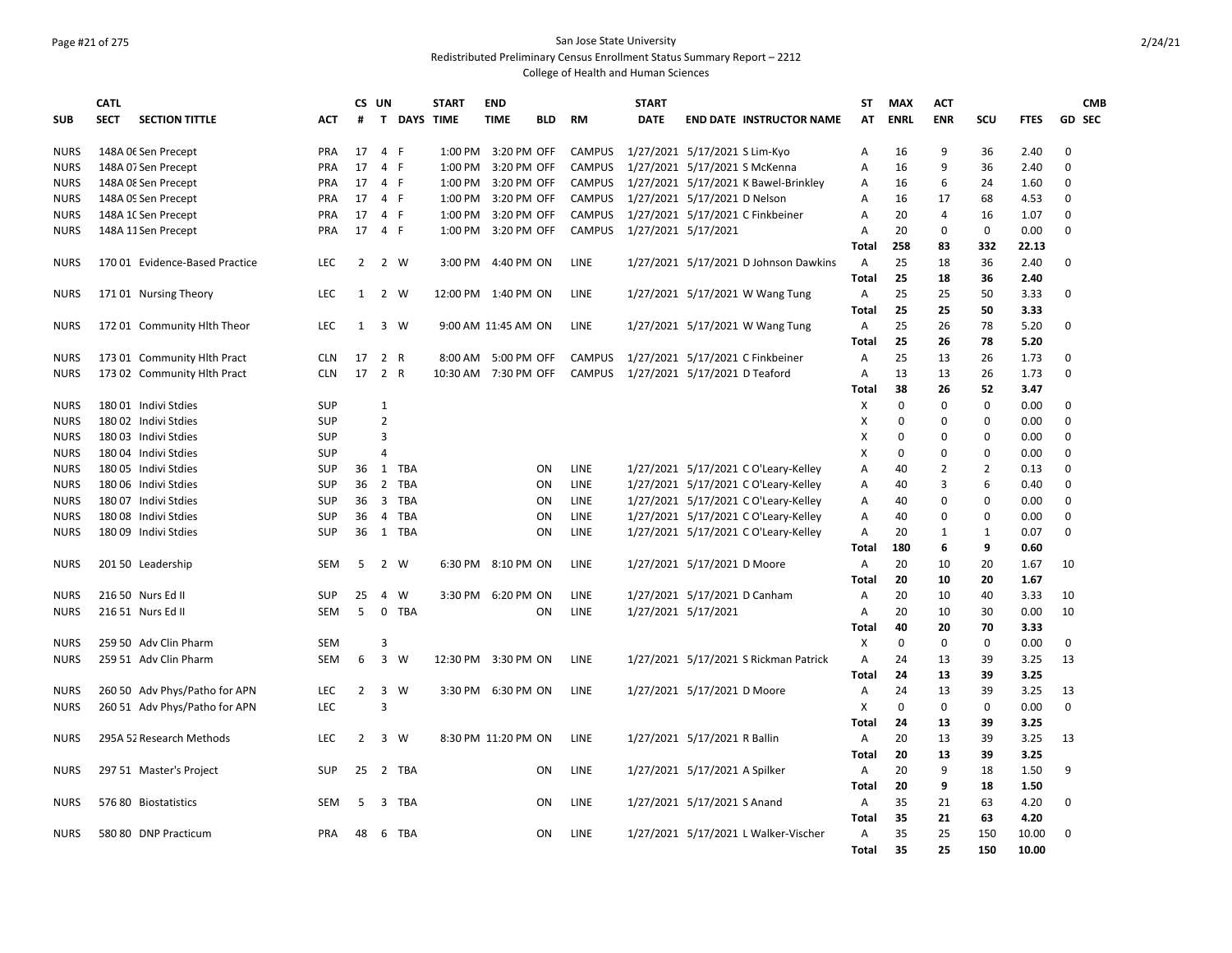San Jose State University

Redistributed Preliminary Census Enrollment Status Summary Report – 2212

College of Health and Human Sciences

| SUB | CATL SECT | SECTION TITTLE | ACT | CS # | UN T | DAYS | START TIME | END TIME | BLD | RM | START DATE | END DATE | INSTRUCTOR NAME | ST AT | MAX ENRL | ACT ENR | SCU | FTES | GD | CMB SEC |
|---|---|---|---|---|---|---|---|---|---|---|---|---|---|---|---|---|---|---|---|---|
| NURS | 148A 06 | Sen Precept | PRA | 17 | 4 | F | 1:00 PM | 3:20 PM | OFF | CAMPUS | 1/27/2021 | 5/17/2021 | S Lim-Kyo | A | 16 | 9 | 36 | 2.40 | 0 | |
| NURS | 148A 07 | Sen Precept | PRA | 17 | 4 | F | 1:00 PM | 3:20 PM | OFF | CAMPUS | 1/27/2021 | 5/17/2021 | S McKenna | A | 16 | 9 | 36 | 2.40 | 0 | |
| NURS | 148A 08 | Sen Precept | PRA | 17 | 4 | F | 1:00 PM | 3:20 PM | OFF | CAMPUS | 1/27/2021 | 5/17/2021 | K Bawel-Brinkley | A | 16 | 6 | 24 | 1.60 | 0 | |
| NURS | 148A 09 | Sen Precept | PRA | 17 | 4 | F | 1:00 PM | 3:20 PM | OFF | CAMPUS | 1/27/2021 | 5/17/2021 | D Nelson | A | 16 | 17 | 68 | 4.53 | 0 | |
| NURS | 148A 10 | Sen Precept | PRA | 17 | 4 | F | 1:00 PM | 3:20 PM | OFF | CAMPUS | 1/27/2021 | 5/17/2021 | C Finkbeiner | A | 20 | 4 | 16 | 1.07 | 0 | |
| NURS | 148A 11 | Sen Precept | PRA | 17 | 4 | F | 1:00 PM | 3:20 PM | OFF | CAMPUS | 1/27/2021 | 5/17/2021 | | A | 20 | 0 | 0 | 0.00 | 0 | |
| | | | | | | | | | | | | | | **Total** | **258** | **83** | **332** | **22.13** | | |
| NURS | 170 01 | Evidence-Based Practice | LEC | 2 | 2 | W | 3:00 PM | 4:40 PM | ON | LINE | 1/27/2021 | 5/17/2021 | D Johnson Dawkins | A | 25 | 18 | 36 | 2.40 | 0 | |
| | | | | | | | | | | | | | | **Total** | **25** | **18** | **36** | **2.40** | | |
| NURS | 171 01 | Nursing Theory | LEC | 1 | 2 | W | 12:00 PM | 1:40 PM | ON | LINE | 1/27/2021 | 5/17/2021 | W Wang Tung | A | 25 | 25 | 50 | 3.33 | 0 | |
| | | | | | | | | | | | | | | **Total** | **25** | **25** | **50** | **3.33** | | |
| NURS | 172 01 | Community Hlth Theor | LEC | 1 | 3 | W | 9:00 AM | 11:45 AM | ON | LINE | 1/27/2021 | 5/17/2021 | W Wang Tung | A | 25 | 26 | 78 | 5.20 | 0 | |
| | | | | | | | | | | | | | | **Total** | **25** | **26** | **78** | **5.20** | | |
| NURS | 173 01 | Community Hlth Pract | CLN | 17 | 2 | R | 8:00 AM | 5:00 PM | OFF | CAMPUS | 1/27/2021 | 5/17/2021 | C Finkbeiner | A | 25 | 13 | 26 | 1.73 | 0 | |
| NURS | 173 02 | Community Hlth Pract | CLN | 17 | 2 | R | 10:30 AM | 7:30 PM | OFF | CAMPUS | 1/27/2021 | 5/17/2021 | D Teaford | A | 13 | 13 | 26 | 1.73 | 0 | |
| | | | | | | | | | | | | | | **Total** | **38** | **26** | **52** | **3.47** | | |
| NURS | 180 01 | Indivi Stdies | SUP | | 1 | | | | | | | | | X | 0 | 0 | 0 | 0.00 | 0 | |
| NURS | 180 02 | Indivi Stdies | SUP | | 2 | | | | | | | | | X | 0 | 0 | 0 | 0.00 | 0 | |
| NURS | 180 03 | Indivi Stdies | SUP | | 3 | | | | | | | | | X | 0 | 0 | 0 | 0.00 | 0 | |
| NURS | 180 04 | Indivi Stdies | SUP | | 4 | | | | | | | | | X | 0 | 0 | 0 | 0.00 | 0 | |
| NURS | 180 05 | Indivi Stdies | SUP | 36 | 1 | TBA | | | ON | LINE | 1/27/2021 | 5/17/2021 | C O'Leary-Kelley | A | 40 | 2 | 2 | 0.13 | 0 | |
| NURS | 180 06 | Indivi Stdies | SUP | 36 | 2 | TBA | | | ON | LINE | 1/27/2021 | 5/17/2021 | C O'Leary-Kelley | A | 40 | 3 | 6 | 0.40 | 0 | |
| NURS | 180 07 | Indivi Stdies | SUP | 36 | 3 | TBA | | | ON | LINE | 1/27/2021 | 5/17/2021 | C O'Leary-Kelley | A | 40 | 0 | 0 | 0.00 | 0 | |
| NURS | 180 08 | Indivi Stdies | SUP | 36 | 4 | TBA | | | ON | LINE | 1/27/2021 | 5/17/2021 | C O'Leary-Kelley | A | 40 | 0 | 0 | 0.00 | 0 | |
| NURS | 180 09 | Indivi Stdies | SUP | 36 | 1 | TBA | | | ON | LINE | 1/27/2021 | 5/17/2021 | C O'Leary-Kelley | A | 20 | 1 | 1 | 0.07 | 0 | |
| | | | | | | | | | | | | | | **Total** | **180** | **6** | **9** | **0.60** | | |
| NURS | 201 50 | Leadership | SEM | 5 | 2 | W | 6:30 PM | 8:10 PM | ON | LINE | 1/27/2021 | 5/17/2021 | D Moore | A | 20 | 10 | 20 | 1.67 | 10 | |
| | | | | | | | | | | | | | | **Total** | **20** | **10** | **20** | **1.67** | | |
| NURS | 216 50 | Nurs Ed II | SUP | 25 | 4 | W | 3:30 PM | 6:20 PM | ON | LINE | 1/27/2021 | 5/17/2021 | D Canham | A | 20 | 10 | 40 | 3.33 | 10 | |
| NURS | 216 51 | Nurs Ed II | SEM | 5 | 0 | TBA | | | ON | LINE | 1/27/2021 | 5/17/2021 | | A | 20 | 10 | 30 | 0.00 | 10 | |
| | | | | | | | | | | | | | | **Total** | **40** | **20** | **70** | **3.33** | | |
| NURS | 259 50 | Adv Clin Pharm | SEM | | 3 | | | | | | | | | X | 0 | 0 | 0 | 0.00 | 0 | |
| NURS | 259 51 | Adv Clin Pharm | SEM | 6 | 3 | W | 12:30 PM | 3:30 PM | ON | LINE | 1/27/2021 | 5/17/2021 | S Rickman Patrick | A | 24 | 13 | 39 | 3.25 | 13 | |
| | | | | | | | | | | | | | | **Total** | **24** | **13** | **39** | **3.25** | | |
| NURS | 260 50 | Adv Phys/Patho for APN | LEC | 2 | 3 | W | 3:30 PM | 6:30 PM | ON | LINE | 1/27/2021 | 5/17/2021 | D Moore | A | 24 | 13 | 39 | 3.25 | 13 | |
| NURS | 260 51 | Adv Phys/Patho for APN | LEC | | 3 | | | | | | | | | X | 0 | 0 | 0 | 0.00 | 0 | |
| | | | | | | | | | | | | | | **Total** | **24** | **13** | **39** | **3.25** | | |
| NURS | 295A 52 | Research Methods | LEC | 2 | 3 | W | 8:30 PM | 11:20 PM | ON | LINE | 1/27/2021 | 5/17/2021 | R Ballin | A | 20 | 13 | 39 | 3.25 | 13 | |
| | | | | | | | | | | | | | | **Total** | **20** | **13** | **39** | **3.25** | | |
| NURS | 297 51 | Master's Project | SUP | 25 | 2 | TBA | | | ON | LINE | 1/27/2021 | 5/17/2021 | A Spilker | A | 20 | 9 | 18 | 1.50 | 9 | |
| | | | | | | | | | | | | | | **Total** | **20** | **9** | **18** | **1.50** | | |
| NURS | 576 80 | Biostatistics | SEM | 5 | 3 | TBA | | | ON | LINE | 1/27/2021 | 5/17/2021 | S Anand | A | 35 | 21 | 63 | 4.20 | 0 | |
| | | | | | | | | | | | | | | **Total** | **35** | **21** | **63** | **4.20** | | |
| NURS | 580 80 | DNP Practicum | PRA | 48 | 6 | TBA | | | ON | LINE | 1/27/2021 | 5/17/2021 | L Walker-Vischer | A | 35 | 25 | 150 | 10.00 | 0 | |
| | | | | | | | | | | | | | | **Total** | **35** | **25** | **150** | **10.00** | | |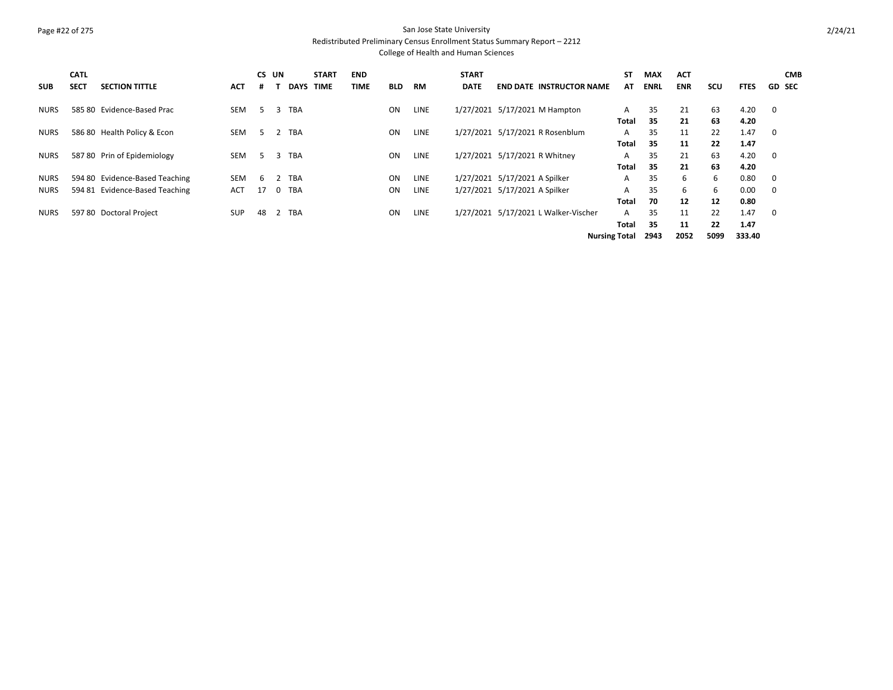San Jose State University
Redistributed Preliminary Census Enrollment Status Summary Report – 2212
College of Health and Human Sciences

| SUB | CATL | SECT | SECTION TITTLE | ACT | CS # | UNT | DAYS | START TIME | END TIME | BLD | RM | START DATE | END DATE | INSTRUCTOR NAME | ST AT | MAX ENRL | ACT ENR | SCU | FTES | GD | CMB SEC |
|---|---|---|---|---|---|---|---|---|---|---|---|---|---|---|---|---|---|---|---|---|---|
| NURS | 585 | 80 | Evidence-Based Prac | SEM | 5 | 3 | TBA | | | ON | LINE | 1/27/2021 | 5/17/2021 | M Hampton | A | 35 | 21 | 63 | 4.20 | 0 | |
| | | | | | | | | | | | | | | | **Total** | **35** | **21** | **63** | **4.20** | | |
| NURS | 586 | 80 | Health Policy & Econ | SEM | 5 | 2 | TBA | | | ON | LINE | 1/27/2021 | 5/17/2021 | R Rosenblum | A | 35 | 11 | 22 | 1.47 | 0 | |
| | | | | | | | | | | | | | | | **Total** | **35** | **11** | **22** | **1.47** | | |
| NURS | 587 | 80 | Prin of Epidemiology | SEM | 5 | 3 | TBA | | | ON | LINE | 1/27/2021 | 5/17/2021 | R Whitney | A | 35 | 21 | 63 | 4.20 | 0 | |
| | | | | | | | | | | | | | | | **Total** | **35** | **21** | **63** | **4.20** | | |
| NURS | 594 | 80 | Evidence-Based Teaching | SEM | 6 | 2 | TBA | | | ON | LINE | 1/27/2021 | 5/17/2021 | A Spilker | A | 35 | 6 | 6 | 0.80 | 0 | |
| NURS | 594 | 81 | Evidence-Based Teaching | ACT | 17 | 0 | TBA | | | ON | LINE | 1/27/2021 | 5/17/2021 | A Spilker | A | 35 | 6 | 6 | 0.00 | 0 | |
| | | | | | | | | | | | | | | | **Total** | **70** | **12** | **12** | **0.80** | | |
| NURS | 597 | 80 | Doctoral Project | SUP | 48 | 2 | TBA | | | ON | LINE | 1/27/2021 | 5/17/2021 | L Walker-Vischer | A | 35 | 11 | 22 | 1.47 | 0 | |
| | | | | | | | | | | | | | | | **Total** | **35** | **11** | **22** | **1.47** | | |
| | | | | | | | | | | | | | | **Nursing Total** | | **2943** | **2052** | **5099** | **333.40** | | |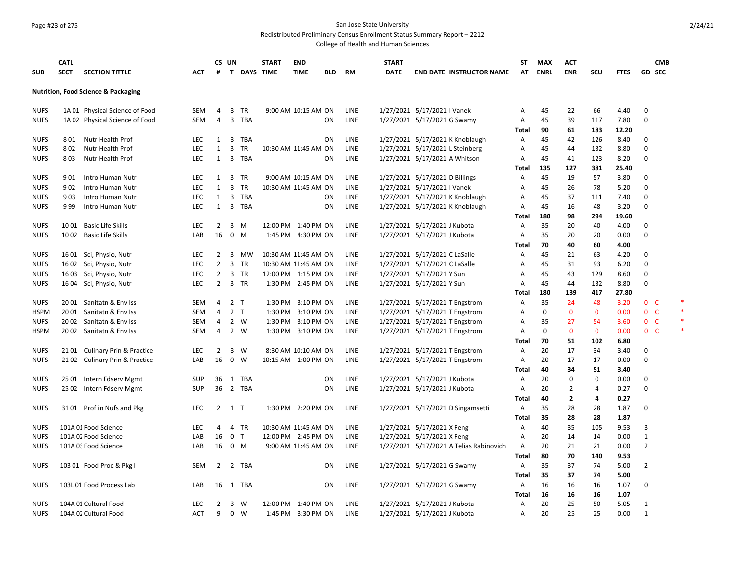San Jose State University
Redistributed Preliminary Census Enrollment Status Summary Report – 2212
College of Health and Human Sciences

| SUB | CATL SECT | SECTION TITTLE | ACT | CS # | UN T | DAYS | START TIME | END TIME | BLD | RM | START DATE | END DATE | INSTRUCTOR NAME | ST AT | MAX ENRL | ACT ENR | SCU | FTES | GD | CMB SEC | |
|---|---|---|---|---|---|---|---|---|---|---|---|---|---|---|---|---|---|---|---|---|---|
| **Nutrition, Food Science & Packaging** | | | | | | | | | | | | | | | | | | | | | |
| NUFS | 1A 01 | Physical Science of Food | SEM | 4 | 3 | TR | 9:00 AM | 10:15 AM | ON | LINE | 1/27/2021 | 5/17/2021 | I Vanek | A | 45 | 22 | 66 | 4.40 | 0 | | |
| NUFS | 1A 02 | Physical Science of Food | SEM | 4 | 3 | TBA | | | ON | LINE | 1/27/2021 | 5/17/2021 | G Swamy | A | 45 | 39 | 117 | 7.80 | 0 | | |
| | | | | | | | | | | | | | | Total | 90 | 61 | 183 | 12.20 | | | |
| NUFS | 8 01 | Nutr Health Prof | LEC | 1 | 3 | TBA | | | ON | LINE | 1/27/2021 | 5/17/2021 | K Knoblaugh | A | 45 | 42 | 126 | 8.40 | 0 | | |
| NUFS | 8 02 | Nutr Health Prof | LEC | 1 | 3 | TR | 10:30 AM | 11:45 AM | ON | LINE | 1/27/2021 | 5/17/2021 | L Steinberg | A | 45 | 44 | 132 | 8.80 | 0 | | |
| NUFS | 8 03 | Nutr Health Prof | LEC | 1 | 3 | TBA | | | ON | LINE | 1/27/2021 | 5/17/2021 | A Whitson | A | 45 | 41 | 123 | 8.20 | 0 | | |
| | | | | | | | | | | | | | | Total | 135 | 127 | 381 | 25.40 | | | |
| NUFS | 9 01 | Intro Human Nutr | LEC | 1 | 3 | TR | 9:00 AM | 10:15 AM | ON | LINE | 1/27/2021 | 5/17/2021 | D Billings | A | 45 | 19 | 57 | 3.80 | 0 | | |
| NUFS | 9 02 | Intro Human Nutr | LEC | 1 | 3 | TR | 10:30 AM | 11:45 AM | ON | LINE | 1/27/2021 | 5/17/2021 | I Vanek | A | 45 | 26 | 78 | 5.20 | 0 | | |
| NUFS | 9 03 | Intro Human Nutr | LEC | 1 | 3 | TBA | | | ON | LINE | 1/27/2021 | 5/17/2021 | K Knoblaugh | A | 45 | 37 | 111 | 7.40 | 0 | | |
| NUFS | 9 99 | Intro Human Nutr | LEC | 1 | 3 | TBA | | | ON | LINE | 1/27/2021 | 5/17/2021 | K Knoblaugh | A | 45 | 16 | 48 | 3.20 | 0 | | |
| | | | | | | | | | | | | | | Total | 180 | 98 | 294 | 19.60 | | | |
| NUFS | 10 01 | Basic Life Skills | LEC | 2 | 3 | M | 12:00 PM | 1:40 PM | ON | LINE | 1/27/2021 | 5/17/2021 | J Kubota | A | 35 | 20 | 40 | 4.00 | 0 | | |
| NUFS | 10 02 | Basic Life Skills | LAB | 16 | 0 | M | 1:45 PM | 4:30 PM | ON | LINE | 1/27/2021 | 5/17/2021 | J Kubota | A | 35 | 20 | 20 | 0.00 | 0 | | |
| | | | | | | | | | | | | | | Total | 70 | 40 | 60 | 4.00 | | | |
| NUFS | 16 01 | Sci, Physio, Nutr | LEC | 2 | 3 | MW | 10:30 AM | 11:45 AM | ON | LINE | 1/27/2021 | 5/17/2021 | C LaSalle | A | 45 | 21 | 63 | 4.20 | 0 | | |
| NUFS | 16 02 | Sci, Physio, Nutr | LEC | 2 | 3 | TR | 10:30 AM | 11:45 AM | ON | LINE | 1/27/2021 | 5/17/2021 | C LaSalle | A | 45 | 31 | 93 | 6.20 | 0 | | |
| NUFS | 16 03 | Sci, Physio, Nutr | LEC | 2 | 3 | TR | 12:00 PM | 1:15 PM | ON | LINE | 1/27/2021 | 5/17/2021 | Y Sun | A | 45 | 43 | 129 | 8.60 | 0 | | |
| NUFS | 16 04 | Sci, Physio, Nutr | LEC | 2 | 3 | TR | 1:30 PM | 2:45 PM | ON | LINE | 1/27/2021 | 5/17/2021 | Y Sun | A | 45 | 44 | 132 | 8.80 | 0 | | |
| | | | | | | | | | | | | | | Total | 180 | 139 | 417 | 27.80 | | | |
| NUFS | 20 01 | Sanitatn & Env Iss | SEM | 4 | 2 | T | 1:30 PM | 3:10 PM | ON | LINE | 1/27/2021 | 5/17/2021 | T Engstrom | A | 35 | 24 | 48 | 3.20 | 0 | C | * |
| HSPM | 20 01 | Sanitatn & Env Iss | SEM | 4 | 2 | T | 1:30 PM | 3:10 PM | ON | LINE | 1/27/2021 | 5/17/2021 | T Engstrom | A | 0 | 0 | 0 | 0.00 | 0 | C | * |
| NUFS | 20 02 | Sanitatn & Env Iss | SEM | 4 | 2 | W | 1:30 PM | 3:10 PM | ON | LINE | 1/27/2021 | 5/17/2021 | T Engstrom | A | 35 | 27 | 54 | 3.60 | 0 | C | * |
| HSPM | 20 02 | Sanitatn & Env Iss | SEM | 4 | 2 | W | 1:30 PM | 3:10 PM | ON | LINE | 1/27/2021 | 5/17/2021 | T Engstrom | A | 0 | 0 | 0 | 0.00 | 0 | C | * |
| | | | | | | | | | | | | | | Total | 70 | 51 | 102 | 6.80 | | | |
| NUFS | 21 01 | Culinary Prin & Practice | LEC | 2 | 3 | W | 8:30 AM | 10:10 AM | ON | LINE | 1/27/2021 | 5/17/2021 | T Engstrom | A | 20 | 17 | 34 | 3.40 | 0 | | |
| NUFS | 21 02 | Culinary Prin & Practice | LAB | 16 | 0 | W | 10:15 AM | 1:00 PM | ON | LINE | 1/27/2021 | 5/17/2021 | T Engstrom | A | 20 | 17 | 17 | 0.00 | 0 | | |
| | | | | | | | | | | | | | | Total | 40 | 34 | 51 | 3.40 | | | |
| NUFS | 25 01 | Intern Fdserv Mgmt | SUP | 36 | 1 | TBA | | | ON | LINE | 1/27/2021 | 5/17/2021 | J Kubota | A | 20 | 0 | 0 | 0.00 | 0 | | |
| NUFS | 25 02 | Intern Fdserv Mgmt | SUP | 36 | 2 | TBA | | | ON | LINE | 1/27/2021 | 5/17/2021 | J Kubota | A | 20 | 2 | 4 | 0.27 | 0 | | |
| | | | | | | | | | | | | | | Total | 40 | 2 | 4 | 0.27 | | | |
| NUFS | 31 01 | Prof in Nufs and Pkg | LEC | 2 | 1 | T | 1:30 PM | 2:20 PM | ON | LINE | 1/27/2021 | 5/17/2021 | D Singamsetti | A | 35 | 28 | 28 | 1.87 | 0 | | |
| | | | | | | | | | | | | | | Total | 35 | 28 | 28 | 1.87 | | | |
| NUFS | 101A 01 | Food Science | LEC | 4 | 4 | TR | 10:30 AM | 11:45 AM | ON | LINE | 1/27/2021 | 5/17/2021 | X Feng | A | 40 | 35 | 105 | 9.53 | 3 | | |
| NUFS | 101A 02 | Food Science | LAB | 16 | 0 | T | 12:00 PM | 2:45 PM | ON | LINE | 1/27/2021 | 5/17/2021 | X Feng | A | 20 | 14 | 14 | 0.00 | 1 | | |
| NUFS | 101A 03 | Food Science | LAB | 16 | 0 | M | 9:00 AM | 11:45 AM | ON | LINE | 1/27/2021 | 5/17/2021 | A Telias Rabinovich | A | 20 | 21 | 21 | 0.00 | 2 | | |
| | | | | | | | | | | | | | | Total | 80 | 70 | 140 | 9.53 | | | |
| NUFS | 103 01 | Food Proc & Pkg I | SEM | 2 | 2 | TBA | | | ON | LINE | 1/27/2021 | 5/17/2021 | G Swamy | A | 35 | 37 | 74 | 5.00 | 2 | | |
| | | | | | | | | | | | | | | Total | 35 | 37 | 74 | 5.00 | | | |
| NUFS | 103L 01 | Food Process Lab | LAB | 16 | 1 | TBA | | | ON | LINE | 1/27/2021 | 5/17/2021 | G Swamy | A | 16 | 16 | 16 | 1.07 | 0 | | |
| | | | | | | | | | | | | | | Total | 16 | 16 | 16 | 1.07 | | | |
| NUFS | 104A 01 | Cultural Food | LEC | 2 | 3 | W | 12:00 PM | 1:40 PM | ON | LINE | 1/27/2021 | 5/17/2021 | J Kubota | A | 20 | 25 | 50 | 5.05 | 1 | | |
| NUFS | 104A 02 | Cultural Food | ACT | 9 | 0 | W | 1:45 PM | 3:30 PM | ON | LINE | 1/27/2021 | 5/17/2021 | J Kubota | A | 20 | 25 | 25 | 0.00 | 1 | | |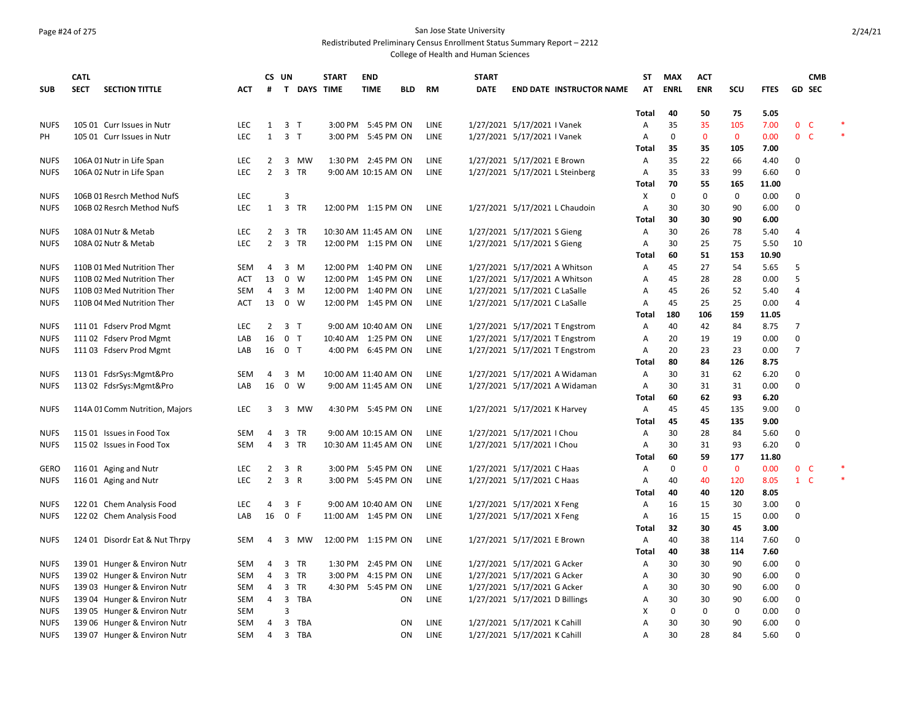# San Jose State University

## Redistributed Preliminary Census Enrollment Status Summary Report – 2212

### College of Health and Human Sciences

| SUB | CATL SECT | SECTION TITTLE | ACT | CS # | UN T | DAYS | START TIME | END TIME | BLD | RM | START DATE | END DATE | INSTRUCTOR NAME | ST AT | MAX ENRL | ACT ENR | SCU | FTES | GD | CMB SEC | |
|---|---|---|---|---|---|---|---|---|---|---|---|---|---|---|---|---|---|---|---|---|---|
| | | | | | | | | | | | | | | Total | 40 | 50 | 75 | 5.05 | | | |
| NUFS | 105 01 | Curr Issues in Nutr | LEC | 1 | 3 | T | 3:00 PM | 5:45 PM | ON | LINE | 1/27/2021 | 5/17/2021 | I Vanek | A | 35 | 35 | 105 | 7.00 | 0 | C | * |
| PH | 105 01 | Curr Issues in Nutr | LEC | 1 | 3 | T | 3:00 PM | 5:45 PM | ON | LINE | 1/27/2021 | 5/17/2021 | I Vanek | A | 0 | 0 | 0 | 0.00 | 0 | C | * |
| | | | | | | | | | | | | | | Total | 35 | 35 | 105 | 7.00 | | | |
| NUFS | 106A 01 | Nutr in Life Span | LEC | 2 | 3 | MW | 1:30 PM | 2:45 PM | ON | LINE | 1/27/2021 | 5/17/2021 | E Brown | A | 35 | 22 | 66 | 4.40 | 0 | | |
| NUFS | 106A 02 | Nutr in Life Span | LEC | 2 | 3 | TR | 9:00 AM | 10:15 AM | ON | LINE | 1/27/2021 | 5/17/2021 | L Steinberg | A | 35 | 33 | 99 | 6.60 | 0 | | |
| | | | | | | | | | | | | | | Total | 70 | 55 | 165 | 11.00 | | | |
| NUFS | 106B 01 | Resrch Method NufS | LEC | | 3 | | | | | | | | | X | 0 | 0 | 0 | 0.00 | 0 | | |
| NUFS | 106B 02 | Resrch Method NufS | LEC | 1 | 3 | TR | 12:00 PM | 1:15 PM | ON | LINE | 1/27/2021 | 5/17/2021 | L Chaudoin | A | 30 | 30 | 90 | 6.00 | 0 | | |
| | | | | | | | | | | | | | | Total | 30 | 30 | 90 | 6.00 | | | |
| NUFS | 108A 01 | Nutr & Metab | LEC | 2 | 3 | TR | 10:30 AM | 11:45 AM | ON | LINE | 1/27/2021 | 5/17/2021 | S Gieng | A | 30 | 26 | 78 | 5.40 | 4 | | |
| NUFS | 108A 02 | Nutr & Metab | LEC | 2 | 3 | TR | 12:00 PM | 1:15 PM | ON | LINE | 1/27/2021 | 5/17/2021 | S Gieng | A | 30 | 25 | 75 | 5.50 | 10 | | |
| | | | | | | | | | | | | | | Total | 60 | 51 | 153 | 10.90 | | | |
| NUFS | 110B 01 | Med Nutrition Ther | SEM | 4 | 3 | M | 12:00 PM | 1:40 PM | ON | LINE | 1/27/2021 | 5/17/2021 | A Whitson | A | 45 | 27 | 54 | 5.65 | 5 | | |
| NUFS | 110B 02 | Med Nutrition Ther | ACT | 13 | 0 | W | 12:00 PM | 1:45 PM | ON | LINE | 1/27/2021 | 5/17/2021 | A Whitson | A | 45 | 28 | 28 | 0.00 | 5 | | |
| NUFS | 110B 03 | Med Nutrition Ther | SEM | 4 | 3 | M | 12:00 PM | 1:40 PM | ON | LINE | 1/27/2021 | 5/17/2021 | C LaSalle | A | 45 | 26 | 52 | 5.40 | 4 | | |
| NUFS | 110B 04 | Med Nutrition Ther | ACT | 13 | 0 | W | 12:00 PM | 1:45 PM | ON | LINE | 1/27/2021 | 5/17/2021 | C LaSalle | A | 45 | 25 | 25 | 0.00 | 4 | | |
| | | | | | | | | | | | | | | Total | 180 | 106 | 159 | 11.05 | | | |
| NUFS | 111 01 | Fdserv Prod Mgmt | LEC | 2 | 3 | T | 9:00 AM | 10:40 AM | ON | LINE | 1/27/2021 | 5/17/2021 | T Engstrom | A | 40 | 42 | 84 | 8.75 | 7 | | |
| NUFS | 111 02 | Fdserv Prod Mgmt | LAB | 16 | 0 | T | 10:40 AM | 1:25 PM | ON | LINE | 1/27/2021 | 5/17/2021 | T Engstrom | A | 20 | 19 | 19 | 0.00 | 0 | | |
| NUFS | 111 03 | Fdserv Prod Mgmt | LAB | 16 | 0 | T | 4:00 PM | 6:45 PM | ON | LINE | 1/27/2021 | 5/17/2021 | T Engstrom | A | 20 | 23 | 23 | 0.00 | 7 | | |
| | | | | | | | | | | | | | | Total | 80 | 84 | 126 | 8.75 | | | |
| NUFS | 113 01 | FdsrSys:Mgmt&Pro | SEM | 4 | 3 | M | 10:00 AM | 11:40 AM | ON | LINE | 1/27/2021 | 5/17/2021 | A Widaman | A | 30 | 31 | 62 | 6.20 | 0 | | |
| NUFS | 113 02 | FdsrSys:Mgmt&Pro | LAB | 16 | 0 | W | 9:00 AM | 11:45 AM | ON | LINE | 1/27/2021 | 5/17/2021 | A Widaman | A | 30 | 31 | 31 | 0.00 | 0 | | |
| | | | | | | | | | | | | | | Total | 60 | 62 | 93 | 6.20 | | | |
| NUFS | 114A 01 | Comm Nutrition, Majors | LEC | 3 | 3 | MW | 4:30 PM | 5:45 PM | ON | LINE | 1/27/2021 | 5/17/2021 | K Harvey | A | 45 | 45 | 135 | 9.00 | 0 | | |
| | | | | | | | | | | | | | | Total | 45 | 45 | 135 | 9.00 | | | |
| NUFS | 115 01 | Issues in Food Tox | SEM | 4 | 3 | TR | 9:00 AM | 10:15 AM | ON | LINE | 1/27/2021 | 5/17/2021 | I Chou | A | 30 | 28 | 84 | 5.60 | 0 | | |
| NUFS | 115 02 | Issues in Food Tox | SEM | 4 | 3 | TR | 10:30 AM | 11:45 AM | ON | LINE | 1/27/2021 | 5/17/2021 | I Chou | A | 30 | 31 | 93 | 6.20 | 0 | | |
| | | | | | | | | | | | | | | Total | 60 | 59 | 177 | 11.80 | | | |
| GERO | 116 01 | Aging and Nutr | LEC | 2 | 3 | R | 3:00 PM | 5:45 PM | ON | LINE | 1/27/2021 | 5/17/2021 | C Haas | A | 0 | 0 | 0 | 0.00 | 0 | C | * |
| NUFS | 116 01 | Aging and Nutr | LEC | 2 | 3 | R | 3:00 PM | 5:45 PM | ON | LINE | 1/27/2021 | 5/17/2021 | C Haas | A | 40 | 40 | 120 | 8.05 | 1 | C | * |
| | | | | | | | | | | | | | | Total | 40 | 40 | 120 | 8.05 | | | |
| NUFS | 122 01 | Chem Analysis Food | LEC | 4 | 3 | F | 9:00 AM | 10:40 AM | ON | LINE | 1/27/2021 | 5/17/2021 | X Feng | A | 16 | 15 | 30 | 3.00 | 0 | | |
| NUFS | 122 02 | Chem Analysis Food | LAB | 16 | 0 | F | 11:00 AM | 1:45 PM | ON | LINE | 1/27/2021 | 5/17/2021 | X Feng | A | 16 | 15 | 15 | 0.00 | 0 | | |
| | | | | | | | | | | | | | | Total | 32 | 30 | 45 | 3.00 | | | |
| NUFS | 124 01 | Disordr Eat & Nut Thrpy | SEM | 4 | 3 | MW | 12:00 PM | 1:15 PM | ON | LINE | 1/27/2021 | 5/17/2021 | E Brown | A | 40 | 38 | 114 | 7.60 | 0 | | |
| | | | | | | | | | | | | | | Total | 40 | 38 | 114 | 7.60 | | | |
| NUFS | 139 01 | Hunger & Environ Nutr | SEM | 4 | 3 | TR | 1:30 PM | 2:45 PM | ON | LINE | 1/27/2021 | 5/17/2021 | G Acker | A | 30 | 30 | 90 | 6.00 | 0 | | |
| NUFS | 139 02 | Hunger & Environ Nutr | SEM | 4 | 3 | TR | 3:00 PM | 4:15 PM | ON | LINE | 1/27/2021 | 5/17/2021 | G Acker | A | 30 | 30 | 90 | 6.00 | 0 | | |
| NUFS | 139 03 | Hunger & Environ Nutr | SEM | 4 | 3 | TR | 4:30 PM | 5:45 PM | ON | LINE | 1/27/2021 | 5/17/2021 | G Acker | A | 30 | 30 | 90 | 6.00 | 0 | | |
| NUFS | 139 04 | Hunger & Environ Nutr | SEM | 4 | 3 | TBA | | | ON | LINE | 1/27/2021 | 5/17/2021 | D Billings | A | 30 | 30 | 90 | 6.00 | 0 | | |
| NUFS | 139 05 | Hunger & Environ Nutr | SEM | | 3 | | | | | | | | | X | 0 | 0 | 0 | 0.00 | 0 | | |
| NUFS | 139 06 | Hunger & Environ Nutr | SEM | 4 | 3 | TBA | | | ON | LINE | 1/27/2021 | 5/17/2021 | K Cahill | A | 30 | 30 | 90 | 6.00 | 0 | | |
| NUFS | 139 07 | Hunger & Environ Nutr | SEM | 4 | 3 | TBA | | | ON | LINE | 1/27/2021 | 5/17/2021 | K Cahill | A | 30 | 28 | 84 | 5.60 | 0 | | |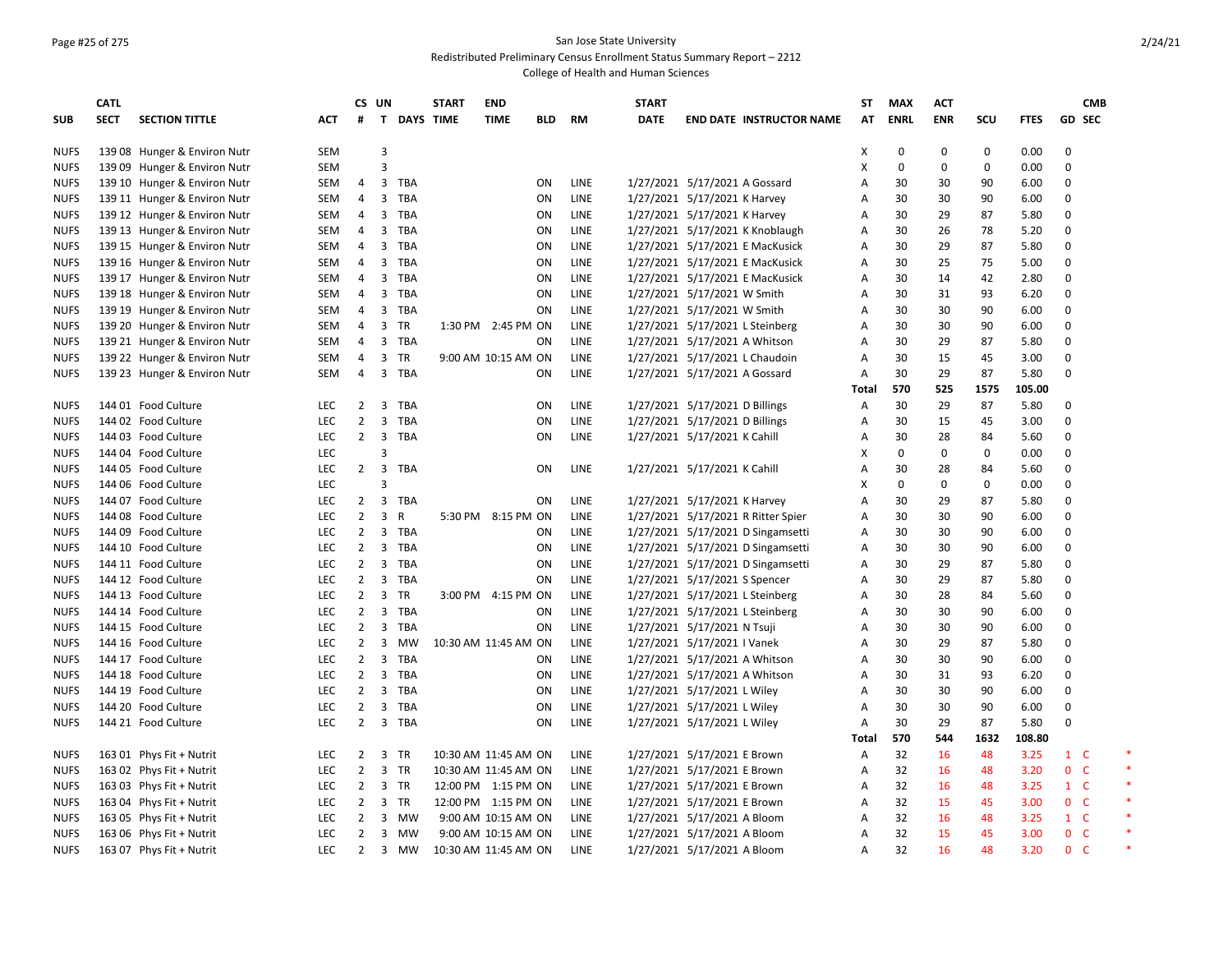San Jose State University
Redistributed Preliminary Census Enrollment Status Summary Report – 2212
College of Health and Human Sciences

| SUB | CATL SECT | SECTION TITTLE | ACT | CS # | UN T | DAYS | START TIME | END TIME | BLD | RM | START DATE | END DATE | INSTRUCTOR NAME | ST AT | MAX ENRL | ACT ENR | SCU | FTES | GD | CMB SEC | |
|---|---|---|---|---|---|---|---|---|---|---|---|---|---|---|---|---|---|---|---|---|---|
| NUFS | 139 08 | Hunger & Environ Nutr | SEM | | 3 | | | | | | | | | X | 0 | 0 | 0 | 0.00 | 0 | | |
| NUFS | 139 09 | Hunger & Environ Nutr | SEM | | 3 | | | | | | | | | X | 0 | 0 | 0 | 0.00 | 0 | | |
| NUFS | 139 10 | Hunger & Environ Nutr | SEM | 4 | 3 | TBA | | | ON | LINE | 1/27/2021 | 5/17/2021 | A Gossard | A | 30 | 30 | 90 | 6.00 | 0 | | |
| NUFS | 139 11 | Hunger & Environ Nutr | SEM | 4 | 3 | TBA | | | ON | LINE | 1/27/2021 | 5/17/2021 | K Harvey | A | 30 | 30 | 90 | 6.00 | 0 | | |
| NUFS | 139 12 | Hunger & Environ Nutr | SEM | 4 | 3 | TBA | | | ON | LINE | 1/27/2021 | 5/17/2021 | K Harvey | A | 30 | 29 | 87 | 5.80 | 0 | | |
| NUFS | 139 13 | Hunger & Environ Nutr | SEM | 4 | 3 | TBA | | | ON | LINE | 1/27/2021 | 5/17/2021 | K Knoblaugh | A | 30 | 26 | 78 | 5.20 | 0 | | |
| NUFS | 139 15 | Hunger & Environ Nutr | SEM | 4 | 3 | TBA | | | ON | LINE | 1/27/2021 | 5/17/2021 | E MacKusick | A | 30 | 29 | 87 | 5.80 | 0 | | |
| NUFS | 139 16 | Hunger & Environ Nutr | SEM | 4 | 3 | TBA | | | ON | LINE | 1/27/2021 | 5/17/2021 | E MacKusick | A | 30 | 25 | 75 | 5.00 | 0 | | |
| NUFS | 139 17 | Hunger & Environ Nutr | SEM | 4 | 3 | TBA | | | ON | LINE | 1/27/2021 | 5/17/2021 | E MacKusick | A | 30 | 14 | 42 | 2.80 | 0 | | |
| NUFS | 139 18 | Hunger & Environ Nutr | SEM | 4 | 3 | TBA | | | ON | LINE | 1/27/2021 | 5/17/2021 | W Smith | A | 30 | 31 | 93 | 6.20 | 0 | | |
| NUFS | 139 19 | Hunger & Environ Nutr | SEM | 4 | 3 | TBA | | | ON | LINE | 1/27/2021 | 5/17/2021 | W Smith | A | 30 | 30 | 90 | 6.00 | 0 | | |
| NUFS | 139 20 | Hunger & Environ Nutr | SEM | 4 | 3 | TR | 1:30 PM | 2:45 PM | ON | LINE | 1/27/2021 | 5/17/2021 | L Steinberg | A | 30 | 30 | 90 | 6.00 | 0 | | |
| NUFS | 139 21 | Hunger & Environ Nutr | SEM | 4 | 3 | TBA | | | ON | LINE | 1/27/2021 | 5/17/2021 | A Whitson | A | 30 | 29 | 87 | 5.80 | 0 | | |
| NUFS | 139 22 | Hunger & Environ Nutr | SEM | 4 | 3 | TR | 9:00 AM | 10:15 AM | ON | LINE | 1/27/2021 | 5/17/2021 | L Chaudoin | A | 30 | 15 | 45 | 3.00 | 0 | | |
| NUFS | 139 23 | Hunger & Environ Nutr | SEM | 4 | 3 | TBA | | | ON | LINE | 1/27/2021 | 5/17/2021 | A Gossard | A | 30 | 29 | 87 | 5.80 | 0 | | |
| | | | | | | | | | | | | | | **Total** | **570** | **525** | **1575** | **105.00** | | | |
| NUFS | 144 01 | Food Culture | LEC | 2 | 3 | TBA | | | ON | LINE | 1/27/2021 | 5/17/2021 | D Billings | A | 30 | 29 | 87 | 5.80 | 0 | | |
| NUFS | 144 02 | Food Culture | LEC | 2 | 3 | TBA | | | ON | LINE | 1/27/2021 | 5/17/2021 | D Billings | A | 30 | 15 | 45 | 3.00 | 0 | | |
| NUFS | 144 03 | Food Culture | LEC | 2 | 3 | TBA | | | ON | LINE | 1/27/2021 | 5/17/2021 | K Cahill | A | 30 | 28 | 84 | 5.60 | 0 | | |
| NUFS | 144 04 | Food Culture | LEC | | 3 | | | | | | | | | X | 0 | 0 | 0 | 0.00 | 0 | | |
| NUFS | 144 05 | Food Culture | LEC | 2 | 3 | TBA | | | ON | LINE | 1/27/2021 | 5/17/2021 | K Cahill | A | 30 | 28 | 84 | 5.60 | 0 | | |
| NUFS | 144 06 | Food Culture | LEC | | 3 | | | | | | | | | X | 0 | 0 | 0 | 0.00 | 0 | | |
| NUFS | 144 07 | Food Culture | LEC | 2 | 3 | TBA | | | ON | LINE | 1/27/2021 | 5/17/2021 | K Harvey | A | 30 | 29 | 87 | 5.80 | 0 | | |
| NUFS | 144 08 | Food Culture | LEC | 2 | 3 | R | 5:30 PM | 8:15 PM | ON | LINE | 1/27/2021 | 5/17/2021 | R Ritter Spier | A | 30 | 30 | 90 | 6.00 | 0 | | |
| NUFS | 144 09 | Food Culture | LEC | 2 | 3 | TBA | | | ON | LINE | 1/27/2021 | 5/17/2021 | D Singamsetti | A | 30 | 30 | 90 | 6.00 | 0 | | |
| NUFS | 144 10 | Food Culture | LEC | 2 | 3 | TBA | | | ON | LINE | 1/27/2021 | 5/17/2021 | D Singamsetti | A | 30 | 30 | 90 | 6.00 | 0 | | |
| NUFS | 144 11 | Food Culture | LEC | 2 | 3 | TBA | | | ON | LINE | 1/27/2021 | 5/17/2021 | D Singamsetti | A | 30 | 29 | 87 | 5.80 | 0 | | |
| NUFS | 144 12 | Food Culture | LEC | 2 | 3 | TBA | | | ON | LINE | 1/27/2021 | 5/17/2021 | S Spencer | A | 30 | 29 | 87 | 5.80 | 0 | | |
| NUFS | 144 13 | Food Culture | LEC | 2 | 3 | TR | 3:00 PM | 4:15 PM | ON | LINE | 1/27/2021 | 5/17/2021 | L Steinberg | A | 30 | 28 | 84 | 5.60 | 0 | | |
| NUFS | 144 14 | Food Culture | LEC | 2 | 3 | TBA | | | ON | LINE | 1/27/2021 | 5/17/2021 | L Steinberg | A | 30 | 30 | 90 | 6.00 | 0 | | |
| NUFS | 144 15 | Food Culture | LEC | 2 | 3 | TBA | | | ON | LINE | 1/27/2021 | 5/17/2021 | N Tsuji | A | 30 | 30 | 90 | 6.00 | 0 | | |
| NUFS | 144 16 | Food Culture | LEC | 2 | 3 | MW | 10:30 AM | 11:45 AM | ON | LINE | 1/27/2021 | 5/17/2021 | I Vanek | A | 30 | 29 | 87 | 5.80 | 0 | | |
| NUFS | 144 17 | Food Culture | LEC | 2 | 3 | TBA | | | ON | LINE | 1/27/2021 | 5/17/2021 | A Whitson | A | 30 | 30 | 90 | 6.00 | 0 | | |
| NUFS | 144 18 | Food Culture | LEC | 2 | 3 | TBA | | | ON | LINE | 1/27/2021 | 5/17/2021 | A Whitson | A | 30 | 31 | 93 | 6.20 | 0 | | |
| NUFS | 144 19 | Food Culture | LEC | 2 | 3 | TBA | | | ON | LINE | 1/27/2021 | 5/17/2021 | L Wiley | A | 30 | 30 | 90 | 6.00 | 0 | | |
| NUFS | 144 20 | Food Culture | LEC | 2 | 3 | TBA | | | ON | LINE | 1/27/2021 | 5/17/2021 | L Wiley | A | 30 | 30 | 90 | 6.00 | 0 | | |
| NUFS | 144 21 | Food Culture | LEC | 2 | 3 | TBA | | | ON | LINE | 1/27/2021 | 5/17/2021 | L Wiley | A | 30 | 29 | 87 | 5.80 | 0 | | |
| | | | | | | | | | | | | | | **Total** | **570** | **544** | **1632** | **108.80** | | | |
| NUFS | 163 01 | Phys Fit + Nutrit | LEC | 2 | 3 | TR | 10:30 AM | 11:45 AM | ON | LINE | 1/27/2021 | 5/17/2021 | E Brown | A | 32 | 16 | 48 | 3.25 | 1 | C | * |
| NUFS | 163 02 | Phys Fit + Nutrit | LEC | 2 | 3 | TR | 10:30 AM | 11:45 AM | ON | LINE | 1/27/2021 | 5/17/2021 | E Brown | A | 32 | 16 | 48 | 3.20 | 0 | C | * |
| NUFS | 163 03 | Phys Fit + Nutrit | LEC | 2 | 3 | TR | 12:00 PM | 1:15 PM | ON | LINE | 1/27/2021 | 5/17/2021 | E Brown | A | 32 | 16 | 48 | 3.25 | 1 | C | * |
| NUFS | 163 04 | Phys Fit + Nutrit | LEC | 2 | 3 | TR | 12:00 PM | 1:15 PM | ON | LINE | 1/27/2021 | 5/17/2021 | E Brown | A | 32 | 15 | 45 | 3.00 | 0 | C | * |
| NUFS | 163 05 | Phys Fit + Nutrit | LEC | 2 | 3 | MW | 9:00 AM | 10:15 AM | ON | LINE | 1/27/2021 | 5/17/2021 | A Bloom | A | 32 | 16 | 48 | 3.25 | 1 | C | * |
| NUFS | 163 06 | Phys Fit + Nutrit | LEC | 2 | 3 | MW | 9:00 AM | 10:15 AM | ON | LINE | 1/27/2021 | 5/17/2021 | A Bloom | A | 32 | 15 | 45 | 3.00 | 0 | C | * |
| NUFS | 163 07 | Phys Fit + Nutrit | LEC | 2 | 3 | MW | 10:30 AM | 11:45 AM | ON | LINE | 1/27/2021 | 5/17/2021 | A Bloom | A | 32 | 16 | 48 | 3.20 | 0 | C | * |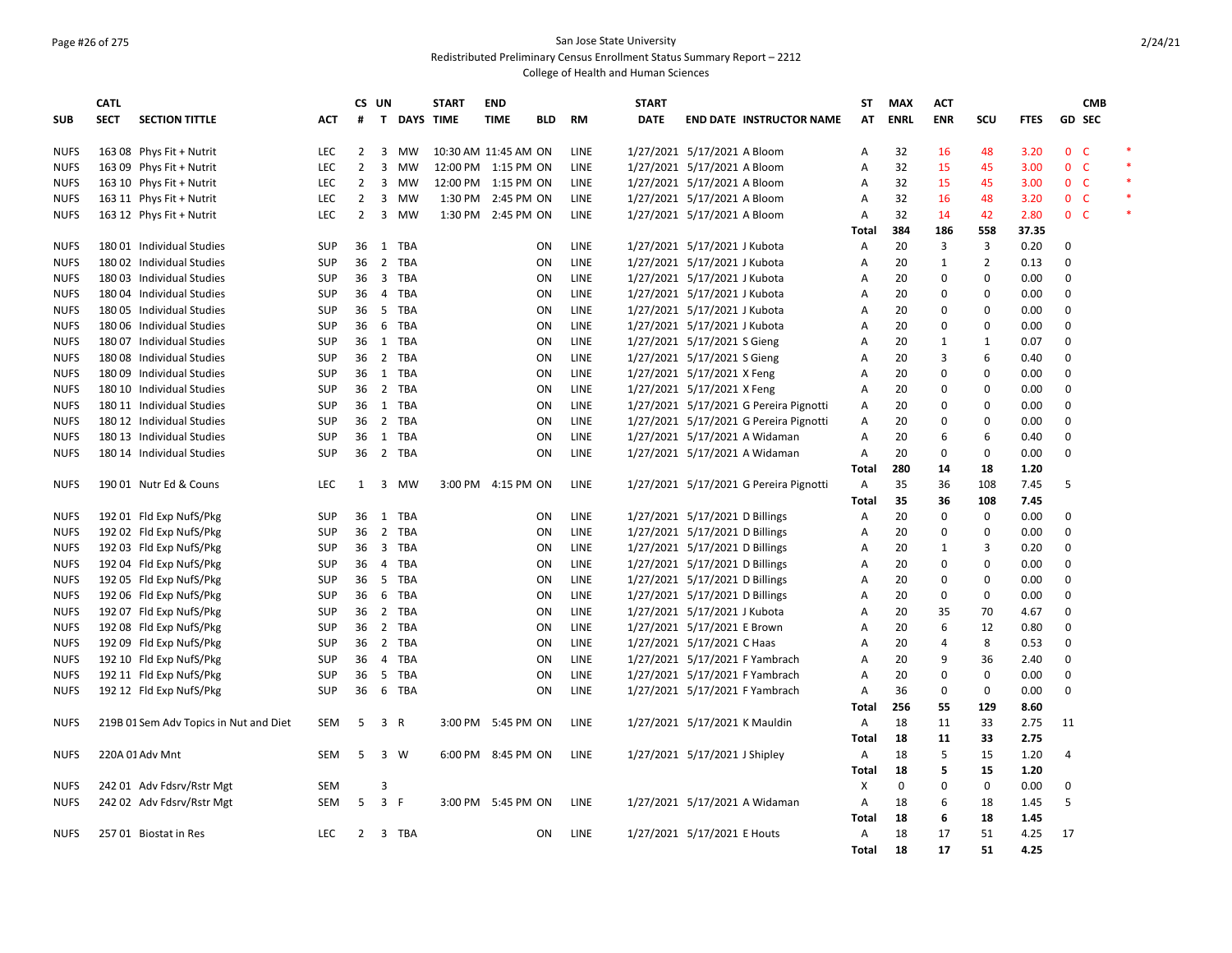San Jose State University
Redistributed Preliminary Census Enrollment Status Summary Report – 2212
College of Health and Human Sciences

| SUB | CATL SECT | SECTION TITTLE | ACT | CS # | UN T | DAYS | START TIME | END TIME | BLD | RM | START DATE | END DATE | INSTRUCTOR NAME | ST AT | MAX ENRL | ACT ENR | SCU | FTES | GD | CMB SEC | |
|---|---|---|---|---|---|---|---|---|---|---|---|---|---|---|---|---|---|---|---|---|---|
| NUFS | 163 08 | Phys Fit + Nutrit | LEC | 2 | 3 | MW | 10:30 AM | 11:45 AM | ON | LINE | 1/27/2021 | 5/17/2021 | A Bloom | A | 32 | 16 | 48 | 3.20 | 0 | C | * |
| NUFS | 163 09 | Phys Fit + Nutrit | LEC | 2 | 3 | MW | 12:00 PM | 1:15 PM | ON | LINE | 1/27/2021 | 5/17/2021 | A Bloom | A | 32 | 15 | 45 | 3.00 | 0 | C | * |
| NUFS | 163 10 | Phys Fit + Nutrit | LEC | 2 | 3 | MW | 12:00 PM | 1:15 PM | ON | LINE | 1/27/2021 | 5/17/2021 | A Bloom | A | 32 | 15 | 45 | 3.00 | 0 | C | * |
| NUFS | 163 11 | Phys Fit + Nutrit | LEC | 2 | 3 | MW | 1:30 PM | 2:45 PM | ON | LINE | 1/27/2021 | 5/17/2021 | A Bloom | A | 32 | 16 | 48 | 3.20 | 0 | C | * |
| NUFS | 163 12 | Phys Fit + Nutrit | LEC | 2 | 3 | MW | 1:30 PM | 2:45 PM | ON | LINE | 1/27/2021 | 5/17/2021 | A Bloom | A | 32 | 14 | 42 | 2.80 | 0 | C | * |
| | | | | | | | | | | | | | | Total | 384 | 186 | 558 | 37.35 | | | |
| NUFS | 180 01 | Individual Studies | SUP | 36 | 1 | TBA | | | ON | LINE | 1/27/2021 | 5/17/2021 | J Kubota | A | 20 | 3 | 3 | 0.20 | 0 | | |
| NUFS | 180 02 | Individual Studies | SUP | 36 | 2 | TBA | | | ON | LINE | 1/27/2021 | 5/17/2021 | J Kubota | A | 20 | 1 | 2 | 0.13 | 0 | | |
| NUFS | 180 03 | Individual Studies | SUP | 36 | 3 | TBA | | | ON | LINE | 1/27/2021 | 5/17/2021 | J Kubota | A | 20 | 0 | 0 | 0.00 | 0 | | |
| NUFS | 180 04 | Individual Studies | SUP | 36 | 4 | TBA | | | ON | LINE | 1/27/2021 | 5/17/2021 | J Kubota | A | 20 | 0 | 0 | 0.00 | 0 | | |
| NUFS | 180 05 | Individual Studies | SUP | 36 | 5 | TBA | | | ON | LINE | 1/27/2021 | 5/17/2021 | J Kubota | A | 20 | 0 | 0 | 0.00 | 0 | | |
| NUFS | 180 06 | Individual Studies | SUP | 36 | 6 | TBA | | | ON | LINE | 1/27/2021 | 5/17/2021 | J Kubota | A | 20 | 0 | 0 | 0.00 | 0 | | |
| NUFS | 180 07 | Individual Studies | SUP | 36 | 1 | TBA | | | ON | LINE | 1/27/2021 | 5/17/2021 | S Gieng | A | 20 | 1 | 1 | 0.07 | 0 | | |
| NUFS | 180 08 | Individual Studies | SUP | 36 | 2 | TBA | | | ON | LINE | 1/27/2021 | 5/17/2021 | S Gieng | A | 20 | 3 | 6 | 0.40 | 0 | | |
| NUFS | 180 09 | Individual Studies | SUP | 36 | 1 | TBA | | | ON | LINE | 1/27/2021 | 5/17/2021 | X Feng | A | 20 | 0 | 0 | 0.00 | 0 | | |
| NUFS | 180 10 | Individual Studies | SUP | 36 | 2 | TBA | | | ON | LINE | 1/27/2021 | 5/17/2021 | X Feng | A | 20 | 0 | 0 | 0.00 | 0 | | |
| NUFS | 180 11 | Individual Studies | SUP | 36 | 1 | TBA | | | ON | LINE | 1/27/2021 | 5/17/2021 | G Pereira Pignotti | A | 20 | 0 | 0 | 0.00 | 0 | | |
| NUFS | 180 12 | Individual Studies | SUP | 36 | 2 | TBA | | | ON | LINE | 1/27/2021 | 5/17/2021 | G Pereira Pignotti | A | 20 | 0 | 0 | 0.00 | 0 | | |
| NUFS | 180 13 | Individual Studies | SUP | 36 | 1 | TBA | | | ON | LINE | 1/27/2021 | 5/17/2021 | A Widaman | A | 20 | 6 | 6 | 0.40 | 0 | | |
| NUFS | 180 14 | Individual Studies | SUP | 36 | 2 | TBA | | | ON | LINE | 1/27/2021 | 5/17/2021 | A Widaman | A | 20 | 0 | 0 | 0.00 | 0 | | |
| | | | | | | | | | | | | | | Total | 280 | 14 | 18 | 1.20 | | | |
| NUFS | 190 01 | Nutr Ed & Couns | LEC | 1 | 3 | MW | 3:00 PM | 4:15 PM | ON | LINE | 1/27/2021 | 5/17/2021 | G Pereira Pignotti | A | 35 | 36 | 108 | 7.45 | 5 | | |
| | | | | | | | | | | | | | | Total | 35 | 36 | 108 | 7.45 | | | |
| NUFS | 192 01 | Fld Exp NufS/Pkg | SUP | 36 | 1 | TBA | | | ON | LINE | 1/27/2021 | 5/17/2021 | D Billings | A | 20 | 0 | 0 | 0.00 | 0 | | |
| NUFS | 192 02 | Fld Exp NufS/Pkg | SUP | 36 | 2 | TBA | | | ON | LINE | 1/27/2021 | 5/17/2021 | D Billings | A | 20 | 0 | 0 | 0.00 | 0 | | |
| NUFS | 192 03 | Fld Exp NufS/Pkg | SUP | 36 | 3 | TBA | | | ON | LINE | 1/27/2021 | 5/17/2021 | D Billings | A | 20 | 1 | 3 | 0.20 | 0 | | |
| NUFS | 192 04 | Fld Exp NufS/Pkg | SUP | 36 | 4 | TBA | | | ON | LINE | 1/27/2021 | 5/17/2021 | D Billings | A | 20 | 0 | 0 | 0.00 | 0 | | |
| NUFS | 192 05 | Fld Exp NufS/Pkg | SUP | 36 | 5 | TBA | | | ON | LINE | 1/27/2021 | 5/17/2021 | D Billings | A | 20 | 0 | 0 | 0.00 | 0 | | |
| NUFS | 192 06 | Fld Exp NufS/Pkg | SUP | 36 | 6 | TBA | | | ON | LINE | 1/27/2021 | 5/17/2021 | D Billings | A | 20 | 0 | 0 | 0.00 | 0 | | |
| NUFS | 192 07 | Fld Exp NufS/Pkg | SUP | 36 | 2 | TBA | | | ON | LINE | 1/27/2021 | 5/17/2021 | J Kubota | A | 20 | 35 | 70 | 4.67 | 0 | | |
| NUFS | 192 08 | Fld Exp NufS/Pkg | SUP | 36 | 2 | TBA | | | ON | LINE | 1/27/2021 | 5/17/2021 | E Brown | A | 20 | 6 | 12 | 0.80 | 0 | | |
| NUFS | 192 09 | Fld Exp NufS/Pkg | SUP | 36 | 2 | TBA | | | ON | LINE | 1/27/2021 | 5/17/2021 | C Haas | A | 20 | 4 | 8 | 0.53 | 0 | | |
| NUFS | 192 10 | Fld Exp NufS/Pkg | SUP | 36 | 4 | TBA | | | ON | LINE | 1/27/2021 | 5/17/2021 | F Yambrach | A | 20 | 9 | 36 | 2.40 | 0 | | |
| NUFS | 192 11 | Fld Exp NufS/Pkg | SUP | 36 | 5 | TBA | | | ON | LINE | 1/27/2021 | 5/17/2021 | F Yambrach | A | 20 | 0 | 0 | 0.00 | 0 | | |
| NUFS | 192 12 | Fld Exp NufS/Pkg | SUP | 36 | 6 | TBA | | | ON | LINE | 1/27/2021 | 5/17/2021 | F Yambrach | A | 36 | 0 | 0 | 0.00 | 0 | | |
| | | | | | | | | | | | | | | Total | 256 | 55 | 129 | 8.60 | | | |
| NUFS | 219B 01 | Sem Adv Topics in Nut and Diet | SEM | 5 | 3 | R | 3:00 PM | 5:45 PM | ON | LINE | 1/27/2021 | 5/17/2021 | K Mauldin | A | 18 | 11 | 33 | 2.75 | 11 | | |
| | | | | | | | | | | | | | | Total | 18 | 11 | 33 | 2.75 | | | |
| NUFS | 220A 01 | Adv Mnt | SEM | 5 | 3 | W | 6:00 PM | 8:45 PM | ON | LINE | 1/27/2021 | 5/17/2021 | J Shipley | A | 18 | 5 | 15 | 1.20 | 4 | | |
| | | | | | | | | | | | | | | Total | 18 | 5 | 15 | 1.20 | | | |
| NUFS | 242 01 | Adv Fdsrv/Rstr Mgt | SEM | | 3 | | | | | | | | | X | 0 | 0 | 0 | 0.00 | 0 | | |
| NUFS | 242 02 | Adv Fdsrv/Rstr Mgt | SEM | 5 | 3 | F | 3:00 PM | 5:45 PM | ON | LINE | 1/27/2021 | 5/17/2021 | A Widaman | A | 18 | 6 | 18 | 1.45 | 5 | | |
| | | | | | | | | | | | | | | Total | 18 | 6 | 18 | 1.45 | | | |
| NUFS | 257 01 | Biostat in Res | LEC | 2 | 3 | TBA | | | ON | LINE | 1/27/2021 | 5/17/2021 | E Houts | A | 18 | 17 | 51 | 4.25 | 17 | | |
| | | | | | | | | | | | | | | Total | 18 | 17 | 51 | 4.25 | | | |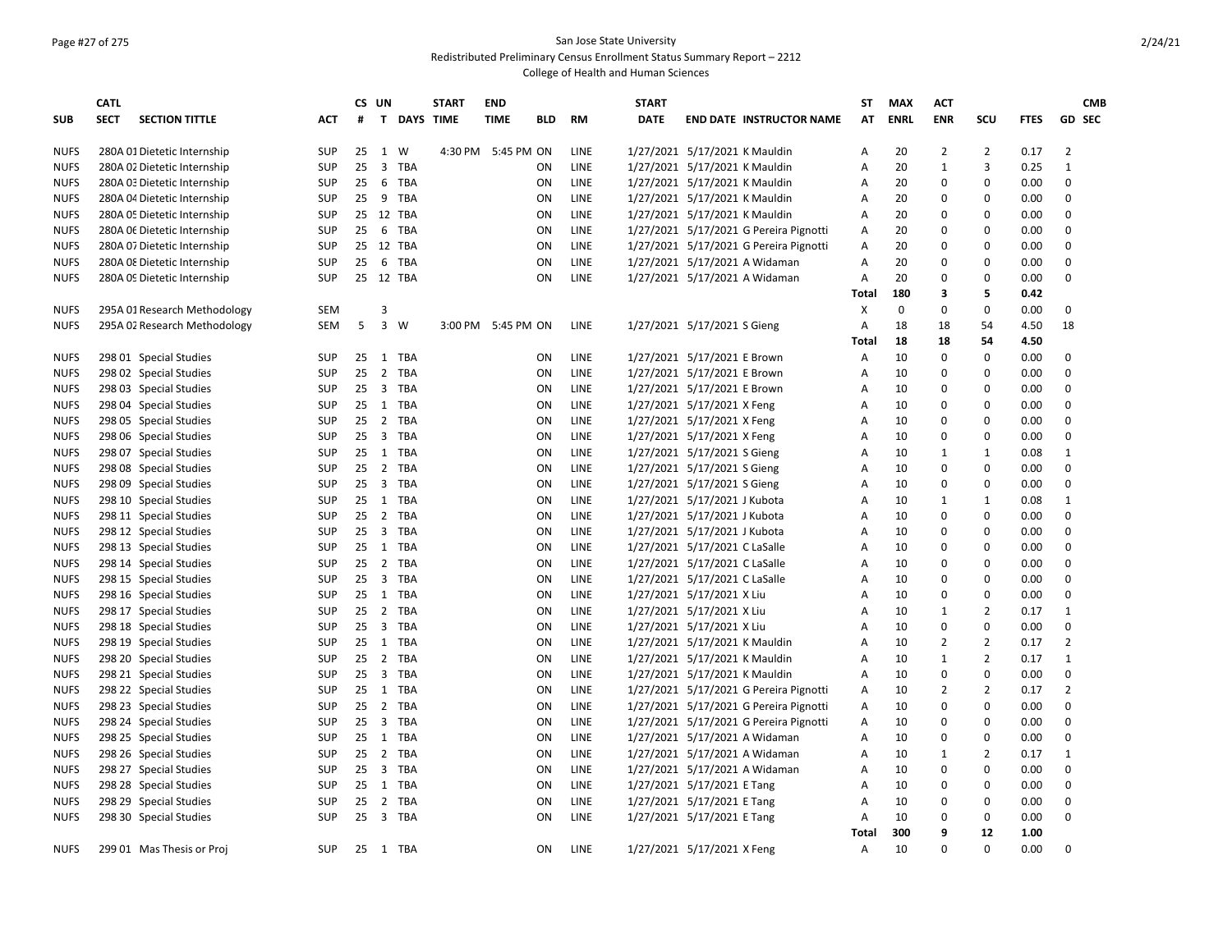San Jose State University

Redistributed Preliminary Census Enrollment Status Summary Report – 2212

College of Health and Human Sciences

| SUB | CATL SECT | SECTION TITTLE | ACT | CS # | UN T | DAYS | START TIME | END TIME | BLD | RM | START DATE | END DATE | INSTRUCTOR NAME | ST AT | MAX ENRL | ACT ENR | SCU | FTES | GD | CMB SEC |
|---|---|---|---|---|---|---|---|---|---|---|---|---|---|---|---|---|---|---|---|---|
| NUFS | 280A 01 | Dietetic Internship | SUP | 25 | 1 | W | 4:30 PM | 5:45 PM | ON | LINE | 1/27/2021 | 5/17/2021 | K Mauldin | A | 20 | 2 | 2 | 0.17 | 2 | |
| NUFS | 280A 02 | Dietetic Internship | SUP | 25 | 3 | TBA | | | ON | LINE | 1/27/2021 | 5/17/2021 | K Mauldin | A | 20 | 1 | 3 | 0.25 | 1 | |
| NUFS | 280A 03 | Dietetic Internship | SUP | 25 | 6 | TBA | | | ON | LINE | 1/27/2021 | 5/17/2021 | K Mauldin | A | 20 | 0 | 0 | 0.00 | 0 | |
| NUFS | 280A 04 | Dietetic Internship | SUP | 25 | 9 | TBA | | | ON | LINE | 1/27/2021 | 5/17/2021 | K Mauldin | A | 20 | 0 | 0 | 0.00 | 0 | |
| NUFS | 280A 05 | Dietetic Internship | SUP | 25 | 12 | TBA | | | ON | LINE | 1/27/2021 | 5/17/2021 | K Mauldin | A | 20 | 0 | 0 | 0.00 | 0 | |
| NUFS | 280A 06 | Dietetic Internship | SUP | 25 | 6 | TBA | | | ON | LINE | 1/27/2021 | 5/17/2021 | G Pereira Pignotti | A | 20 | 0 | 0 | 0.00 | 0 | |
| NUFS | 280A 07 | Dietetic Internship | SUP | 25 | 12 | TBA | | | ON | LINE | 1/27/2021 | 5/17/2021 | G Pereira Pignotti | A | 20 | 0 | 0 | 0.00 | 0 | |
| NUFS | 280A 08 | Dietetic Internship | SUP | 25 | 6 | TBA | | | ON | LINE | 1/27/2021 | 5/17/2021 | A Widaman | A | 20 | 0 | 0 | 0.00 | 0 | |
| NUFS | 280A 09 | Dietetic Internship | SUP | 25 | 12 | TBA | | | ON | LINE | 1/27/2021 | 5/17/2021 | A Widaman | A | 20 | 0 | 0 | 0.00 | 0 | |
| | | | | | | | | | | | | | | **Total** | **180** | **3** | **5** | **0.42** | | |
| NUFS | 295A 01 | Research Methodology | SEM | | 3 | | | | | | | | | X | 0 | 0 | 0 | 0.00 | 0 | |
| NUFS | 295A 02 | Research Methodology | SEM | 5 | 3 | W | 3:00 PM | 5:45 PM | ON | LINE | 1/27/2021 | 5/17/2021 | S Gieng | A | 18 | 18 | 54 | 4.50 | 18 | |
| | | | | | | | | | | | | | | **Total** | **18** | **18** | **54** | **4.50** | | |
| NUFS | 298 01 | Special Studies | SUP | 25 | 1 | TBA | | | ON | LINE | 1/27/2021 | 5/17/2021 | E Brown | A | 10 | 0 | 0 | 0.00 | 0 | |
| NUFS | 298 02 | Special Studies | SUP | 25 | 2 | TBA | | | ON | LINE | 1/27/2021 | 5/17/2021 | E Brown | A | 10 | 0 | 0 | 0.00 | 0 | |
| NUFS | 298 03 | Special Studies | SUP | 25 | 3 | TBA | | | ON | LINE | 1/27/2021 | 5/17/2021 | E Brown | A | 10 | 0 | 0 | 0.00 | 0 | |
| NUFS | 298 04 | Special Studies | SUP | 25 | 1 | TBA | | | ON | LINE | 1/27/2021 | 5/17/2021 | X Feng | A | 10 | 0 | 0 | 0.00 | 0 | |
| NUFS | 298 05 | Special Studies | SUP | 25 | 2 | TBA | | | ON | LINE | 1/27/2021 | 5/17/2021 | X Feng | A | 10 | 0 | 0 | 0.00 | 0 | |
| NUFS | 298 06 | Special Studies | SUP | 25 | 3 | TBA | | | ON | LINE | 1/27/2021 | 5/17/2021 | X Feng | A | 10 | 0 | 0 | 0.00 | 0 | |
| NUFS | 298 07 | Special Studies | SUP | 25 | 1 | TBA | | | ON | LINE | 1/27/2021 | 5/17/2021 | S Gieng | A | 10 | 1 | 1 | 0.08 | 1 | |
| NUFS | 298 08 | Special Studies | SUP | 25 | 2 | TBA | | | ON | LINE | 1/27/2021 | 5/17/2021 | S Gieng | A | 10 | 0 | 0 | 0.00 | 0 | |
| NUFS | 298 09 | Special Studies | SUP | 25 | 3 | TBA | | | ON | LINE | 1/27/2021 | 5/17/2021 | S Gieng | A | 10 | 0 | 0 | 0.00 | 0 | |
| NUFS | 298 10 | Special Studies | SUP | 25 | 1 | TBA | | | ON | LINE | 1/27/2021 | 5/17/2021 | J Kubota | A | 10 | 1 | 1 | 0.08 | 1 | |
| NUFS | 298 11 | Special Studies | SUP | 25 | 2 | TBA | | | ON | LINE | 1/27/2021 | 5/17/2021 | J Kubota | A | 10 | 0 | 0 | 0.00 | 0 | |
| NUFS | 298 12 | Special Studies | SUP | 25 | 3 | TBA | | | ON | LINE | 1/27/2021 | 5/17/2021 | J Kubota | A | 10 | 0 | 0 | 0.00 | 0 | |
| NUFS | 298 13 | Special Studies | SUP | 25 | 1 | TBA | | | ON | LINE | 1/27/2021 | 5/17/2021 | C LaSalle | A | 10 | 0 | 0 | 0.00 | 0 | |
| NUFS | 298 14 | Special Studies | SUP | 25 | 2 | TBA | | | ON | LINE | 1/27/2021 | 5/17/2021 | C LaSalle | A | 10 | 0 | 0 | 0.00 | 0 | |
| NUFS | 298 15 | Special Studies | SUP | 25 | 3 | TBA | | | ON | LINE | 1/27/2021 | 5/17/2021 | C LaSalle | A | 10 | 0 | 0 | 0.00 | 0 | |
| NUFS | 298 16 | Special Studies | SUP | 25 | 1 | TBA | | | ON | LINE | 1/27/2021 | 5/17/2021 | X Liu | A | 10 | 0 | 0 | 0.00 | 0 | |
| NUFS | 298 17 | Special Studies | SUP | 25 | 2 | TBA | | | ON | LINE | 1/27/2021 | 5/17/2021 | X Liu | A | 10 | 1 | 2 | 0.17 | 1 | |
| NUFS | 298 18 | Special Studies | SUP | 25 | 3 | TBA | | | ON | LINE | 1/27/2021 | 5/17/2021 | X Liu | A | 10 | 0 | 0 | 0.00 | 0 | |
| NUFS | 298 19 | Special Studies | SUP | 25 | 1 | TBA | | | ON | LINE | 1/27/2021 | 5/17/2021 | K Mauldin | A | 10 | 2 | 2 | 0.17 | 2 | |
| NUFS | 298 20 | Special Studies | SUP | 25 | 2 | TBA | | | ON | LINE | 1/27/2021 | 5/17/2021 | K Mauldin | A | 10 | 1 | 2 | 0.17 | 1 | |
| NUFS | 298 21 | Special Studies | SUP | 25 | 3 | TBA | | | ON | LINE | 1/27/2021 | 5/17/2021 | K Mauldin | A | 10 | 0 | 0 | 0.00 | 0 | |
| NUFS | 298 22 | Special Studies | SUP | 25 | 1 | TBA | | | ON | LINE | 1/27/2021 | 5/17/2021 | G Pereira Pignotti | A | 10 | 2 | 2 | 0.17 | 2 | |
| NUFS | 298 23 | Special Studies | SUP | 25 | 2 | TBA | | | ON | LINE | 1/27/2021 | 5/17/2021 | G Pereira Pignotti | A | 10 | 0 | 0 | 0.00 | 0 | |
| NUFS | 298 24 | Special Studies | SUP | 25 | 3 | TBA | | | ON | LINE | 1/27/2021 | 5/17/2021 | G Pereira Pignotti | A | 10 | 0 | 0 | 0.00 | 0 | |
| NUFS | 298 25 | Special Studies | SUP | 25 | 1 | TBA | | | ON | LINE | 1/27/2021 | 5/17/2021 | A Widaman | A | 10 | 0 | 0 | 0.00 | 0 | |
| NUFS | 298 26 | Special Studies | SUP | 25 | 2 | TBA | | | ON | LINE | 1/27/2021 | 5/17/2021 | A Widaman | A | 10 | 1 | 2 | 0.17 | 1 | |
| NUFS | 298 27 | Special Studies | SUP | 25 | 3 | TBA | | | ON | LINE | 1/27/2021 | 5/17/2021 | A Widaman | A | 10 | 0 | 0 | 0.00 | 0 | |
| NUFS | 298 28 | Special Studies | SUP | 25 | 1 | TBA | | | ON | LINE | 1/27/2021 | 5/17/2021 | E Tang | A | 10 | 0 | 0 | 0.00 | 0 | |
| NUFS | 298 29 | Special Studies | SUP | 25 | 2 | TBA | | | ON | LINE | 1/27/2021 | 5/17/2021 | E Tang | A | 10 | 0 | 0 | 0.00 | 0 | |
| NUFS | 298 30 | Special Studies | SUP | 25 | 3 | TBA | | | ON | LINE | 1/27/2021 | 5/17/2021 | E Tang | A | 10 | 0 | 0 | 0.00 | 0 | |
| | | | | | | | | | | | | | | **Total** | **300** | **9** | **12** | **1.00** | | |
| NUFS | 299 01 | Mas Thesis or Proj | SUP | 25 | 1 | TBA | | | ON | LINE | 1/27/2021 | 5/17/2021 | X Feng | A | 10 | 0 | 0 | 0.00 | 0 | |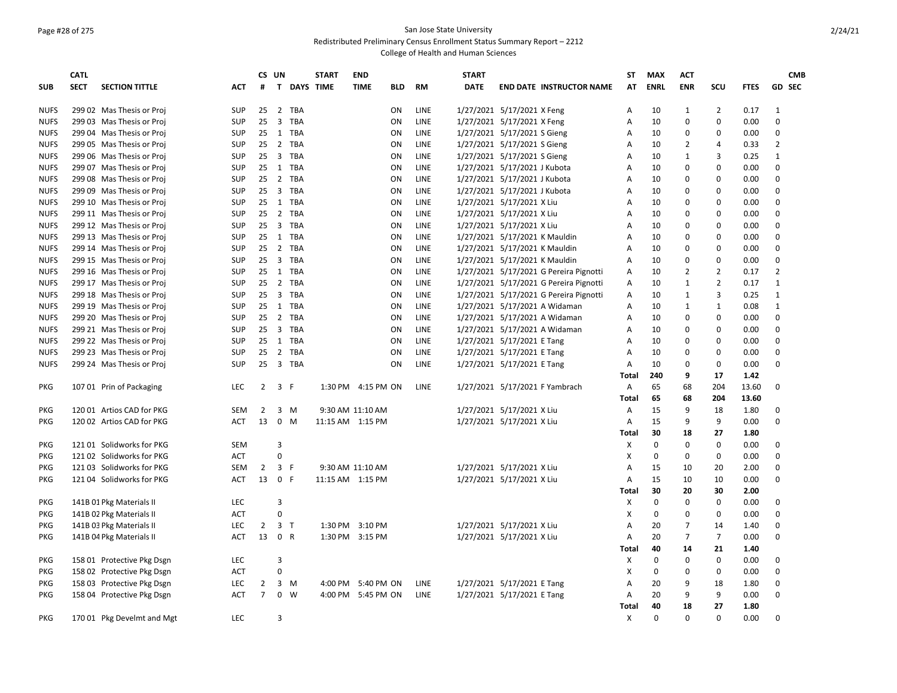San Jose State University
Redistributed Preliminary Census Enrollment Status Summary Report – 2212
College of Health and Human Sciences

| SUB | CATL SECT | SECTION TITTLE | ACT | CS # | UN T | DAYS | START TIME | END TIME | BLD | RM | START DATE | END DATE | INSTRUCTOR NAME | ST AT | MAX ENRL | ACT ENR | SCU | FTES | GD | CMB SEC |
|---|---|---|---|---|---|---|---|---|---|---|---|---|---|---|---|---|---|---|---|---|
| NUFS | 299 02 | Mas Thesis or Proj | SUP | 25 | 2 | TBA | | | ON | LINE | 1/27/2021 | 5/17/2021 | X Feng | A | 10 | 1 | 2 | 0.17 | 1 | |
| NUFS | 299 03 | Mas Thesis or Proj | SUP | 25 | 3 | TBA | | | ON | LINE | 1/27/2021 | 5/17/2021 | X Feng | A | 10 | 0 | 0 | 0.00 | 0 | |
| NUFS | 299 04 | Mas Thesis or Proj | SUP | 25 | 1 | TBA | | | ON | LINE | 1/27/2021 | 5/17/2021 | S Gieng | A | 10 | 0 | 0 | 0.00 | 0 | |
| NUFS | 299 05 | Mas Thesis or Proj | SUP | 25 | 2 | TBA | | | ON | LINE | 1/27/2021 | 5/17/2021 | S Gieng | A | 10 | 2 | 4 | 0.33 | 2 | |
| NUFS | 299 06 | Mas Thesis or Proj | SUP | 25 | 3 | TBA | | | ON | LINE | 1/27/2021 | 5/17/2021 | S Gieng | A | 10 | 1 | 3 | 0.25 | 1 | |
| NUFS | 299 07 | Mas Thesis or Proj | SUP | 25 | 1 | TBA | | | ON | LINE | 1/27/2021 | 5/17/2021 | J Kubota | A | 10 | 0 | 0 | 0.00 | 0 | |
| NUFS | 299 08 | Mas Thesis or Proj | SUP | 25 | 2 | TBA | | | ON | LINE | 1/27/2021 | 5/17/2021 | J Kubota | A | 10 | 0 | 0 | 0.00 | 0 | |
| NUFS | 299 09 | Mas Thesis or Proj | SUP | 25 | 3 | TBA | | | ON | LINE | 1/27/2021 | 5/17/2021 | J Kubota | A | 10 | 0 | 0 | 0.00 | 0 | |
| NUFS | 299 10 | Mas Thesis or Proj | SUP | 25 | 1 | TBA | | | ON | LINE | 1/27/2021 | 5/17/2021 | X Liu | A | 10 | 0 | 0 | 0.00 | 0 | |
| NUFS | 299 11 | Mas Thesis or Proj | SUP | 25 | 2 | TBA | | | ON | LINE | 1/27/2021 | 5/17/2021 | X Liu | A | 10 | 0 | 0 | 0.00 | 0 | |
| NUFS | 299 12 | Mas Thesis or Proj | SUP | 25 | 3 | TBA | | | ON | LINE | 1/27/2021 | 5/17/2021 | X Liu | A | 10 | 0 | 0 | 0.00 | 0 | |
| NUFS | 299 13 | Mas Thesis or Proj | SUP | 25 | 1 | TBA | | | ON | LINE | 1/27/2021 | 5/17/2021 | K Mauldin | A | 10 | 0 | 0 | 0.00 | 0 | |
| NUFS | 299 14 | Mas Thesis or Proj | SUP | 25 | 2 | TBA | | | ON | LINE | 1/27/2021 | 5/17/2021 | K Mauldin | A | 10 | 0 | 0 | 0.00 | 0 | |
| NUFS | 299 15 | Mas Thesis or Proj | SUP | 25 | 3 | TBA | | | ON | LINE | 1/27/2021 | 5/17/2021 | K Mauldin | A | 10 | 0 | 0 | 0.00 | 0 | |
| NUFS | 299 16 | Mas Thesis or Proj | SUP | 25 | 1 | TBA | | | ON | LINE | 1/27/2021 | 5/17/2021 | G Pereira Pignotti | A | 10 | 2 | 2 | 0.17 | 2 | |
| NUFS | 299 17 | Mas Thesis or Proj | SUP | 25 | 2 | TBA | | | ON | LINE | 1/27/2021 | 5/17/2021 | G Pereira Pignotti | A | 10 | 1 | 2 | 0.17 | 1 | |
| NUFS | 299 18 | Mas Thesis or Proj | SUP | 25 | 3 | TBA | | | ON | LINE | 1/27/2021 | 5/17/2021 | G Pereira Pignotti | A | 10 | 1 | 3 | 0.25 | 1 | |
| NUFS | 299 19 | Mas Thesis or Proj | SUP | 25 | 1 | TBA | | | ON | LINE | 1/27/2021 | 5/17/2021 | A Widaman | A | 10 | 1 | 1 | 0.08 | 1 | |
| NUFS | 299 20 | Mas Thesis or Proj | SUP | 25 | 2 | TBA | | | ON | LINE | 1/27/2021 | 5/17/2021 | A Widaman | A | 10 | 0 | 0 | 0.00 | 0 | |
| NUFS | 299 21 | Mas Thesis or Proj | SUP | 25 | 3 | TBA | | | ON | LINE | 1/27/2021 | 5/17/2021 | A Widaman | A | 10 | 0 | 0 | 0.00 | 0 | |
| NUFS | 299 22 | Mas Thesis or Proj | SUP | 25 | 1 | TBA | | | ON | LINE | 1/27/2021 | 5/17/2021 | E Tang | A | 10 | 0 | 0 | 0.00 | 0 | |
| NUFS | 299 23 | Mas Thesis or Proj | SUP | 25 | 2 | TBA | | | ON | LINE | 1/27/2021 | 5/17/2021 | E Tang | A | 10 | 0 | 0 | 0.00 | 0 | |
| NUFS | 299 24 | Mas Thesis or Proj | SUP | 25 | 3 | TBA | | | ON | LINE | 1/27/2021 | 5/17/2021 | E Tang | A | 10 | 0 | 0 | 0.00 | 0 | |
| | | | | | | | | | | | | | | Total | 240 | 9 | 17 | 1.42 | | |
| PKG | 107 01 | Prin of Packaging | LEC | 2 | 3 | F | 1:30 PM | 4:15 PM | ON | LINE | 1/27/2021 | 5/17/2021 | F Yambrach | A | 65 | 68 | 204 | 13.60 | 0 | |
| | | | | | | | | | | | | | | Total | 65 | 68 | 204 | 13.60 | | |
| PKG | 120 01 | Artios CAD for PKG | SEM | 2 | 3 | M | 9:30 AM | 11:10 AM | | | 1/27/2021 | 5/17/2021 | X Liu | A | 15 | 9 | 18 | 1.80 | 0 | |
| PKG | 120 02 | Artios CAD for PKG | ACT | 13 | 0 | M | 11:15 AM | 1:15 PM | | | 1/27/2021 | 5/17/2021 | X Liu | A | 15 | 9 | 9 | 0.00 | 0 | |
| | | | | | | | | | | | | | | Total | 30 | 18 | 27 | 1.80 | | |
| PKG | 121 01 | Solidworks for PKG | SEM | | 3 | | | | | | | | | X | 0 | 0 | 0 | 0.00 | 0 | |
| PKG | 121 02 | Solidworks for PKG | ACT | | 0 | | | | | | | | | X | 0 | 0 | 0 | 0.00 | 0 | |
| PKG | 121 03 | Solidworks for PKG | SEM | 2 | 3 | F | 9:30 AM | 11:10 AM | | | 1/27/2021 | 5/17/2021 | X Liu | A | 15 | 10 | 20 | 2.00 | 0 | |
| PKG | 121 04 | Solidworks for PKG | ACT | 13 | 0 | F | 11:15 AM | 1:15 PM | | | 1/27/2021 | 5/17/2021 | X Liu | A | 15 | 10 | 10 | 0.00 | 0 | |
| | | | | | | | | | | | | | | Total | 30 | 20 | 30 | 2.00 | | |
| PKG | 141B 01 | Pkg Materials II | LEC | | 3 | | | | | | | | | X | 0 | 0 | 0 | 0.00 | 0 | |
| PKG | 141B 02 | Pkg Materials II | ACT | | 0 | | | | | | | | | X | 0 | 0 | 0 | 0.00 | 0 | |
| PKG | 141B 03 | Pkg Materials II | LEC | 2 | 3 | T | 1:30 PM | 3:10 PM | | | 1/27/2021 | 5/17/2021 | X Liu | A | 20 | 7 | 14 | 1.40 | 0 | |
| PKG | 141B 04 | Pkg Materials II | ACT | 13 | 0 | R | 1:30 PM | 3:15 PM | | | 1/27/2021 | 5/17/2021 | X Liu | A | 20 | 7 | 7 | 0.00 | 0 | |
| | | | | | | | | | | | | | | Total | 40 | 14 | 21 | 1.40 | | |
| PKG | 158 01 | Protective Pkg Dsgn | LEC | | 3 | | | | | | | | | X | 0 | 0 | 0 | 0.00 | 0 | |
| PKG | 158 02 | Protective Pkg Dsgn | ACT | | 0 | | | | | | | | | X | 0 | 0 | 0 | 0.00 | 0 | |
| PKG | 158 03 | Protective Pkg Dsgn | LEC | 2 | 3 | M | 4:00 PM | 5:40 PM | ON | LINE | 1/27/2021 | 5/17/2021 | E Tang | A | 20 | 9 | 18 | 1.80 | 0 | |
| PKG | 158 04 | Protective Pkg Dsgn | ACT | 7 | 0 | W | 4:00 PM | 5:45 PM | ON | LINE | 1/27/2021 | 5/17/2021 | E Tang | A | 20 | 9 | 9 | 0.00 | 0 | |
| | | | | | | | | | | | | | | Total | 40 | 18 | 27 | 1.80 | | |
| PKG | 170 01 | Pkg Develmt and Mgt | LEC | | 3 | | | | | | | | | X | 0 | 0 | 0 | 0.00 | 0 | |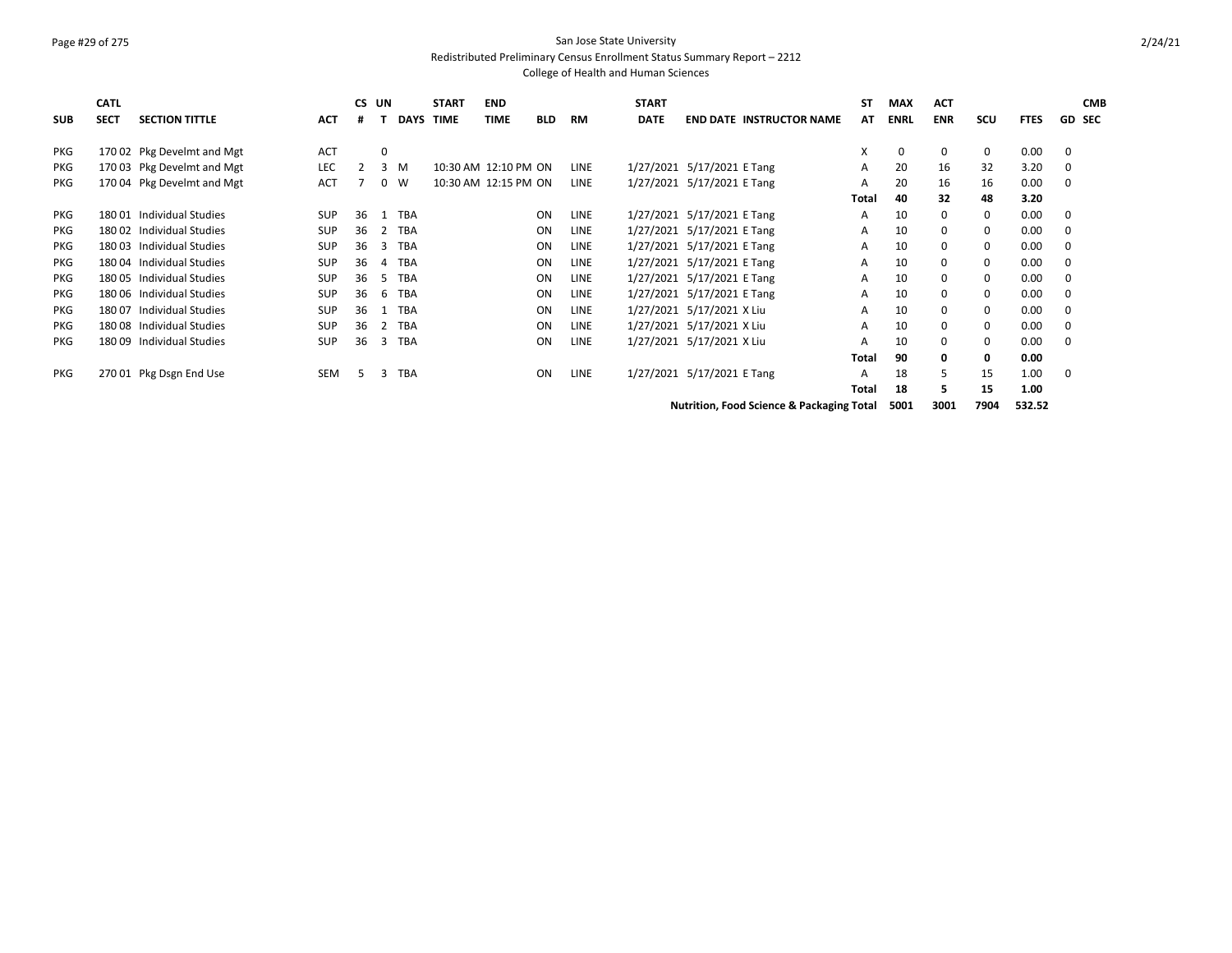San Jose State University

Redistributed Preliminary Census Enrollment Status Summary Report – 2212

College of Health and Human Sciences

| SUB | CATL SECT | SECTION TITTLE | ACT | CS # | UN T | DAYS | START TIME | END TIME | BLD | RM | START DATE | END DATE | INSTRUCTOR NAME | ST AT | MAX ENRL | ACT ENR | SCU | FTES | GD | CMB SEC |
|---|---|---|---|---|---|---|---|---|---|---|---|---|---|---|---|---|---|---|---|---|
| PKG | 170 02 | Pkg Develmt and Mgt | ACT | | 0 | | | | | | | | | X | 0 | 0 | 0 | 0.00 | 0 | |
| PKG | 170 03 | Pkg Develmt and Mgt | LEC | 2 | 3 | M | 10:30 AM | 12:10 PM | ON | LINE | 1/27/2021 | 5/17/2021 | E Tang | A | 20 | 16 | 32 | 3.20 | 0 | |
| PKG | 170 04 | Pkg Develmt and Mgt | ACT | 7 | 0 | W | 10:30 AM | 12:15 PM | ON | LINE | 1/27/2021 | 5/17/2021 | E Tang | A | 20 | 16 | 16 | 0.00 | 0 | |
| | | | | | | | | | | | | | | **Total** | **40** | **32** | **48** | **3.20** | | |
| PKG | 180 01 | Individual Studies | SUP | 36 | 1 | TBA | | | ON | LINE | 1/27/2021 | 5/17/2021 | E Tang | A | 10 | 0 | 0 | 0.00 | 0 | |
| PKG | 180 02 | Individual Studies | SUP | 36 | 2 | TBA | | | ON | LINE | 1/27/2021 | 5/17/2021 | E Tang | A | 10 | 0 | 0 | 0.00 | 0 | |
| PKG | 180 03 | Individual Studies | SUP | 36 | 3 | TBA | | | ON | LINE | 1/27/2021 | 5/17/2021 | E Tang | A | 10 | 0 | 0 | 0.00 | 0 | |
| PKG | 180 04 | Individual Studies | SUP | 36 | 4 | TBA | | | ON | LINE | 1/27/2021 | 5/17/2021 | E Tang | A | 10 | 0 | 0 | 0.00 | 0 | |
| PKG | 180 05 | Individual Studies | SUP | 36 | 5 | TBA | | | ON | LINE | 1/27/2021 | 5/17/2021 | E Tang | A | 10 | 0 | 0 | 0.00 | 0 | |
| PKG | 180 06 | Individual Studies | SUP | 36 | 6 | TBA | | | ON | LINE | 1/27/2021 | 5/17/2021 | E Tang | A | 10 | 0 | 0 | 0.00 | 0 | |
| PKG | 180 07 | Individual Studies | SUP | 36 | 1 | TBA | | | ON | LINE | 1/27/2021 | 5/17/2021 | X Liu | A | 10 | 0 | 0 | 0.00 | 0 | |
| PKG | 180 08 | Individual Studies | SUP | 36 | 2 | TBA | | | ON | LINE | 1/27/2021 | 5/17/2021 | X Liu | A | 10 | 0 | 0 | 0.00 | 0 | |
| PKG | 180 09 | Individual Studies | SUP | 36 | 3 | TBA | | | ON | LINE | 1/27/2021 | 5/17/2021 | X Liu | A | 10 | 0 | 0 | 0.00 | 0 | |
| | | | | | | | | | | | | | | **Total** | **90** | **0** | **0** | **0.00** | | |
| PKG | 270 01 | Pkg Dsgn End Use | SEM | 5 | 3 | TBA | | | ON | LINE | 1/27/2021 | 5/17/2021 | E Tang | A | 18 | 5 | 15 | 1.00 | 0 | |
| | | | | | | | | | | | | | | **Total** | **18** | **5** | **15** | **1.00** | | |
| | | | | | | | | | | | | | **Nutrition, Food Science & Packaging Total** | | **5001** | **3001** | **7904** | **532.52** | | |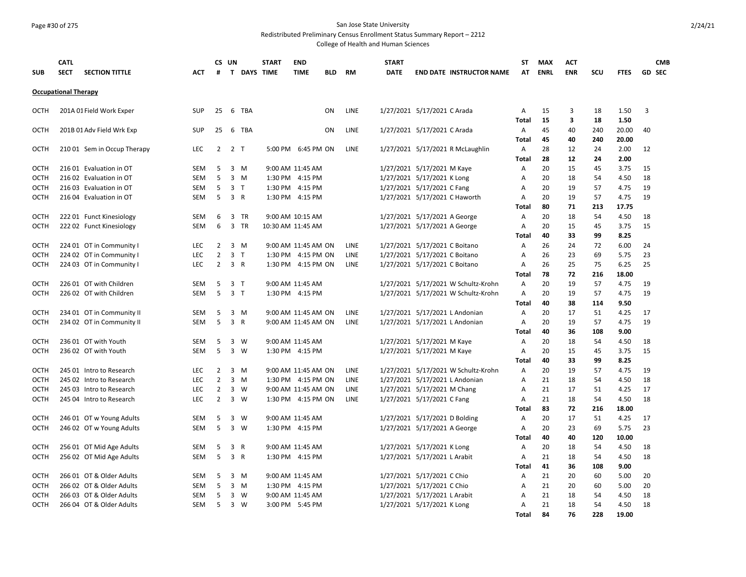San Jose State University

Redistributed Preliminary Census Enrollment Status Summary Report – 2212

College of Health and Human Sciences

2/24/21

| SUB | CATL SECT | SECTION TITTLE | ACT | CS # | UN T | DAYS | START TIME | END TIME | BLD | RM | START DATE | END DATE | INSTRUCTOR NAME | ST AT | MAX ENRL | ACT ENR | SCU | FTES | GD | CMB SEC |
|---|---|---|---|---|---|---|---|---|---|---|---|---|---|---|---|---|---|---|---|---|
| **Occupational Therapy** | | | | | | | | | | | | | | | | | | | | |
| OCTH | 201A 01 | Field Work Exper | SUP | 25 | 6 | TBA | | | ON | LINE | 1/27/2021 | 5/17/2021 | C Arada | A | 15 | 3 | 18 | 1.50 | 3 | |
| | | | | | | | | | | | | | | **Total** | **15** | **3** | **18** | **1.50** | | |
| OCTH | 201B 01 | Adv Field Wrk Exp | SUP | 25 | 6 | TBA | | | ON | LINE | 1/27/2021 | 5/17/2021 | C Arada | A | 45 | 40 | 240 | 20.00 | 40 | |
| | | | | | | | | | | | | | | **Total** | **45** | **40** | **240** | **20.00** | | |
| OCTH | 210 01 | Sem in Occup Therapy | LEC | 2 | 2 | T | 5:00 PM | 6:45 PM | ON | LINE | 1/27/2021 | 5/17/2021 | R McLaughlin | A | 28 | 12 | 24 | 2.00 | 12 | |
| | | | | | | | | | | | | | | **Total** | **28** | **12** | **24** | **2.00** | | |
| OCTH | 216 01 | Evaluation in OT | SEM | 5 | 3 | M | 9:00 AM | 11:45 AM | | | 1/27/2021 | 5/17/2021 | M Kaye | A | 20 | 15 | 45 | 3.75 | 15 | |
| OCTH | 216 02 | Evaluation in OT | SEM | 5 | 3 | M | 1:30 PM | 4:15 PM | | | 1/27/2021 | 5/17/2021 | K Long | A | 20 | 18 | 54 | 4.50 | 18 | |
| OCTH | 216 03 | Evaluation in OT | SEM | 5 | 3 | T | 1:30 PM | 4:15 PM | | | 1/27/2021 | 5/17/2021 | C Fang | A | 20 | 19 | 57 | 4.75 | 19 | |
| OCTH | 216 04 | Evaluation in OT | SEM | 5 | 3 | R | 1:30 PM | 4:15 PM | | | 1/27/2021 | 5/17/2021 | C Haworth | A | 20 | 19 | 57 | 4.75 | 19 | |
| | | | | | | | | | | | | | | **Total** | **80** | **71** | **213** | **17.75** | | |
| OCTH | 222 01 | Funct Kinesiology | SEM | 6 | 3 | TR | 9:00 AM | 10:15 AM | | | 1/27/2021 | 5/17/2021 | A George | A | 20 | 18 | 54 | 4.50 | 18 | |
| OCTH | 222 02 | Funct Kinesiology | SEM | 6 | 3 | TR | 10:30 AM | 11:45 AM | | | 1/27/2021 | 5/17/2021 | A George | A | 20 | 15 | 45 | 3.75 | 15 | |
| | | | | | | | | | | | | | | **Total** | **40** | **33** | **99** | **8.25** | | |
| OCTH | 224 01 | OT in Community I | LEC | 2 | 3 | M | 9:00 AM | 11:45 AM | ON | LINE | 1/27/2021 | 5/17/2021 | C Boitano | A | 26 | 24 | 72 | 6.00 | 24 | |
| OCTH | 224 02 | OT in Community I | LEC | 2 | 3 | T | 1:30 PM | 4:15 PM | ON | LINE | 1/27/2021 | 5/17/2021 | C Boitano | A | 26 | 23 | 69 | 5.75 | 23 | |
| OCTH | 224 03 | OT in Community I | LEC | 2 | 3 | R | 1:30 PM | 4:15 PM | ON | LINE | 1/27/2021 | 5/17/2021 | C Boitano | A | 26 | 25 | 75 | 6.25 | 25 | |
| | | | | | | | | | | | | | | **Total** | **78** | **72** | **216** | **18.00** | | |
| OCTH | 226 01 | OT with Children | SEM | 5 | 3 | T | 9:00 AM | 11:45 AM | | | 1/27/2021 | 5/17/2021 | W Schultz-Krohn | A | 20 | 19 | 57 | 4.75 | 19 | |
| OCTH | 226 02 | OT with Children | SEM | 5 | 3 | T | 1:30 PM | 4:15 PM | | | 1/27/2021 | 5/17/2021 | W Schultz-Krohn | A | 20 | 19 | 57 | 4.75 | 19 | |
| | | | | | | | | | | | | | | **Total** | **40** | **38** | **114** | **9.50** | | |
| OCTH | 234 01 | OT in Community II | SEM | 5 | 3 | M | 9:00 AM | 11:45 AM | ON | LINE | 1/27/2021 | 5/17/2021 | L Andonian | A | 20 | 17 | 51 | 4.25 | 17 | |
| OCTH | 234 02 | OT in Community II | SEM | 5 | 3 | R | 9:00 AM | 11:45 AM | ON | LINE | 1/27/2021 | 5/17/2021 | L Andonian | A | 20 | 19 | 57 | 4.75 | 19 | |
| | | | | | | | | | | | | | | **Total** | **40** | **36** | **108** | **9.00** | | |
| OCTH | 236 01 | OT with Youth | SEM | 5 | 3 | W | 9:00 AM | 11:45 AM | | | 1/27/2021 | 5/17/2021 | M Kaye | A | 20 | 18 | 54 | 4.50 | 18 | |
| OCTH | 236 02 | OT with Youth | SEM | 5 | 3 | W | 1:30 PM | 4:15 PM | | | 1/27/2021 | 5/17/2021 | M Kaye | A | 20 | 15 | 45 | 3.75 | 15 | |
| | | | | | | | | | | | | | | **Total** | **40** | **33** | **99** | **8.25** | | |
| OCTH | 245 01 | Intro to Research | LEC | 2 | 3 | M | 9:00 AM | 11:45 AM | ON | LINE | 1/27/2021 | 5/17/2021 | W Schultz-Krohn | A | 20 | 19 | 57 | 4.75 | 19 | |
| OCTH | 245 02 | Intro to Research | LEC | 2 | 3 | M | 1:30 PM | 4:15 PM | ON | LINE | 1/27/2021 | 5/17/2021 | L Andonian | A | 21 | 18 | 54 | 4.50 | 18 | |
| OCTH | 245 03 | Intro to Research | LEC | 2 | 3 | W | 9:00 AM | 11:45 AM | ON | LINE | 1/27/2021 | 5/17/2021 | M Chang | A | 21 | 17 | 51 | 4.25 | 17 | |
| OCTH | 245 04 | Intro to Research | LEC | 2 | 3 | W | 1:30 PM | 4:15 PM | ON | LINE | 1/27/2021 | 5/17/2021 | C Fang | A | 21 | 18 | 54 | 4.50 | 18 | |
| | | | | | | | | | | | | | | **Total** | **83** | **72** | **216** | **18.00** | | |
| OCTH | 246 01 | OT w Young Adults | SEM | 5 | 3 | W | 9:00 AM | 11:45 AM | | | 1/27/2021 | 5/17/2021 | D Bolding | A | 20 | 17 | 51 | 4.25 | 17 | |
| OCTH | 246 02 | OT w Young Adults | SEM | 5 | 3 | W | 1:30 PM | 4:15 PM | | | 1/27/2021 | 5/17/2021 | A George | A | 20 | 23 | 69 | 5.75 | 23 | |
| | | | | | | | | | | | | | | **Total** | **40** | **40** | **120** | **10.00** | | |
| OCTH | 256 01 | OT Mid Age Adults | SEM | 5 | 3 | R | 9:00 AM | 11:45 AM | | | 1/27/2021 | 5/17/2021 | K Long | A | 20 | 18 | 54 | 4.50 | 18 | |
| OCTH | 256 02 | OT Mid Age Adults | SEM | 5 | 3 | R | 1:30 PM | 4:15 PM | | | 1/27/2021 | 5/17/2021 | L Arabit | A | 21 | 18 | 54 | 4.50 | 18 | |
| | | | | | | | | | | | | | | **Total** | **41** | **36** | **108** | **9.00** | | |
| OCTH | 266 01 | OT & Older Adults | SEM | 5 | 3 | M | 9:00 AM | 11:45 AM | | | 1/27/2021 | 5/17/2021 | C Chio | A | 21 | 20 | 60 | 5.00 | 20 | |
| OCTH | 266 02 | OT & Older Adults | SEM | 5 | 3 | M | 1:30 PM | 4:15 PM | | | 1/27/2021 | 5/17/2021 | C Chio | A | 21 | 20 | 60 | 5.00 | 20 | |
| OCTH | 266 03 | OT & Older Adults | SEM | 5 | 3 | W | 9:00 AM | 11:45 AM | | | 1/27/2021 | 5/17/2021 | L Arabit | A | 21 | 18 | 54 | 4.50 | 18 | |
| OCTH | 266 04 | OT & Older Adults | SEM | 5 | 3 | W | 3:00 PM | 5:45 PM | | | 1/27/2021 | 5/17/2021 | K Long | A | 21 | 18 | 54 | 4.50 | 18 | |
| | | | | | | | | | | | | | | **Total** | **84** | **76** | **228** | **19.00** | | |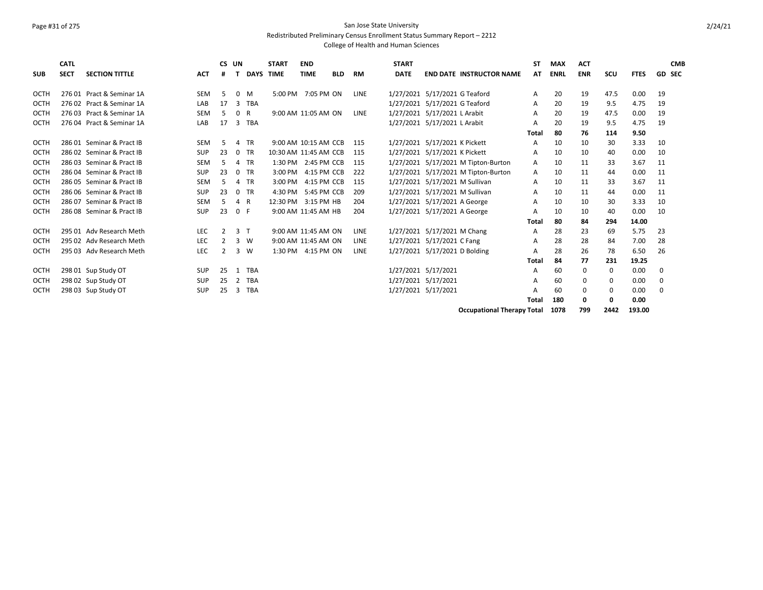San Jose State University

Redistributed Preliminary Census Enrollment Status Summary Report – 2212

College of Health and Human Sciences

| SUB | CATL SECT | SECTION TITTLE | ACT | CS # | UN T | DAYS | START TIME | END TIME | BLD | RM | START DATE | END DATE | INSTRUCTOR NAME | ST AT | MAX ENRL | ACT ENR | SCU | FTES | GD | CMB SEC |
|---|---|---|---|---|---|---|---|---|---|---|---|---|---|---|---|---|---|---|---|---|
| OCTH | 276 01 | Pract & Seminar 1A | SEM | 5 | 0 | M | 5:00 PM | 7:05 PM | ON | LINE | 1/27/2021 | 5/17/2021 | G Teaford | A | 20 | 19 | 47.5 | 0.00 | 19 | |
| OCTH | 276 02 | Pract & Seminar 1A | LAB | 17 | 3 | TBA | | | | | 1/27/2021 | 5/17/2021 | G Teaford | A | 20 | 19 | 9.5 | 4.75 | 19 | |
| OCTH | 276 03 | Pract & Seminar 1A | SEM | 5 | 0 | R | 9:00 AM | 11:05 AM | ON | LINE | 1/27/2021 | 5/17/2021 | L Arabit | A | 20 | 19 | 47.5 | 0.00 | 19 | |
| OCTH | 276 04 | Pract & Seminar 1A | LAB | 17 | 3 | TBA | | | | | 1/27/2021 | 5/17/2021 | L Arabit | A | 20 | 19 | 9.5 | 4.75 | 19 | |
| | | | | | | | | | | | | | | **Total** | **80** | **76** | **114** | **9.50** | | |
| OCTH | 286 01 | Seminar & Pract IB | SEM | 5 | 4 | TR | 9:00 AM | 10:15 AM | CCB | 115 | 1/27/2021 | 5/17/2021 | K Pickett | A | 10 | 10 | 30 | 3.33 | 10 | |
| OCTH | 286 02 | Seminar & Pract IB | SUP | 23 | 0 | TR | 10:30 AM | 11:45 AM | CCB | 115 | 1/27/2021 | 5/17/2021 | K Pickett | A | 10 | 10 | 40 | 0.00 | 10 | |
| OCTH | 286 03 | Seminar & Pract IB | SEM | 5 | 4 | TR | 1:30 PM | 2:45 PM | CCB | 115 | 1/27/2021 | 5/17/2021 | M Tipton-Burton | A | 10 | 11 | 33 | 3.67 | 11 | |
| OCTH | 286 04 | Seminar & Pract IB | SUP | 23 | 0 | TR | 3:00 PM | 4:15 PM | CCB | 222 | 1/27/2021 | 5/17/2021 | M Tipton-Burton | A | 10 | 11 | 44 | 0.00 | 11 | |
| OCTH | 286 05 | Seminar & Pract IB | SEM | 5 | 4 | TR | 3:00 PM | 4:15 PM | CCB | 115 | 1/27/2021 | 5/17/2021 | M Sullivan | A | 10 | 11 | 33 | 3.67 | 11 | |
| OCTH | 286 06 | Seminar & Pract IB | SUP | 23 | 0 | TR | 4:30 PM | 5:45 PM | CCB | 209 | 1/27/2021 | 5/17/2021 | M Sullivan | A | 10 | 11 | 44 | 0.00 | 11 | |
| OCTH | 286 07 | Seminar & Pract IB | SEM | 5 | 4 | R | 12:30 PM | 3:15 PM | HB | 204 | 1/27/2021 | 5/17/2021 | A George | A | 10 | 10 | 30 | 3.33 | 10 | |
| OCTH | 286 08 | Seminar & Pract IB | SUP | 23 | 0 | F | 9:00 AM | 11:45 AM | HB | 204 | 1/27/2021 | 5/17/2021 | A George | A | 10 | 10 | 40 | 0.00 | 10 | |
| | | | | | | | | | | | | | | **Total** | **80** | **84** | **294** | **14.00** | | |
| OCTH | 295 01 | Adv Research Meth | LEC | 2 | 3 | T | 9:00 AM | 11:45 AM | ON | LINE | 1/27/2021 | 5/17/2021 | M Chang | A | 28 | 23 | 69 | 5.75 | 23 | |
| OCTH | 295 02 | Adv Research Meth | LEC | 2 | 3 | W | 9:00 AM | 11:45 AM | ON | LINE | 1/27/2021 | 5/17/2021 | C Fang | A | 28 | 28 | 84 | 7.00 | 28 | |
| OCTH | 295 03 | Adv Research Meth | LEC | 2 | 3 | W | 1:30 PM | 4:15 PM | ON | LINE | 1/27/2021 | 5/17/2021 | D Bolding | A | 28 | 26 | 78 | 6.50 | 26 | |
| | | | | | | | | | | | | | | **Total** | **84** | **77** | **231** | **19.25** | | |
| OCTH | 298 01 | Sup Study OT | SUP | 25 | 1 | TBA | | | | | 1/27/2021 | 5/17/2021 | | A | 60 | 0 | 0 | 0.00 | 0 | |
| OCTH | 298 02 | Sup Study OT | SUP | 25 | 2 | TBA | | | | | 1/27/2021 | 5/17/2021 | | A | 60 | 0 | 0 | 0.00 | 0 | |
| OCTH | 298 03 | Sup Study OT | SUP | 25 | 3 | TBA | | | | | 1/27/2021 | 5/17/2021 | | A | 60 | 0 | 0 | 0.00 | 0 | |
| | | | | | | | | | | | | | | **Total** | **180** | **0** | **0** | **0.00** | | |
| | | | | | | | | | | | | | **Occupational Therapy Total** | | **1078** | **799** | **2442** | **193.00** | | |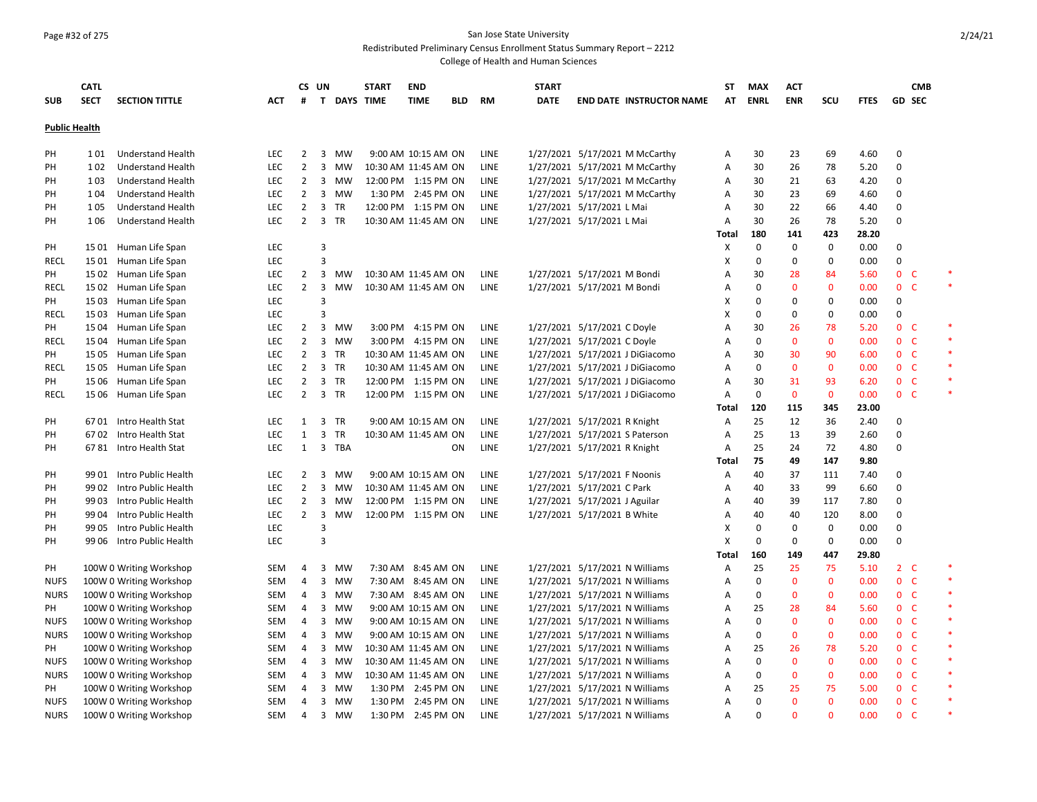San Jose State University
Redistributed Preliminary Census Enrollment Status Summary Report – 2212
College of Health and Human Sciences

**Public Health**

| SUB | CATL SECT | SECTION TITTLE | ACT | CS # | UN T | DAYS | START TIME | END TIME | BLD | RM | START DATE | END DATE | INSTRUCTOR NAME | ST AT | MAX ENRL | ACT ENR | SCU | FTES | GD | CMB SEC | |
|---|---|---|---|---|---|---|---|---|---|---|---|---|---|---|---|---|---|---|---|---|---|
| PH | 1 01 | Understand Health | LEC | 2 | 3 | MW | 9:00 AM | 10:15 AM | ON | LINE | 1/27/2021 | 5/17/2021 | M McCarthy | A | 30 | 23 | 69 | 4.60 | 0 | | |
| PH | 1 02 | Understand Health | LEC | 2 | 3 | MW | 10:30 AM | 11:45 AM | ON | LINE | 1/27/2021 | 5/17/2021 | M McCarthy | A | 30 | 26 | 78 | 5.20 | 0 | | |
| PH | 1 03 | Understand Health | LEC | 2 | 3 | MW | 12:00 PM | 1:15 PM | ON | LINE | 1/27/2021 | 5/17/2021 | M McCarthy | A | 30 | 21 | 63 | 4.20 | 0 | | |
| PH | 1 04 | Understand Health | LEC | 2 | 3 | MW | 1:30 PM | 2:45 PM | ON | LINE | 1/27/2021 | 5/17/2021 | M McCarthy | A | 30 | 23 | 69 | 4.60 | 0 | | |
| PH | 1 05 | Understand Health | LEC | 2 | 3 | TR | 12:00 PM | 1:15 PM | ON | LINE | 1/27/2021 | 5/17/2021 | L Mai | A | 30 | 22 | 66 | 4.40 | 0 | | |
| PH | 1 06 | Understand Health | LEC | 2 | 3 | TR | 10:30 AM | 11:45 AM | ON | LINE | 1/27/2021 | 5/17/2021 | L Mai | A | 30 | 26 | 78 | 5.20 | 0 | | |
| | | | | | | | | | | | | | | Total | 180 | 141 | 423 | 28.20 | | | |
| PH | 15 01 | Human Life Span | LEC | | 3 | | | | | | | | | X | 0 | 0 | 0 | 0.00 | 0 | | |
| RECL | 15 01 | Human Life Span | LEC | | 3 | | | | | | | | | X | 0 | 0 | 0 | 0.00 | 0 | | |
| PH | 15 02 | Human Life Span | LEC | 2 | 3 | MW | 10:30 AM | 11:45 AM | ON | LINE | 1/27/2021 | 5/17/2021 | M Bondi | A | 30 | 28 | 84 | 5.60 | 0 | C | * |
| RECL | 15 02 | Human Life Span | LEC | 2 | 3 | MW | 10:30 AM | 11:45 AM | ON | LINE | 1/27/2021 | 5/17/2021 | M Bondi | A | 0 | 0 | 0 | 0.00 | 0 | C | * |
| PH | 15 03 | Human Life Span | LEC | | 3 | | | | | | | | | X | 0 | 0 | 0 | 0.00 | 0 | | |
| RECL | 15 03 | Human Life Span | LEC | | 3 | | | | | | | | | X | 0 | 0 | 0 | 0.00 | 0 | | |
| PH | 15 04 | Human Life Span | LEC | 2 | 3 | MW | 3:00 PM | 4:15 PM | ON | LINE | 1/27/2021 | 5/17/2021 | C Doyle | A | 30 | 26 | 78 | 5.20 | 0 | C | * |
| RECL | 15 04 | Human Life Span | LEC | 2 | 3 | MW | 3:00 PM | 4:15 PM | ON | LINE | 1/27/2021 | 5/17/2021 | C Doyle | A | 0 | 0 | 0 | 0.00 | 0 | C | * |
| PH | 15 05 | Human Life Span | LEC | 2 | 3 | TR | 10:30 AM | 11:45 AM | ON | LINE | 1/27/2021 | 5/17/2021 | J DiGiacomo | A | 30 | 30 | 90 | 6.00 | 0 | C | * |
| RECL | 15 05 | Human Life Span | LEC | 2 | 3 | TR | 10:30 AM | 11:45 AM | ON | LINE | 1/27/2021 | 5/17/2021 | J DiGiacomo | A | 0 | 0 | 0 | 0.00 | 0 | C | * |
| PH | 15 06 | Human Life Span | LEC | 2 | 3 | TR | 12:00 PM | 1:15 PM | ON | LINE | 1/27/2021 | 5/17/2021 | J DiGiacomo | A | 30 | 31 | 93 | 6.20 | 0 | C | * |
| RECL | 15 06 | Human Life Span | LEC | 2 | 3 | TR | 12:00 PM | 1:15 PM | ON | LINE | 1/27/2021 | 5/17/2021 | J DiGiacomo | A | 0 | 0 | 0 | 0.00 | 0 | C | * |
| | | | | | | | | | | | | | | Total | 120 | 115 | 345 | 23.00 | | | |
| PH | 67 01 | Intro Health Stat | LEC | 1 | 3 | TR | 9:00 AM | 10:15 AM | ON | LINE | 1/27/2021 | 5/17/2021 | R Knight | A | 25 | 12 | 36 | 2.40 | 0 | | |
| PH | 67 02 | Intro Health Stat | LEC | 1 | 3 | TR | 10:30 AM | 11:45 AM | ON | LINE | 1/27/2021 | 5/17/2021 | S Paterson | A | 25 | 13 | 39 | 2.60 | 0 | | |
| PH | 67 81 | Intro Health Stat | LEC | 1 | 3 | TBA | | | ON | LINE | 1/27/2021 | 5/17/2021 | R Knight | A | 25 | 24 | 72 | 4.80 | 0 | | |
| | | | | | | | | | | | | | | Total | 75 | 49 | 147 | 9.80 | | | |
| PH | 99 01 | Intro Public Health | LEC | 2 | 3 | MW | 9:00 AM | 10:15 AM | ON | LINE | 1/27/2021 | 5/17/2021 | F Noonis | A | 40 | 37 | 111 | 7.40 | 0 | | |
| PH | 99 02 | Intro Public Health | LEC | 2 | 3 | MW | 10:30 AM | 11:45 AM | ON | LINE | 1/27/2021 | 5/17/2021 | C Park | A | 40 | 33 | 99 | 6.60 | 0 | | |
| PH | 99 03 | Intro Public Health | LEC | 2 | 3 | MW | 12:00 PM | 1:15 PM | ON | LINE | 1/27/2021 | 5/17/2021 | J Aguilar | A | 40 | 39 | 117 | 7.80 | 0 | | |
| PH | 99 04 | Intro Public Health | LEC | 2 | 3 | MW | 12:00 PM | 1:15 PM | ON | LINE | 1/27/2021 | 5/17/2021 | B White | A | 40 | 40 | 120 | 8.00 | 0 | | |
| PH | 99 05 | Intro Public Health | LEC | | 3 | | | | | | | | | X | 0 | 0 | 0 | 0.00 | 0 | | |
| PH | 99 06 | Intro Public Health | LEC | | 3 | | | | | | | | | X | 0 | 0 | 0 | 0.00 | 0 | | |
| | | | | | | | | | | | | | | Total | 160 | 149 | 447 | 29.80 | | | |
| PH | 100W 0 | Writing Workshop | SEM | 4 | 3 | MW | 7:30 AM | 8:45 AM | ON | LINE | 1/27/2021 | 5/17/2021 | N Williams | A | 25 | 25 | 75 | 5.10 | 2 | C | * |
| NUFS | 100W 0 | Writing Workshop | SEM | 4 | 3 | MW | 7:30 AM | 8:45 AM | ON | LINE | 1/27/2021 | 5/17/2021 | N Williams | A | 0 | 0 | 0 | 0.00 | 0 | C | * |
| NURS | 100W 0 | Writing Workshop | SEM | 4 | 3 | MW | 7:30 AM | 8:45 AM | ON | LINE | 1/27/2021 | 5/17/2021 | N Williams | A | 0 | 0 | 0 | 0.00 | 0 | C | * |
| PH | 100W 0 | Writing Workshop | SEM | 4 | 3 | MW | 9:00 AM | 10:15 AM | ON | LINE | 1/27/2021 | 5/17/2021 | N Williams | A | 25 | 28 | 84 | 5.60 | 0 | C | * |
| NUFS | 100W 0 | Writing Workshop | SEM | 4 | 3 | MW | 9:00 AM | 10:15 AM | ON | LINE | 1/27/2021 | 5/17/2021 | N Williams | A | 0 | 0 | 0 | 0.00 | 0 | C | * |
| NURS | 100W 0 | Writing Workshop | SEM | 4 | 3 | MW | 9:00 AM | 10:15 AM | ON | LINE | 1/27/2021 | 5/17/2021 | N Williams | A | 0 | 0 | 0 | 0.00 | 0 | C | * |
| PH | 100W 0 | Writing Workshop | SEM | 4 | 3 | MW | 10:30 AM | 11:45 AM | ON | LINE | 1/27/2021 | 5/17/2021 | N Williams | A | 25 | 26 | 78 | 5.20 | 0 | C | * |
| NUFS | 100W 0 | Writing Workshop | SEM | 4 | 3 | MW | 10:30 AM | 11:45 AM | ON | LINE | 1/27/2021 | 5/17/2021 | N Williams | A | 0 | 0 | 0 | 0.00 | 0 | C | * |
| NURS | 100W 0 | Writing Workshop | SEM | 4 | 3 | MW | 10:30 AM | 11:45 AM | ON | LINE | 1/27/2021 | 5/17/2021 | N Williams | A | 0 | 0 | 0 | 0.00 | 0 | C | * |
| PH | 100W 0 | Writing Workshop | SEM | 4 | 3 | MW | 1:30 PM | 2:45 PM | ON | LINE | 1/27/2021 | 5/17/2021 | N Williams | A | 25 | 25 | 75 | 5.00 | 0 | C | * |
| NUFS | 100W 0 | Writing Workshop | SEM | 4 | 3 | MW | 1:30 PM | 2:45 PM | ON | LINE | 1/27/2021 | 5/17/2021 | N Williams | A | 0 | 0 | 0 | 0.00 | 0 | C | * |
| NURS | 100W 0 | Writing Workshop | SEM | 4 | 3 | MW | 1:30 PM | 2:45 PM | ON | LINE | 1/27/2021 | 5/17/2021 | N Williams | A | 0 | 0 | 0 | 0.00 | 0 | C | * |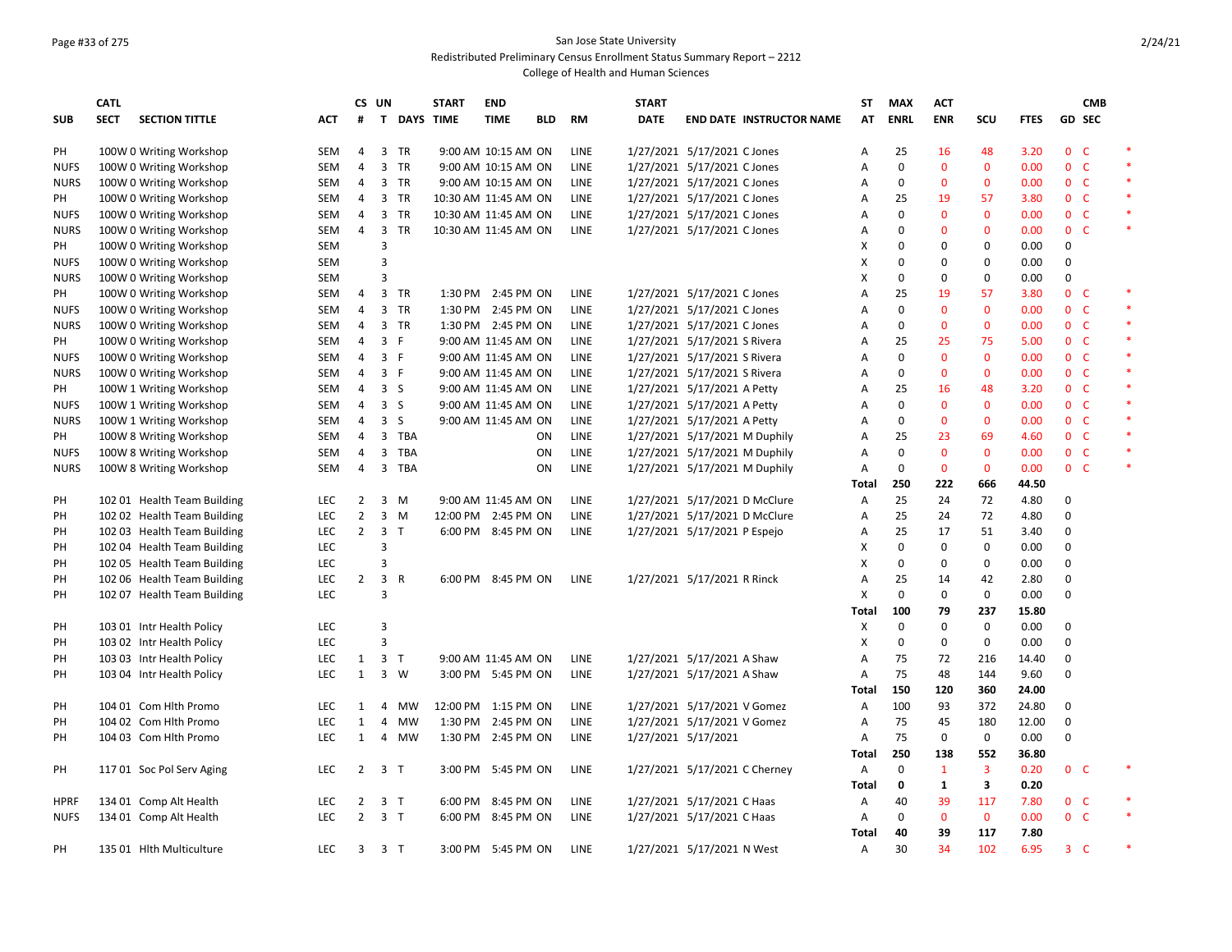San Jose State University
Redistributed Preliminary Census Enrollment Status Summary Report – 2212
College of Health and Human Sciences

| SUB | CATL SECT | SECTION TITTLE | ACT | CS # | UN T | DAYS | START TIME | END TIME | BLD | RM | START DATE | END DATE | INSTRUCTOR NAME | ST AT | MAX ENRL | ACT ENR | SCU | FTES | GD | CMB SEC | |
|---|---|---|---|---|---|---|---|---|---|---|---|---|---|---|---|---|---|---|---|---|---|
| PH | 100W 0 | Writing Workshop | SEM | 4 | 3 | TR | 9:00 AM | 10:15 AM | ON | LINE | 1/27/2021 | 5/17/2021 | C Jones | A | 25 | 16 | 48 | 3.20 | 0 | C | * |
| NUFS | 100W 0 | Writing Workshop | SEM | 4 | 3 | TR | 9:00 AM | 10:15 AM | ON | LINE | 1/27/2021 | 5/17/2021 | C Jones | A | 0 | 0 | 0 | 0.00 | 0 | C | * |
| NURS | 100W 0 | Writing Workshop | SEM | 4 | 3 | TR | 9:00 AM | 10:15 AM | ON | LINE | 1/27/2021 | 5/17/2021 | C Jones | A | 0 | 0 | 0 | 0.00 | 0 | C | * |
| PH | 100W 0 | Writing Workshop | SEM | 4 | 3 | TR | 10:30 AM | 11:45 AM | ON | LINE | 1/27/2021 | 5/17/2021 | C Jones | A | 25 | 19 | 57 | 3.80 | 0 | C | * |
| NUFS | 100W 0 | Writing Workshop | SEM | 4 | 3 | TR | 10:30 AM | 11:45 AM | ON | LINE | 1/27/2021 | 5/17/2021 | C Jones | A | 0 | 0 | 0 | 0.00 | 0 | C | * |
| NURS | 100W 0 | Writing Workshop | SEM | 4 | 3 | TR | 10:30 AM | 11:45 AM | ON | LINE | 1/27/2021 | 5/17/2021 | C Jones | A | 0 | 0 | 0 | 0.00 | 0 | C | * |
| PH | 100W 0 | Writing Workshop | SEM | | 3 | | | | | | | | | X | 0 | 0 | 0 | 0.00 | 0 | | |
| NUFS | 100W 0 | Writing Workshop | SEM | | 3 | | | | | | | | | X | 0 | 0 | 0 | 0.00 | 0 | | |
| NURS | 100W 0 | Writing Workshop | SEM | | 3 | | | | | | | | | X | 0 | 0 | 0 | 0.00 | 0 | | |
| PH | 100W 0 | Writing Workshop | SEM | 4 | 3 | TR | 1:30 PM | 2:45 PM | ON | LINE | 1/27/2021 | 5/17/2021 | C Jones | A | 25 | 19 | 57 | 3.80 | 0 | C | * |
| NUFS | 100W 0 | Writing Workshop | SEM | 4 | 3 | TR | 1:30 PM | 2:45 PM | ON | LINE | 1/27/2021 | 5/17/2021 | C Jones | A | 0 | 0 | 0 | 0.00 | 0 | C | * |
| NURS | 100W 0 | Writing Workshop | SEM | 4 | 3 | TR | 1:30 PM | 2:45 PM | ON | LINE | 1/27/2021 | 5/17/2021 | C Jones | A | 0 | 0 | 0 | 0.00 | 0 | C | * |
| PH | 100W 0 | Writing Workshop | SEM | 4 | 3 | F | 9:00 AM | 11:45 AM | ON | LINE | 1/27/2021 | 5/17/2021 | S Rivera | A | 25 | 25 | 75 | 5.00 | 0 | C | * |
| NUFS | 100W 0 | Writing Workshop | SEM | 4 | 3 | F | 9:00 AM | 11:45 AM | ON | LINE | 1/27/2021 | 5/17/2021 | S Rivera | A | 0 | 0 | 0 | 0.00 | 0 | C | * |
| NURS | 100W 0 | Writing Workshop | SEM | 4 | 3 | F | 9:00 AM | 11:45 AM | ON | LINE | 1/27/2021 | 5/17/2021 | S Rivera | A | 0 | 0 | 0 | 0.00 | 0 | C | * |
| PH | 100W 1 | Writing Workshop | SEM | 4 | 3 | S | 9:00 AM | 11:45 AM | ON | LINE | 1/27/2021 | 5/17/2021 | A Petty | A | 25 | 16 | 48 | 3.20 | 0 | C | * |
| NUFS | 100W 1 | Writing Workshop | SEM | 4 | 3 | S | 9:00 AM | 11:45 AM | ON | LINE | 1/27/2021 | 5/17/2021 | A Petty | A | 0 | 0 | 0 | 0.00 | 0 | C | * |
| NURS | 100W 1 | Writing Workshop | SEM | 4 | 3 | S | 9:00 AM | 11:45 AM | ON | LINE | 1/27/2021 | 5/17/2021 | A Petty | A | 0 | 0 | 0 | 0.00 | 0 | C | * |
| PH | 100W 8 | Writing Workshop | SEM | 4 | 3 | TBA | | | ON | LINE | 1/27/2021 | 5/17/2021 | M Duphily | A | 25 | 23 | 69 | 4.60 | 0 | C | * |
| NUFS | 100W 8 | Writing Workshop | SEM | 4 | 3 | TBA | | | ON | LINE | 1/27/2021 | 5/17/2021 | M Duphily | A | 0 | 0 | 0 | 0.00 | 0 | C | * |
| NURS | 100W 8 | Writing Workshop | SEM | 4 | 3 | TBA | | | ON | LINE | 1/27/2021 | 5/17/2021 | M Duphily | A | 0 | 0 | 0 | 0.00 | 0 | C | * |
| | | | | | | | | | | | | | | **Total** | **250** | **222** | **666** | **44.50** | | | |
| PH | 102 01 | Health Team Building | LEC | 2 | 3 | M | 9:00 AM | 11:45 AM | ON | LINE | 1/27/2021 | 5/17/2021 | D McClure | A | 25 | 24 | 72 | 4.80 | 0 | | |
| PH | 102 02 | Health Team Building | LEC | 2 | 3 | M | 12:00 PM | 2:45 PM | ON | LINE | 1/27/2021 | 5/17/2021 | D McClure | A | 25 | 24 | 72 | 4.80 | 0 | | |
| PH | 102 03 | Health Team Building | LEC | 2 | 3 | T | 6:00 PM | 8:45 PM | ON | LINE | 1/27/2021 | 5/17/2021 | P Espejo | A | 25 | 17 | 51 | 3.40 | 0 | | |
| PH | 102 04 | Health Team Building | LEC | | 3 | | | | | | | | | X | 0 | 0 | 0 | 0.00 | 0 | | |
| PH | 102 05 | Health Team Building | LEC | | 3 | | | | | | | | | X | 0 | 0 | 0 | 0.00 | 0 | | |
| PH | 102 06 | Health Team Building | LEC | 2 | 3 | R | 6:00 PM | 8:45 PM | ON | LINE | 1/27/2021 | 5/17/2021 | R Rinck | A | 25 | 14 | 42 | 2.80 | 0 | | |
| PH | 102 07 | Health Team Building | LEC | | 3 | | | | | | | | | X | 0 | 0 | 0 | 0.00 | 0 | | |
| | | | | | | | | | | | | | | **Total** | **100** | **79** | **237** | **15.80** | | | |
| PH | 103 01 | Intr Health Policy | LEC | | 3 | | | | | | | | | X | 0 | 0 | 0 | 0.00 | 0 | | |
| PH | 103 02 | Intr Health Policy | LEC | | 3 | | | | | | | | | X | 0 | 0 | 0 | 0.00 | 0 | | |
| PH | 103 03 | Intr Health Policy | LEC | 1 | 3 | T | 9:00 AM | 11:45 AM | ON | LINE | 1/27/2021 | 5/17/2021 | A Shaw | A | 75 | 72 | 216 | 14.40 | 0 | | |
| PH | 103 04 | Intr Health Policy | LEC | 1 | 3 | W | 3:00 PM | 5:45 PM | ON | LINE | 1/27/2021 | 5/17/2021 | A Shaw | A | 75 | 48 | 144 | 9.60 | 0 | | |
| | | | | | | | | | | | | | | **Total** | **150** | **120** | **360** | **24.00** | | | |
| PH | 104 01 | Com Hlth Promo | LEC | 1 | 4 | MW | 12:00 PM | 1:15 PM | ON | LINE | 1/27/2021 | 5/17/2021 | V Gomez | A | 100 | 93 | 372 | 24.80 | 0 | | |
| PH | 104 02 | Com Hlth Promo | LEC | 1 | 4 | MW | 1:30 PM | 2:45 PM | ON | LINE | 1/27/2021 | 5/17/2021 | V Gomez | A | 75 | 45 | 180 | 12.00 | 0 | | |
| PH | 104 03 | Com Hlth Promo | LEC | 1 | 4 | MW | 1:30 PM | 2:45 PM | ON | LINE | 1/27/2021 | 5/17/2021 | | A | 75 | 0 | 0 | 0.00 | 0 | | |
| | | | | | | | | | | | | | | **Total** | **250** | **138** | **552** | **36.80** | | | |
| PH | 117 01 | Soc Pol Serv Aging | LEC | 2 | 3 | T | 3:00 PM | 5:45 PM | ON | LINE | 1/27/2021 | 5/17/2021 | C Cherney | A | 0 | 1 | 3 | 0.20 | 0 | C | * |
| | | | | | | | | | | | | | | **Total** | **0** | **1** | **3** | **0.20** | | | |
| HPRF | 134 01 | Comp Alt Health | LEC | 2 | 3 | T | 6:00 PM | 8:45 PM | ON | LINE | 1/27/2021 | 5/17/2021 | C Haas | A | 40 | 39 | 117 | 7.80 | 0 | C | * |
| NUFS | 134 01 | Comp Alt Health | LEC | 2 | 3 | T | 6:00 PM | 8:45 PM | ON | LINE | 1/27/2021 | 5/17/2021 | C Haas | A | 0 | 0 | 0 | 0.00 | 0 | C | * |
| | | | | | | | | | | | | | | **Total** | **40** | **39** | **117** | **7.80** | | | |
| PH | 135 01 | Hlth Multiculture | LEC | 3 | 3 | T | 3:00 PM | 5:45 PM | ON | LINE | 1/27/2021 | 5/17/2021 | N West | A | 30 | 34 | 102 | 6.95 | 3 | C | * |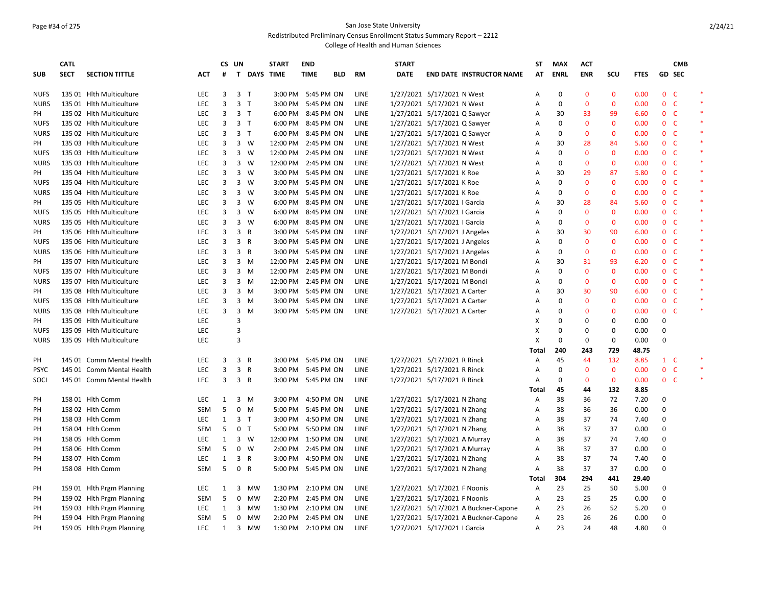San Jose State University

Redistributed Preliminary Census Enrollment Status Summary Report – 2212

College of Health and Human Sciences

| SUB | CATL SECT | SECTION TITTLE | ACT | CS # | UN T | DAYS | START TIME | END TIME | BLD | RM | START DATE | END DATE | INSTRUCTOR NAME | ST AT | MAX ENRL | ACT ENR | SCU | FTES | GD | CMB SEC | |
|---|---|---|---|---|---|---|---|---|---|---|---|---|---|---|---|---|---|---|---|---|---|
| NUFS | 135 01 | Hlth Multiculture | LEC | 3 | 3 | T | 3:00 PM | 5:45 PM | ON | LINE | 1/27/2021 | 5/17/2021 | N West | A | 0 | 0 | 0 | 0.00 | 0 | C | * |
| NURS | 135 01 | Hlth Multiculture | LEC | 3 | 3 | T | 3:00 PM | 5:45 PM | ON | LINE | 1/27/2021 | 5/17/2021 | N West | A | 0 | 0 | 0 | 0.00 | 0 | C | * |
| PH | 135 02 | Hlth Multiculture | LEC | 3 | 3 | T | 6:00 PM | 8:45 PM | ON | LINE | 1/27/2021 | 5/17/2021 | Q Sawyer | A | 30 | 33 | 99 | 6.60 | 0 | C | * |
| NUFS | 135 02 | Hlth Multiculture | LEC | 3 | 3 | T | 6:00 PM | 8:45 PM | ON | LINE | 1/27/2021 | 5/17/2021 | Q Sawyer | A | 0 | 0 | 0 | 0.00 | 0 | C | * |
| NURS | 135 02 | Hlth Multiculture | LEC | 3 | 3 | T | 6:00 PM | 8:45 PM | ON | LINE | 1/27/2021 | 5/17/2021 | Q Sawyer | A | 0 | 0 | 0 | 0.00 | 0 | C | * |
| PH | 135 03 | Hlth Multiculture | LEC | 3 | 3 | W | 12:00 PM | 2:45 PM | ON | LINE | 1/27/2021 | 5/17/2021 | N West | A | 30 | 28 | 84 | 5.60 | 0 | C | * |
| NUFS | 135 03 | Hlth Multiculture | LEC | 3 | 3 | W | 12:00 PM | 2:45 PM | ON | LINE | 1/27/2021 | 5/17/2021 | N West | A | 0 | 0 | 0 | 0.00 | 0 | C | * |
| NURS | 135 03 | Hlth Multiculture | LEC | 3 | 3 | W | 12:00 PM | 2:45 PM | ON | LINE | 1/27/2021 | 5/17/2021 | N West | A | 0 | 0 | 0 | 0.00 | 0 | C | * |
| PH | 135 04 | Hlth Multiculture | LEC | 3 | 3 | W | 3:00 PM | 5:45 PM | ON | LINE | 1/27/2021 | 5/17/2021 | K Roe | A | 30 | 29 | 87 | 5.80 | 0 | C | * |
| NUFS | 135 04 | Hlth Multiculture | LEC | 3 | 3 | W | 3:00 PM | 5:45 PM | ON | LINE | 1/27/2021 | 5/17/2021 | K Roe | A | 0 | 0 | 0 | 0.00 | 0 | C | * |
| NURS | 135 04 | Hlth Multiculture | LEC | 3 | 3 | W | 3:00 PM | 5:45 PM | ON | LINE | 1/27/2021 | 5/17/2021 | K Roe | A | 0 | 0 | 0 | 0.00 | 0 | C | * |
| PH | 135 05 | Hlth Multiculture | LEC | 3 | 3 | W | 6:00 PM | 8:45 PM | ON | LINE | 1/27/2021 | 5/17/2021 | I Garcia | A | 30 | 28 | 84 | 5.60 | 0 | C | * |
| NUFS | 135 05 | Hlth Multiculture | LEC | 3 | 3 | W | 6:00 PM | 8:45 PM | ON | LINE | 1/27/2021 | 5/17/2021 | I Garcia | A | 0 | 0 | 0 | 0.00 | 0 | C | * |
| NURS | 135 05 | Hlth Multiculture | LEC | 3 | 3 | W | 6:00 PM | 8:45 PM | ON | LINE | 1/27/2021 | 5/17/2021 | I Garcia | A | 0 | 0 | 0 | 0.00 | 0 | C | * |
| PH | 135 06 | Hlth Multiculture | LEC | 3 | 3 | R | 3:00 PM | 5:45 PM | ON | LINE | 1/27/2021 | 5/17/2021 | J Angeles | A | 30 | 30 | 90 | 6.00 | 0 | C | * |
| NUFS | 135 06 | Hlth Multiculture | LEC | 3 | 3 | R | 3:00 PM | 5:45 PM | ON | LINE | 1/27/2021 | 5/17/2021 | J Angeles | A | 0 | 0 | 0 | 0.00 | 0 | C | * |
| NURS | 135 06 | Hlth Multiculture | LEC | 3 | 3 | R | 3:00 PM | 5:45 PM | ON | LINE | 1/27/2021 | 5/17/2021 | J Angeles | A | 0 | 0 | 0 | 0.00 | 0 | C | * |
| PH | 135 07 | Hlth Multiculture | LEC | 3 | 3 | M | 12:00 PM | 2:45 PM | ON | LINE | 1/27/2021 | 5/17/2021 | M Bondi | A | 30 | 31 | 93 | 6.20 | 0 | C | * |
| NUFS | 135 07 | Hlth Multiculture | LEC | 3 | 3 | M | 12:00 PM | 2:45 PM | ON | LINE | 1/27/2021 | 5/17/2021 | M Bondi | A | 0 | 0 | 0 | 0.00 | 0 | C | * |
| NURS | 135 07 | Hlth Multiculture | LEC | 3 | 3 | M | 12:00 PM | 2:45 PM | ON | LINE | 1/27/2021 | 5/17/2021 | M Bondi | A | 0 | 0 | 0 | 0.00 | 0 | C | * |
| PH | 135 08 | Hlth Multiculture | LEC | 3 | 3 | M | 3:00 PM | 5:45 PM | ON | LINE | 1/27/2021 | 5/17/2021 | A Carter | A | 30 | 30 | 90 | 6.00 | 0 | C | * |
| NUFS | 135 08 | Hlth Multiculture | LEC | 3 | 3 | M | 3:00 PM | 5:45 PM | ON | LINE | 1/27/2021 | 5/17/2021 | A Carter | A | 0 | 0 | 0 | 0.00 | 0 | C | * |
| NURS | 135 08 | Hlth Multiculture | LEC | 3 | 3 | M | 3:00 PM | 5:45 PM | ON | LINE | 1/27/2021 | 5/17/2021 | A Carter | A | 0 | 0 | 0 | 0.00 | 0 | C | * |
| PH | 135 09 | Hlth Multiculture | LEC | | 3 | | | | | | | | | X | 0 | 0 | 0 | 0.00 | 0 | | |
| NUFS | 135 09 | Hlth Multiculture | LEC | | 3 | | | | | | | | | X | 0 | 0 | 0 | 0.00 | 0 | | |
| NURS | 135 09 | Hlth Multiculture | LEC | | 3 | | | | | | | | | X | 0 | 0 | 0 | 0.00 | 0 | | |
| | | | | | | | | | | | | | | **Total** | **240** | **243** | **729** | **48.75** | | | |
| PH | 145 01 | Comm Mental Health | LEC | 3 | 3 | R | 3:00 PM | 5:45 PM | ON | LINE | 1/27/2021 | 5/17/2021 | R Rinck | A | 45 | 44 | 132 | 8.85 | 1 | C | * |
| PSYC | 145 01 | Comm Mental Health | LEC | 3 | 3 | R | 3:00 PM | 5:45 PM | ON | LINE | 1/27/2021 | 5/17/2021 | R Rinck | A | 0 | 0 | 0 | 0.00 | 0 | C | * |
| SOCI | 145 01 | Comm Mental Health | LEC | 3 | 3 | R | 3:00 PM | 5:45 PM | ON | LINE | 1/27/2021 | 5/17/2021 | R Rinck | A | 0 | 0 | 0 | 0.00 | 0 | C | * |
| | | | | | | | | | | | | | | **Total** | **45** | **44** | **132** | **8.85** | | | |
| PH | 158 01 | Hlth Comm | LEC | 1 | 3 | M | 3:00 PM | 4:50 PM | ON | LINE | 1/27/2021 | 5/17/2021 | N Zhang | A | 38 | 36 | 72 | 7.20 | 0 | | |
| PH | 158 02 | Hlth Comm | SEM | 5 | 0 | M | 5:00 PM | 5:45 PM | ON | LINE | 1/27/2021 | 5/17/2021 | N Zhang | A | 38 | 36 | 36 | 0.00 | 0 | | |
| PH | 158 03 | Hlth Comm | LEC | 1 | 3 | T | 3:00 PM | 4:50 PM | ON | LINE | 1/27/2021 | 5/17/2021 | N Zhang | A | 38 | 37 | 74 | 7.40 | 0 | | |
| PH | 158 04 | Hlth Comm | SEM | 5 | 0 | T | 5:00 PM | 5:50 PM | ON | LINE | 1/27/2021 | 5/17/2021 | N Zhang | A | 38 | 37 | 37 | 0.00 | 0 | | |
| PH | 158 05 | Hlth Comm | LEC | 1 | 3 | W | 12:00 PM | 1:50 PM | ON | LINE | 1/27/2021 | 5/17/2021 | A Murray | A | 38 | 37 | 74 | 7.40 | 0 | | |
| PH | 158 06 | Hlth Comm | SEM | 5 | 0 | W | 2:00 PM | 2:45 PM | ON | LINE | 1/27/2021 | 5/17/2021 | A Murray | A | 38 | 37 | 37 | 0.00 | 0 | | |
| PH | 158 07 | Hlth Comm | LEC | 1 | 3 | R | 3:00 PM | 4:50 PM | ON | LINE | 1/27/2021 | 5/17/2021 | N Zhang | A | 38 | 37 | 74 | 7.40 | 0 | | |
| PH | 158 08 | Hlth Comm | SEM | 5 | 0 | R | 5:00 PM | 5:45 PM | ON | LINE | 1/27/2021 | 5/17/2021 | N Zhang | A | 38 | 37 | 37 | 0.00 | 0 | | |
| | | | | | | | | | | | | | | **Total** | **304** | **294** | **441** | **29.40** | | | |
| PH | 159 01 | Hlth Prgm Planning | LEC | 1 | 3 | MW | 1:30 PM | 2:10 PM | ON | LINE | 1/27/2021 | 5/17/2021 | F Noonis | A | 23 | 25 | 50 | 5.00 | 0 | | |
| PH | 159 02 | Hlth Prgm Planning | SEM | 5 | 0 | MW | 2:20 PM | 2:45 PM | ON | LINE | 1/27/2021 | 5/17/2021 | F Noonis | A | 23 | 25 | 25 | 0.00 | 0 | | |
| PH | 159 03 | Hlth Prgm Planning | LEC | 1 | 3 | MW | 1:30 PM | 2:10 PM | ON | LINE | 1/27/2021 | 5/17/2021 | A Buckner-Capone | A | 23 | 26 | 52 | 5.20 | 0 | | |
| PH | 159 04 | Hlth Prgm Planning | SEM | 5 | 0 | MW | 2:20 PM | 2:45 PM | ON | LINE | 1/27/2021 | 5/17/2021 | A Buckner-Capone | A | 23 | 26 | 26 | 0.00 | 0 | | |
| PH | 159 05 | Hlth Prgm Planning | LEC | 1 | 3 | MW | 1:30 PM | 2:10 PM | ON | LINE | 1/27/2021 | 5/17/2021 | I Garcia | A | 23 | 24 | 48 | 4.80 | 0 | | |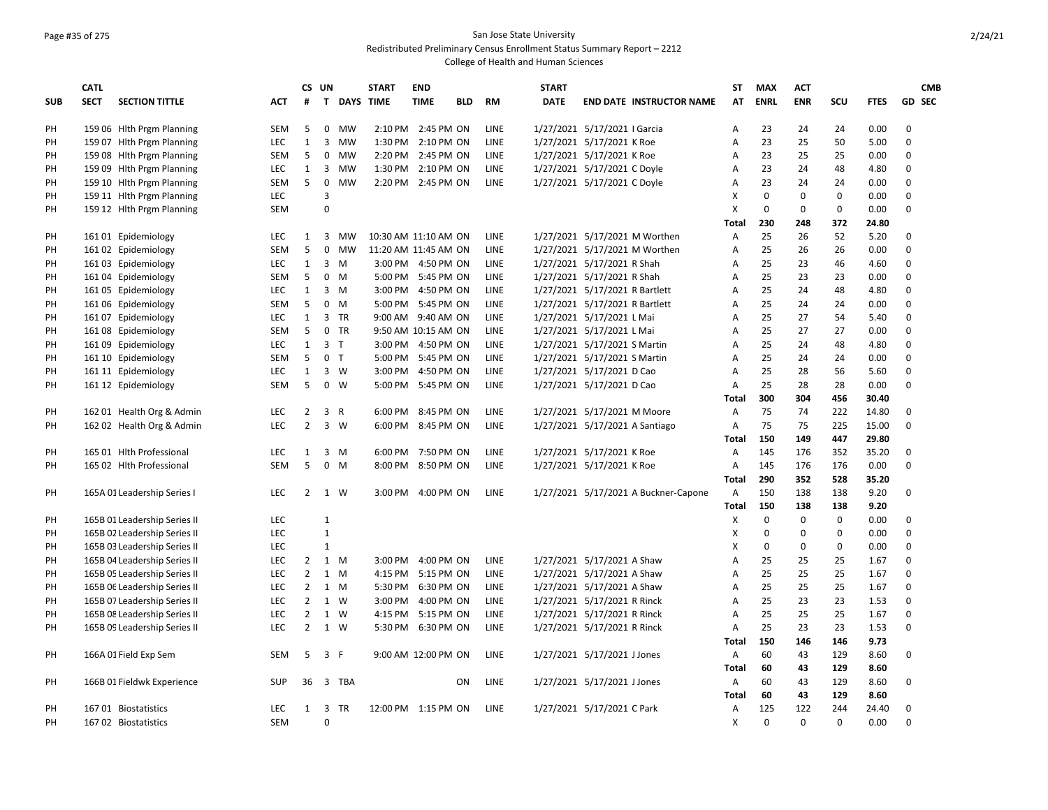San Jose State University
Redistributed Preliminary Census Enrollment Status Summary Report – 2212
College of Health and Human Sciences

| SUB | CATL SECT | SECTION TITTLE | ACT | CS # | UN T | DAYS | START TIME | END TIME | BLD | RM | START DATE | END DATE | INSTRUCTOR NAME | ST AT | MAX ENRL | ACT ENR | SCU | FTES | GD | CMB SEC |
|---|---|---|---|---|---|---|---|---|---|---|---|---|---|---|---|---|---|---|---|---|
| PH | 159 06 | Hlth Prgm Planning | SEM | 5 | 0 | MW | 2:10 PM | 2:45 PM | ON | LINE | 1/27/2021 | 5/17/2021 | I Garcia | A | 23 | 24 | 24 | 0.00 | 0 | |
| PH | 159 07 | Hlth Prgm Planning | LEC | 1 | 3 | MW | 1:30 PM | 2:10 PM | ON | LINE | 1/27/2021 | 5/17/2021 | K Roe | A | 23 | 25 | 50 | 5.00 | 0 | |
| PH | 159 08 | Hlth Prgm Planning | SEM | 5 | 0 | MW | 2:20 PM | 2:45 PM | ON | LINE | 1/27/2021 | 5/17/2021 | K Roe | A | 23 | 25 | 25 | 0.00 | 0 | |
| PH | 159 09 | Hlth Prgm Planning | LEC | 1 | 3 | MW | 1:30 PM | 2:10 PM | ON | LINE | 1/27/2021 | 5/17/2021 | C Doyle | A | 23 | 24 | 48 | 4.80 | 0 | |
| PH | 159 10 | Hlth Prgm Planning | SEM | 5 | 0 | MW | 2:20 PM | 2:45 PM | ON | LINE | 1/27/2021 | 5/17/2021 | C Doyle | A | 23 | 24 | 24 | 0.00 | 0 | |
| PH | 159 11 | Hlth Prgm Planning | LEC | | 3 | | | | | | | | | X | 0 | 0 | 0 | 0.00 | 0 | |
| PH | 159 12 | Hlth Prgm Planning | SEM | | 0 | | | | | | | | | X | 0 | 0 | 0 | 0.00 | 0 | |
| | | | | | | | | | | | | | | **Total** | **230** | **248** | **372** | **24.80** | | |
| PH | 161 01 | Epidemiology | LEC | 1 | 3 | MW | 10:30 AM | 11:10 AM | ON | LINE | 1/27/2021 | 5/17/2021 | M Worthen | A | 25 | 26 | 52 | 5.20 | 0 | |
| PH | 161 02 | Epidemiology | SEM | 5 | 0 | MW | 11:20 AM | 11:45 AM | ON | LINE | 1/27/2021 | 5/17/2021 | M Worthen | A | 25 | 26 | 26 | 0.00 | 0 | |
| PH | 161 03 | Epidemiology | LEC | 1 | 3 | M | 3:00 PM | 4:50 PM | ON | LINE | 1/27/2021 | 5/17/2021 | R Shah | A | 25 | 23 | 46 | 4.60 | 0 | |
| PH | 161 04 | Epidemiology | SEM | 5 | 0 | M | 5:00 PM | 5:45 PM | ON | LINE | 1/27/2021 | 5/17/2021 | R Shah | A | 25 | 23 | 23 | 0.00 | 0 | |
| PH | 161 05 | Epidemiology | LEC | 1 | 3 | M | 3:00 PM | 4:50 PM | ON | LINE | 1/27/2021 | 5/17/2021 | R Bartlett | A | 25 | 24 | 48 | 4.80 | 0 | |
| PH | 161 06 | Epidemiology | SEM | 5 | 0 | M | 5:00 PM | 5:45 PM | ON | LINE | 1/27/2021 | 5/17/2021 | R Bartlett | A | 25 | 24 | 24 | 0.00 | 0 | |
| PH | 161 07 | Epidemiology | LEC | 1 | 3 | TR | 9:00 AM | 9:40 AM | ON | LINE | 1/27/2021 | 5/17/2021 | L Mai | A | 25 | 27 | 54 | 5.40 | 0 | |
| PH | 161 08 | Epidemiology | SEM | 5 | 0 | TR | 9:50 AM | 10:15 AM | ON | LINE | 1/27/2021 | 5/17/2021 | L Mai | A | 25 | 27 | 27 | 0.00 | 0 | |
| PH | 161 09 | Epidemiology | LEC | 1 | 3 | T | 3:00 PM | 4:50 PM | ON | LINE | 1/27/2021 | 5/17/2021 | S Martin | A | 25 | 24 | 48 | 4.80 | 0 | |
| PH | 161 10 | Epidemiology | SEM | 5 | 0 | T | 5:00 PM | 5:45 PM | ON | LINE | 1/27/2021 | 5/17/2021 | S Martin | A | 25 | 24 | 24 | 0.00 | 0 | |
| PH | 161 11 | Epidemiology | LEC | 1 | 3 | W | 3:00 PM | 4:50 PM | ON | LINE | 1/27/2021 | 5/17/2021 | D Cao | A | 25 | 28 | 56 | 5.60 | 0 | |
| PH | 161 12 | Epidemiology | SEM | 5 | 0 | W | 5:00 PM | 5:45 PM | ON | LINE | 1/27/2021 | 5/17/2021 | D Cao | A | 25 | 28 | 28 | 0.00 | 0 | |
| | | | | | | | | | | | | | | **Total** | **300** | **304** | **456** | **30.40** | | |
| PH | 162 01 | Health Org & Admin | LEC | 2 | 3 | R | 6:00 PM | 8:45 PM | ON | LINE | 1/27/2021 | 5/17/2021 | M Moore | A | 75 | 74 | 222 | 14.80 | 0 | |
| PH | 162 02 | Health Org & Admin | LEC | 2 | 3 | W | 6:00 PM | 8:45 PM | ON | LINE | 1/27/2021 | 5/17/2021 | A Santiago | A | 75 | 75 | 225 | 15.00 | 0 | |
| | | | | | | | | | | | | | | **Total** | **150** | **149** | **447** | **29.80** | | |
| PH | 165 01 | Hlth Professional | LEC | 1 | 3 | M | 6:00 PM | 7:50 PM | ON | LINE | 1/27/2021 | 5/17/2021 | K Roe | A | 145 | 176 | 352 | 35.20 | 0 | |
| PH | 165 02 | Hlth Professional | SEM | 5 | 0 | M | 8:00 PM | 8:50 PM | ON | LINE | 1/27/2021 | 5/17/2021 | K Roe | A | 145 | 176 | 176 | 0.00 | 0 | |
| | | | | | | | | | | | | | | **Total** | **290** | **352** | **528** | **35.20** | | |
| PH | 165A 01 | Leadership Series I | LEC | 2 | 1 | W | 3:00 PM | 4:00 PM | ON | LINE | 1/27/2021 | 5/17/2021 | A Buckner-Capone | A | 150 | 138 | 138 | 9.20 | 0 | |
| | | | | | | | | | | | | | | **Total** | **150** | **138** | **138** | **9.20** | | |
| PH | 165B 01 | Leadership Series II | LEC | | 1 | | | | | | | | | X | 0 | 0 | 0 | 0.00 | 0 | |
| PH | 165B 02 | Leadership Series II | LEC | | 1 | | | | | | | | | X | 0 | 0 | 0 | 0.00 | 0 | |
| PH | 165B 03 | Leadership Series II | LEC | | 1 | | | | | | | | | X | 0 | 0 | 0 | 0.00 | 0 | |
| PH | 165B 04 | Leadership Series II | LEC | 2 | 1 | M | 3:00 PM | 4:00 PM | ON | LINE | 1/27/2021 | 5/17/2021 | A Shaw | A | 25 | 25 | 25 | 1.67 | 0 | |
| PH | 165B 05 | Leadership Series II | LEC | 2 | 1 | M | 4:15 PM | 5:15 PM | ON | LINE | 1/27/2021 | 5/17/2021 | A Shaw | A | 25 | 25 | 25 | 1.67 | 0 | |
| PH | 165B 06 | Leadership Series II | LEC | 2 | 1 | M | 5:30 PM | 6:30 PM | ON | LINE | 1/27/2021 | 5/17/2021 | A Shaw | A | 25 | 25 | 25 | 1.67 | 0 | |
| PH | 165B 07 | Leadership Series II | LEC | 2 | 1 | W | 3:00 PM | 4:00 PM | ON | LINE | 1/27/2021 | 5/17/2021 | R Rinck | A | 25 | 23 | 23 | 1.53 | 0 | |
| PH | 165B 08 | Leadership Series II | LEC | 2 | 1 | W | 4:15 PM | 5:15 PM | ON | LINE | 1/27/2021 | 5/17/2021 | R Rinck | A | 25 | 25 | 25 | 1.67 | 0 | |
| PH | 165B 09 | Leadership Series II | LEC | 2 | 1 | W | 5:30 PM | 6:30 PM | ON | LINE | 1/27/2021 | 5/17/2021 | R Rinck | A | 25 | 23 | 23 | 1.53 | 0 | |
| | | | | | | | | | | | | | | **Total** | **150** | **146** | **146** | **9.73** | | |
| PH | 166A 01 | Field Exp Sem | SEM | 5 | 3 | F | 9:00 AM | 12:00 PM | ON | LINE | 1/27/2021 | 5/17/2021 | J Jones | A | 60 | 43 | 129 | 8.60 | 0 | |
| | | | | | | | | | | | | | | **Total** | **60** | **43** | **129** | **8.60** | | |
| PH | 166B 01 | Fieldwk Experience | SUP | 36 | 3 | TBA | | | ON | LINE | 1/27/2021 | 5/17/2021 | J Jones | A | 60 | 43 | 129 | 8.60 | 0 | |
| | | | | | | | | | | | | | | **Total** | **60** | **43** | **129** | **8.60** | | |
| PH | 167 01 | Biostatistics | LEC | 1 | 3 | TR | 12:00 PM | 1:15 PM | ON | LINE | 1/27/2021 | 5/17/2021 | C Park | A | 125 | 122 | 244 | 24.40 | 0 | |
| PH | 167 02 | Biostatistics | SEM | | 0 | | | | | | | | | X | 0 | 0 | 0 | 0.00 | 0 | |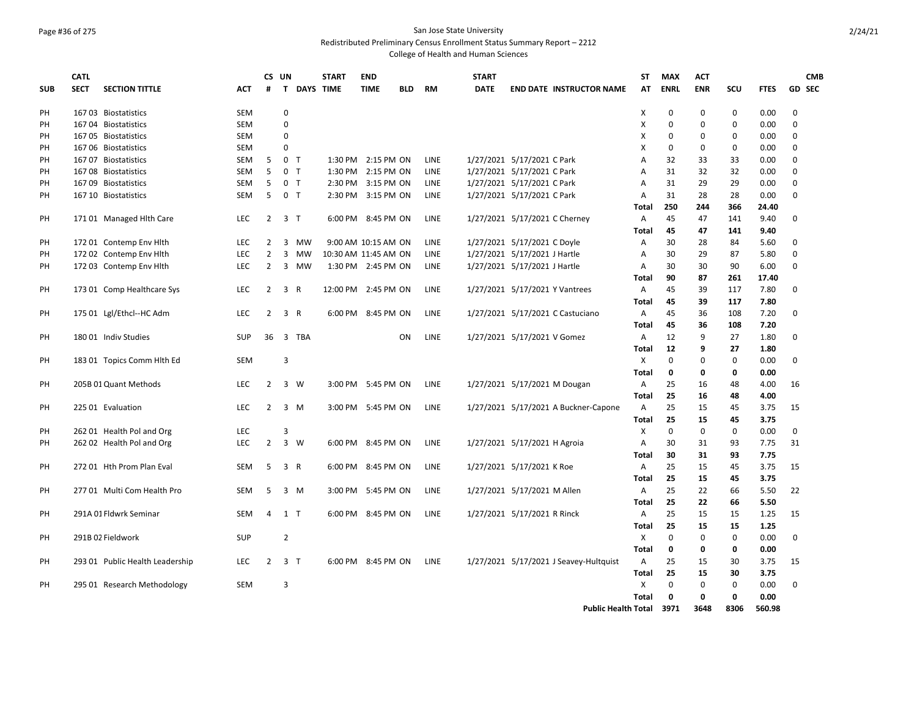San Jose State University
Redistributed Preliminary Census Enrollment Status Summary Report – 2212
College of Health and Human Sciences

| SUB | CATL SECT | SECTION TITTLE | ACT | CS # | UN T | DAYS | START TIME | END TIME | BLD | RM | START DATE | END DATE | INSTRUCTOR NAME | ST AT | MAX ENRL | ACT ENR | SCU | FTES | GD | CMB SEC |
|---|---|---|---|---|---|---|---|---|---|---|---|---|---|---|---|---|---|---|---|---|
| PH | 167 03 | Biostatistics | SEM | | 0 | | | | | | | | | X | 0 | 0 | 0 | 0.00 | 0 | |
| PH | 167 04 | Biostatistics | SEM | | 0 | | | | | | | | | X | 0 | 0 | 0 | 0.00 | 0 | |
| PH | 167 05 | Biostatistics | SEM | | 0 | | | | | | | | | X | 0 | 0 | 0 | 0.00 | 0 | |
| PH | 167 06 | Biostatistics | SEM | | 0 | | | | | | | | | X | 0 | 0 | 0 | 0.00 | 0 | |
| PH | 167 07 | Biostatistics | SEM | 5 | 0 | T | 1:30 PM | 2:15 PM | ON | LINE | 1/27/2021 | 5/17/2021 | C Park | A | 32 | 33 | 33 | 0.00 | 0 | |
| PH | 167 08 | Biostatistics | SEM | 5 | 0 | T | 1:30 PM | 2:15 PM | ON | LINE | 1/27/2021 | 5/17/2021 | C Park | A | 31 | 32 | 32 | 0.00 | 0 | |
| PH | 167 09 | Biostatistics | SEM | 5 | 0 | T | 2:30 PM | 3:15 PM | ON | LINE | 1/27/2021 | 5/17/2021 | C Park | A | 31 | 29 | 29 | 0.00 | 0 | |
| PH | 167 10 | Biostatistics | SEM | 5 | 0 | T | 2:30 PM | 3:15 PM | ON | LINE | 1/27/2021 | 5/17/2021 | C Park | A | 31 | 28 | 28 | 0.00 | 0 | |
| | | | | | | | | | | | | | | **Total** | **250** | **244** | **366** | **24.40** | | |
| PH | 171 01 | Managed Hlth Care | LEC | 2 | 3 | T | 6:00 PM | 8:45 PM | ON | LINE | 1/27/2021 | 5/17/2021 | C Cherney | A | 45 | 47 | 141 | 9.40 | 0 | |
| | | | | | | | | | | | | | | **Total** | **45** | **47** | **141** | **9.40** | | |
| PH | 172 01 | Contemp Env Hlth | LEC | 2 | 3 | MW | 9:00 AM | 10:15 AM | ON | LINE | 1/27/2021 | 5/17/2021 | C Doyle | A | 30 | 28 | 84 | 5.60 | 0 | |
| PH | 172 02 | Contemp Env Hlth | LEC | 2 | 3 | MW | 10:30 AM | 11:45 AM | ON | LINE | 1/27/2021 | 5/17/2021 | J Hartle | A | 30 | 29 | 87 | 5.80 | 0 | |
| PH | 172 03 | Contemp Env Hlth | LEC | 2 | 3 | MW | 1:30 PM | 2:45 PM | ON | LINE | 1/27/2021 | 5/17/2021 | J Hartle | A | 30 | 30 | 90 | 6.00 | 0 | |
| | | | | | | | | | | | | | | **Total** | **90** | **87** | **261** | **17.40** | | |
| PH | 173 01 | Comp Healthcare Sys | LEC | 2 | 3 | R | 12:00 PM | 2:45 PM | ON | LINE | 1/27/2021 | 5/17/2021 | Y Vantrees | A | 45 | 39 | 117 | 7.80 | 0 | |
| | | | | | | | | | | | | | | **Total** | **45** | **39** | **117** | **7.80** | | |
| PH | 175 01 | Lgl/Ethcl--HC Adm | LEC | 2 | 3 | R | 6:00 PM | 8:45 PM | ON | LINE | 1/27/2021 | 5/17/2021 | C Castuciano | A | 45 | 36 | 108 | 7.20 | 0 | |
| | | | | | | | | | | | | | | **Total** | **45** | **36** | **108** | **7.20** | | |
| PH | 180 01 | Indiv Studies | SUP | 36 | 3 | TBA | | | ON | LINE | 1/27/2021 | 5/17/2021 | V Gomez | A | 12 | 9 | 27 | 1.80 | 0 | |
| | | | | | | | | | | | | | | **Total** | **12** | **9** | **27** | **1.80** | | |
| PH | 183 01 | Topics Comm Hlth Ed | SEM | | 3 | | | | | | | | | X | 0 | 0 | 0 | 0.00 | 0 | |
| | | | | | | | | | | | | | | **Total** | **0** | **0** | **0** | **0.00** | | |
| PH | 205B 01 | Quant Methods | LEC | 2 | 3 | W | 3:00 PM | 5:45 PM | ON | LINE | 1/27/2021 | 5/17/2021 | M Dougan | A | 25 | 16 | 48 | 4.00 | 16 | |
| | | | | | | | | | | | | | | **Total** | **25** | **16** | **48** | **4.00** | | |
| PH | 225 01 | Evaluation | LEC | 2 | 3 | M | 3:00 PM | 5:45 PM | ON | LINE | 1/27/2021 | 5/17/2021 | A Buckner-Capone | A | 25 | 15 | 45 | 3.75 | 15 | |
| | | | | | | | | | | | | | | **Total** | **25** | **15** | **45** | **3.75** | | |
| PH | 262 01 | Health Pol and Org | LEC | | 3 | | | | | | | | | X | 0 | 0 | 0 | 0.00 | 0 | |
| PH | 262 02 | Health Pol and Org | LEC | 2 | 3 | W | 6:00 PM | 8:45 PM | ON | LINE | 1/27/2021 | 5/17/2021 | H Agroia | A | 30 | 31 | 93 | 7.75 | 31 | |
| | | | | | | | | | | | | | | **Total** | **30** | **31** | **93** | **7.75** | | |
| PH | 272 01 | Hth Prom Plan Eval | SEM | 5 | 3 | R | 6:00 PM | 8:45 PM | ON | LINE | 1/27/2021 | 5/17/2021 | K Roe | A | 25 | 15 | 45 | 3.75 | 15 | |
| | | | | | | | | | | | | | | **Total** | **25** | **15** | **45** | **3.75** | | |
| PH | 277 01 | Multi Com Health Pro | SEM | 5 | 3 | M | 3:00 PM | 5:45 PM | ON | LINE | 1/27/2021 | 5/17/2021 | M Allen | A | 25 | 22 | 66 | 5.50 | 22 | |
| | | | | | | | | | | | | | | **Total** | **25** | **22** | **66** | **5.50** | | |
| PH | 291A 01 | Fldwrk Seminar | SEM | 4 | 1 | T | 6:00 PM | 8:45 PM | ON | LINE | 1/27/2021 | 5/17/2021 | R Rinck | A | 25 | 15 | 15 | 1.25 | 15 | |
| | | | | | | | | | | | | | | **Total** | **25** | **15** | **15** | **1.25** | | |
| PH | 291B 02 | Fieldwork | SUP | | 2 | | | | | | | | | X | 0 | 0 | 0 | 0.00 | 0 | |
| | | | | | | | | | | | | | | **Total** | **0** | **0** | **0** | **0.00** | | |
| PH | 293 01 | Public Health Leadership | LEC | 2 | 3 | T | 6:00 PM | 8:45 PM | ON | LINE | 1/27/2021 | 5/17/2021 | J Seavey-Hultquist | A | 25 | 15 | 30 | 3.75 | 15 | |
| | | | | | | | | | | | | | | **Total** | **25** | **15** | **30** | **3.75** | | |
| PH | 295 01 | Research Methodology | SEM | | 3 | | | | | | | | | X | 0 | 0 | 0 | 0.00 | 0 | |
| | | | | | | | | | | | | | | **Total** | **0** | **0** | **0** | **0.00** | | |
| | | | | | | | | | | | | | **Public Health Total** | | **3971** | **3648** | **8306** | **560.98** | | |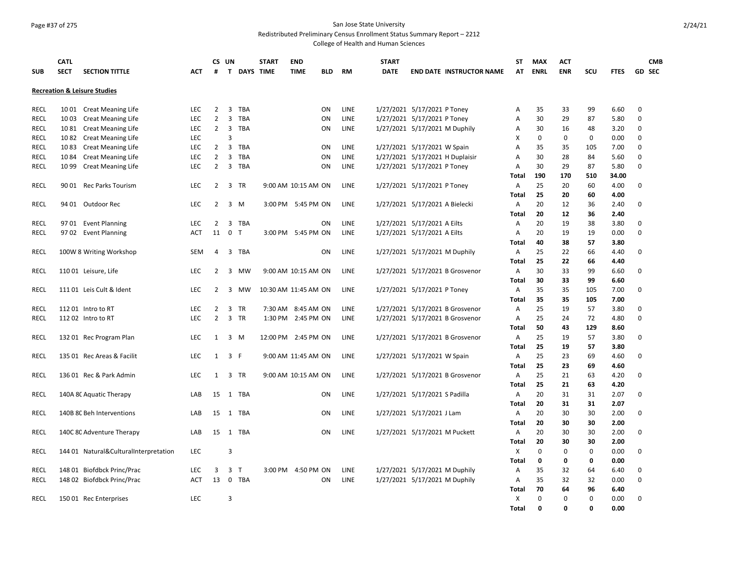San Jose State University

Redistributed Preliminary Census Enrollment Status Summary Report – 2212

College of Health and Human Sciences

| SUB | CATL SECT | SECTION TITTLE | ACT | CS # | UN T | DAYS | START TIME | END TIME | BLD | RM | START DATE | END DATE | INSTRUCTOR NAME | ST AT | MAX ENRL | ACT ENR | SCU | FTES | GD | CMB SEC |
|---|---|---|---|---|---|---|---|---|---|---|---|---|---|---|---|---|---|---|---|---|
| **Recreation & Leisure Studies** | | | | | | | | | | | | | | | | | | | | |
| RECL | 10 01 | Creat Meaning Life | LEC | 2 | 3 | TBA | | | ON | LINE | 1/27/2021 | 5/17/2021 | P Toney | A | 35 | 33 | 99 | 6.60 | 0 | |
| RECL | 10 03 | Creat Meaning Life | LEC | 2 | 3 | TBA | | | ON | LINE | 1/27/2021 | 5/17/2021 | P Toney | A | 30 | 29 | 87 | 5.80 | 0 | |
| RECL | 10 81 | Creat Meaning Life | LEC | 2 | 3 | TBA | | | ON | LINE | 1/27/2021 | 5/17/2021 | M Duphily | A | 30 | 16 | 48 | 3.20 | 0 | |
| RECL | 10 82 | Creat Meaning Life | LEC | | 3 | | | | | | | | | X | 0 | 0 | 0 | 0.00 | 0 | |
| RECL | 10 83 | Creat Meaning Life | LEC | 2 | 3 | TBA | | | ON | LINE | 1/27/2021 | 5/17/2021 | W Spain | A | 35 | 35 | 105 | 7.00 | 0 | |
| RECL | 10 84 | Creat Meaning Life | LEC | 2 | 3 | TBA | | | ON | LINE | 1/27/2021 | 5/17/2021 | H Duplaisir | A | 30 | 28 | 84 | 5.60 | 0 | |
| RECL | 10 99 | Creat Meaning Life | LEC | 2 | 3 | TBA | | | ON | LINE | 1/27/2021 | 5/17/2021 | P Toney | A | 30 | 29 | 87 | 5.80 | 0 | |
| | | | | | | | | | | | | | | **Total** | **190** | **170** | **510** | **34.00** | | |
| RECL | 90 01 | Rec Parks Tourism | LEC | 2 | 3 | TR | 9:00 AM | 10:15 AM | ON | LINE | 1/27/2021 | 5/17/2021 | P Toney | A | 25 | 20 | 60 | 4.00 | 0 | |
| | | | | | | | | | | | | | | **Total** | **25** | **20** | **60** | **4.00** | | |
| RECL | 94 01 | Outdoor Rec | LEC | 2 | 3 | M | 3:00 PM | 5:45 PM | ON | LINE | 1/27/2021 | 5/17/2021 | A Bielecki | A | 20 | 12 | 36 | 2.40 | 0 | |
| | | | | | | | | | | | | | | **Total** | **20** | **12** | **36** | **2.40** | | |
| RECL | 97 01 | Event Planning | LEC | 2 | 3 | TBA | | | ON | LINE | 1/27/2021 | 5/17/2021 | A Eilts | A | 20 | 19 | 38 | 3.80 | 0 | |
| RECL | 97 02 | Event Planning | ACT | 11 | 0 | T | 3:00 PM | 5:45 PM | ON | LINE | 1/27/2021 | 5/17/2021 | A Eilts | A | 20 | 19 | 19 | 0.00 | 0 | |
| | | | | | | | | | | | | | | **Total** | **40** | **38** | **57** | **3.80** | | |
| RECL | 100W 8 | Writing Workshop | SEM | 4 | 3 | TBA | | | ON | LINE | 1/27/2021 | 5/17/2021 | M Duphily | A | 25 | 22 | 66 | 4.40 | 0 | |
| | | | | | | | | | | | | | | **Total** | **25** | **22** | **66** | **4.40** | | |
| RECL | 110 01 | Leisure, Life | LEC | 2 | 3 | MW | 9:00 AM | 10:15 AM | ON | LINE | 1/27/2021 | 5/17/2021 | B Grosvenor | A | 30 | 33 | 99 | 6.60 | 0 | |
| | | | | | | | | | | | | | | **Total** | **30** | **33** | **99** | **6.60** | | |
| RECL | 111 01 | Leis Cult & Ident | LEC | 2 | 3 | MW | 10:30 AM | 11:45 AM | ON | LINE | 1/27/2021 | 5/17/2021 | P Toney | A | 35 | 35 | 105 | 7.00 | 0 | |
| | | | | | | | | | | | | | | **Total** | **35** | **35** | **105** | **7.00** | | |
| RECL | 112 01 | Intro to RT | LEC | 2 | 3 | TR | 7:30 AM | 8:45 AM | ON | LINE | 1/27/2021 | 5/17/2021 | B Grosvenor | A | 25 | 19 | 57 | 3.80 | 0 | |
| RECL | 112 02 | Intro to RT | LEC | 2 | 3 | TR | 1:30 PM | 2:45 PM | ON | LINE | 1/27/2021 | 5/17/2021 | B Grosvenor | A | 25 | 24 | 72 | 4.80 | 0 | |
| | | | | | | | | | | | | | | **Total** | **50** | **43** | **129** | **8.60** | | |
| RECL | 132 01 | Rec Program Plan | LEC | 1 | 3 | M | 12:00 PM | 2:45 PM | ON | LINE | 1/27/2021 | 5/17/2021 | B Grosvenor | A | 25 | 19 | 57 | 3.80 | 0 | |
| | | | | | | | | | | | | | | **Total** | **25** | **19** | **57** | **3.80** | | |
| RECL | 135 01 | Rec Areas & Facilit | LEC | 1 | 3 | F | 9:00 AM | 11:45 AM | ON | LINE | 1/27/2021 | 5/17/2021 | W Spain | A | 25 | 23 | 69 | 4.60 | 0 | |
| | | | | | | | | | | | | | | **Total** | **25** | **23** | **69** | **4.60** | | |
| RECL | 136 01 | Rec & Park Admin | LEC | 1 | 3 | TR | 9:00 AM | 10:15 AM | ON | LINE | 1/27/2021 | 5/17/2021 | B Grosvenor | A | 25 | 21 | 63 | 4.20 | 0 | |
| | | | | | | | | | | | | | | **Total** | **25** | **21** | **63** | **4.20** | | |
| RECL | 140A 80 | Aquatic Therapy | LAB | 15 | 1 | TBA | | | ON | LINE | 1/27/2021 | 5/17/2021 | S Padilla | A | 20 | 31 | 31 | 2.07 | 0 | |
| | | | | | | | | | | | | | | **Total** | **20** | **31** | **31** | **2.07** | | |
| RECL | 140B 80 | Beh Interventions | LAB | 15 | 1 | TBA | | | ON | LINE | 1/27/2021 | 5/17/2021 | J Lam | A | 20 | 30 | 30 | 2.00 | 0 | |
| | | | | | | | | | | | | | | **Total** | **20** | **30** | **30** | **2.00** | | |
| RECL | 140C 80 | Adventure Therapy | LAB | 15 | 1 | TBA | | | ON | LINE | 1/27/2021 | 5/17/2021 | M Puckett | A | 20 | 30 | 30 | 2.00 | 0 | |
| | | | | | | | | | | | | | | **Total** | **20** | **30** | **30** | **2.00** | | |
| RECL | 144 01 | Natural&CulturalInterpretation | LEC | | 3 | | | | | | | | | X | 0 | 0 | 0 | 0.00 | 0 | |
| | | | | | | | | | | | | | | **Total** | **0** | **0** | **0** | **0.00** | | |
| RECL | 148 01 | Biofdbck Princ/Prac | LEC | 3 | 3 | T | 3:00 PM | 4:50 PM | ON | LINE | 1/27/2021 | 5/17/2021 | M Duphily | A | 35 | 32 | 64 | 6.40 | 0 | |
| RECL | 148 02 | Biofdbck Princ/Prac | ACT | 13 | 0 | TBA | | | ON | LINE | 1/27/2021 | 5/17/2021 | M Duphily | A | 35 | 32 | 32 | 0.00 | 0 | |
| | | | | | | | | | | | | | | **Total** | **70** | **64** | **96** | **6.40** | | |
| RECL | 150 01 | Rec Enterprises | LEC | | 3 | | | | | | | | | X | 0 | 0 | 0 | 0.00 | 0 | |
| | | | | | | | | | | | | | | **Total** | **0** | **0** | **0** | **0.00** | | |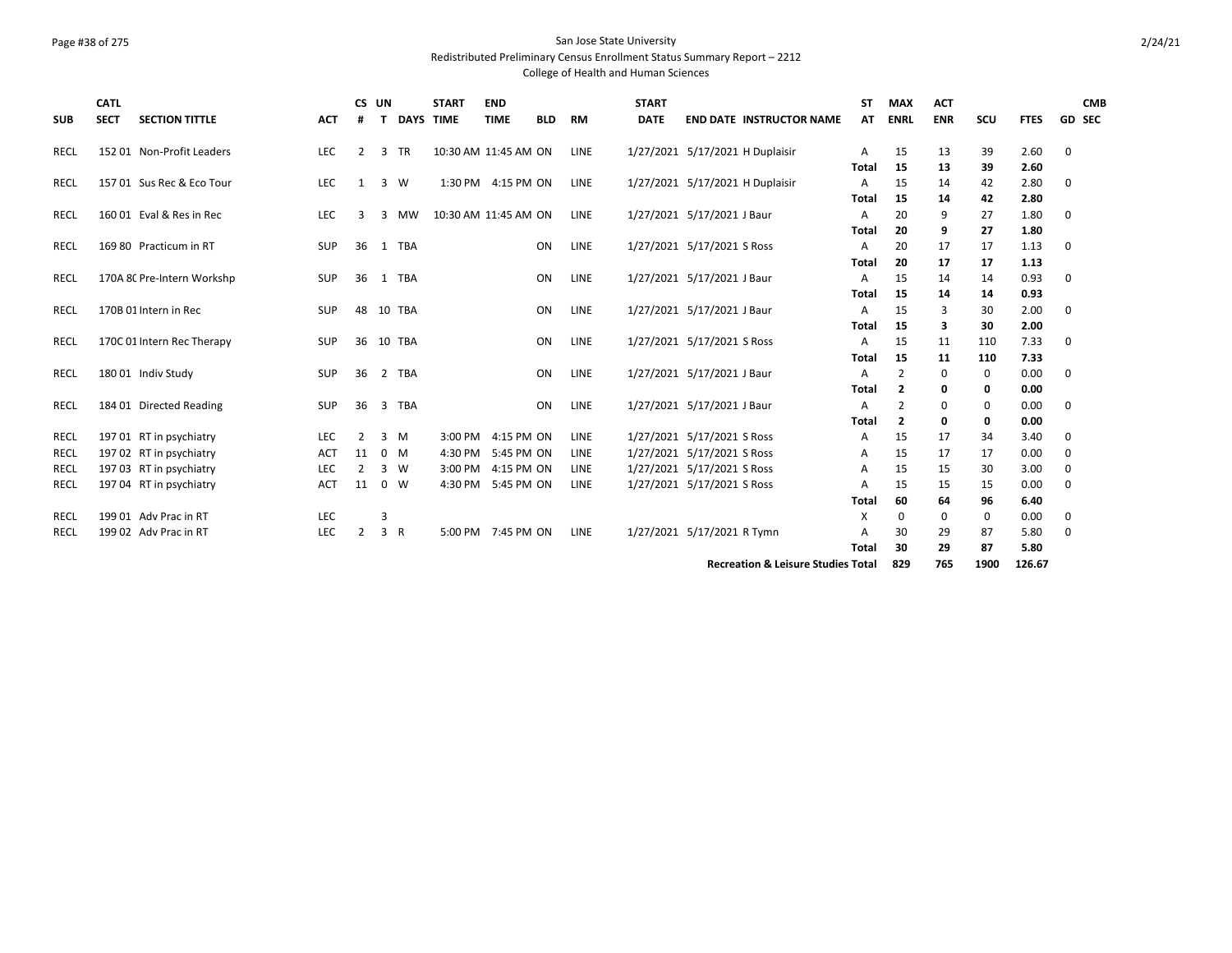San Jose State University
Redistributed Preliminary Census Enrollment Status Summary Report – 2212
College of Health and Human Sciences

| SUB | CATL SECT | SECTION TITTLE | ACT | CS # | UN T | DAYS | START TIME | END TIME | BLD | RM | START DATE | END DATE | INSTRUCTOR NAME | ST AT | MAX ENRL | ACT ENR | SCU | FTES | GD | CMB SEC |
|---|---|---|---|---|---|---|---|---|---|---|---|---|---|---|---|---|---|---|---|---|
| RECL | 152 01 | Non-Profit Leaders | LEC | 2 | 3 | TR | 10:30 AM | 11:45 AM | ON | LINE | 1/27/2021 | 5/17/2021 | H Duplaisir | A | 15 | 13 | 39 | 2.60 | 0 | |
| | | | | | | | | | | | | | | Total | 15 | 13 | 39 | 2.60 | | |
| RECL | 157 01 | Sus Rec & Eco Tour | LEC | 1 | 3 | W | 1:30 PM | 4:15 PM | ON | LINE | 1/27/2021 | 5/17/2021 | H Duplaisir | A | 15 | 14 | 42 | 2.80 | 0 | |
| | | | | | | | | | | | | | | Total | 15 | 14 | 42 | 2.80 | | |
| RECL | 160 01 | Eval & Res in Rec | LEC | 3 | 3 | MW | 10:30 AM | 11:45 AM | ON | LINE | 1/27/2021 | 5/17/2021 | J Baur | A | 20 | 9 | 27 | 1.80 | 0 | |
| | | | | | | | | | | | | | | Total | 20 | 9 | 27 | 1.80 | | |
| RECL | 169 80 | Practicum in RT | SUP | 36 | 1 | TBA | | | ON | LINE | 1/27/2021 | 5/17/2021 | S Ross | A | 20 | 17 | 17 | 1.13 | 0 | |
| | | | | | | | | | | | | | | Total | 20 | 17 | 17 | 1.13 | | |
| RECL | 170A 8C | Pre-Intern Workshp | SUP | 36 | 1 | TBA | | | ON | LINE | 1/27/2021 | 5/17/2021 | J Baur | A | 15 | 14 | 14 | 0.93 | 0 | |
| | | | | | | | | | | | | | | Total | 15 | 14 | 14 | 0.93 | | |
| RECL | 170B 01 | Intern in Rec | SUP | 48 | 10 | TBA | | | ON | LINE | 1/27/2021 | 5/17/2021 | J Baur | A | 15 | 3 | 30 | 2.00 | 0 | |
| | | | | | | | | | | | | | | Total | 15 | 3 | 30 | 2.00 | | |
| RECL | 170C 01 | Intern Rec Therapy | SUP | 36 | 10 | TBA | | | ON | LINE | 1/27/2021 | 5/17/2021 | S Ross | A | 15 | 11 | 110 | 7.33 | 0 | |
| | | | | | | | | | | | | | | Total | 15 | 11 | 110 | 7.33 | | |
| RECL | 180 01 | Indiv Study | SUP | 36 | 2 | TBA | | | ON | LINE | 1/27/2021 | 5/17/2021 | J Baur | A | 2 | 0 | 0 | 0.00 | 0 | |
| | | | | | | | | | | | | | | Total | 2 | 0 | 0 | 0.00 | | |
| RECL | 184 01 | Directed Reading | SUP | 36 | 3 | TBA | | | ON | LINE | 1/27/2021 | 5/17/2021 | J Baur | A | 2 | 0 | 0 | 0.00 | 0 | |
| | | | | | | | | | | | | | | Total | 2 | 0 | 0 | 0.00 | | |
| RECL | 197 01 | RT in psychiatry | LEC | 2 | 3 | M | 3:00 PM | 4:15 PM | ON | LINE | 1/27/2021 | 5/17/2021 | S Ross | A | 15 | 17 | 34 | 3.40 | 0 | |
| RECL | 197 02 | RT in psychiatry | ACT | 11 | 0 | M | 4:30 PM | 5:45 PM | ON | LINE | 1/27/2021 | 5/17/2021 | S Ross | A | 15 | 17 | 17 | 0.00 | 0 | |
| RECL | 197 03 | RT in psychiatry | LEC | 2 | 3 | W | 3:00 PM | 4:15 PM | ON | LINE | 1/27/2021 | 5/17/2021 | S Ross | A | 15 | 15 | 30 | 3.00 | 0 | |
| RECL | 197 04 | RT in psychiatry | ACT | 11 | 0 | W | 4:30 PM | 5:45 PM | ON | LINE | 1/27/2021 | 5/17/2021 | S Ross | A | 15 | 15 | 15 | 0.00 | 0 | |
| | | | | | | | | | | | | | | Total | 60 | 64 | 96 | 6.40 | | |
| RECL | 199 01 | Adv Prac in RT | LEC | | 3 | | | | | | | | | X | 0 | 0 | 0 | 0.00 | 0 | |
| RECL | 199 02 | Adv Prac in RT | LEC | 2 | 3 | R | 5:00 PM | 7:45 PM | ON | LINE | 1/27/2021 | 5/17/2021 | R Tymn | A | 30 | 29 | 87 | 5.80 | 0 | |
| | | | | | | | | | | | | | | Total | 30 | 29 | 87 | 5.80 | | |
| | | | | | | | | | | | | | Recreation & Leisure Studies Total | | 829 | 765 | 1900 | 126.67 | | |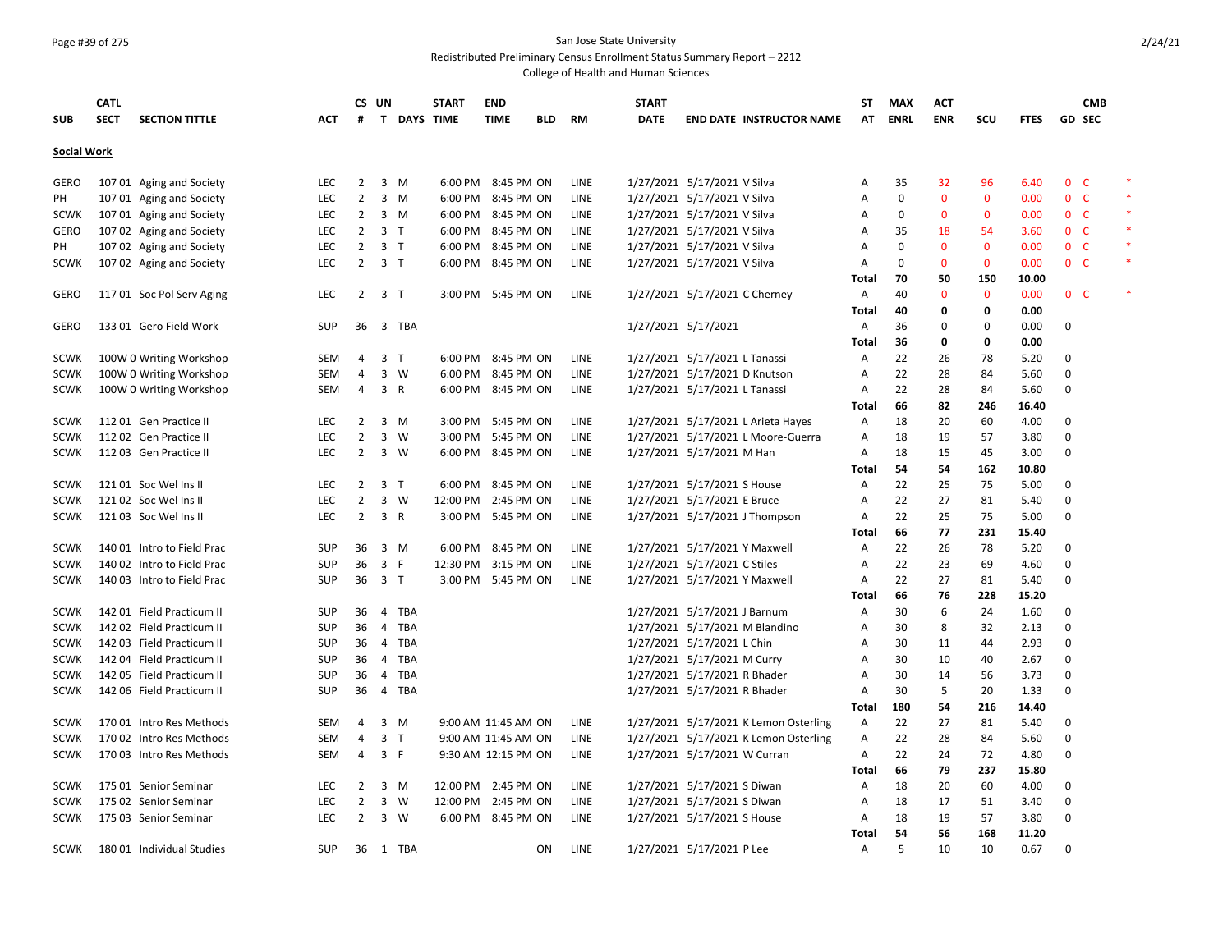San Jose State University

Redistributed Preliminary Census Enrollment Status Summary Report – 2212

College of Health and Human Sciences

## Social Work

| SUB | CATL SECT | SECTION TITTLE | ACT | CS # | UN T | DAYS | START TIME | END TIME | BLD | RM | START DATE | END DATE | INSTRUCTOR NAME | ST AT | MAX ENRL | ACT ENR | SCU | FTES | GD | CMB SEC | |
|---|---|---|---|---|---|---|---|---|---|---|---|---|---|---|---|---|---|---|---|---|---|
| GERO | 107 01 | Aging and Society | LEC | 2 | 3 | M | 6:00 PM | 8:45 PM | ON | LINE | 1/27/2021 | 5/17/2021 | V Silva | A | 35 | 32 | 96 | 6.40 | 0 | C | * |
| PH | 107 01 | Aging and Society | LEC | 2 | 3 | M | 6:00 PM | 8:45 PM | ON | LINE | 1/27/2021 | 5/17/2021 | V Silva | A | 0 | 0 | 0 | 0.00 | 0 | C | * |
| SCWK | 107 01 | Aging and Society | LEC | 2 | 3 | M | 6:00 PM | 8:45 PM | ON | LINE | 1/27/2021 | 5/17/2021 | V Silva | A | 0 | 0 | 0 | 0.00 | 0 | C | * |
| GERO | 107 02 | Aging and Society | LEC | 2 | 3 | T | 6:00 PM | 8:45 PM | ON | LINE | 1/27/2021 | 5/17/2021 | V Silva | A | 35 | 18 | 54 | 3.60 | 0 | C | * |
| PH | 107 02 | Aging and Society | LEC | 2 | 3 | T | 6:00 PM | 8:45 PM | ON | LINE | 1/27/2021 | 5/17/2021 | V Silva | A | 0 | 0 | 0 | 0.00 | 0 | C | * |
| SCWK | 107 02 | Aging and Society | LEC | 2 | 3 | T | 6:00 PM | 8:45 PM | ON | LINE | 1/27/2021 | 5/17/2021 | V Silva | A | 0 | 0 | 0 | 0.00 | 0 | C | * |
| | | | | | | | | | | | | | | **Total** | **70** | **50** | **150** | **10.00** | | | |
| GERO | 117 01 | Soc Pol Serv Aging | LEC | 2 | 3 | T | 3:00 PM | 5:45 PM | ON | LINE | 1/27/2021 | 5/17/2021 | C Cherney | A | 40 | 0 | 0 | 0.00 | 0 | C | * |
| | | | | | | | | | | | | | | **Total** | **40** | **0** | **0** | **0.00** | | | |
| GERO | 133 01 | Gero Field Work | SUP | 36 | 3 | TBA | | | | | 1/27/2021 | 5/17/2021 | | A | 36 | 0 | 0 | 0.00 | 0 | | |
| | | | | | | | | | | | | | | **Total** | **36** | **0** | **0** | **0.00** | | | |
| SCWK | 100W 0 | Writing Workshop | SEM | 4 | 3 | T | 6:00 PM | 8:45 PM | ON | LINE | 1/27/2021 | 5/17/2021 | L Tanassi | A | 22 | 26 | 78 | 5.20 | 0 | | |
| SCWK | 100W 0 | Writing Workshop | SEM | 4 | 3 | W | 6:00 PM | 8:45 PM | ON | LINE | 1/27/2021 | 5/17/2021 | D Knutson | A | 22 | 28 | 84 | 5.60 | 0 | | |
| SCWK | 100W 0 | Writing Workshop | SEM | 4 | 3 | R | 6:00 PM | 8:45 PM | ON | LINE | 1/27/2021 | 5/17/2021 | L Tanassi | A | 22 | 28 | 84 | 5.60 | 0 | | |
| | | | | | | | | | | | | | | **Total** | **66** | **82** | **246** | **16.40** | | | |
| SCWK | 112 01 | Gen Practice II | LEC | 2 | 3 | M | 3:00 PM | 5:45 PM | ON | LINE | 1/27/2021 | 5/17/2021 | L Arieta Hayes | A | 18 | 20 | 60 | 4.00 | 0 | | |
| SCWK | 112 02 | Gen Practice II | LEC | 2 | 3 | W | 3:00 PM | 5:45 PM | ON | LINE | 1/27/2021 | 5/17/2021 | L Moore-Guerra | A | 18 | 19 | 57 | 3.80 | 0 | | |
| SCWK | 112 03 | Gen Practice II | LEC | 2 | 3 | W | 6:00 PM | 8:45 PM | ON | LINE | 1/27/2021 | 5/17/2021 | M Han | A | 18 | 15 | 45 | 3.00 | 0 | | |
| | | | | | | | | | | | | | | **Total** | **54** | **54** | **162** | **10.80** | | | |
| SCWK | 121 01 | Soc Wel Ins II | LEC | 2 | 3 | T | 6:00 PM | 8:45 PM | ON | LINE | 1/27/2021 | 5/17/2021 | S House | A | 22 | 25 | 75 | 5.00 | 0 | | |
| SCWK | 121 02 | Soc Wel Ins II | LEC | 2 | 3 | W | 12:00 PM | 2:45 PM | ON | LINE | 1/27/2021 | 5/17/2021 | E Bruce | A | 22 | 27 | 81 | 5.40 | 0 | | |
| SCWK | 121 03 | Soc Wel Ins II | LEC | 2 | 3 | R | 3:00 PM | 5:45 PM | ON | LINE | 1/27/2021 | 5/17/2021 | J Thompson | A | 22 | 25 | 75 | 5.00 | 0 | | |
| | | | | | | | | | | | | | | **Total** | **66** | **77** | **231** | **15.40** | | | |
| SCWK | 140 01 | Intro to Field Prac | SUP | 36 | 3 | M | 6:00 PM | 8:45 PM | ON | LINE | 1/27/2021 | 5/17/2021 | Y Maxwell | A | 22 | 26 | 78 | 5.20 | 0 | | |
| SCWK | 140 02 | Intro to Field Prac | SUP | 36 | 3 | F | 12:30 PM | 3:15 PM | ON | LINE | 1/27/2021 | 5/17/2021 | C Stiles | A | 22 | 23 | 69 | 4.60 | 0 | | |
| SCWK | 140 03 | Intro to Field Prac | SUP | 36 | 3 | T | 3:00 PM | 5:45 PM | ON | LINE | 1/27/2021 | 5/17/2021 | Y Maxwell | A | 22 | 27 | 81 | 5.40 | 0 | | |
| | | | | | | | | | | | | | | **Total** | **66** | **76** | **228** | **15.20** | | | |
| SCWK | 142 01 | Field Practicum II | SUP | 36 | 4 | TBA | | | | | 1/27/2021 | 5/17/2021 | J Barnum | A | 30 | 6 | 24 | 1.60 | 0 | | |
| SCWK | 142 02 | Field Practicum II | SUP | 36 | 4 | TBA | | | | | 1/27/2021 | 5/17/2021 | M Blandino | A | 30 | 8 | 32 | 2.13 | 0 | | |
| SCWK | 142 03 | Field Practicum II | SUP | 36 | 4 | TBA | | | | | 1/27/2021 | 5/17/2021 | L Chin | A | 30 | 11 | 44 | 2.93 | 0 | | |
| SCWK | 142 04 | Field Practicum II | SUP | 36 | 4 | TBA | | | | | 1/27/2021 | 5/17/2021 | M Curry | A | 30 | 10 | 40 | 2.67 | 0 | | |
| SCWK | 142 05 | Field Practicum II | SUP | 36 | 4 | TBA | | | | | 1/27/2021 | 5/17/2021 | R Bhader | A | 30 | 14 | 56 | 3.73 | 0 | | |
| SCWK | 142 06 | Field Practicum II | SUP | 36 | 4 | TBA | | | | | 1/27/2021 | 5/17/2021 | R Bhader | A | 30 | 5 | 20 | 1.33 | 0 | | |
| | | | | | | | | | | | | | | **Total** | **180** | **54** | **216** | **14.40** | | | |
| SCWK | 170 01 | Intro Res Methods | SEM | 4 | 3 | M | 9:00 AM | 11:45 AM | ON | LINE | 1/27/2021 | 5/17/2021 | K Lemon Osterling | A | 22 | 27 | 81 | 5.40 | 0 | | |
| SCWK | 170 02 | Intro Res Methods | SEM | 4 | 3 | T | 9:00 AM | 11:45 AM | ON | LINE | 1/27/2021 | 5/17/2021 | K Lemon Osterling | A | 22 | 28 | 84 | 5.60 | 0 | | |
| SCWK | 170 03 | Intro Res Methods | SEM | 4 | 3 | F | 9:30 AM | 12:15 PM | ON | LINE | 1/27/2021 | 5/17/2021 | W Curran | A | 22 | 24 | 72 | 4.80 | 0 | | |
| | | | | | | | | | | | | | | **Total** | **66** | **79** | **237** | **15.80** | | | |
| SCWK | 175 01 | Senior Seminar | LEC | 2 | 3 | M | 12:00 PM | 2:45 PM | ON | LINE | 1/27/2021 | 5/17/2021 | S Diwan | A | 18 | 20 | 60 | 4.00 | 0 | | |
| SCWK | 175 02 | Senior Seminar | LEC | 2 | 3 | W | 12:00 PM | 2:45 PM | ON | LINE | 1/27/2021 | 5/17/2021 | S Diwan | A | 18 | 17 | 51 | 3.40 | 0 | | |
| SCWK | 175 03 | Senior Seminar | LEC | 2 | 3 | W | 6:00 PM | 8:45 PM | ON | LINE | 1/27/2021 | 5/17/2021 | S House | A | 18 | 19 | 57 | 3.80 | 0 | | |
| | | | | | | | | | | | | | | **Total** | **54** | **56** | **168** | **11.20** | | | |
| SCWK | 180 01 | Individual Studies | SUP | 36 | 1 | TBA | | | ON | LINE | 1/27/2021 | 5/17/2021 | P Lee | A | 5 | 10 | 10 | 0.67 | 0 | | |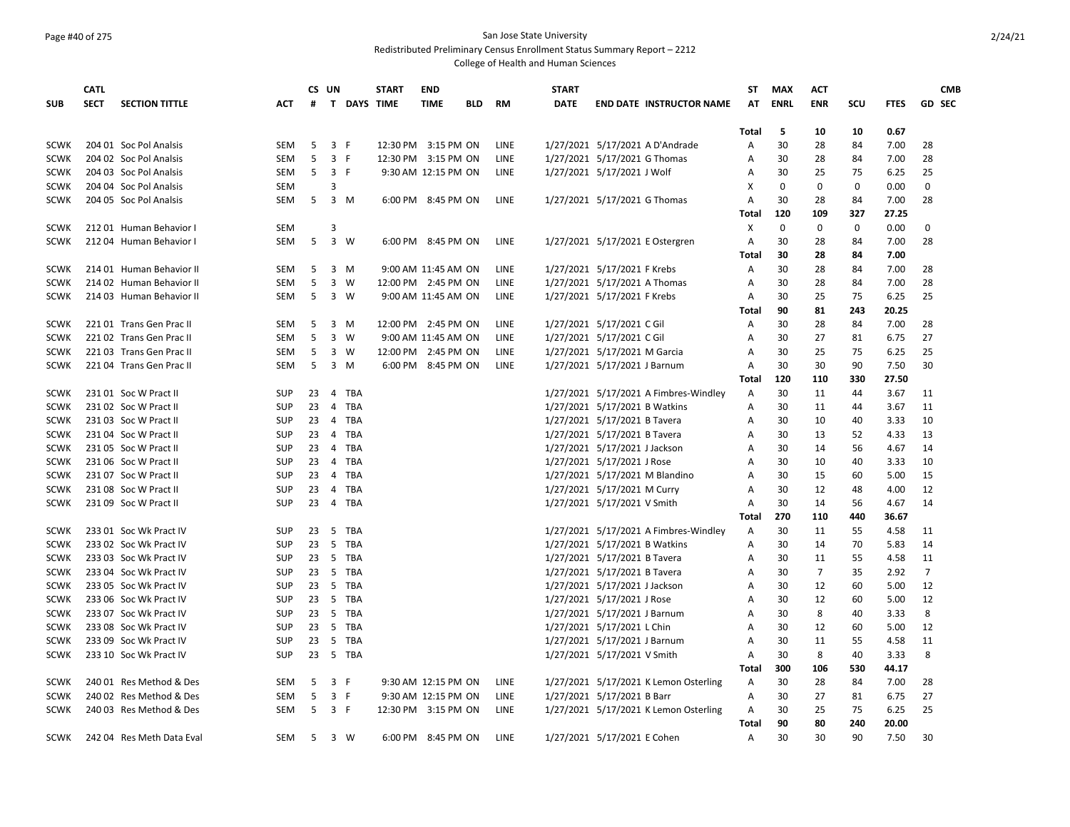San Jose State University

Redistributed Preliminary Census Enrollment Status Summary Report – 2212

College of Health and Human Sciences

| SUB | CATL SECT | SECTION TITTLE | ACT | CS # | UN T | DAYS | START TIME | END TIME | BLD | RM | START DATE | END DATE | INSTRUCTOR NAME | ST AT | MAX ENRL | ACT ENR | SCU | FTES | GD | CMB SEC |
|---|---|---|---|---|---|---|---|---|---|---|---|---|---|---|---|---|---|---|---|---|
| | | | | | | | | | | | | | | Total | 5 | 10 | 10 | 0.67 | | |
| SCWK | 204 01 | Soc Pol Analsis | SEM | 5 | 3 | F | 12:30 PM | 3:15 PM | ON | LINE | 1/27/2021 | 5/17/2021 | A D'Andrade | A | 30 | 28 | 84 | 7.00 | 28 | |
| SCWK | 204 02 | Soc Pol Analsis | SEM | 5 | 3 | F | 12:30 PM | 3:15 PM | ON | LINE | 1/27/2021 | 5/17/2021 | G Thomas | A | 30 | 28 | 84 | 7.00 | 28 | |
| SCWK | 204 03 | Soc Pol Analsis | SEM | 5 | 3 | F | 9:30 AM | 12:15 PM | ON | LINE | 1/27/2021 | 5/17/2021 | J Wolf | A | 30 | 25 | 75 | 6.25 | 25 | |
| SCWK | 204 04 | Soc Pol Analsis | SEM | | 3 | | | | | | | | | X | 0 | 0 | 0 | 0.00 | 0 | |
| SCWK | 204 05 | Soc Pol Analsis | SEM | 5 | 3 | M | 6:00 PM | 8:45 PM | ON | LINE | 1/27/2021 | 5/17/2021 | G Thomas | A | 30 | 28 | 84 | 7.00 | 28 | |
| | | | | | | | | | | | | | | Total | 120 | 109 | 327 | 27.25 | | |
| SCWK | 212 01 | Human Behavior I | SEM | | 3 | | | | | | | | | X | 0 | 0 | 0 | 0.00 | 0 | |
| SCWK | 212 04 | Human Behavior I | SEM | 5 | 3 | W | 6:00 PM | 8:45 PM | ON | LINE | 1/27/2021 | 5/17/2021 | E Ostergren | A | 30 | 28 | 84 | 7.00 | 28 | |
| | | | | | | | | | | | | | | Total | 30 | 28 | 84 | 7.00 | | |
| SCWK | 214 01 | Human Behavior II | SEM | 5 | 3 | M | 9:00 AM | 11:45 AM | ON | LINE | 1/27/2021 | 5/17/2021 | F Krebs | A | 30 | 28 | 84 | 7.00 | 28 | |
| SCWK | 214 02 | Human Behavior II | SEM | 5 | 3 | W | 12:00 PM | 2:45 PM | ON | LINE | 1/27/2021 | 5/17/2021 | A Thomas | A | 30 | 28 | 84 | 7.00 | 28 | |
| SCWK | 214 03 | Human Behavior II | SEM | 5 | 3 | W | 9:00 AM | 11:45 AM | ON | LINE | 1/27/2021 | 5/17/2021 | F Krebs | A | 30 | 25 | 75 | 6.25 | 25 | |
| | | | | | | | | | | | | | | Total | 90 | 81 | 243 | 20.25 | | |
| SCWK | 221 01 | Trans Gen Prac II | SEM | 5 | 3 | M | 12:00 PM | 2:45 PM | ON | LINE | 1/27/2021 | 5/17/2021 | C Gil | A | 30 | 28 | 84 | 7.00 | 28 | |
| SCWK | 221 02 | Trans Gen Prac II | SEM | 5 | 3 | W | 9:00 AM | 11:45 AM | ON | LINE | 1/27/2021 | 5/17/2021 | C Gil | A | 30 | 27 | 81 | 6.75 | 27 | |
| SCWK | 221 03 | Trans Gen Prac II | SEM | 5 | 3 | W | 12:00 PM | 2:45 PM | ON | LINE | 1/27/2021 | 5/17/2021 | M Garcia | A | 30 | 25 | 75 | 6.25 | 25 | |
| SCWK | 221 04 | Trans Gen Prac II | SEM | 5 | 3 | M | 6:00 PM | 8:45 PM | ON | LINE | 1/27/2021 | 5/17/2021 | J Barnum | A | 30 | 30 | 90 | 7.50 | 30 | |
| | | | | | | | | | | | | | | Total | 120 | 110 | 330 | 27.50 | | |
| SCWK | 231 01 | Soc W Pract II | SUP | 23 | 4 | TBA | | | | | 1/27/2021 | 5/17/2021 | A Fimbres-Windley | A | 30 | 11 | 44 | 3.67 | 11 | |
| SCWK | 231 02 | Soc W Pract II | SUP | 23 | 4 | TBA | | | | | 1/27/2021 | 5/17/2021 | B Watkins | A | 30 | 11 | 44 | 3.67 | 11 | |
| SCWK | 231 03 | Soc W Pract II | SUP | 23 | 4 | TBA | | | | | 1/27/2021 | 5/17/2021 | B Tavera | A | 30 | 10 | 40 | 3.33 | 10 | |
| SCWK | 231 04 | Soc W Pract II | SUP | 23 | 4 | TBA | | | | | 1/27/2021 | 5/17/2021 | B Tavera | A | 30 | 13 | 52 | 4.33 | 13 | |
| SCWK | 231 05 | Soc W Pract II | SUP | 23 | 4 | TBA | | | | | 1/27/2021 | 5/17/2021 | J Jackson | A | 30 | 14 | 56 | 4.67 | 14 | |
| SCWK | 231 06 | Soc W Pract II | SUP | 23 | 4 | TBA | | | | | 1/27/2021 | 5/17/2021 | J Rose | A | 30 | 10 | 40 | 3.33 | 10 | |
| SCWK | 231 07 | Soc W Pract II | SUP | 23 | 4 | TBA | | | | | 1/27/2021 | 5/17/2021 | M Blandino | A | 30 | 15 | 60 | 5.00 | 15 | |
| SCWK | 231 08 | Soc W Pract II | SUP | 23 | 4 | TBA | | | | | 1/27/2021 | 5/17/2021 | M Curry | A | 30 | 12 | 48 | 4.00 | 12 | |
| SCWK | 231 09 | Soc W Pract II | SUP | 23 | 4 | TBA | | | | | 1/27/2021 | 5/17/2021 | V Smith | A | 30 | 14 | 56 | 4.67 | 14 | |
| | | | | | | | | | | | | | | Total | 270 | 110 | 440 | 36.67 | | |
| SCWK | 233 01 | Soc Wk Pract IV | SUP | 23 | 5 | TBA | | | | | 1/27/2021 | 5/17/2021 | A Fimbres-Windley | A | 30 | 11 | 55 | 4.58 | 11 | |
| SCWK | 233 02 | Soc Wk Pract IV | SUP | 23 | 5 | TBA | | | | | 1/27/2021 | 5/17/2021 | B Watkins | A | 30 | 14 | 70 | 5.83 | 14 | |
| SCWK | 233 03 | Soc Wk Pract IV | SUP | 23 | 5 | TBA | | | | | 1/27/2021 | 5/17/2021 | B Tavera | A | 30 | 11 | 55 | 4.58 | 11 | |
| SCWK | 233 04 | Soc Wk Pract IV | SUP | 23 | 5 | TBA | | | | | 1/27/2021 | 5/17/2021 | B Tavera | A | 30 | 7 | 35 | 2.92 | 7 | |
| SCWK | 233 05 | Soc Wk Pract IV | SUP | 23 | 5 | TBA | | | | | 1/27/2021 | 5/17/2021 | J Jackson | A | 30 | 12 | 60 | 5.00 | 12 | |
| SCWK | 233 06 | Soc Wk Pract IV | SUP | 23 | 5 | TBA | | | | | 1/27/2021 | 5/17/2021 | J Rose | A | 30 | 12 | 60 | 5.00 | 12 | |
| SCWK | 233 07 | Soc Wk Pract IV | SUP | 23 | 5 | TBA | | | | | 1/27/2021 | 5/17/2021 | J Barnum | A | 30 | 8 | 40 | 3.33 | 8 | |
| SCWK | 233 08 | Soc Wk Pract IV | SUP | 23 | 5 | TBA | | | | | 1/27/2021 | 5/17/2021 | L Chin | A | 30 | 12 | 60 | 5.00 | 12 | |
| SCWK | 233 09 | Soc Wk Pract IV | SUP | 23 | 5 | TBA | | | | | 1/27/2021 | 5/17/2021 | J Barnum | A | 30 | 11 | 55 | 4.58 | 11 | |
| SCWK | 233 10 | Soc Wk Pract IV | SUP | 23 | 5 | TBA | | | | | 1/27/2021 | 5/17/2021 | V Smith | A | 30 | 8 | 40 | 3.33 | 8 | |
| | | | | | | | | | | | | | | Total | 300 | 106 | 530 | 44.17 | | |
| SCWK | 240 01 | Res Method & Des | SEM | 5 | 3 | F | 9:30 AM | 12:15 PM | ON | LINE | 1/27/2021 | 5/17/2021 | K Lemon Osterling | A | 30 | 28 | 84 | 7.00 | 28 | |
| SCWK | 240 02 | Res Method & Des | SEM | 5 | 3 | F | 9:30 AM | 12:15 PM | ON | LINE | 1/27/2021 | 5/17/2021 | B Barr | A | 30 | 27 | 81 | 6.75 | 27 | |
| SCWK | 240 03 | Res Method & Des | SEM | 5 | 3 | F | 12:30 PM | 3:15 PM | ON | LINE | 1/27/2021 | 5/17/2021 | K Lemon Osterling | A | 30 | 25 | 75 | 6.25 | 25 | |
| | | | | | | | | | | | | | | Total | 90 | 80 | 240 | 20.00 | | |
| SCWK | 242 04 | Res Meth Data Eval | SEM | 5 | 3 | W | 6:00 PM | 8:45 PM | ON | LINE | 1/27/2021 | 5/17/2021 | E Cohen | A | 30 | 30 | 90 | 7.50 | 30 | |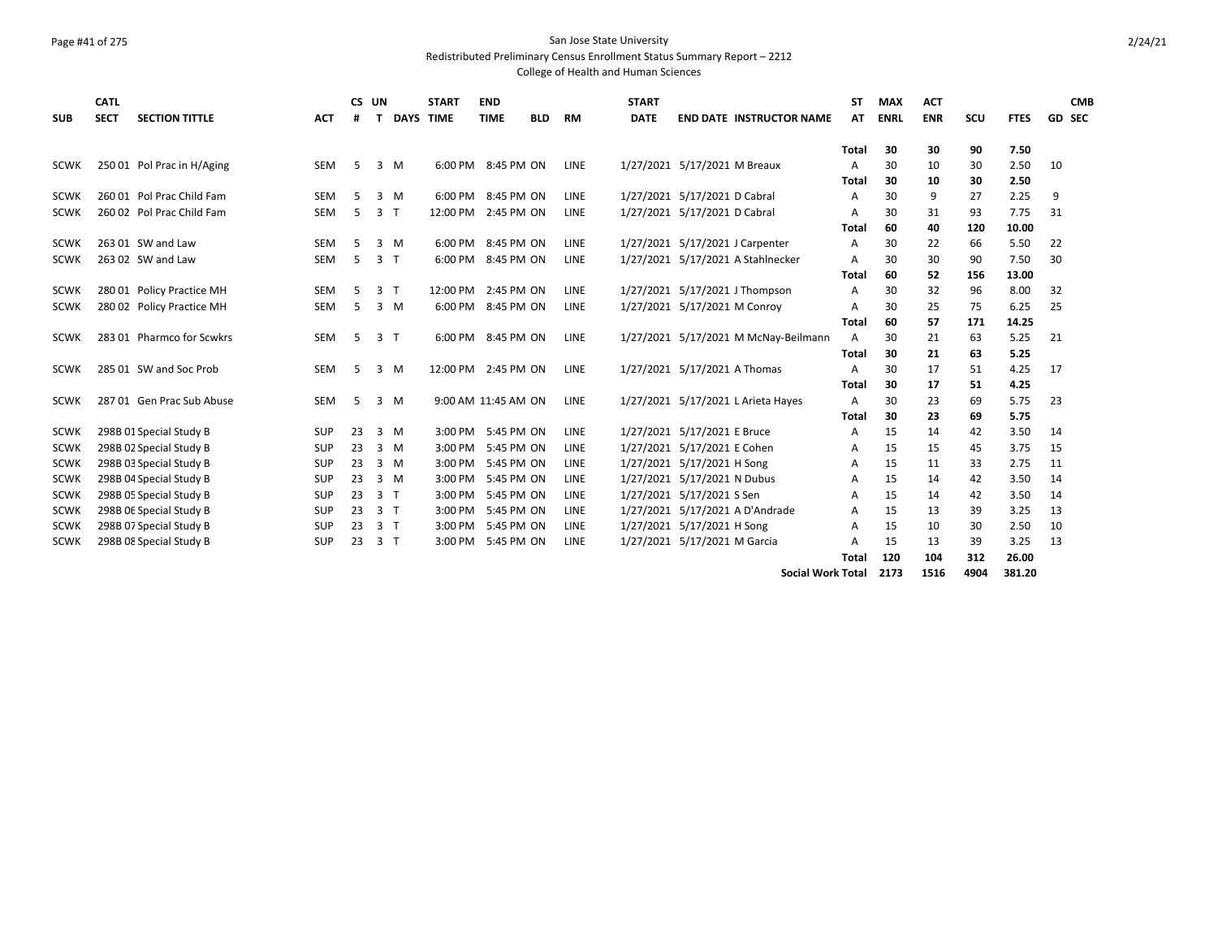San Jose State University
Redistributed Preliminary Census Enrollment Status Summary Report – 2212
College of Health and Human Sciences

| SUB | CATL SECT | SECTION TITTLE | ACT | CS # | UN T | DAYS | START TIME | END TIME | BLD | RM | START DATE | END DATE | INSTRUCTOR NAME | ST AT | MAX ENRL | ACT ENR | SCU | FTES | GD | CMB SEC |
|---|---|---|---|---|---|---|---|---|---|---|---|---|---|---|---|---|---|---|---|---|
| | | | | | | | | | | | | | | **Total** | **30** | **30** | **90** | **7.50** | | |
| SCWK | 250 01 | Pol Prac in H/Aging | SEM | 5 | 3 | M | 6:00 PM | 8:45 PM | ON | LINE | 1/27/2021 | 5/17/2021 | M Breaux | A | 30 | 10 | 30 | 2.50 | 10 | |
| | | | | | | | | | | | | | | **Total** | **30** | **10** | **30** | **2.50** | | |
| SCWK | 260 01 | Pol Prac Child Fam | SEM | 5 | 3 | M | 6:00 PM | 8:45 PM | ON | LINE | 1/27/2021 | 5/17/2021 | D Cabral | A | 30 | 9 | 27 | 2.25 | 9 | |
| SCWK | 260 02 | Pol Prac Child Fam | SEM | 5 | 3 | T | 12:00 PM | 2:45 PM | ON | LINE | 1/27/2021 | 5/17/2021 | D Cabral | A | 30 | 31 | 93 | 7.75 | 31 | |
| | | | | | | | | | | | | | | **Total** | **60** | **40** | **120** | **10.00** | | |
| SCWK | 263 01 | SW and Law | SEM | 5 | 3 | M | 6:00 PM | 8:45 PM | ON | LINE | 1/27/2021 | 5/17/2021 | J Carpenter | A | 30 | 22 | 66 | 5.50 | 22 | |
| SCWK | 263 02 | SW and Law | SEM | 5 | 3 | T | 6:00 PM | 8:45 PM | ON | LINE | 1/27/2021 | 5/17/2021 | A Stahlnecker | A | 30 | 30 | 90 | 7.50 | 30 | |
| | | | | | | | | | | | | | | **Total** | **60** | **52** | **156** | **13.00** | | |
| SCWK | 280 01 | Policy Practice MH | SEM | 5 | 3 | T | 12:00 PM | 2:45 PM | ON | LINE | 1/27/2021 | 5/17/2021 | J Thompson | A | 30 | 32 | 96 | 8.00 | 32 | |
| SCWK | 280 02 | Policy Practice MH | SEM | 5 | 3 | M | 6:00 PM | 8:45 PM | ON | LINE | 1/27/2021 | 5/17/2021 | M Conroy | A | 30 | 25 | 75 | 6.25 | 25 | |
| | | | | | | | | | | | | | | **Total** | **60** | **57** | **171** | **14.25** | | |
| SCWK | 283 01 | Pharmco for Scwkrs | SEM | 5 | 3 | T | 6:00 PM | 8:45 PM | ON | LINE | 1/27/2021 | 5/17/2021 | M McNay-Beilmann | A | 30 | 21 | 63 | 5.25 | 21 | |
| | | | | | | | | | | | | | | **Total** | **30** | **21** | **63** | **5.25** | | |
| SCWK | 285 01 | SW and Soc Prob | SEM | 5 | 3 | M | 12:00 PM | 2:45 PM | ON | LINE | 1/27/2021 | 5/17/2021 | A Thomas | A | 30 | 17 | 51 | 4.25 | 17 | |
| | | | | | | | | | | | | | | **Total** | **30** | **17** | **51** | **4.25** | | |
| SCWK | 287 01 | Gen Prac Sub Abuse | SEM | 5 | 3 | M | 9:00 AM | 11:45 AM | ON | LINE | 1/27/2021 | 5/17/2021 | L Arieta Hayes | A | 30 | 23 | 69 | 5.75 | 23 | |
| | | | | | | | | | | | | | | **Total** | **30** | **23** | **69** | **5.75** | | |
| SCWK | 298B 01 | Special Study B | SUP | 23 | 3 | M | 3:00 PM | 5:45 PM | ON | LINE | 1/27/2021 | 5/17/2021 | E Bruce | A | 15 | 14 | 42 | 3.50 | 14 | |
| SCWK | 298B 02 | Special Study B | SUP | 23 | 3 | M | 3:00 PM | 5:45 PM | ON | LINE | 1/27/2021 | 5/17/2021 | E Cohen | A | 15 | 15 | 45 | 3.75 | 15 | |
| SCWK | 298B 03 | Special Study B | SUP | 23 | 3 | M | 3:00 PM | 5:45 PM | ON | LINE | 1/27/2021 | 5/17/2021 | H Song | A | 15 | 11 | 33 | 2.75 | 11 | |
| SCWK | 298B 04 | Special Study B | SUP | 23 | 3 | M | 3:00 PM | 5:45 PM | ON | LINE | 1/27/2021 | 5/17/2021 | N Dubus | A | 15 | 14 | 42 | 3.50 | 14 | |
| SCWK | 298B 05 | Special Study B | SUP | 23 | 3 | T | 3:00 PM | 5:45 PM | ON | LINE | 1/27/2021 | 5/17/2021 | S Sen | A | 15 | 14 | 42 | 3.50 | 14 | |
| SCWK | 298B 06 | Special Study B | SUP | 23 | 3 | T | 3:00 PM | 5:45 PM | ON | LINE | 1/27/2021 | 5/17/2021 | A D'Andrade | A | 15 | 13 | 39 | 3.25 | 13 | |
| SCWK | 298B 07 | Special Study B | SUP | 23 | 3 | T | 3:00 PM | 5:45 PM | ON | LINE | 1/27/2021 | 5/17/2021 | H Song | A | 15 | 10 | 30 | 2.50 | 10 | |
| SCWK | 298B 08 | Special Study B | SUP | 23 | 3 | T | 3:00 PM | 5:45 PM | ON | LINE | 1/27/2021 | 5/17/2021 | M Garcia | A | 15 | 13 | 39 | 3.25 | 13 | |
| | | | | | | | | | | | | | | **Total** | **120** | **104** | **312** | **26.00** | | |
| | | | | | | | | | | | | | **Social Work Total** | | **2173** | **1516** | **4904** | **381.20** | | |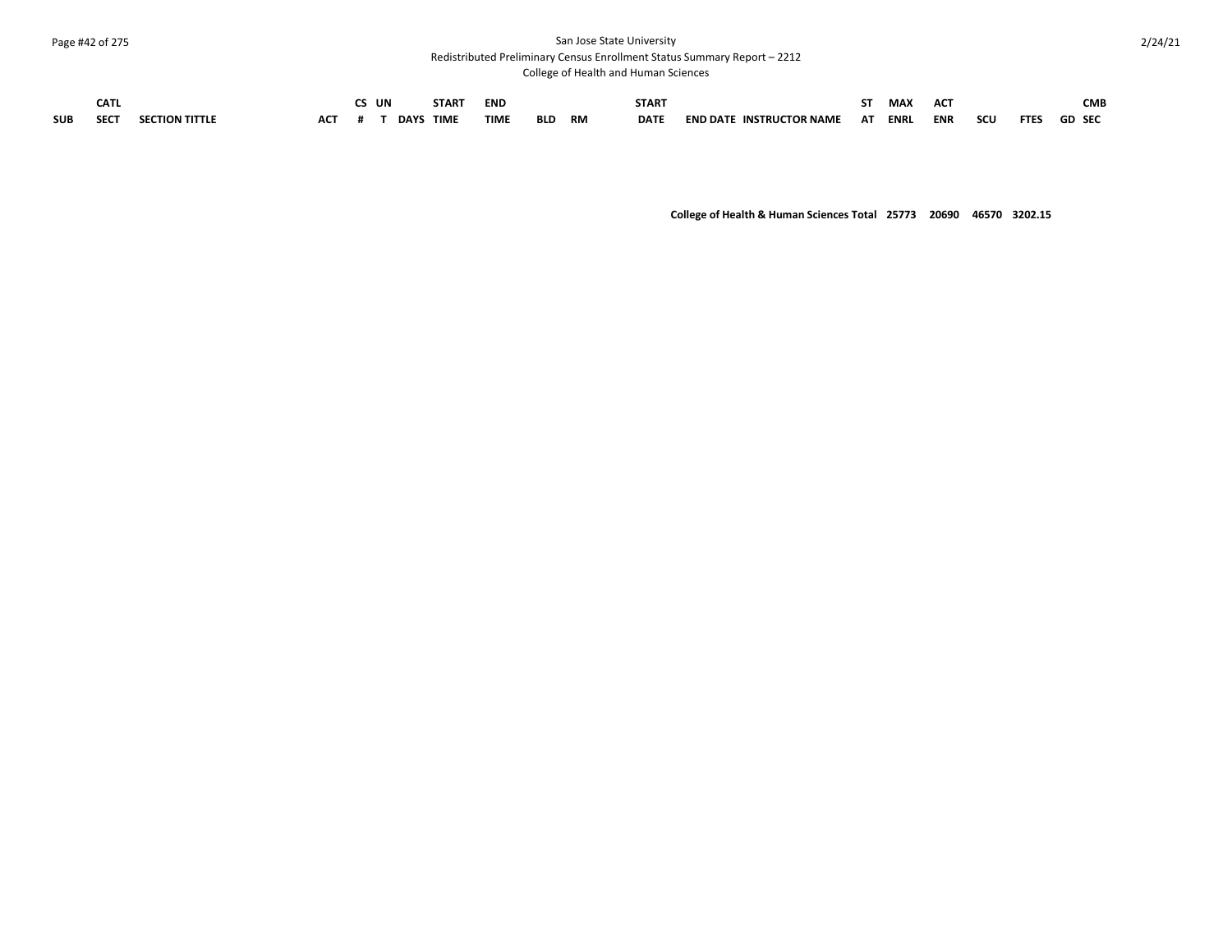| SUB | CATL SECT | SECTION TITTLE | ACT | CS # | UN T | DAYS | START TIME | END TIME | BLD | RM | START DATE | END DATE | INSTRUCTOR NAME | ST AT | MAX ENRL | ACT ENR | SCU | FTES | GD | CMB SEC |
|---|---|---|---|---|---|---|---|---|---|---|---|---|---|---|---|---|---|---|---|---|
| | | | | | | | | | | | | | **College of Health & Human Sciences Total** | | **25773** | **20690** | **46570** | **3202.15** | | |